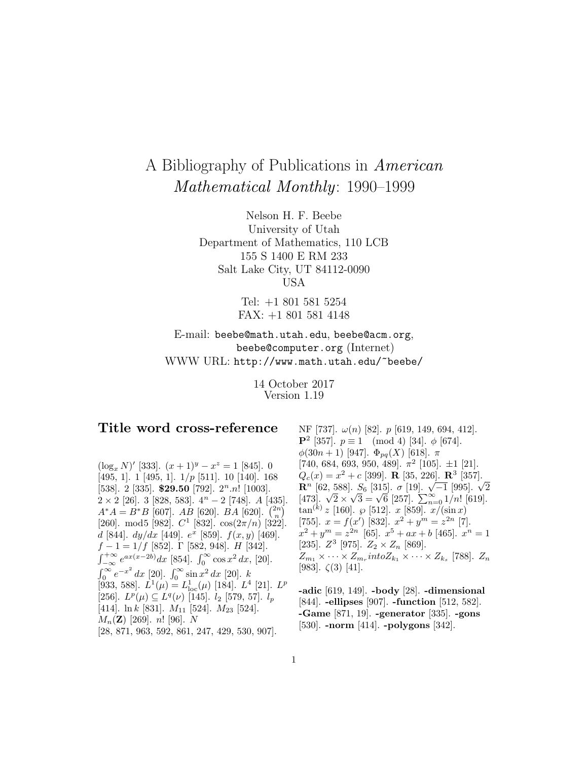# A Bibliography of Publications in *American Mathematical Monthly*: 1990–1999

Nelson H. F. Beebe
University of Utah
Department of Mathematics, 110 LCB
155 S 1400 E RM 233
Salt Lake City, UT 84112-0090
USA

Tel: +1 801 581 5254
FAX: +1 801 581 4148

E-mail: `beebe@math.utah.edu`, `beebe@acm.org`, `beebe@computer.org` (Internet)
WWW URL: `http://www.math.utah.edu/~beebe/`

14 October 2017
Version 1.19

## Title word cross-reference

$(\log_x N)'$ [333]. $(x+1)^y - x^z = 1$ [845]. 0 [495, 1]. 1 [495, 1]. $1/p$ [511]. 10 [140]. 168 [538]. 2 [335]. **$29.50** [792]. $2^n.n!$ [1003]. $2 \times 2$ [26]. 3 [828, 583]. $4^n - 2$ [748]. $A$ [435]. $A^*A = B^*B$ [607]. $AB$ [620]. $BA$ [620]. $\binom{2n}{n}$ [260]. mod5 [982]. $C^1$ [832]. $\cos(2\pi/n)$ [322]. $d$ [844]. $dy/dx$ [449]. $e^x$ [859]. $f(x,y)$ [469]. $f - 1 = 1/f$ [852]. $\Gamma$ [582, 948]. $H$ [342]. $\int_{-\infty}^{+\infty} e^{ax(x-2b)}dx$ [854]. $\int_0^\infty \cos x^2\,dx$, [20]. $\int_0^\infty e^{-x^2}\,dx$ [20]. $\int_0^\infty \sin x^2\,dx$ [20]. $k$ [933, 588]. $L^1(\mu) = L^1_{\rm loc}(\mu)$ [184]. $L^4$ [21]. $L^p$ [256]. $L^p(\mu) \subseteq L^q(\nu)$ [145]. $l_2$ [579, 57]. $l_p$ [414]. $\ln k$ [831]. $M_{11}$ [524]. $M_{23}$ [524]. $M_n(\mathbf{Z})$ [269]. $n!$ [96]. $N$ [28, 871, 963, 592, 861, 247, 429, 530, 907]. NF [737]. $\omega(n)$ [82]. $p$ [619, 149, 694, 412]. $\mathbf{P}^2$ [357]. $p \equiv 1 \pmod 4$ [34]. $\phi$ [674]. $\phi(30n+1)$ [947]. $\Phi_{pq}(X)$ [618]. $\pi$ [740, 684, 693, 950, 489]. $\pi^2$ [105]. $\pm 1$ [21]. $Q_c(x) = x^2 + c$ [399]. $\mathbf{R}$ [35, 226]. $\mathbf{R}^3$ [357]. $\mathbf{R}^n$ [62, 588]. $S_6$ [315]. $\sigma$ [19]. $\sqrt{-1}$ [995]. $\sqrt{2}$ [473]. $\sqrt{2} \times \sqrt{3} = \sqrt{6}$ [257]. $\sum_{n=0}^\infty 1/n!$ [619]. $\tan^{(k)} z$ [160]. $\wp$ [512]. $x$ [859]. $x/(\sin x)$ [755]. $x = f(x')$ [832]. $x^2 + y^m = z^{2n}$ [7]. $x^2 + y^m = z^{2n}$ [65]. $x^5 + ax + b$ [465]. $x^n = 1$ [235]. $Z^3$ [975]. $Z_2 \times Z_n$ [869]. $Z_{m_1} \times \cdots \times Z_{m_r} into Z_{k_1} \times \cdots \times Z_{k_s}$ [788]. $Z_n$ [983]. $\zeta(3)$ [41].

**-adic** [619, 149]. **-body** [28]. **-dimensional** [844]. **-ellipses** [907]. **-function** [512, 582]. **-Game** [871, 19]. **-generator** [335]. **-gons** [530]. **-norm** [414]. **-polygons** [342].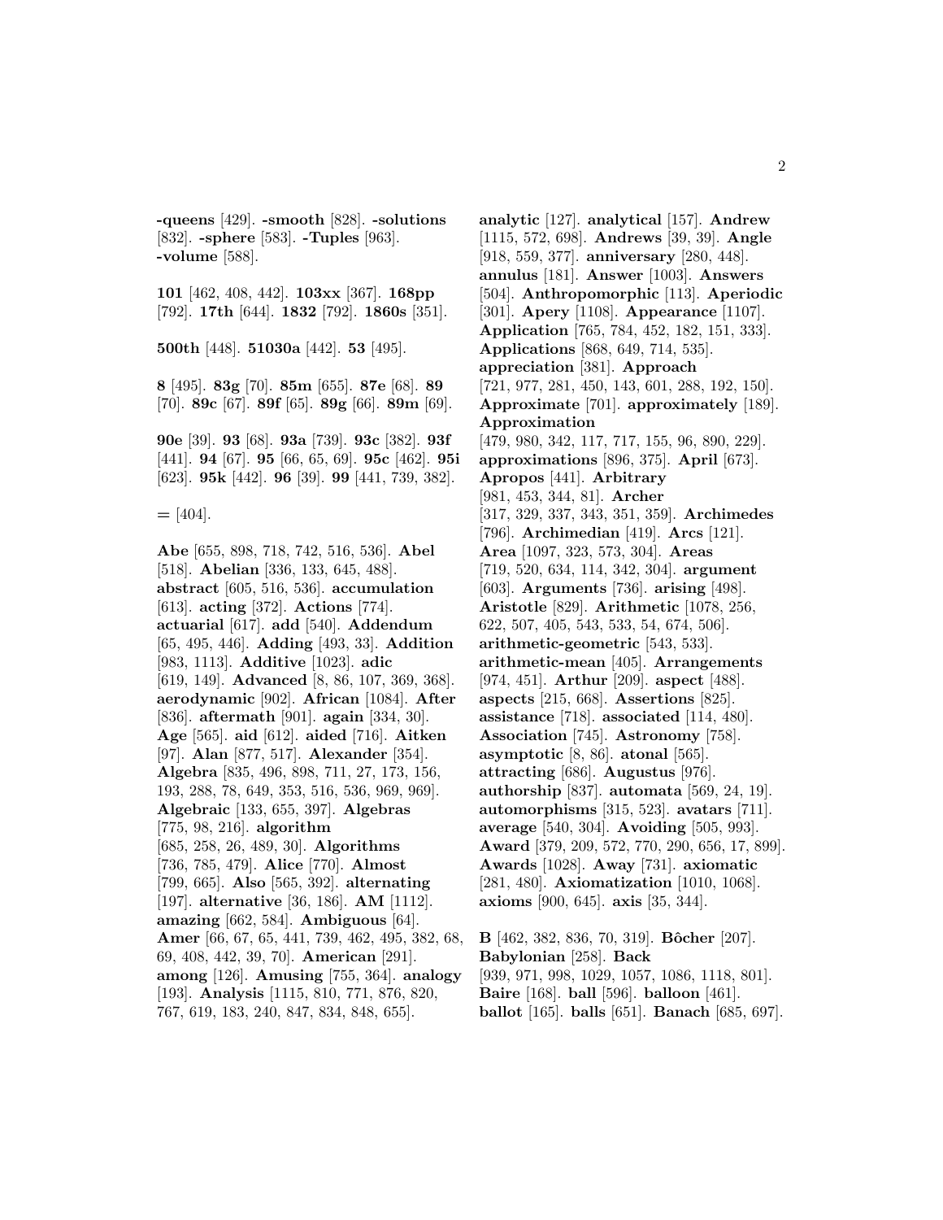**-queens** [429]. **-smooth** [828]. **-solutions** [832]. **-sphere** [583]. **-Tuples** [963]. **-volume** [588].

**101** [462, 408, 442]. **103xx** [367]. **168pp** [792]. **17th** [644]. **1832** [792]. **1860s** [351].

**500th** [448]. **51030a** [442]. **53** [495].

**8** [495]. **83g** [70]. **85m** [655]. **87e** [68]. **89** [70]. **89c** [67]. **89f** [65]. **89g** [66]. **89m** [69].

**90e** [39]. **93** [68]. **93a** [739]. **93c** [382]. **93f** [441]. **94** [67]. **95** [66, 65, 69]. **95c** [462]. **95i** [623]. **95k** [442]. **96** [39]. **99** [441, 739, 382].

**=** [404].

**Abe** [655, 898, 718, 742, 516, 536]. **Abel** [518]. **Abelian** [336, 133, 645, 488]. **abstract** [605, 516, 536]. **accumulation** [613]. **acting** [372]. **Actions** [774]. **actuarial** [617]. **add** [540]. **Addendum** [65, 495, 446]. **Adding** [493, 33]. **Addition** [983, 1113]. **Additive** [1023]. **adic** [619, 149]. **Advanced** [8, 86, 107, 369, 368]. **aerodynamic** [902]. **African** [1084]. **After** [836]. **aftermath** [901]. **again** [334, 30]. **Age** [565]. **aid** [612]. **aided** [716]. **Aitken** [97]. **Alan** [877, 517]. **Alexander** [354]. **Algebra** [835, 496, 898, 711, 27, 173, 156, 193, 288, 78, 649, 353, 516, 536, 969, 969]. **Algebraic** [133, 655, 397]. **Algebras** [775, 98, 216]. **algorithm** [685, 258, 26, 489, 30]. **Algorithms** [736, 785, 479]. **Alice** [770]. **Almost** [799, 665]. **Also** [565, 392]. **alternating** [197]. **alternative** [36, 186]. **AM** [1112]. **amazing** [662, 584]. **Ambiguous** [64]. **Amer** [66, 67, 65, 441, 739, 462, 495, 382, 68, 69, 408, 442, 39, 70]. **American** [291]. **among** [126]. **Amusing** [755, 364]. **analogy** [193]. **Analysis** [1115, 810, 771, 876, 820, 767, 619, 183, 240, 847, 834, 848, 655].

**analytic** [127]. **analytical** [157]. **Andrew** [1115, 572, 698]. **Andrews** [39, 39]. **Angle** [918, 559, 377]. **anniversary** [280, 448]. **annulus** [181]. **Answer** [1003]. **Answers** [504]. **Anthropomorphic** [113]. **Aperiodic** [301]. **Apery** [1108]. **Appearance** [1107]. **Application** [765, 784, 452, 182, 151, 333]. **Applications** [868, 649, 714, 535]. **appreciation** [381]. **Approach** [721, 977, 281, 450, 143, 601, 288, 192, 150]. **Approximate** [701]. **approximately** [189]. **Approximation** [479, 980, 342, 117, 717, 155, 96, 890, 229]. **approximations** [896, 375]. **April** [673]. **Apropos** [441]. **Arbitrary** [981, 453, 344, 81]. **Archer** [317, 329, 337, 343, 351, 359]. **Archimedes** [796]. **Archimedian** [419]. **Arcs** [121]. **Area** [1097, 323, 573, 304]. **Areas** [719, 520, 634, 114, 342, 304]. **argument** [603]. **Arguments** [736]. **arising** [498]. **Aristotle** [829]. **Arithmetic** [1078, 256, 622, 507, 405, 543, 533, 54, 674, 506]. **arithmetic-geometric** [543, 533]. **arithmetic-mean** [405]. **Arrangements** [974, 451]. **Arthur** [209]. **aspect** [488]. **aspects** [215, 668]. **Assertions** [825]. **assistance** [718]. **associated** [114, 480]. **Association** [745]. **Astronomy** [758]. **asymptotic** [8, 86]. **atonal** [565]. **attracting** [686]. **Augustus** [976]. **authorship** [837]. **automata** [569, 24, 19]. **automorphisms** [315, 523]. **avatars** [711]. **average** [540, 304]. **Avoiding** [505, 993]. **Award** [379, 209, 572, 770, 290, 656, 17, 899]. **Awards** [1028]. **Away** [731]. **axiomatic** [281, 480]. **Axiomatization** [1010, 1068]. **axioms** [900, 645]. **axis** [35, 344].

**B** [462, 382, 836, 70, 319]. **Bôcher** [207]. **Babylonian** [258]. **Back** [939, 971, 998, 1029, 1057, 1086, 1118, 801]. **Baire** [168]. **ball** [596]. **balloon** [461]. **ballot** [165]. **balls** [651]. **Banach** [685, 697].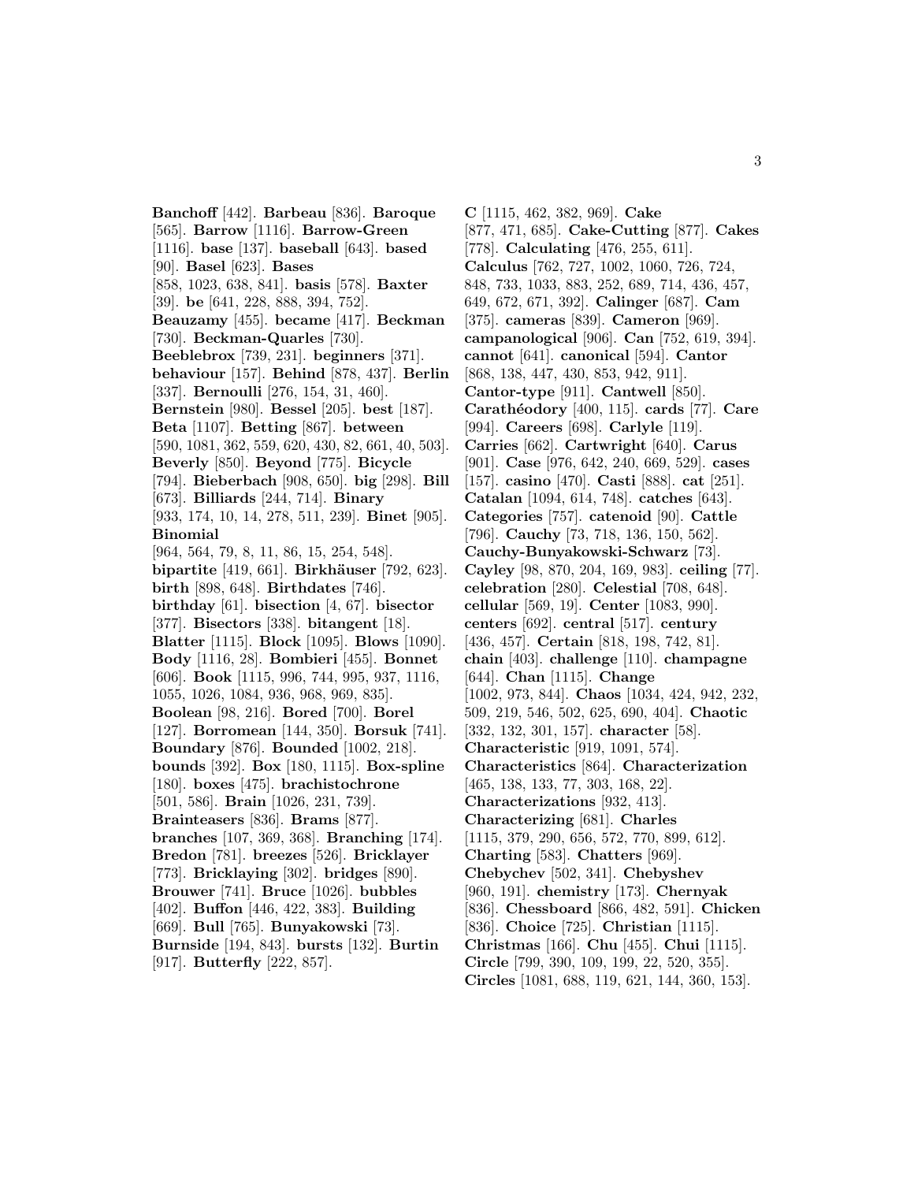**Banchoff** [442]. **Barbeau** [836]. **Baroque** [565]. **Barrow** [1116]. **Barrow-Green** [1116]. **base** [137]. **baseball** [643]. **based** [90]. **Basel** [623]. **Bases** [858, 1023, 638, 841]. **basis** [578]. **Baxter** [39]. **be** [641, 228, 888, 394, 752]. **Beauzamy** [455]. **became** [417]. **Beckman** [730]. **Beckman-Quarles** [730]. **Beeblebrox** [739, 231]. **beginners** [371]. **behaviour** [157]. **Behind** [878, 437]. **Berlin** [337]. **Bernoulli** [276, 154, 31, 460]. **Bernstein** [980]. **Bessel** [205]. **best** [187]. **Beta** [1107]. **Betting** [867]. **between** [590, 1081, 362, 559, 620, 430, 82, 661, 40, 503]. **Beverly** [850]. **Beyond** [775]. **Bicycle** [794]. **Bieberbach** [908, 650]. **big** [298]. **Bill** [673]. **Billiards** [244, 714]. **Binary** [933, 174, 10, 14, 278, 511, 239]. **Binet** [905]. **Binomial** [964, 564, 79, 8, 11, 86, 15, 254, 548]. **bipartite** [419, 661]. **Birkhäuser** [792, 623]. **birth** [898, 648]. **Birthdates** [746]. **birthday** [61]. **bisection** [4, 67]. **bisector** [377]. **Bisectors** [338]. **bitangent** [18]. **Blatter** [1115]. **Block** [1095]. **Blows** [1090]. **Body** [1116, 28]. **Bombieri** [455]. **Bonnet** [606]. **Book** [1115, 996, 744, 995, 937, 1116, 1055, 1026, 1084, 936, 968, 969, 835]. **Boolean** [98, 216]. **Bored** [700]. **Borel** [127]. **Borromean** [144, 350]. **Borsuk** [741]. **Boundary** [876]. **Bounded** [1002, 218]. **bounds** [392]. **Box** [180, 1115]. **Box-spline** [180]. **boxes** [475]. **brachistochrone** [501, 586]. **Brain** [1026, 231, 739]. **Brainteasers** [836]. **Brams** [877]. **branches** [107, 369, 368]. **Branching** [174]. **Bredon** [781]. **breezes** [526]. **Bricklayer** [773]. **Bricklaying** [302]. **bridges** [890]. **Brouwer** [741]. **Bruce** [1026]. **bubbles** [402]. **Buffon** [446, 422, 383]. **Building** [669]. **Bull** [765]. **Bunyakowski** [73]. **Burnside** [194, 843]. **bursts** [132]. **Burtin** [917]. **Butterfly** [222, 857].

**C** [1115, 462, 382, 969]. **Cake** [877, 471, 685]. **Cake-Cutting** [877]. **Cakes** [778]. **Calculating** [476, 255, 611]. **Calculus** [762, 727, 1002, 1060, 726, 724, 848, 733, 1033, 883, 252, 689, 714, 436, 457, 649, 672, 671, 392]. **Calinger** [687]. **Cam** [375]. **cameras** [839]. **Cameron** [969]. **campanological** [906]. **Can** [752, 619, 394]. **cannot** [641]. **canonical** [594]. **Cantor** [868, 138, 447, 430, 853, 942, 911]. **Cantor-type** [911]. **Cantwell** [850]. **Carathéodory** [400, 115]. **cards** [77]. **Care** [994]. **Careers** [698]. **Carlyle** [119]. **Carries** [662]. **Cartwright** [640]. **Carus** [901]. **Case** [976, 642, 240, 669, 529]. **cases** [157]. **casino** [470]. **Casti** [888]. **cat** [251]. **Catalan** [1094, 614, 748]. **catches** [643]. **Categories** [757]. **catenoid** [90]. **Cattle** [796]. **Cauchy** [73, 718, 136, 150, 562]. **Cauchy-Bunyakowski-Schwarz** [73]. **Cayley** [98, 870, 204, 169, 983]. **ceiling** [77]. **celebration** [280]. **Celestial** [708, 648]. **cellular** [569, 19]. **Center** [1083, 990]. **centers** [692]. **central** [517]. **century** [436, 457]. **Certain** [818, 198, 742, 81]. **chain** [403]. **challenge** [110]. **champagne** [644]. **Chan** [1115]. **Change** [1002, 973, 844]. **Chaos** [1034, 424, 942, 232, 509, 219, 546, 502, 625, 690, 404]. **Chaotic** [332, 132, 301, 157]. **character** [58]. **Characteristic** [919, 1091, 574]. **Characteristics** [864]. **Characterization** [465, 138, 133, 77, 303, 168, 22]. **Characterizations** [932, 413]. **Characterizing** [681]. **Charles** [1115, 379, 290, 656, 572, 770, 899, 612]. **Charting** [583]. **Chatters** [969]. **Chebychev** [502, 341]. **Chebyshev** [960, 191]. **chemistry** [173]. **Chernyak** [836]. **Chessboard** [866, 482, 591]. **Chicken** [836]. **Choice** [725]. **Christian** [1115]. **Christmas** [166]. **Chu** [455]. **Chui** [1115]. **Circle** [799, 390, 109, 199, 22, 520, 355]. **Circles** [1081, 688, 119, 621, 144, 360, 153].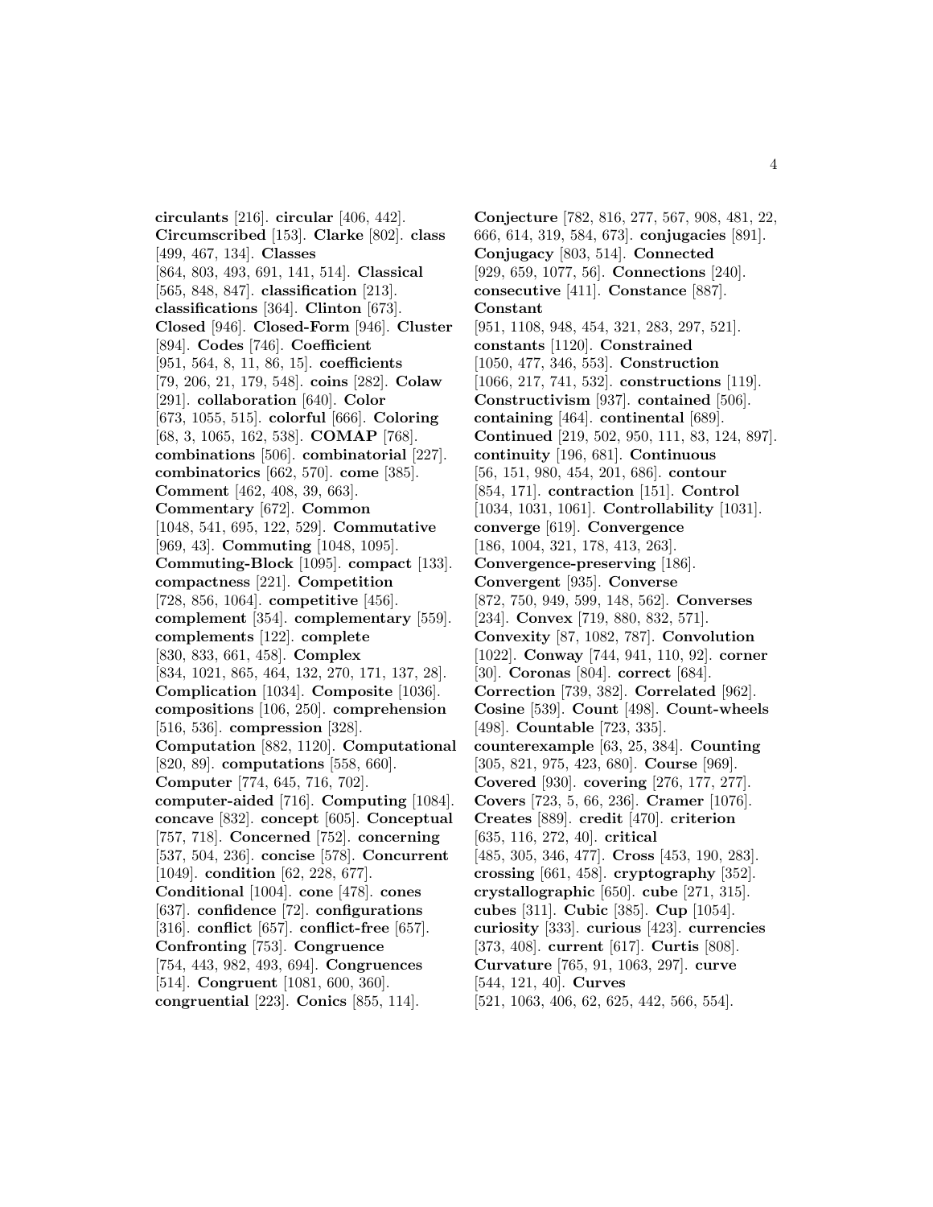**circulants** [216]. **circular** [406, 442]. **Circumscribed** [153]. **Clarke** [802]. **class** [499, 467, 134]. **Classes** [864, 803, 493, 691, 141, 514]. **Classical** [565, 848, 847]. **classification** [213]. **classifications** [364]. **Clinton** [673]. **Closed** [946]. **Closed-Form** [946]. **Cluster** [894]. **Codes** [746]. **Coefficient** [951, 564, 8, 11, 86, 15]. **coefficients** [79, 206, 21, 179, 548]. **coins** [282]. **Colaw** [291]. **collaboration** [640]. **Color** [673, 1055, 515]. **colorful** [666]. **Coloring** [68, 3, 1065, 162, 538]. **COMAP** [768]. **combinations** [506]. **combinatorial** [227]. **combinatorics** [662, 570]. **come** [385]. **Comment** [462, 408, 39, 663]. **Commentary** [672]. **Common** [1048, 541, 695, 122, 529]. **Commutative** [969, 43]. **Commuting** [1048, 1095]. **Commuting-Block** [1095]. **compact** [133]. **compactness** [221]. **Competition** [728, 856, 1064]. **competitive** [456]. **complement** [354]. **complementary** [559]. **complements** [122]. **complete** [830, 833, 661, 458]. **Complex** [834, 1021, 865, 464, 132, 270, 171, 137, 28]. **Complication** [1034]. **Composite** [1036]. **compositions** [106, 250]. **comprehension** [516, 536]. **compression** [328]. **Computation** [882, 1120]. **Computational** [820, 89]. **computations** [558, 660]. **Computer** [774, 645, 716, 702]. **computer-aided** [716]. **Computing** [1084]. **concave** [832]. **concept** [605]. **Conceptual** [757, 718]. **Concerned** [752]. **concerning** [537, 504, 236]. **concise** [578]. **Concurrent** [1049]. **condition** [62, 228, 677]. **Conditional** [1004]. **cone** [478]. **cones** [637]. **confidence** [72]. **configurations** [316]. **conflict** [657]. **conflict-free** [657]. **Confronting** [753]. **Congruence** [754, 443, 982, 493, 694]. **Congruences** [514]. **Congruent** [1081, 600, 360]. **congruential** [223]. **Conics** [855, 114].

**Conjecture** [782, 816, 277, 567, 908, 481, 22, 666, 614, 319, 584, 673]. **conjugacies** [891]. **Conjugacy** [803, 514]. **Connected** [929, 659, 1077, 56]. **Connections** [240]. **consecutive** [411]. **Constance** [887]. **Constant** [951, 1108, 948, 454, 321, 283, 297, 521]. **constants** [1120]. **Constrained** [1050, 477, 346, 553]. **Construction** [1066, 217, 741, 532]. **constructions** [119]. **Constructivism** [937]. **contained** [506]. **containing** [464]. **continental** [689]. **Continued** [219, 502, 950, 111, 83, 124, 897]. **continuity** [196, 681]. **Continuous** [56, 151, 980, 454, 201, 686]. **contour** [854, 171]. **contraction** [151]. **Control** [1034, 1031, 1061]. **Controllability** [1031]. **converge** [619]. **Convergence** [186, 1004, 321, 178, 413, 263]. **Convergence-preserving** [186]. **Convergent** [935]. **Converse** [872, 750, 949, 599, 148, 562]. **Converses** [234]. **Convex** [719, 880, 832, 571]. **Convexity** [87, 1082, 787]. **Convolution** [1022]. **Conway** [744, 941, 110, 92]. **corner** [30]. **Coronas** [804]. **correct** [684]. **Correction** [739, 382]. **Correlated** [962]. **Cosine** [539]. **Count** [498]. **Count-wheels** [498]. **Countable** [723, 335]. **counterexample** [63, 25, 384]. **Counting** [305, 821, 975, 423, 680]. **Course** [969]. **Covered** [930]. **covering** [276, 177, 277]. **Covers** [723, 5, 66, 236]. **Cramer** [1076]. **Creates** [889]. **credit** [470]. **criterion** [635, 116, 272, 40]. **critical** [485, 305, 346, 477]. **Cross** [453, 190, 283]. **crossing** [661, 458]. **cryptography** [352]. **crystallographic** [650]. **cube** [271, 315]. **cubes** [311]. **Cubic** [385]. **Cup** [1054]. **curiosity** [333]. **curious** [423]. **currencies** [373, 408]. **current** [617]. **Curtis** [808]. **Curvature** [765, 91, 1063, 297]. **curve** [544, 121, 40]. **Curves** [521, 1063, 406, 62, 625, 442, 566, 554].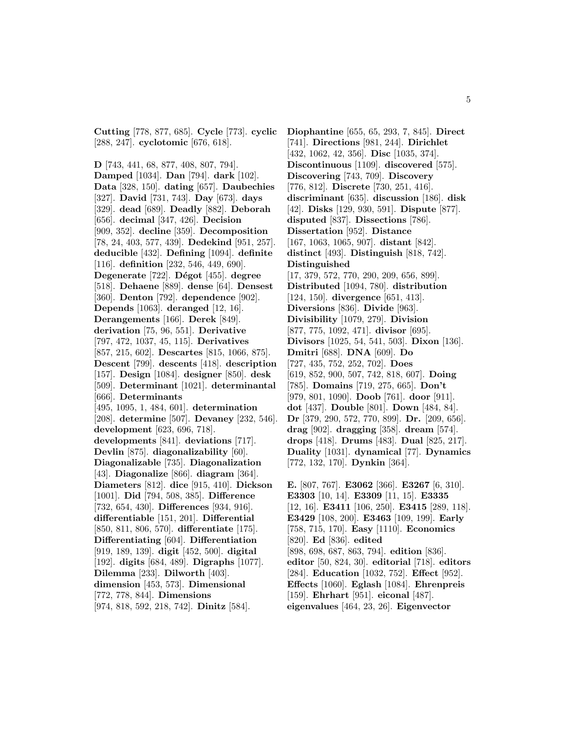**Cutting** [778, 877, 685]. **Cycle** [773]. **cyclic** [288, 247]. **cyclotomic** [676, 618].

**D** [743, 441, 68, 877, 408, 807, 794]. **Damped** [1034]. **Dan** [794]. **dark** [102]. **Data** [328, 150]. **dating** [657]. **Daubechies** [327]. **David** [731, 743]. **Day** [673]. **days** [329]. **dead** [689]. **Deadly** [882]. **Deborah** [656]. **decimal** [347, 426]. **Decision** [909, 352]. **decline** [359]. **Decomposition** [78, 24, 403, 577, 439]. **Dedekind** [951, 257]. **deducible** [432]. **Defining** [1094]. **definite** [116]. **definition** [232, 546, 449, 690]. **Degenerate** [722]. **Dégot** [455]. **degree** [518]. **Dehaene** [889]. **dense** [64]. **Densest** [360]. **Denton** [792]. **dependence** [902]. **Depends** [1063]. **deranged** [12, 16]. **Derangements** [166]. **Derek** [849]. **derivation** [75, 96, 551]. **Derivative** [797, 472, 1037, 45, 115]. **Derivatives** [857, 215, 602]. **Descartes** [815, 1066, 875]. **Descent** [799]. **descents** [418]. **description** [157]. **Design** [1084]. **designer** [850]. **desk** [509]. **Determinant** [1021]. **determinantal** [666]. **Determinants** [495, 1095, 1, 484, 601]. **determination** [208]. **determine** [507]. **Devaney** [232, 546]. **development** [623, 696, 718]. **developments** [841]. **deviations** [717]. **Devlin** [875]. **diagonalizability** [60]. **Diagonalizable** [735]. **Diagonalization** [43]. **Diagonalize** [866]. **diagram** [364]. **Diameters** [812]. **dice** [915, 410]. **Dickson** [1001]. **Did** [794, 508, 385]. **Difference** [732, 654, 430]. **Differences** [934, 916]. **differentiable** [151, 201]. **Differential** [850, 811, 806, 570]. **differentiate** [175]. **Differentiating** [604]. **Differentiation** [919, 189, 139]. **digit** [452, 500]. **digital** [192]. **digits** [684, 489]. **Digraphs** [1077]. **Dilemma** [233]. **Dilworth** [403]. **dimension** [453, 573]. **Dimensional** [772, 778, 844]. **Dimensions** [974, 818, 592, 218, 742]. **Dinitz** [584].

**Diophantine** [655, 65, 293, 7, 845]. **Direct** [741]. **Directions** [981, 244]. **Dirichlet** [432, 1062, 42, 356]. **Disc** [1035, 374]. **Discontinuous** [1109]. **discovered** [575]. **Discovering** [743, 709]. **Discovery** [776, 812]. **Discrete** [730, 251, 416]. **discriminant** [635]. **discussion** [186]. **disk** [42]. **Disks** [129, 930, 591]. **Dispute** [877]. **disputed** [837]. **Dissections** [786]. **Dissertation** [952]. **Distance** [167, 1063, 1065, 907]. **distant** [842]. **distinct** [493]. **Distinguish** [818, 742]. **Distinguished** [17, 379, 572, 770, 290, 209, 656, 899]. **Distributed** [1094, 780]. **distribution** [124, 150]. **divergence** [651, 413]. **Diversions** [836]. **Divide** [963]. **Divisibility** [1079, 279]. **Division** [877, 775, 1092, 471]. **divisor** [695]. **Divisors** [1025, 54, 541, 503]. **Dixon** [136]. **Dmitri** [688]. **DNA** [609]. **Do** [727, 435, 752, 252, 702]. **Does** [619, 852, 900, 507, 742, 818, 607]. **Doing** [785]. **Domains** [719, 275, 665]. **Don't** [979, 801, 1090]. **Doob** [761]. **door** [911]. **dot** [437]. **Double** [801]. **Down** [484, 84]. **Dr** [379, 290, 572, 770, 899]. **Dr.** [209, 656]. **drag** [902]. **dragging** [358]. **dream** [574]. **drops** [418]. **Drums** [483]. **Dual** [825, 217]. **Duality** [1031]. **dynamical** [77]. **Dynamics** [772, 132, 170]. **Dynkin** [364].

**E.** [807, 767]. **E3062** [366]. **E3267** [6, 310]. **E3303** [10, 14]. **E3309** [11, 15]. **E3335** [12, 16]. **E3411** [106, 250]. **E3415** [289, 118]. **E3429** [108, 200]. **E3463** [109, 199]. **Early** [758, 715, 170]. **Easy** [1110]. **Economics** [820]. **Ed** [836]. **edited** [898, 698, 687, 863, 794]. **edition** [836]. **editor** [50, 824, 30]. **editorial** [718]. **editors** [284]. **Education** [1032, 752]. **Effect** [952]. **Effects** [1060]. **Eglash** [1084]. **Ehrenpreis** [159]. **Ehrhart** [951]. **eiconal** [487]. **eigenvalues** [464, 23, 26]. **Eigenvector**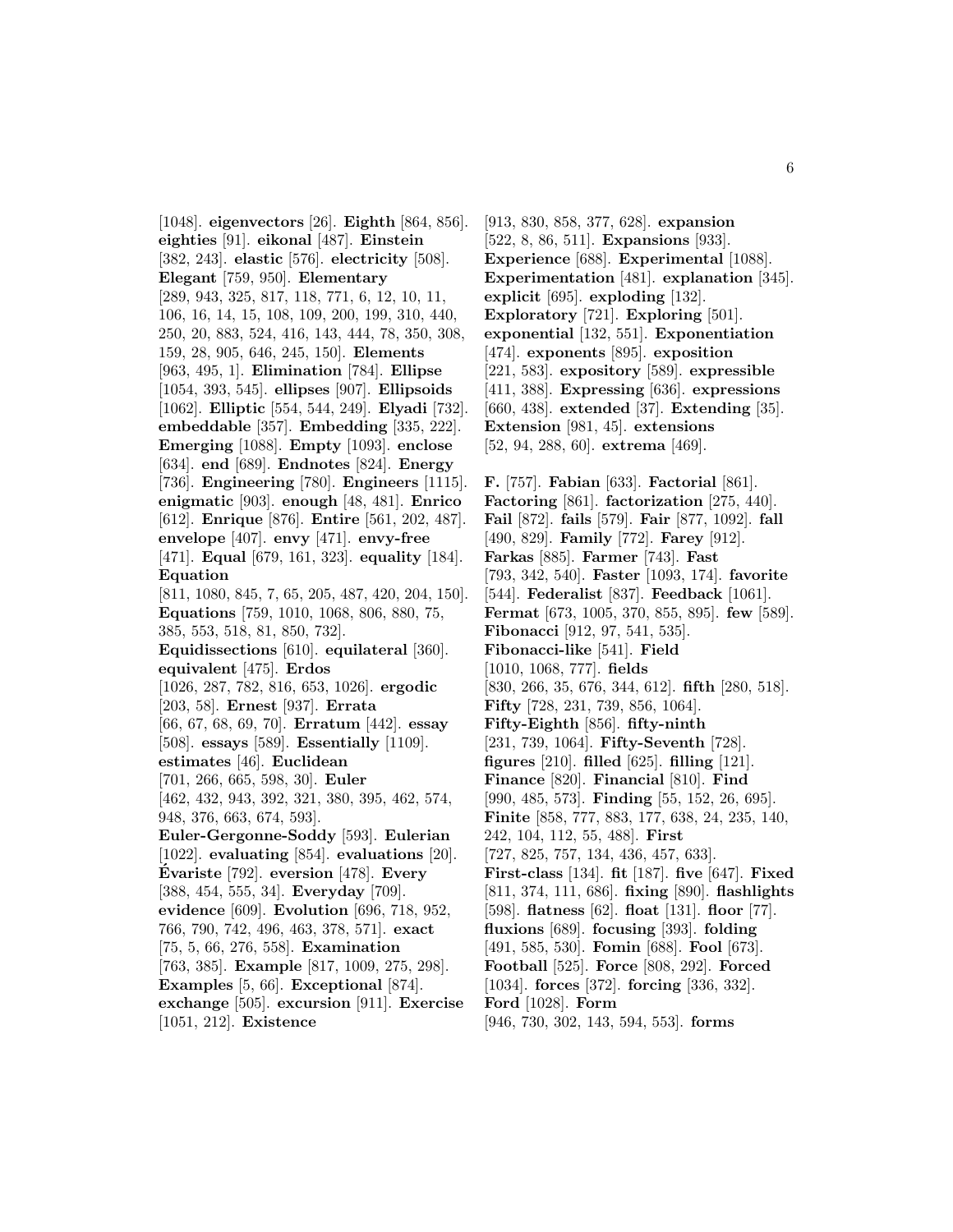[1048]. **eigenvectors** [26]. **Eighth** [864, 856]. **eighties** [91]. **eikonal** [487]. **Einstein** [382, 243]. **elastic** [576]. **electricity** [508]. **Elegant** [759, 950]. **Elementary** [289, 943, 325, 817, 118, 771, 6, 12, 10, 11, 106, 16, 14, 15, 108, 109, 200, 199, 310, 440, 250, 20, 883, 524, 416, 143, 444, 78, 350, 308, 159, 28, 905, 646, 245, 150]. **Elements** [963, 495, 1]. **Elimination** [784]. **Ellipse** [1054, 393, 545]. **ellipses** [907]. **Ellipsoids** [1062]. **Elliptic** [554, 544, 249]. **Elyadi** [732]. **embeddable** [357]. **Embedding** [335, 222]. **Emerging** [1088]. **Empty** [1093]. **enclose** [634]. **end** [689]. **Endnotes** [824]. **Energy** [736]. **Engineering** [780]. **Engineers** [1115]. **enigmatic** [903]. **enough** [48, 481]. **Enrico** [612]. **Enrique** [876]. **Entire** [561, 202, 487]. **envelope** [407]. **envy** [471]. **envy-free** [471]. **Equal** [679, 161, 323]. **equality** [184]. **Equation** [811, 1080, 845, 7, 65, 205, 487, 420, 204, 150]. **Equations** [759, 1010, 1068, 806, 880, 75, 385, 553, 518, 81, 850, 732]. **Equidissections** [610]. **equilateral** [360]. **equivalent** [475]. **Erdos** [1026, 287, 782, 816, 653, 1026]. **ergodic** [203, 58]. **Ernest** [937]. **Errata** [66, 67, 68, 69, 70]. **Erratum** [442]. **essay** [508]. **essays** [589]. **Essentially** [1109]. **estimates** [46]. **Euclidean** [701, 266, 665, 598, 30]. **Euler** [462, 432, 943, 392, 321, 380, 395, 462, 574, 948, 376, 663, 674, 593]. **Euler-Gergonne-Soddy** [593]. **Eulerian** [1022]. **evaluating** [854]. **evaluations** [20]. **Évariste** [792]. **eversion** [478]. **Every** [388, 454, 555, 34]. **Everyday** [709]. **evidence** [609]. **Evolution** [696, 718, 952, 766, 790, 742, 496, 463, 378, 571]. **exact** [75, 5, 66, 276, 558]. **Examination** [763, 385]. **Example** [817, 1009, 275, 298]. **Examples** [5, 66]. **Exceptional** [874]. **exchange** [505]. **excursion** [911]. **Exercise** [1051, 212]. **Existence** [913, 830, 858, 377, 628]. **expansion** [522, 8, 86, 511]. **Expansions** [933]. **Experience** [688]. **Experimental** [1088]. **Experimentation** [481]. **explanation** [345]. **explicit** [695]. **exploding** [132]. **Exploratory** [721]. **Exploring** [501]. **exponential** [132, 551]. **Exponentiation** [474]. **exponents** [895]. **exposition** [221, 583]. **expository** [589]. **expressible** [411, 388]. **Expressing** [636]. **expressions** [660, 438]. **extended** [37]. **Extending** [35]. **Extension** [981, 45]. **extensions** [52, 94, 288, 60]. **extrema** [469].

**F.** [757]. **Fabian** [633]. **Factorial** [861]. **Factoring** [861]. **factorization** [275, 440]. **Fail** [872]. **fails** [579]. **Fair** [877, 1092]. **fall** [490, 829]. **Family** [772]. **Farey** [912]. **Farkas** [885]. **Farmer** [743]. **Fast** [793, 342, 540]. **Faster** [1093, 174]. **favorite** [544]. **Federalist** [837]. **Feedback** [1061]. **Fermat** [673, 1005, 370, 855, 895]. **few** [589]. **Fibonacci** [912, 97, 541, 535]. **Fibonacci-like** [541]. **Field** [1010, 1068, 777]. **fields** [830, 266, 35, 676, 344, 612]. **fifth** [280, 518]. **Fifty** [728, 231, 739, 856, 1064]. **Fifty-Eighth** [856]. **fifty-ninth** [231, 739, 1064]. **Fifty-Seventh** [728]. **figures** [210]. **filled** [625]. **filling** [121]. **Finance** [820]. **Financial** [810]. **Find** [990, 485, 573]. **Finding** [55, 152, 26, 695]. **Finite** [858, 777, 883, 177, 638, 24, 235, 140, 242, 104, 112, 55, 488]. **First** [727, 825, 757, 134, 436, 457, 633]. **First-class** [134]. **fit** [187]. **five** [647]. **Fixed** [811, 374, 111, 686]. **fixing** [890]. **flashlights** [598]. **flatness** [62]. **float** [131]. **floor** [77]. **fluxions** [689]. **focusing** [393]. **folding** [491, 585, 530]. **Fomin** [688]. **Fool** [673]. **Football** [525]. **Force** [808, 292]. **Forced** [1034]. **forces** [372]. **forcing** [336, 332]. **Ford** [1028]. **Form** [946, 730, 302, 143, 594, 553]. **forms**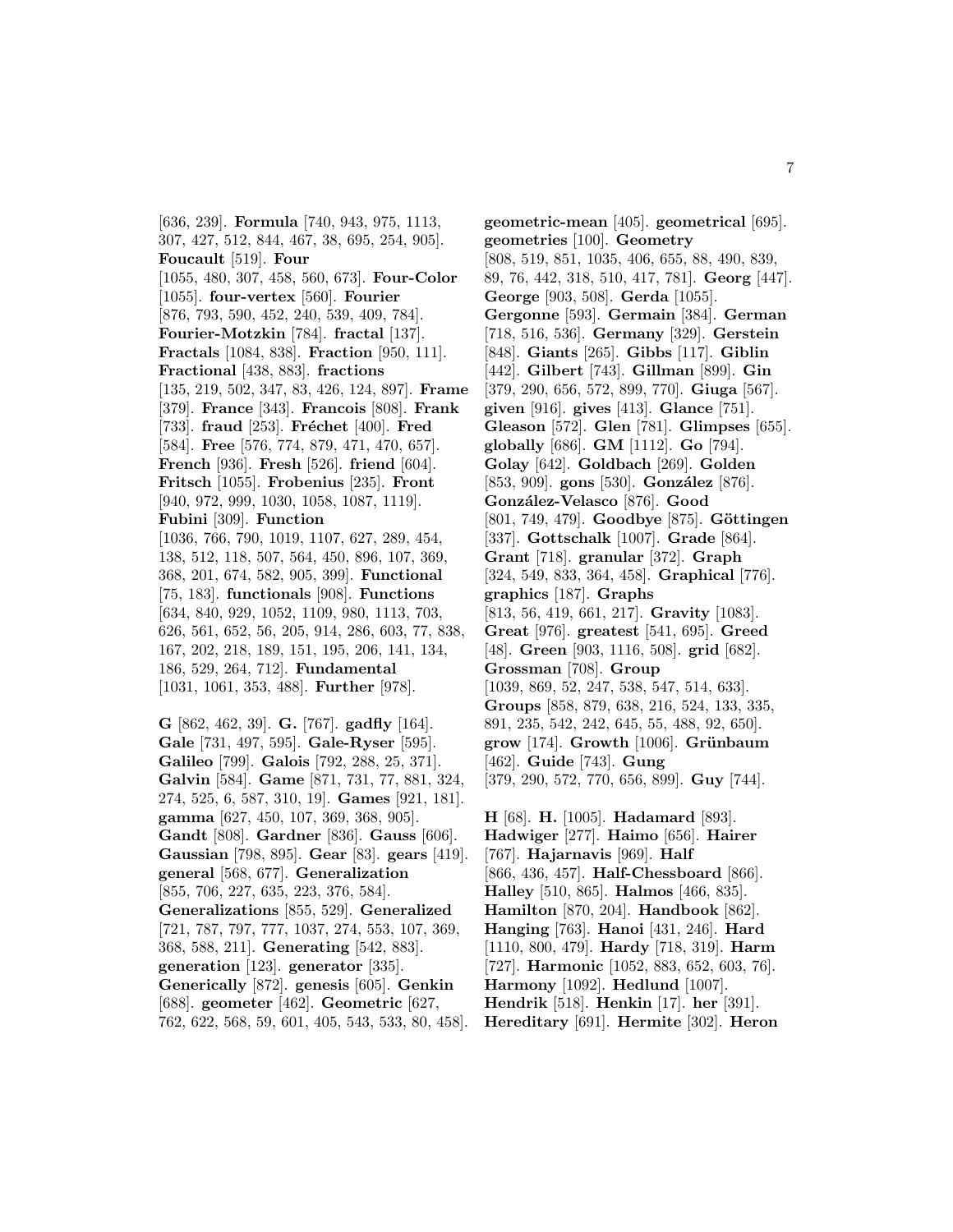[636, 239]. **Formula** [740, 943, 975, 1113, 307, 427, 512, 844, 467, 38, 695, 254, 905]. **Foucault** [519]. **Four** [1055, 480, 307, 458, 560, 673]. **Four-Color** [1055]. **four-vertex** [560]. **Fourier** [876, 793, 590, 452, 240, 539, 409, 784]. **Fourier-Motzkin** [784]. **fractal** [137]. **Fractals** [1084, 838]. **Fraction** [950, 111]. **Fractional** [438, 883]. **fractions** [135, 219, 502, 347, 83, 426, 124, 897]. **Frame** [379]. **France** [343]. **Francois** [808]. **Frank** [733]. **fraud** [253]. **Fréchet** [400]. **Fred** [584]. **Free** [576, 774, 879, 471, 470, 657]. **French** [936]. **Fresh** [526]. **friend** [604]. **Fritsch** [1055]. **Frobenius** [235]. **Front** [940, 972, 999, 1030, 1058, 1087, 1119]. **Fubini** [309]. **Function** [1036, 766, 790, 1019, 1107, 627, 289, 454, 138, 512, 118, 507, 564, 450, 896, 107, 369, 368, 201, 674, 582, 905, 399]. **Functional** [75, 183]. **functionals** [908]. **Functions** [634, 840, 929, 1052, 1109, 980, 1113, 703, 626, 561, 652, 56, 205, 914, 286, 603, 77, 838, 167, 202, 218, 189, 151, 195, 206, 141, 134, 186, 529, 264, 712]. **Fundamental** [1031, 1061, 353, 488]. **Further** [978].

**G** [862, 462, 39]. **G.** [767]. **gadfly** [164]. **Gale** [731, 497, 595]. **Gale-Ryser** [595]. **Galileo** [799]. **Galois** [792, 288, 25, 371]. **Galvin** [584]. **Game** [871, 731, 77, 881, 324, 274, 525, 6, 587, 310, 19]. **Games** [921, 181]. **gamma** [627, 450, 107, 369, 368, 905]. **Gandt** [808]. **Gardner** [836]. **Gauss** [606]. **Gaussian** [798, 895]. **Gear** [83]. **gears** [419]. **general** [568, 677]. **Generalization** [855, 706, 227, 635, 223, 376, 584]. **Generalizations** [855, 529]. **Generalized** [721, 787, 797, 777, 1037, 274, 553, 107, 369, 368, 588, 211]. **Generating** [542, 883]. **generation** [123]. **generator** [335]. **Generically** [872]. **genesis** [605]. **Genkin** [688]. **geometer** [462]. **Geometric** [627, 762, 622, 568, 59, 601, 405, 543, 533, 80, 458]. **geometric-mean** [405]. **geometrical** [695]. **geometries** [100]. **Geometry** [808, 519, 851, 1035, 406, 655, 88, 490, 839, 89, 76, 442, 318, 510, 417, 781]. **Georg** [447]. **George** [903, 508]. **Gerda** [1055]. **Gergonne** [593]. **Germain** [384]. **German** [718, 516, 536]. **Germany** [329]. **Gerstein** [848]. **Giants** [265]. **Gibbs** [117]. **Giblin** [442]. **Gilbert** [743]. **Gillman** [899]. **Gin** [379, 290, 656, 572, 899, 770]. **Giuga** [567]. **given** [916]. **gives** [413]. **Glance** [751]. **Gleason** [572]. **Glen** [781]. **Glimpses** [655]. **globally** [686]. **GM** [1112]. **Go** [794]. **Golay** [642]. **Goldbach** [269]. **Golden** [853, 909]. **gons** [530]. **González** [876]. **González-Velasco** [876]. **Good** [801, 749, 479]. **Goodbye** [875]. **Göttingen** [337]. **Gottschalk** [1007]. **Grade** [864]. **Grant** [718]. **granular** [372]. **Graph** [324, 549, 833, 364, 458]. **Graphical** [776]. **graphics** [187]. **Graphs** [813, 56, 419, 661, 217]. **Gravity** [1083]. **Great** [976]. **greatest** [541, 695]. **Greed** [48]. **Green** [903, 1116, 508]. **grid** [682]. **Grossman** [708]. **Group** [1039, 869, 52, 247, 538, 547, 514, 633]. **Groups** [858, 879, 638, 216, 524, 133, 335, 891, 235, 542, 242, 645, 55, 488, 92, 650]. **grow** [174]. **Growth** [1006]. **Grünbaum** [462]. **Guide** [743]. **Gung** [379, 290, 572, 770, 656, 899]. **Guy** [744].

**H** [68]. **H.** [1005]. **Hadamard** [893]. **Hadwiger** [277]. **Haimo** [656]. **Hairer** [767]. **Hajarnavis** [969]. **Half** [866, 436, 457]. **Half-Chessboard** [866]. **Halley** [510, 865]. **Halmos** [466, 835]. **Hamilton** [870, 204]. **Handbook** [862]. **Hanging** [763]. **Hanoi** [431, 246]. **Hard** [1110, 800, 479]. **Hardy** [718, 319]. **Harm** [727]. **Harmonic** [1052, 883, 652, 603, 76]. **Harmony** [1092]. **Hedlund** [1007]. **Hendrik** [518]. **Henkin** [17]. **her** [391]. **Hereditary** [691]. **Hermite** [302]. **Heron**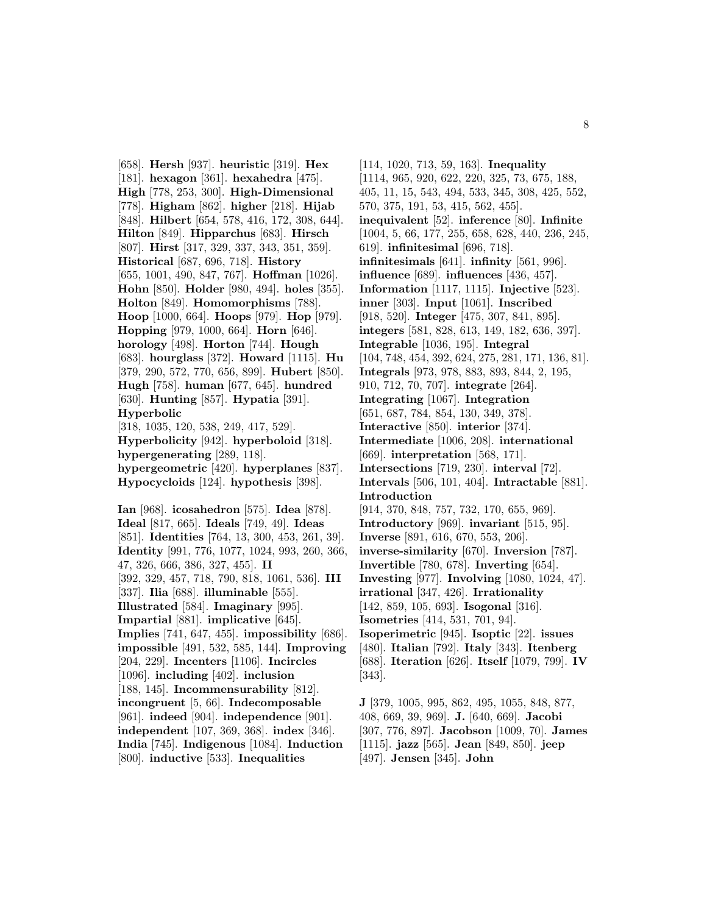[658]. **Hersh** [937]. **heuristic** [319]. **Hex** [181]. **hexagon** [361]. **hexahedra** [475]. **High** [778, 253, 300]. **High-Dimensional** [778]. **Higham** [862]. **higher** [218]. **Hijab** [848]. **Hilbert** [654, 578, 416, 172, 308, 644]. **Hilton** [849]. **Hipparchus** [683]. **Hirsch** [807]. **Hirst** [317, 329, 337, 343, 351, 359]. **Historical** [687, 696, 718]. **History** [655, 1001, 490, 847, 767]. **Hoffman** [1026]. **Hohn** [850]. **Holder** [980, 494]. **holes** [355]. **Holton** [849]. **Homomorphisms** [788]. **Hoop** [1000, 664]. **Hoops** [979]. **Hop** [979]. **Hopping** [979, 1000, 664]. **Horn** [646]. **horology** [498]. **Horton** [744]. **Hough** [683]. **hourglass** [372]. **Howard** [1115]. **Hu** [379, 290, 572, 770, 656, 899]. **Hubert** [850]. **Hugh** [758]. **human** [677, 645]. **hundred** [630]. **Hunting** [857]. **Hypatia** [391]. **Hyperbolic** [318, 1035, 120, 538, 249, 417, 529]. **Hyperbolicity** [942]. **hyperboloid** [318]. **hypergenerating** [289, 118]. **hypergeometric** [420]. **hyperplanes** [837]. **Hypocycloids** [124]. **hypothesis** [398].

**Ian** [968]. **icosahedron** [575]. **Idea** [878]. **Ideal** [817, 665]. **Ideals** [749, 49]. **Ideas** [851]. **Identities** [764, 13, 300, 453, 261, 39]. **Identity** [991, 776, 1077, 1024, 993, 260, 366, 47, 326, 666, 386, 327, 455]. **II** [392, 329, 457, 718, 790, 818, 1061, 536]. **III** [337]. **Ilia** [688]. **illuminable** [555]. **Illustrated** [584]. **Imaginary** [995]. **Impartial** [881]. **implicative** [645]. **Implies** [741, 647, 455]. **impossibility** [686]. **impossible** [491, 532, 585, 144]. **Improving** [204, 229]. **Incenters** [1106]. **Incircles** [1096]. **including** [402]. **inclusion** [188, 145]. **Incommensurability** [812]. **incongruent** [5, 66]. **Indecomposable** [961]. **indeed** [904]. **independence** [901]. **independent** [107, 369, 368]. **index** [346]. **India** [745]. **Indigenous** [1084]. **Induction** [800]. **inductive** [533]. **Inequalities** [114, 1020, 713, 59, 163]. **Inequality** [1114, 965, 920, 622, 220, 325, 73, 675, 188, 405, 11, 15, 543, 494, 533, 345, 308, 425, 552, 570, 375, 191, 53, 415, 562, 455]. **inequivalent** [52]. **inference** [80]. **Infinite** [1004, 5, 66, 177, 255, 658, 628, 440, 236, 245, 619]. **infinitesimal** [696, 718]. **infinitesimals** [641]. **infinity** [561, 996]. **influence** [689]. **influences** [436, 457]. **Information** [1117, 1115]. **Injective** [523]. **inner** [303]. **Input** [1061]. **Inscribed** [918, 520]. **Integer** [475, 307, 841, 895]. **integers** [581, 828, 613, 149, 182, 636, 397]. **Integrable** [1036, 195]. **Integral** [104, 748, 454, 392, 624, 275, 281, 171, 136, 81]. **Integrals** [973, 978, 883, 893, 844, 2, 195, 910, 712, 70, 707]. **integrate** [264]. **Integrating** [1067]. **Integration** [651, 687, 784, 854, 130, 349, 378]. **Interactive** [850]. **interior** [374]. **Intermediate** [1006, 208]. **international** [669]. **interpretation** [568, 171]. **Intersections** [719, 230]. **interval** [72]. **Intervals** [506, 101, 404]. **Intractable** [881]. **Introduction** [914, 370, 848, 757, 732, 170, 655, 969]. **Introductory** [969]. **invariant** [515, 95]. **Inverse** [891, 616, 670, 553, 206]. **inverse-similarity** [670]. **Inversion** [787]. **Invertible** [780, 678]. **Inverting** [654]. **Investing** [977]. **Involving** [1080, 1024, 47]. **irrational** [347, 426]. **Irrationality** [142, 859, 105, 693]. **Isogonal** [316]. **Isometries** [414, 531, 701, 94]. **Isoperimetric** [945]. **Isoptic** [22]. **issues** [480]. **Italian** [792]. **Italy** [343]. **Itenberg** [688]. **Iteration** [626]. **Itself** [1079, 799]. **IV** [343].

**J** [379, 1005, 995, 862, 495, 1055, 848, 877, 408, 669, 39, 969]. **J.** [640, 669]. **Jacobi** [307, 776, 897]. **Jacobson** [1009, 70]. **James** [1115]. **jazz** [565]. **Jean** [849, 850]. **jeep** [497]. **Jensen** [345]. **John**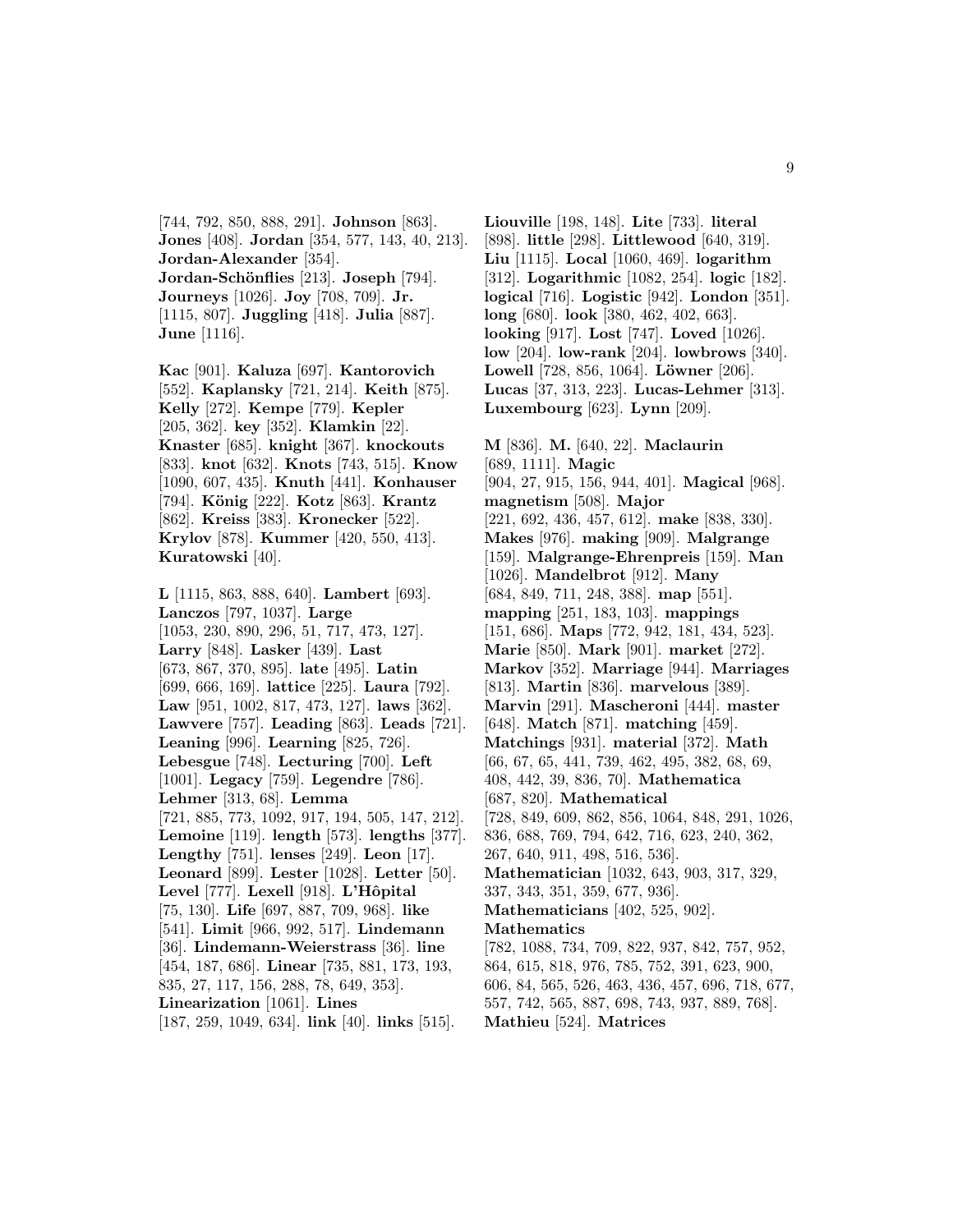[744, 792, 850, 888, 291]. **Johnson** [863]. **Jones** [408]. **Jordan** [354, 577, 143, 40, 213]. **Jordan-Alexander** [354]. **Jordan-Schönflies** [213]. **Joseph** [794]. **Journeys** [1026]. **Joy** [708, 709]. **Jr.** [1115, 807]. **Juggling** [418]. **Julia** [887]. **June** [1116].

**Kac** [901]. **Kaluza** [697]. **Kantorovich** [552]. **Kaplansky** [721, 214]. **Keith** [875]. **Kelly** [272]. **Kempe** [779]. **Kepler** [205, 362]. **key** [352]. **Klamkin** [22]. **Knaster** [685]. **knight** [367]. **knockouts** [833]. **knot** [632]. **Knots** [743, 515]. **Know** [1090, 607, 435]. **Knuth** [441]. **Konhauser** [794]. **König** [222]. **Kotz** [863]. **Krantz** [862]. **Kreiss** [383]. **Kronecker** [522]. **Krylov** [878]. **Kummer** [420, 550, 413]. **Kuratowski** [40].

**L** [1115, 863, 888, 640]. **Lambert** [693]. **Lanczos** [797, 1037]. **Large** [1053, 230, 890, 296, 51, 717, 473, 127]. **Larry** [848]. **Lasker** [439]. **Last** [673, 867, 370, 895]. **late** [495]. **Latin** [699, 666, 169]. **lattice** [225]. **Laura** [792]. **Law** [951, 1002, 817, 473, 127]. **laws** [362]. **Lawvere** [757]. **Leading** [863]. **Leads** [721]. **Leaning** [996]. **Learning** [825, 726]. **Lebesgue** [748]. **Lecturing** [700]. **Left** [1001]. **Legacy** [759]. **Legendre** [786]. **Lehmer** [313, 68]. **Lemma** [721, 885, 773, 1092, 917, 194, 505, 147, 212]. **Lemoine** [119]. **length** [573]. **lengths** [377]. **Lengthy** [751]. **lenses** [249]. **Leon** [17]. **Leonard** [899]. **Lester** [1028]. **Letter** [50]. **Level** [777]. **Lexell** [918]. **L'Hôpital** [75, 130]. **Life** [697, 887, 709, 968]. **like** [541]. **Limit** [966, 992, 517]. **Lindemann** [36]. **Lindemann-Weierstrass** [36]. **line** [454, 187, 686]. **Linear** [735, 881, 173, 193, 835, 27, 117, 156, 288, 78, 649, 353]. **Linearization** [1061]. **Lines** [187, 259, 1049, 634]. **link** [40]. **links** [515].

**Liouville** [198, 148]. **Lite** [733]. **literal** [898]. **little** [298]. **Littlewood** [640, 319]. **Liu** [1115]. **Local** [1060, 469]. **logarithm** [312]. **Logarithmic** [1082, 254]. **logic** [182]. **logical** [716]. **Logistic** [942]. **London** [351]. **long** [680]. **look** [380, 462, 402, 663]. **looking** [917]. **Lost** [747]. **Loved** [1026]. **low** [204]. **low-rank** [204]. **lowbrows** [340]. **Lowell** [728, 856, 1064]. **Löwner** [206]. **Lucas** [37, 313, 223]. **Lucas-Lehmer** [313]. **Luxembourg** [623]. **Lynn** [209].

**M** [836]. **M.** [640, 22]. **Maclaurin** [689, 1111]. **Magic** [904, 27, 915, 156, 944, 401]. **Magical** [968]. **magnetism** [508]. **Major** [221, 692, 436, 457, 612]. **make** [838, 330]. **Makes** [976]. **making** [909]. **Malgrange** [159]. **Malgrange-Ehrenpreis** [159]. **Man** [1026]. **Mandelbrot** [912]. **Many** [684, 849, 711, 248, 388]. **map** [551]. **mapping** [251, 183, 103]. **mappings** [151, 686]. **Maps** [772, 942, 181, 434, 523]. **Marie** [850]. **Mark** [901]. **market** [272]. **Markov** [352]. **Marriage** [944]. **Marriages** [813]. **Martin** [836]. **marvelous** [389]. **Marvin** [291]. **Mascheroni** [444]. **master** [648]. **Match** [871]. **matching** [459]. **Matchings** [931]. **material** [372]. **Math** [66, 67, 65, 441, 739, 462, 495, 382, 68, 69, 408, 442, 39, 836, 70]. **Mathematica** [687, 820]. **Mathematical** [728, 849, 609, 862, 856, 1064, 848, 291, 1026, 836, 688, 769, 794, 642, 716, 623, 240, 362, 267, 640, 911, 498, 516, 536]. **Mathematician** [1032, 643, 903, 317, 329, 337, 343, 351, 359, 677, 936]. **Mathematicians** [402, 525, 902]. **Mathematics** [782, 1088, 734, 709, 822, 937, 842, 757, 952, 864, 615, 818, 976, 785, 752, 391, 623, 900, 606, 84, 565, 526, 463, 436, 457, 696, 718, 677, 557, 742, 565, 887, 698, 743, 937, 889, 768]. **Mathieu** [524]. **Matrices**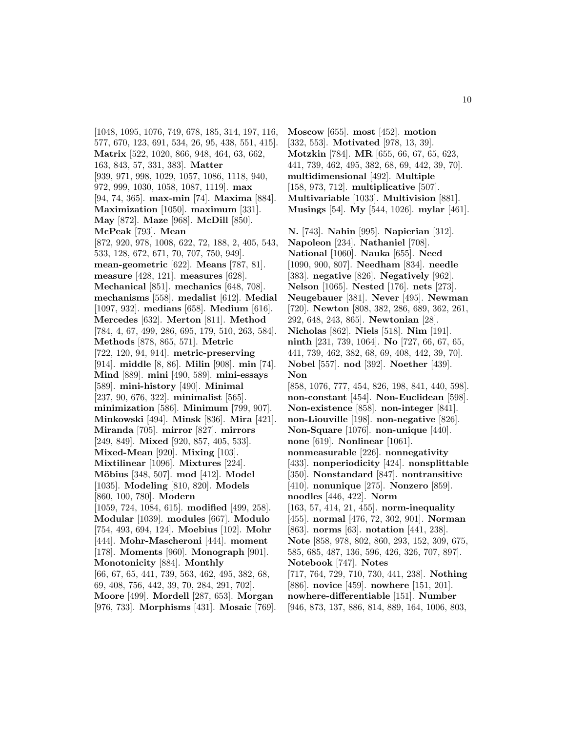[1048, 1095, 1076, 749, 678, 185, 314, 197, 116, 577, 670, 123, 691, 534, 26, 95, 438, 551, 415]. **Matrix** [522, 1020, 866, 948, 464, 63, 662, 163, 843, 57, 331, 383]. **Matter** [939, 971, 998, 1029, 1057, 1086, 1118, 940, 972, 999, 1030, 1058, 1087, 1119]. **max** [94, 74, 365]. **max-min** [74]. **Maxima** [884]. **Maximization** [1050]. **maximum** [331]. **May** [872]. **Maze** [968]. **McDill** [850]. **McPeak** [793]. **Mean** [872, 920, 978, 1008, 622, 72, 188, 2, 405, 543, 533, 128, 672, 671, 70, 707, 750, 949]. **mean-geometric** [622]. **Means** [787, 81]. **measure** [428, 121]. **measures** [628]. **Mechanical** [851]. **mechanics** [648, 708]. **mechanisms** [558]. **medalist** [612]. **Medial** [1097, 932]. **medians** [658]. **Medium** [616]. **Mercedes** [632]. **Merton** [811]. **Method** [784, 4, 67, 499, 286, 695, 179, 510, 263, 584]. **Methods** [878, 865, 571]. **Metric** [722, 120, 94, 914]. **metric-preserving** [914]. **middle** [8, 86]. **Milin** [908]. **min** [74]. **Mind** [889]. **mini** [490, 589]. **mini-essays** [589]. **mini-history** [490]. **Minimal** [237, 90, 676, 322]. **minimalist** [565]. **minimization** [586]. **Minimum** [799, 907]. **Minkowski** [494]. **Minsk** [836]. **Mira** [421]. **Miranda** [705]. **mirror** [827]. **mirrors** [249, 849]. **Mixed** [920, 857, 405, 533]. **Mixed-Mean** [920]. **Mixing** [103]. **Mixtilinear** [1096]. **Mixtures** [224]. **Möbius** [348, 507]. **mod** [412]. **Model** [1035]. **Modeling** [810, 820]. **Models** [860, 100, 780]. **Modern** [1059, 724, 1084, 615]. **modified** [499, 258]. **Modular** [1039]. **modules** [667]. **Modulo** [754, 493, 694, 124]. **Moebius** [102]. **Mohr** [444]. **Mohr-Mascheroni** [444]. **moment** [178]. **Moments** [960]. **Monograph** [901]. **Monotonicity** [884]. **Monthly** [66, 67, 65, 441, 739, 563, 462, 495, 382, 68, 69, 408, 756, 442, 39, 70, 284, 291, 702]. **Moore** [499]. **Mordell** [287, 653]. **Morgan** [976, 733]. **Morphisms** [431]. **Mosaic** [769]. **Moscow** [655]. **most** [452]. **motion** [332, 553]. **Motivated** [978, 13, 39]. **Motzkin** [784]. **MR** [655, 66, 67, 65, 623, 441, 739, 462, 495, 382, 68, 69, 442, 39, 70]. **multidimensional** [492]. **Multiple** [158, 973, 712]. **multiplicative** [507]. **Multivariable** [1033]. **Multivision** [881]. **Musings** [54]. **My** [544, 1026]. **mylar** [461].

**N.** [743]. **Nahin** [995]. **Napierian** [312]. **Napoleon** [234]. **Nathaniel** [708]. **National** [1060]. **Nauka** [655]. **Need** [1090, 900, 807]. **Needham** [834]. **needle** [383]. **negative** [826]. **Negatively** [962]. **Nelson** [1065]. **Nested** [176]. **nets** [273]. **Neugebauer** [381]. **Never** [495]. **Newman** [720]. **Newton** [808, 382, 286, 689, 362, 261, 292, 648, 243, 865]. **Newtonian** [28]. **Nicholas** [862]. **Niels** [518]. **Nim** [191]. **ninth** [231, 739, 1064]. **No** [727, 66, 67, 65, 441, 739, 462, 382, 68, 69, 408, 442, 39, 70]. **Nobel** [557]. **nod** [392]. **Noether** [439]. **Non** [858, 1076, 777, 454, 826, 198, 841, 440, 598]. **non-constant** [454]. **Non-Euclidean** [598]. **Non-existence** [858]. **non-integer** [841]. **non-Liouville** [198]. **non-negative** [826]. **Non-Square** [1076]. **non-unique** [440]. **none** [619]. **Nonlinear** [1061]. **nonmeasurable** [226]. **nonnegativity** [433]. **nonperiodicity** [424]. **nonsplittable** [350]. **Nonstandard** [847]. **nontransitive** [410]. **nonunique** [275]. **Nonzero** [859]. **noodles** [446, 422]. **Norm** [163, 57, 414, 21, 455]. **norm-inequality** [455]. **normal** [476, 72, 302, 901]. **Norman** [863]. **norms** [63]. **notation** [441, 238]. **Note** [858, 978, 802, 860, 293, 152, 309, 675, 585, 685, 487, 136, 596, 426, 326, 707, 897]. **Notebook** [747]. **Notes** [717, 764, 729, 710, 730, 441, 238]. **Nothing** [886]. **novice** [459]. **nowhere** [151, 201]. **nowhere-differentiable** [151]. **Number** [946, 873, 137, 886, 814, 889, 164, 1006, 803,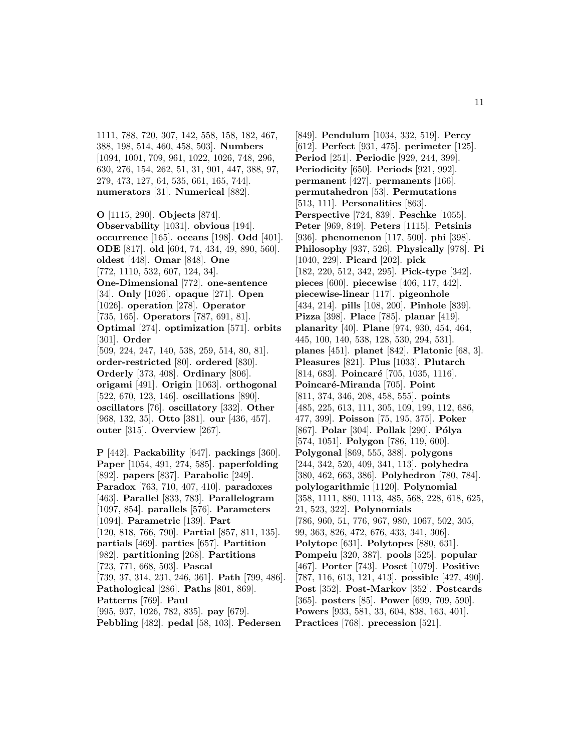1111, 788, 720, 307, 142, 558, 158, 182, 467, 388, 198, 514, 460, 458, 503]. **Numbers** [1094, 1001, 709, 961, 1022, 1026, 748, 296, 630, 276, 154, 262, 51, 31, 901, 447, 388, 97, 279, 473, 127, 64, 535, 661, 165, 744]. **numerators** [31]. **Numerical** [882].

**O** [1115, 290]. **Objects** [874]. **Observability** [1031]. **obvious** [194]. **occurrence** [165]. **oceans** [198]. **Odd** [401]. **ODE** [817]. **old** [604, 74, 434, 49, 890, 560]. **oldest** [448]. **Omar** [848]. **One** [772, 1110, 532, 607, 124, 34]. **One-Dimensional** [772]. **one-sentence** [34]. **Only** [1026]. **opaque** [271]. **Open** [1026]. **operation** [278]. **Operator** [735, 165]. **Operators** [787, 691, 81]. **Optimal** [274]. **optimization** [571]. **orbits** [301]. **Order** [509, 224, 247, 140, 538, 259, 514, 80, 81]. **order-restricted** [80]. **ordered** [830]. **Orderly** [373, 408]. **Ordinary** [806]. **origami** [491]. **Origin** [1063]. **orthogonal** [522, 670, 123, 146]. **oscillations** [890]. **oscillators** [76]. **oscillatory** [332]. **Other** [968, 132, 35]. **Otto** [381]. **our** [436, 457]. **outer** [315]. **Overview** [267].

**P** [442]. **Packability** [647]. **packings** [360]. **Paper** [1054, 491, 274, 585]. **paperfolding** [892]. **papers** [837]. **Parabolic** [249]. **Paradox** [763, 710, 407, 410]. **paradoxes** [463]. **Parallel** [833, 783]. **Parallelogram** [1097, 854]. **parallels** [576]. **Parameters** [1094]. **Parametric** [139]. **Part** [120, 818, 766, 790]. **Partial** [857, 811, 135]. **partials** [469]. **parties** [657]. **Partition** [982]. **partitioning** [268]. **Partitions** [723, 771, 668, 503]. **Pascal** [739, 37, 314, 231, 246, 361]. **Path** [799, 486]. **Pathological** [286]. **Paths** [801, 869]. **Patterns** [769]. **Paul** [995, 937, 1026, 782, 835]. **pay** [679]. **Pebbling** [482]. **pedal** [58, 103]. **Pedersen** [849]. **Pendulum** [1034, 332, 519]. **Percy** [612]. **Perfect** [931, 475]. **perimeter** [125]. **Period** [251]. **Periodic** [929, 244, 399]. **Periodicity** [650]. **Periods** [921, 992]. **permanent** [427]. **permanents** [166]. **permutahedron** [53]. **Permutations** [513, 111]. **Personalities** [863]. **Perspective** [724, 839]. **Peschke** [1055]. **Peter** [969, 849]. **Peters** [1115]. **Petsinis** [936]. **phenomenon** [117, 500]. **phi** [398]. **Philosophy** [937, 526]. **Physically** [978]. **Pi** [1040, 229]. **Picard** [202]. **pick** [182, 220, 512, 342, 295]. **Pick-type** [342]. **pieces** [600]. **piecewise** [406, 117, 442]. **piecewise-linear** [117]. **pigeonhole** [434, 214]. **pills** [108, 200]. **Pinhole** [839]. **Pizza** [398]. **Place** [785]. **planar** [419]. **planarity** [40]. **Plane** [974, 930, 454, 464, 445, 100, 140, 538, 128, 530, 294, 531]. **planes** [451]. **planet** [842]. **Platonic** [68, 3]. **Pleasures** [821]. **Plus** [1033]. **Plutarch** [814, 683]. **Poincaré** [705, 1035, 1116]. **Poincaré-Miranda** [705]. **Point** [811, 374, 346, 208, 458, 555]. **points** [485, 225, 613, 111, 305, 109, 199, 112, 686, 477, 399]. **Poisson** [75, 195, 375]. **Poker** [867]. **Polar** [304]. **Pollak** [290]. **Pólya** [574, 1051]. **Polygon** [786, 119, 600]. **Polygonal** [869, 555, 388]. **polygons** [244, 342, 520, 409, 341, 113]. **polyhedra** [380, 462, 663, 386]. **Polyhedron** [780, 784]. **polylogarithmic** [1120]. **Polynomial** [358, 1111, 880, 1113, 485, 568, 228, 618, 625, 21, 523, 322]. **Polynomials** [786, 960, 51, 776, 967, 980, 1067, 502, 305, 99, 363, 826, 472, 676, 433, 341, 306]. **Polytope** [631]. **Polytopes** [880, 631]. **Pompeiu** [320, 387]. **pools** [525]. **popular** [467]. **Porter** [743]. **Poset** [1079]. **Positive** [787, 116, 613, 121, 413]. **possible** [427, 490]. **Post** [352]. **Post-Markov** [352]. **Postcards** [365]. **posters** [85]. **Power** [699, 709, 590]. **Powers** [933, 581, 33, 604, 838, 163, 401]. **Practices** [768]. **precession** [521].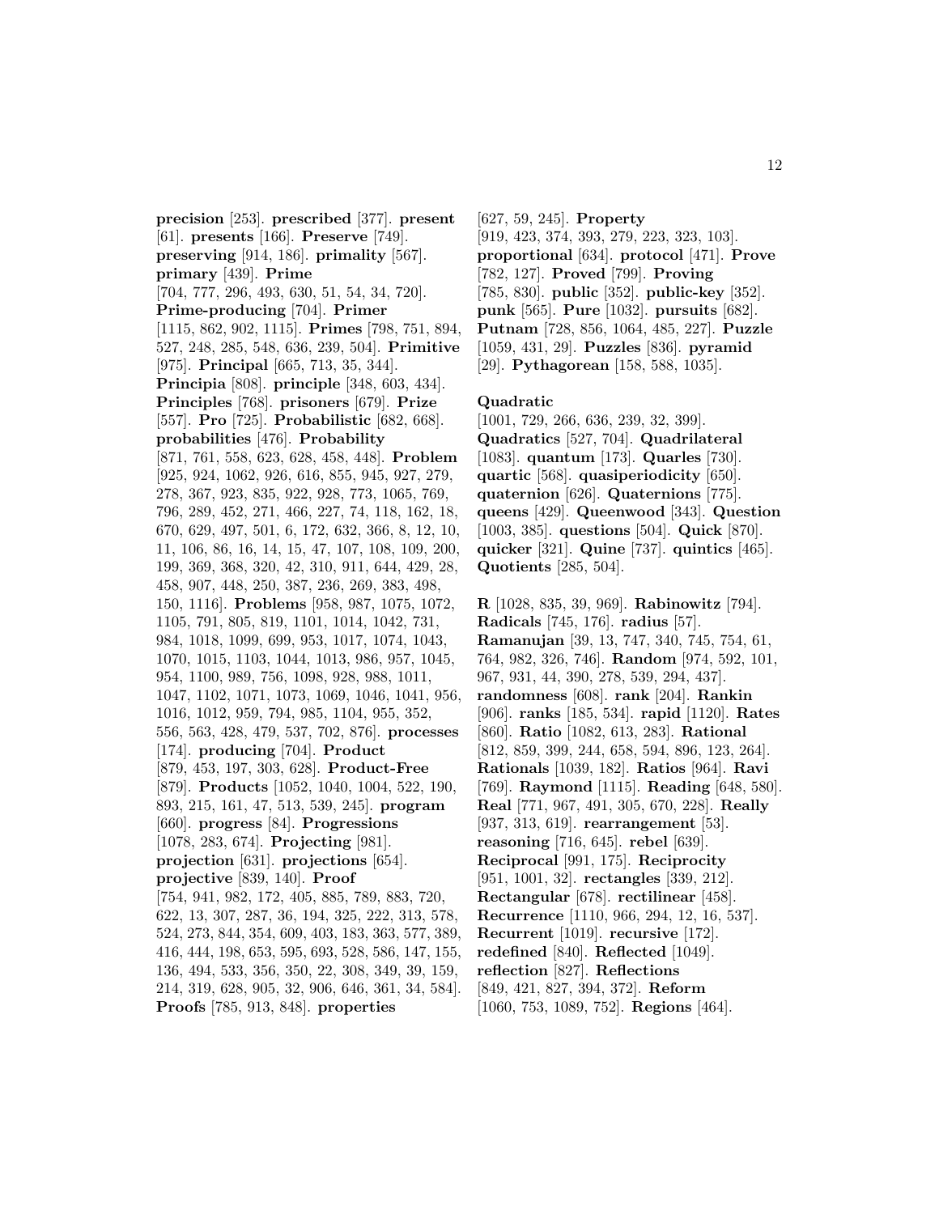**precision** [253]. **prescribed** [377]. **present** [61]. **presents** [166]. **Preserve** [749]. **preserving** [914, 186]. **primality** [567]. **primary** [439]. **Prime** [704, 777, 296, 493, 630, 51, 54, 34, 720]. **Prime-producing** [704]. **Primer** [1115, 862, 902, 1115]. **Primes** [798, 751, 894, 527, 248, 285, 548, 636, 239, 504]. **Primitive** [975]. **Principal** [665, 713, 35, 344]. **Principia** [808]. **principle** [348, 603, 434]. **Principles** [768]. **prisoners** [679]. **Prize** [557]. **Pro** [725]. **Probabilistic** [682, 668]. **probabilities** [476]. **Probability** [871, 761, 558, 623, 628, 458, 448]. **Problem** [925, 924, 1062, 926, 616, 855, 945, 927, 279, 278, 367, 923, 835, 922, 928, 773, 1065, 769, 796, 289, 452, 271, 466, 227, 74, 118, 162, 18, 670, 629, 497, 501, 6, 172, 632, 366, 8, 12, 10, 11, 106, 86, 16, 14, 15, 47, 107, 108, 109, 200, 199, 369, 368, 320, 42, 310, 911, 644, 429, 28, 458, 907, 448, 250, 387, 236, 269, 383, 498, 150, 1116]. **Problems** [958, 987, 1075, 1072, 1105, 791, 805, 819, 1101, 1014, 1042, 731, 984, 1018, 1099, 699, 953, 1017, 1074, 1043, 1070, 1015, 1103, 1044, 1013, 986, 957, 1045, 954, 1100, 989, 756, 1098, 928, 988, 1011, 1047, 1102, 1071, 1073, 1069, 1046, 1041, 956, 1016, 1012, 959, 794, 985, 1104, 955, 352, 556, 563, 428, 479, 537, 702, 876]. **processes** [174]. **producing** [704]. **Product** [879, 453, 197, 303, 628]. **Product-Free** [879]. **Products** [1052, 1040, 1004, 522, 190, 893, 215, 161, 47, 513, 539, 245]. **program** [660]. **progress** [84]. **Progressions** [1078, 283, 674]. **Projecting** [981]. **projection** [631]. **projections** [654]. **projective** [839, 140]. **Proof** [754, 941, 982, 172, 405, 885, 789, 883, 720, 622, 13, 307, 287, 36, 194, 325, 222, 313, 578, 524, 273, 844, 354, 609, 403, 183, 363, 577, 389, 416, 444, 198, 653, 595, 693, 528, 586, 147, 155, 136, 494, 533, 356, 350, 22, 308, 349, 39, 159, 214, 319, 628, 905, 32, 906, 646, 361, 34, 584]. **Proofs** [785, 913, 848]. **properties** [627, 59, 245]. **Property** [919, 423, 374, 393, 279, 223, 323, 103]. **proportional** [634]. **protocol** [471]. **Prove** [782, 127]. **Proved** [799]. **Proving** [785, 830]. **public** [352]. **public-key** [352]. **punk** [565]. **Pure** [1032]. **pursuits** [682]. **Putnam** [728, 856, 1064, 485, 227]. **Puzzle** [1059, 431, 29]. **Puzzles** [836]. **pyramid** [29]. **Pythagorean** [158, 588, 1035].

**Quadratic** [1001, 729, 266, 636, 239, 32, 399]. **Quadratics** [527, 704]. **Quadrilateral** [1083]. **quantum** [173]. **Quarles** [730]. **quartic** [568]. **quasiperiodicity** [650]. **quaternion** [626]. **Quaternions** [775]. **queens** [429]. **Queenwood** [343]. **Question** [1003, 385]. **questions** [504]. **Quick** [870]. **quicker** [321]. **Quine** [737]. **quintics** [465]. **Quotients** [285, 504].

**R** [1028, 835, 39, 969]. **Rabinowitz** [794]. **Radicals** [745, 176]. **radius** [57]. **Ramanujan** [39, 13, 747, 340, 745, 754, 61, 764, 982, 326, 746]. **Random** [974, 592, 101, 967, 931, 44, 390, 278, 539, 294, 437]. **randomness** [608]. **rank** [204]. **Rankin** [906]. **ranks** [185, 534]. **rapid** [1120]. **Rates** [860]. **Ratio** [1082, 613, 283]. **Rational** [812, 859, 399, 244, 658, 594, 896, 123, 264]. **Rationals** [1039, 182]. **Ratios** [964]. **Ravi** [769]. **Raymond** [1115]. **Reading** [648, 580]. **Real** [771, 967, 491, 305, 670, 228]. **Really** [937, 313, 619]. **rearrangement** [53]. **reasoning** [716, 645]. **rebel** [639]. **Reciprocal** [991, 175]. **Reciprocity** [951, 1001, 32]. **rectangles** [339, 212]. **Rectangular** [678]. **rectilinear** [458]. **Recurrence** [1110, 966, 294, 12, 16, 537]. **Recurrent** [1019]. **recursive** [172]. **redefined** [840]. **Reflected** [1049]. **reflection** [827]. **Reflections** [849, 421, 827, 394, 372]. **Reform** [1060, 753, 1089, 752]. **Regions** [464].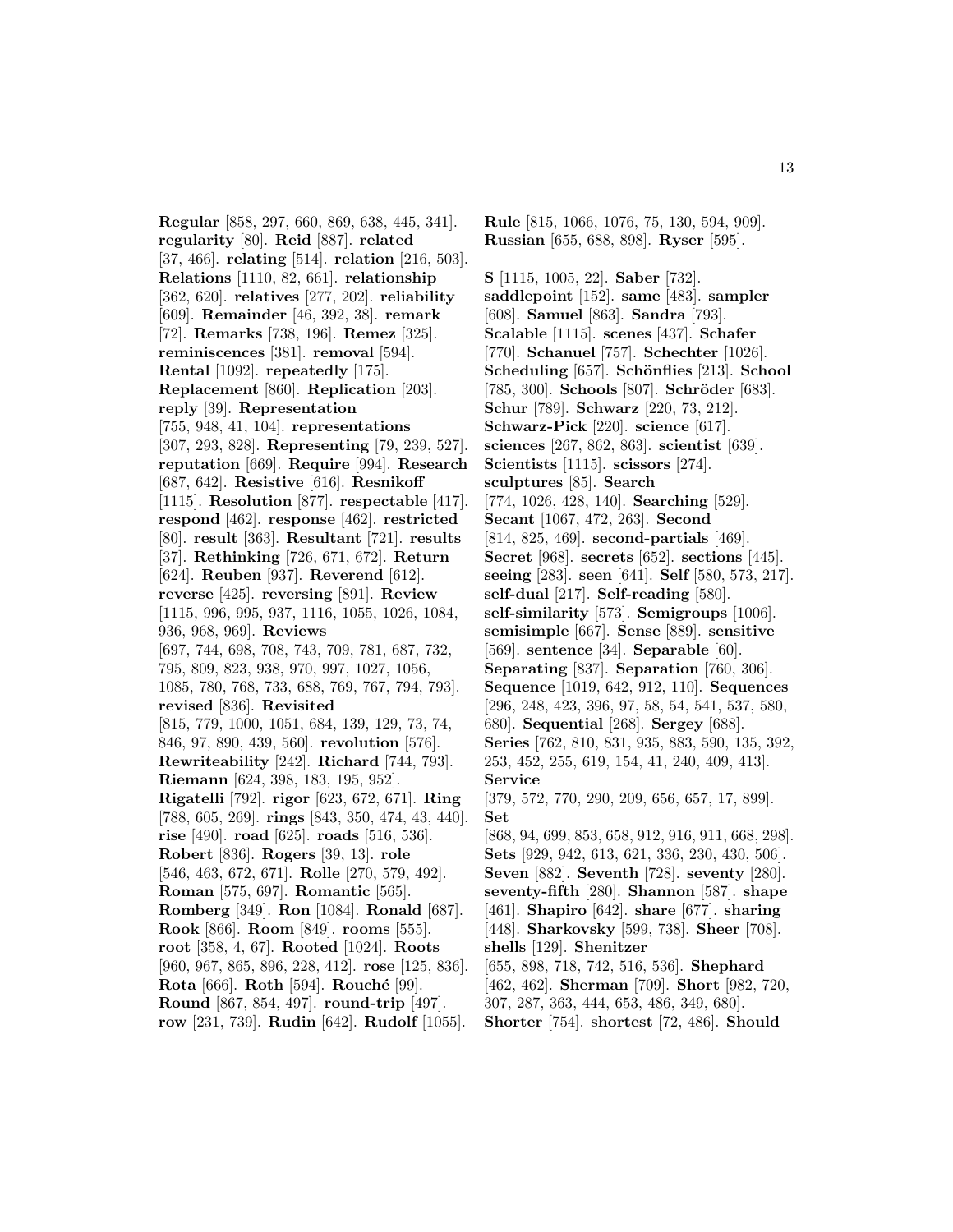**Regular** [858, 297, 660, 869, 638, 445, 341]. **regularity** [80]. **Reid** [887]. **related** [37, 466]. **relating** [514]. **relation** [216, 503]. **Relations** [1110, 82, 661]. **relationship** [362, 620]. **relatives** [277, 202]. **reliability** [609]. **Remainder** [46, 392, 38]. **remark** [72]. **Remarks** [738, 196]. **Remez** [325]. **reminiscences** [381]. **removal** [594]. **Rental** [1092]. **repeatedly** [175]. **Replacement** [860]. **Replication** [203]. **reply** [39]. **Representation** [755, 948, 41, 104]. **representations** [307, 293, 828]. **Representing** [79, 239, 527]. **reputation** [669]. **Require** [994]. **Research** [687, 642]. **Resistive** [616]. **Resnikoff** [1115]. **Resolution** [877]. **respectable** [417]. **respond** [462]. **response** [462]. **restricted** [80]. **result** [363]. **Resultant** [721]. **results** [37]. **Rethinking** [726, 671, 672]. **Return** [624]. **Reuben** [937]. **Reverend** [612]. **reverse** [425]. **reversing** [891]. **Review** [1115, 996, 995, 937, 1116, 1055, 1026, 1084, 936, 968, 969]. **Reviews** [697, 744, 698, 708, 743, 709, 781, 687, 732, 795, 809, 823, 938, 970, 997, 1027, 1056, 1085, 780, 768, 733, 688, 769, 767, 794, 793]. **revised** [836]. **Revisited** [815, 779, 1000, 1051, 684, 139, 129, 73, 74, 846, 97, 890, 439, 560]. **revolution** [576]. **Rewriteability** [242]. **Richard** [744, 793]. **Riemann** [624, 398, 183, 195, 952]. **Rigatelli** [792]. **rigor** [623, 672, 671]. **Ring** [788, 605, 269]. **rings** [843, 350, 474, 43, 440]. **rise** [490]. **road** [625]. **roads** [516, 536]. **Robert** [836]. **Rogers** [39, 13]. **role** [546, 463, 672, 671]. **Rolle** [270, 579, 492]. **Roman** [575, 697]. **Romantic** [565]. **Romberg** [349]. **Ron** [1084]. **Ronald** [687]. **Rook** [866]. **Room** [849]. **rooms** [555]. **root** [358, 4, 67]. **Rooted** [1024]. **Roots** [960, 967, 865, 896, 228, 412]. **rose** [125, 836]. **Rota** [666]. **Roth** [594]. **Rouché** [99]. **Round** [867, 854, 497]. **round-trip** [497]. **row** [231, 739]. **Rudin** [642]. **Rudolf** [1055]. **Rule** [815, 1066, 1076, 75, 130, 594, 909]. **Russian** [655, 688, 898]. **Ryser** [595].

**S** [1115, 1005, 22]. **Saber** [732]. **saddlepoint** [152]. **same** [483]. **sampler** [608]. **Samuel** [863]. **Sandra** [793]. **Scalable** [1115]. **scenes** [437]. **Schafer** [770]. **Schanuel** [757]. **Schechter** [1026]. **Scheduling** [657]. **Schönflies** [213]. **School** [785, 300]. **Schools** [807]. **Schröder** [683]. **Schur** [789]. **Schwarz** [220, 73, 212]. **Schwarz-Pick** [220]. **science** [617]. **sciences** [267, 862, 863]. **scientist** [639]. **Scientists** [1115]. **scissors** [274]. **sculptures** [85]. **Search** [774, 1026, 428, 140]. **Searching** [529]. **Secant** [1067, 472, 263]. **Second** [814, 825, 469]. **second-partials** [469]. **Secret** [968]. **secrets** [652]. **sections** [445]. **seeing** [283]. **seen** [641]. **Self** [580, 573, 217]. **self-dual** [217]. **Self-reading** [580]. **self-similarity** [573]. **Semigroups** [1006]. **semisimple** [667]. **Sense** [889]. **sensitive** [569]. **sentence** [34]. **Separable** [60]. **Separating** [837]. **Separation** [760, 306]. **Sequence** [1019, 642, 912, 110]. **Sequences** [296, 248, 423, 396, 97, 58, 54, 541, 537, 580, 680]. **Sequential** [268]. **Sergey** [688]. **Series** [762, 810, 831, 935, 883, 590, 135, 392, 253, 452, 255, 619, 154, 41, 240, 409, 413]. **Service** [379, 572, 770, 290, 209, 656, 657, 17, 899]. **Set** [868, 94, 699, 853, 658, 912, 916, 911, 668, 298]. **Sets** [929, 942, 613, 621, 336, 230, 430, 506]. **Seven** [882]. **Seventh** [728]. **seventy** [280]. **seventy-fifth** [280]. **Shannon** [587]. **shape** [461]. **Shapiro** [642]. **share** [677]. **sharing** [448]. **Sharkovsky** [599, 738]. **Sheer** [708]. **shells** [129]. **Shenitzer** [655, 898, 718, 742, 516, 536]. **Shephard** [462, 462]. **Sherman** [709]. **Short** [982, 720, 307, 287, 363, 444, 653, 486, 349, 680]. **Shorter** [754]. **shortest** [72, 486]. **Should**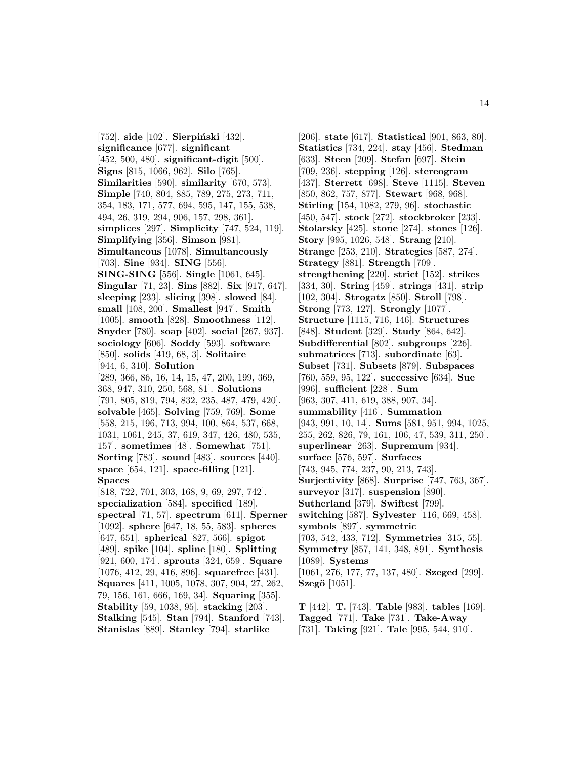[752]. **side** [102]. **Sierpiński** [432]. **significance** [677]. **significant** [452, 500, 480]. **significant-digit** [500]. **Signs** [815, 1066, 962]. **Silo** [765]. **Similarities** [590]. **similarity** [670, 573]. **Simple** [740, 804, 885, 789, 275, 273, 711, 354, 183, 171, 577, 694, 595, 147, 155, 538, 494, 26, 319, 294, 906, 157, 298, 361]. **simplices** [297]. **Simplicity** [747, 524, 119]. **Simplifying** [356]. **Simson** [981]. **Simultaneous** [1078]. **Simultaneously** [703]. **Sine** [934]. **SING** [556]. **SING-SING** [556]. **Single** [1061, 645]. **Singular** [71, 23]. **Sins** [882]. **Six** [917, 647]. **sleeping** [233]. **slicing** [398]. **slowed** [84]. **small** [108, 200]. **Smallest** [947]. **Smith** [1005]. **smooth** [828]. **Smoothness** [112]. **Snyder** [780]. **soap** [402]. **social** [267, 937]. **sociology** [606]. **Soddy** [593]. **software** [850]. **solids** [419, 68, 3]. **Solitaire** [944, 6, 310]. **Solution** [289, 366, 86, 16, 14, 15, 47, 200, 199, 369, 368, 947, 310, 250, 568, 81]. **Solutions** [791, 805, 819, 794, 832, 235, 487, 479, 420]. **solvable** [465]. **Solving** [759, 769]. **Some** [558, 215, 196, 713, 994, 100, 864, 537, 668, 1031, 1061, 245, 37, 619, 347, 426, 480, 535, 157]. **sometimes** [48]. **Somewhat** [751]. **Sorting** [783]. **sound** [483]. **sources** [440]. **space** [654, 121]. **space-filling** [121]. **Spaces** [818, 722, 701, 303, 168, 9, 69, 297, 742]. **specialization** [584]. **specified** [189]. **spectral** [71, 57]. **spectrum** [611]. **Sperner** [1092]. **sphere** [647, 18, 55, 583]. **spheres** [647, 651]. **spherical** [827, 566]. **spigot** [489]. **spike** [104]. **spline** [180]. **Splitting** [921, 600, 174]. **sprouts** [324, 659]. **Square** [1076, 412, 29, 416, 896]. **squarefree** [431]. **Squares** [411, 1005, 1078, 307, 904, 27, 262, 79, 156, 161, 666, 169, 34]. **Squaring** [355]. **Stability** [59, 1038, 95]. **stacking** [203]. **Stalking** [545]. **Stan** [794]. **Stanford** [743]. **Stanislas** [889]. **Stanley** [794]. **starlike** [206]. **state** [617]. **Statistical** [901, 863, 80]. **Statistics** [734, 224]. **stay** [456]. **Stedman** [633]. **Steen** [209]. **Stefan** [697]. **Stein** [709, 236]. **stepping** [126]. **stereogram** [437]. **Sterrett** [698]. **Steve** [1115]. **Steven** [850, 862, 757, 877]. **Stewart** [968, 968]. **Stirling** [154, 1082, 279, 96]. **stochastic** [450, 547]. **stock** [272]. **stockbroker** [233]. **Stolarsky** [425]. **stone** [274]. **stones** [126]. **Story** [995, 1026, 548]. **Strang** [210]. **Strange** [253, 210]. **Strategies** [587, 274]. **Strategy** [881]. **Strength** [709]. **strengthening** [220]. **strict** [152]. **strikes** [334, 30]. **String** [459]. **strings** [431]. **strip** [102, 304]. **Strogatz** [850]. **Stroll** [798]. **Strong** [773, 127]. **Strongly** [1077]. **Structure** [1115, 716, 146]. **Structures** [848]. **Student** [329]. **Study** [864, 642]. **Subdifferential** [802]. **subgroups** [226]. **submatrices** [713]. **subordinate** [63]. **Subset** [731]. **Subsets** [879]. **Subspaces** [760, 559, 95, 122]. **successive** [634]. **Sue** [996]. **sufficient** [228]. **Sum** [963, 307, 411, 619, 388, 907, 34]. **summability** [416]. **Summation** [943, 991, 10, 14]. **Sums** [581, 951, 994, 1025, 255, 262, 826, 79, 161, 106, 47, 539, 311, 250]. **superlinear** [263]. **Supremum** [934]. **surface** [576, 597]. **Surfaces** [743, 945, 774, 237, 90, 213, 743]. **Surjectivity** [868]. **Surprise** [747, 763, 367]. **surveyor** [317]. **suspension** [890]. **Sutherland** [379]. **Swiftest** [799]. **switching** [587]. **Sylvester** [116, 669, 458]. **symbols** [897]. **symmetric** [703, 542, 433, 712]. **Symmetries** [315, 55]. **Symmetry** [857, 141, 348, 891]. **Synthesis** [1089]. **Systems** [1061, 276, 177, 77, 137, 480]. **Szeged** [299]. **Szegö** [1051].

**T** [442]. **T.** [743]. **Table** [983]. **tables** [169]. **Tagged** [771]. **Take** [731]. **Take-Away** [731]. **Taking** [921]. **Tale** [995, 544, 910].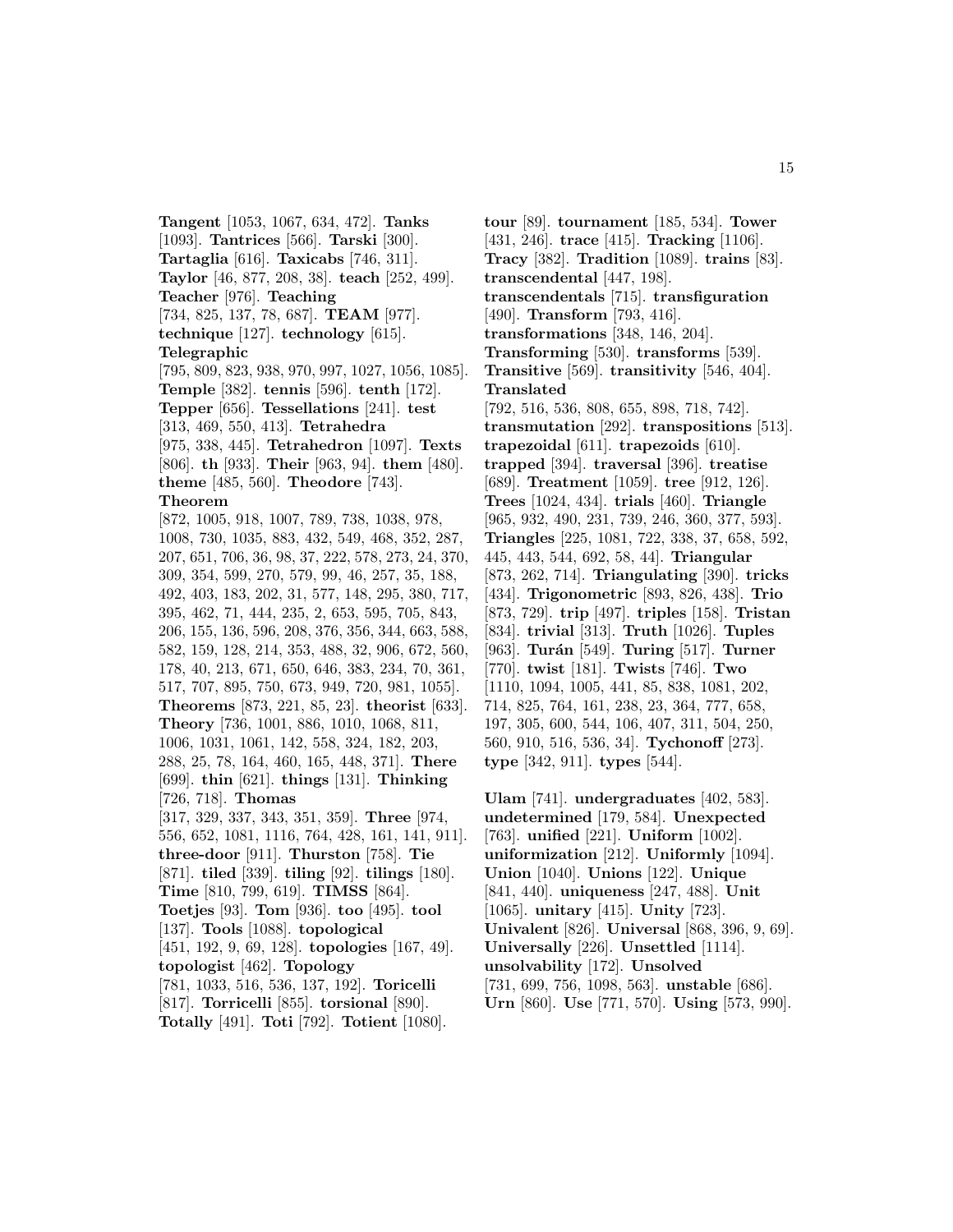**Tangent** [1053, 1067, 634, 472]. **Tanks** [1093]. **Tantrices** [566]. **Tarski** [300]. **Tartaglia** [616]. **Taxicabs** [746, 311]. **Taylor** [46, 877, 208, 38]. **teach** [252, 499]. **Teacher** [976]. **Teaching** [734, 825, 137, 78, 687]. **TEAM** [977]. **technique** [127]. **technology** [615]. **Telegraphic** [795, 809, 823, 938, 970, 997, 1027, 1056, 1085]. **Temple** [382]. **tennis** [596]. **tenth** [172]. **Tepper** [656]. **Tessellations** [241]. **test** [313, 469, 550, 413]. **Tetrahedra** [975, 338, 445]. **Tetrahedron** [1097]. **Texts** [806]. **th** [933]. **Their** [963, 94]. **them** [480]. **theme** [485, 560]. **Theodore** [743]. **Theorem** [872, 1005, 918, 1007, 789, 738, 1038, 978, 1008, 730, 1035, 883, 432, 549, 468, 352, 287, 207, 651, 706, 36, 98, 37, 222, 578, 273, 24, 370, 309, 354, 599, 270, 579, 99, 46, 257, 35, 188, 492, 403, 183, 202, 31, 577, 148, 295, 380, 717, 395, 462, 71, 444, 235, 2, 653, 595, 705, 843, 206, 155, 136, 596, 208, 376, 356, 344, 663, 588, 582, 159, 128, 214, 353, 488, 32, 906, 672, 560, 178, 40, 213, 671, 650, 646, 383, 234, 70, 361, 517, 707, 895, 750, 673, 949, 720, 981, 1055]. **Theorems** [873, 221, 85, 23]. **theorist** [633]. **Theory** [736, 1001, 886, 1010, 1068, 811, 1006, 1031, 1061, 142, 558, 324, 182, 203, 288, 25, 78, 164, 460, 165, 448, 371]. **There** [699]. **thin** [621]. **things** [131]. **Thinking** [726, 718]. **Thomas** [317, 329, 337, 343, 351, 359]. **Three** [974, 556, 652, 1081, 1116, 764, 428, 161, 141, 911]. **three-door** [911]. **Thurston** [758]. **Tie** [871]. **tiled** [339]. **tiling** [92]. **tilings** [180]. **Time** [810, 799, 619]. **TIMSS** [864]. **Toetjes** [93]. **Tom** [936]. **too** [495]. **tool** [137]. **Tools** [1088]. **topological** [451, 192, 9, 69, 128]. **topologies** [167, 49]. **topologist** [462]. **Topology** [781, 1033, 516, 536, 137, 192]. **Toricelli** [817]. **Torricelli** [855]. **torsional** [890]. **Totally** [491]. **Toti** [792]. **Totient** [1080].

**tour** [89]. **tournament** [185, 534]. **Tower** [431, 246]. **trace** [415]. **Tracking** [1106]. **Tracy** [382]. **Tradition** [1089]. **trains** [83]. **transcendental** [447, 198]. **transcendentals** [715]. **transfiguration** [490]. **Transform** [793, 416]. **transformations** [348, 146, 204]. **Transforming** [530]. **transforms** [539]. **Transitive** [569]. **transitivity** [546, 404]. **Translated** [792, 516, 536, 808, 655, 898, 718, 742]. **transmutation** [292]. **transpositions** [513]. **trapezoidal** [611]. **trapezoids** [610]. **trapped** [394]. **traversal** [396]. **treatise** [689]. **Treatment** [1059]. **tree** [912, 126]. **Trees** [1024, 434]. **trials** [460]. **Triangle** [965, 932, 490, 231, 739, 246, 360, 377, 593]. **Triangles** [225, 1081, 722, 338, 37, 658, 592, 445, 443, 544, 692, 58, 44]. **Triangular** [873, 262, 714]. **Triangulating** [390]. **tricks** [434]. **Trigonometric** [893, 826, 438]. **Trio** [873, 729]. **trip** [497]. **triples** [158]. **Tristan** [834]. **trivial** [313]. **Truth** [1026]. **Tuples** [963]. **Turán** [549]. **Turing** [517]. **Turner** [770]. **twist** [181]. **Twists** [746]. **Two** [1110, 1094, 1005, 441, 85, 838, 1081, 202, 714, 825, 764, 161, 238, 23, 364, 777, 658, 197, 305, 600, 544, 106, 407, 311, 504, 250, 560, 910, 516, 536, 34]. **Tychonoff** [273]. **type** [342, 911]. **types** [544].

**Ulam** [741]. **undergraduates** [402, 583]. **undetermined** [179, 584]. **Unexpected** [763]. **unified** [221]. **Uniform** [1002]. **uniformization** [212]. **Uniformly** [1094]. **Union** [1040]. **Unions** [122]. **Unique** [841, 440]. **uniqueness** [247, 488]. **Unit** [1065]. **unitary** [415]. **Unity** [723]. **Univalent** [826]. **Universal** [868, 396, 9, 69]. **Universally** [226]. **Unsettled** [1114]. **unsolvability** [172]. **Unsolved** [731, 699, 756, 1098, 563]. **unstable** [686]. **Urn** [860]. **Use** [771, 570]. **Using** [573, 990].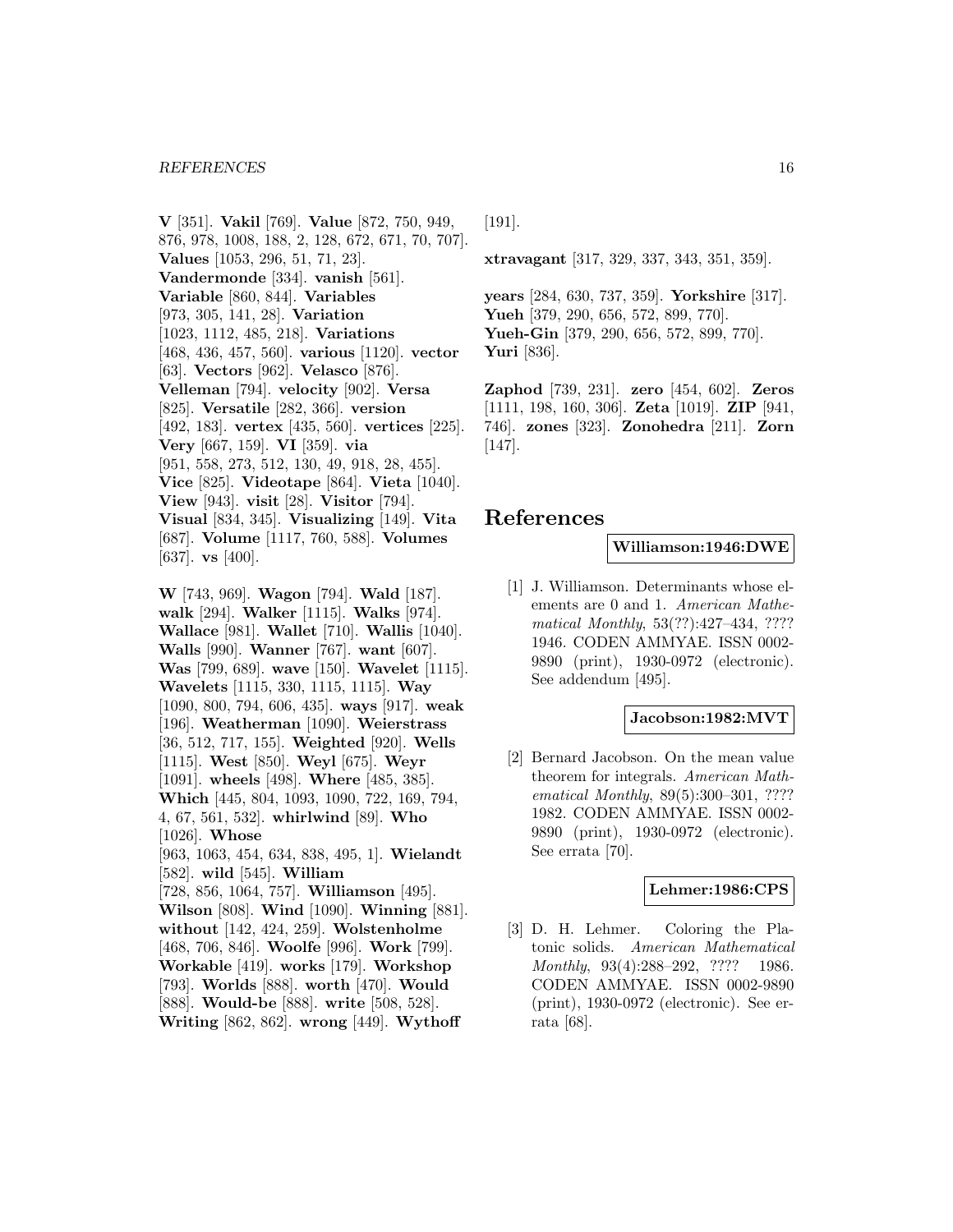**V** [351]. **Vakil** [769]. **Value** [872, 750, 949, 876, 978, 1008, 188, 2, 128, 672, 671, 70, 707]. **Values** [1053, 296, 51, 71, 23]. **Vandermonde** [334]. **vanish** [561]. **Variable** [860, 844]. **Variables** [973, 305, 141, 28]. **Variation** [1023, 1112, 485, 218]. **Variations** [468, 436, 457, 560]. **various** [1120]. **vector** [63]. **Vectors** [962]. **Velasco** [876]. **Velleman** [794]. **velocity** [902]. **Versa** [825]. **Versatile** [282, 366]. **version** [492, 183]. **vertex** [435, 560]. **vertices** [225]. **Very** [667, 159]. **VI** [359]. **via** [951, 558, 273, 512, 130, 49, 918, 28, 455]. **Vice** [825]. **Videotape** [864]. **Vieta** [1040]. **View** [943]. **visit** [28]. **Visitor** [794]. **Visual** [834, 345]. **Visualizing** [149]. **Vita** [687]. **Volume** [1117, 760, 588]. **Volumes** [637]. **vs** [400].

**W** [743, 969]. **Wagon** [794]. **Wald** [187]. **walk** [294]. **Walker** [1115]. **Walks** [974]. **Wallace** [981]. **Wallet** [710]. **Wallis** [1040]. **Walls** [990]. **Wanner** [767]. **want** [607]. **Was** [799, 689]. **wave** [150]. **Wavelet** [1115]. **Wavelets** [1115, 330, 1115, 1115]. **Way** [1090, 800, 794, 606, 435]. **ways** [917]. **weak** [196]. **Weatherman** [1090]. **Weierstrass** [36, 512, 717, 155]. **Weighted** [920]. **Wells** [1115]. **West** [850]. **Weyl** [675]. **Weyr** [1091]. **wheels** [498]. **Where** [485, 385]. **Which** [445, 804, 1093, 1090, 722, 169, 794, 4, 67, 561, 532]. **whirlwind** [89]. **Who** [1026]. **Whose** [963, 1063, 454, 634, 838, 495, 1]. **Wielandt** [582]. **wild** [545]. **William** [728, 856, 1064, 757]. **Williamson** [495]. **Wilson** [808]. **Wind** [1090]. **Winning** [881]. **without** [142, 424, 259]. **Wolstenholme** [468, 706, 846]. **Woolfe** [996]. **Work** [799]. **Workable** [419]. **works** [179]. **Workshop** [793]. **Worlds** [888]. **worth** [470]. **Would** [888]. **Would-be** [888]. **write** [508, 528]. **Writing** [862, 862]. **wrong** [449]. **Wythoff** [191].

**xtravagant** [317, 329, 337, 343, 351, 359].

**years** [284, 630, 737, 359]. **Yorkshire** [317]. **Yueh** [379, 290, 656, 572, 899, 770]. **Yueh-Gin** [379, 290, 656, 572, 899, 770]. **Yuri** [836].

**Zaphod** [739, 231]. **zero** [454, 602]. **Zeros** [1111, 198, 160, 306]. **Zeta** [1019]. **ZIP** [941, 746]. **zones** [323]. **Zonohedra** [211]. **Zorn** [147].

# References

**Williamson:1946:DWE**

[1] J. Williamson. Determinants whose elements are 0 and 1. *American Mathematical Monthly*, 53(??):427–434, ???? 1946. CODEN AMMYAE. ISSN 0002-9890 (print), 1930-0972 (electronic). See addendum [495].

**Jacobson:1982:MVT**

[2] Bernard Jacobson. On the mean value theorem for integrals. *American Mathematical Monthly*, 89(5):300–301, ???? 1982. CODEN AMMYAE. ISSN 0002-9890 (print), 1930-0972 (electronic). See errata [70].

**Lehmer:1986:CPS**

[3] D. H. Lehmer. Coloring the Platonic solids. *American Mathematical Monthly*, 93(4):288–292, ???? 1986. CODEN AMMYAE. ISSN 0002-9890 (print), 1930-0972 (electronic). See errata [68].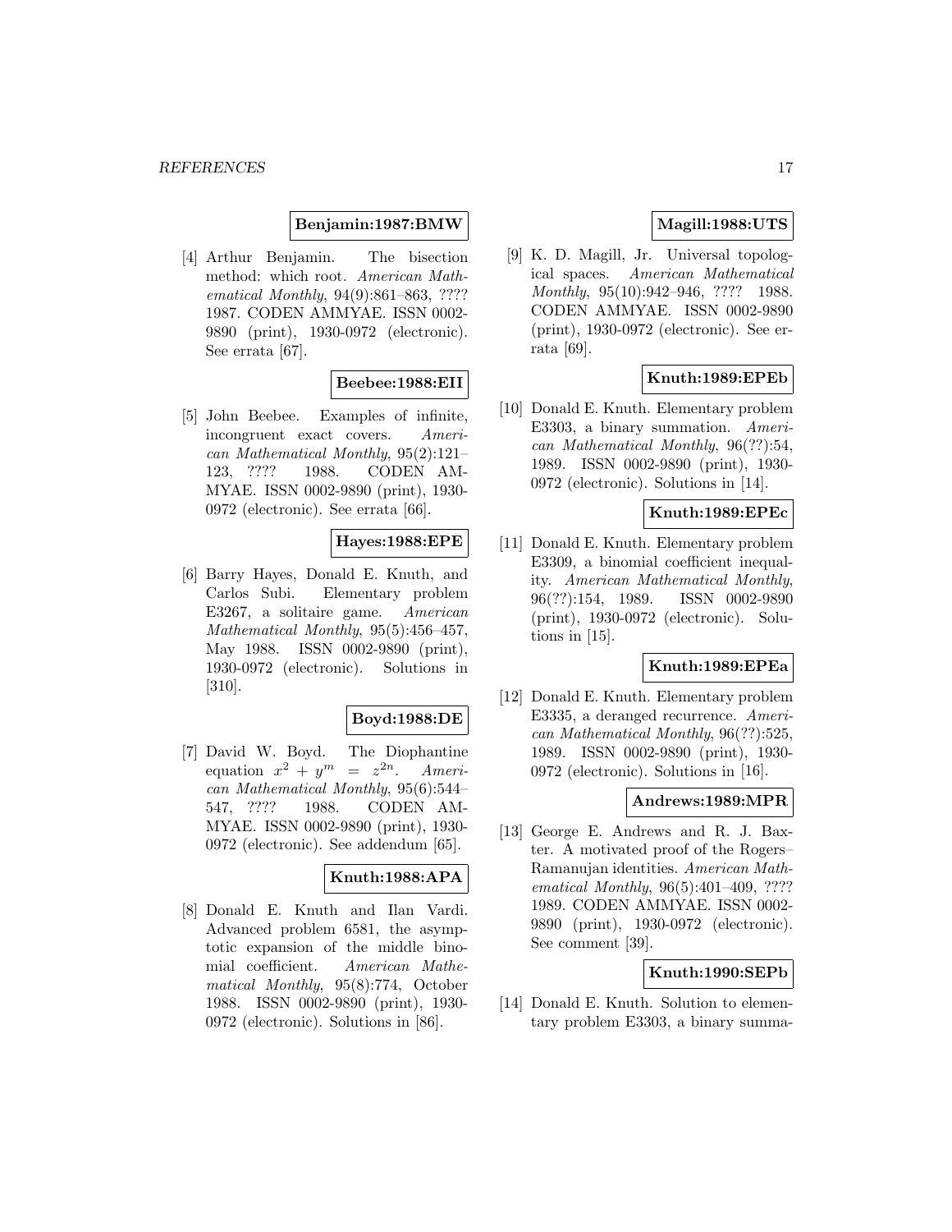**Benjamin:1987:BMW**

[4] Arthur Benjamin. The bisection method: which root. *American Mathematical Monthly*, 94(9):861–863, ???? 1987. CODEN AMMYAE. ISSN 0002-9890 (print), 1930-0972 (electronic). See errata [67].

**Beebee:1988:EII**

[5] John Beebee. Examples of infinite, incongruent exact covers. *American Mathematical Monthly*, 95(2):121–123, ???? 1988. CODEN AMMYAE. ISSN 0002-9890 (print), 1930-0972 (electronic). See errata [66].

**Hayes:1988:EPE**

[6] Barry Hayes, Donald E. Knuth, and Carlos Subi. Elementary problem E3267, a solitaire game. *American Mathematical Monthly*, 95(5):456–457, May 1988. ISSN 0002-9890 (print), 1930-0972 (electronic). Solutions in [310].

**Boyd:1988:DE**

[7] David W. Boyd. The Diophantine equation $x^2 + y^m = z^{2n}$. *American Mathematical Monthly*, 95(6):544–547, ???? 1988. CODEN AMMYAE. ISSN 0002-9890 (print), 1930-0972 (electronic). See addendum [65].

**Knuth:1988:APA**

[8] Donald E. Knuth and Ilan Vardi. Advanced problem 6581, the asymptotic expansion of the middle binomial coefficient. *American Mathematical Monthly*, 95(8):774, October 1988. ISSN 0002-9890 (print), 1930-0972 (electronic). Solutions in [86].

**Magill:1988:UTS**

[9] K. D. Magill, Jr. Universal topological spaces. *American Mathematical Monthly*, 95(10):942–946, ???? 1988. CODEN AMMYAE. ISSN 0002-9890 (print), 1930-0972 (electronic). See errata [69].

**Knuth:1989:EPEb**

[10] Donald E. Knuth. Elementary problem E3303, a binary summation. *American Mathematical Monthly*, 96(??):54, 1989. ISSN 0002-9890 (print), 1930-0972 (electronic). Solutions in [14].

**Knuth:1989:EPEc**

[11] Donald E. Knuth. Elementary problem E3309, a binomial coefficient inequality. *American Mathematical Monthly*, 96(??):154, 1989. ISSN 0002-9890 (print), 1930-0972 (electronic). Solutions in [15].

**Knuth:1989:EPEa**

[12] Donald E. Knuth. Elementary problem E3335, a deranged recurrence. *American Mathematical Monthly*, 96(??):525, 1989. ISSN 0002-9890 (print), 1930-0972 (electronic). Solutions in [16].

**Andrews:1989:MPR**

[13] George E. Andrews and R. J. Baxter. A motivated proof of the Rogers–Ramanujan identities. *American Mathematical Monthly*, 96(5):401–409, ???? 1989. CODEN AMMYAE. ISSN 0002-9890 (print), 1930-0972 (electronic). See comment [39].

**Knuth:1990:SEPb**

[14] Donald E. Knuth. Solution to elementary problem E3303, a binary summa-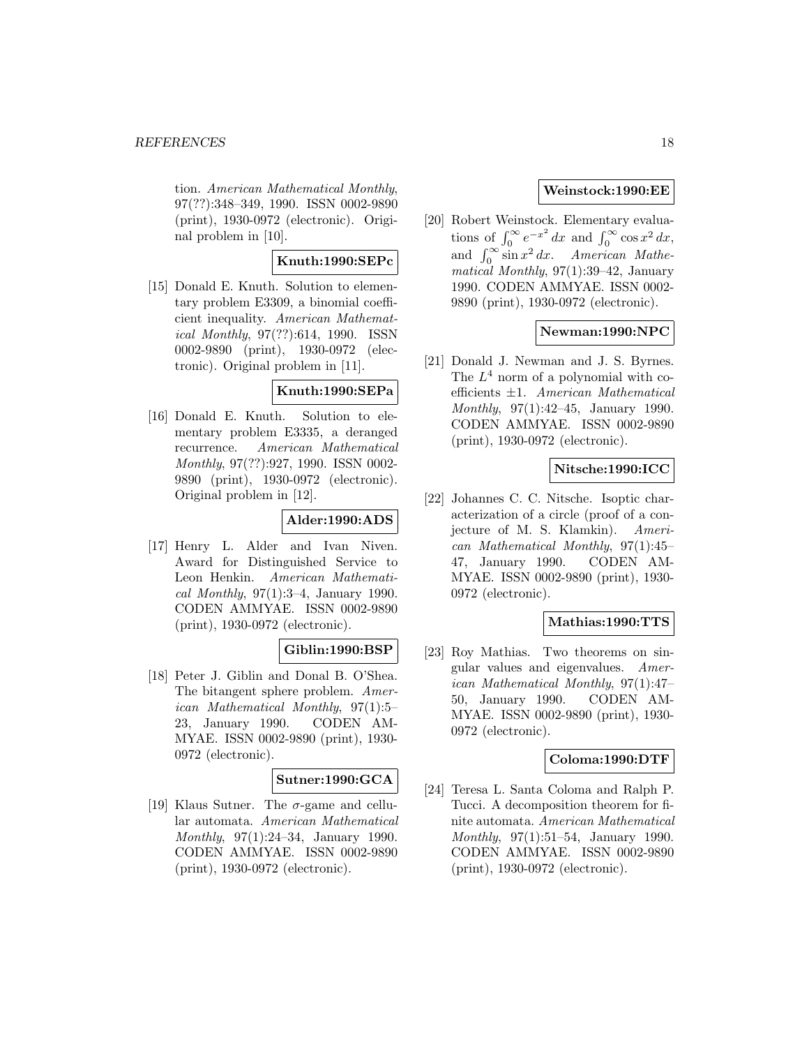tion. *American Mathematical Monthly*, 97(??):348–349, 1990. ISSN 0002-9890 (print), 1930-0972 (electronic). Original problem in [10].

**Knuth:1990:SEPc**

[15] Donald E. Knuth. Solution to elementary problem E3309, a binomial coefficient inequality. *American Mathematical Monthly*, 97(??):614, 1990. ISSN 0002-9890 (print), 1930-0972 (electronic). Original problem in [11].

**Knuth:1990:SEPa**

[16] Donald E. Knuth. Solution to elementary problem E3335, a deranged recurrence. *American Mathematical Monthly*, 97(??):927, 1990. ISSN 0002-9890 (print), 1930-0972 (electronic). Original problem in [12].

**Alder:1990:ADS**

[17] Henry L. Alder and Ivan Niven. Award for Distinguished Service to Leon Henkin. *American Mathematical Monthly*, 97(1):3–4, January 1990. CODEN AMMYAE. ISSN 0002-9890 (print), 1930-0972 (electronic).

**Giblin:1990:BSP**

[18] Peter J. Giblin and Donal B. O'Shea. The bitangent sphere problem. *American Mathematical Monthly*, 97(1):5–23, January 1990. CODEN AMMYAE. ISSN 0002-9890 (print), 1930-0972 (electronic).

**Sutner:1990:GCA**

[19] Klaus Sutner. The $\sigma$-game and cellular automata. *American Mathematical Monthly*, 97(1):24–34, January 1990. CODEN AMMYAE. ISSN 0002-9890 (print), 1930-0972 (electronic).

**Weinstock:1990:EE**

[20] Robert Weinstock. Elementary evaluations of $\int_0^\infty e^{-x^2}\,dx$ and $\int_0^\infty \cos x^2\,dx$, and $\int_0^\infty \sin x^2\,dx$. *American Mathematical Monthly*, 97(1):39–42, January 1990. CODEN AMMYAE. ISSN 0002-9890 (print), 1930-0972 (electronic).

**Newman:1990:NPC**

[21] Donald J. Newman and J. S. Byrnes. The $L^4$ norm of a polynomial with coefficients $\pm 1$. *American Mathematical Monthly*, 97(1):42–45, January 1990. CODEN AMMYAE. ISSN 0002-9890 (print), 1930-0972 (electronic).

**Nitsche:1990:ICC**

[22] Johannes C. C. Nitsche. Isoptic characterization of a circle (proof of a conjecture of M. S. Klamkin). *American Mathematical Monthly*, 97(1):45–47, January 1990. CODEN AMMYAE. ISSN 0002-9890 (print), 1930-0972 (electronic).

**Mathias:1990:TTS**

[23] Roy Mathias. Two theorems on singular values and eigenvalues. *American Mathematical Monthly*, 97(1):47–50, January 1990. CODEN AMMYAE. ISSN 0002-9890 (print), 1930-0972 (electronic).

**Coloma:1990:DTF**

[24] Teresa L. Santa Coloma and Ralph P. Tucci. A decomposition theorem for finite automata. *American Mathematical Monthly*, 97(1):51–54, January 1990. CODEN AMMYAE. ISSN 0002-9890 (print), 1930-0972 (electronic).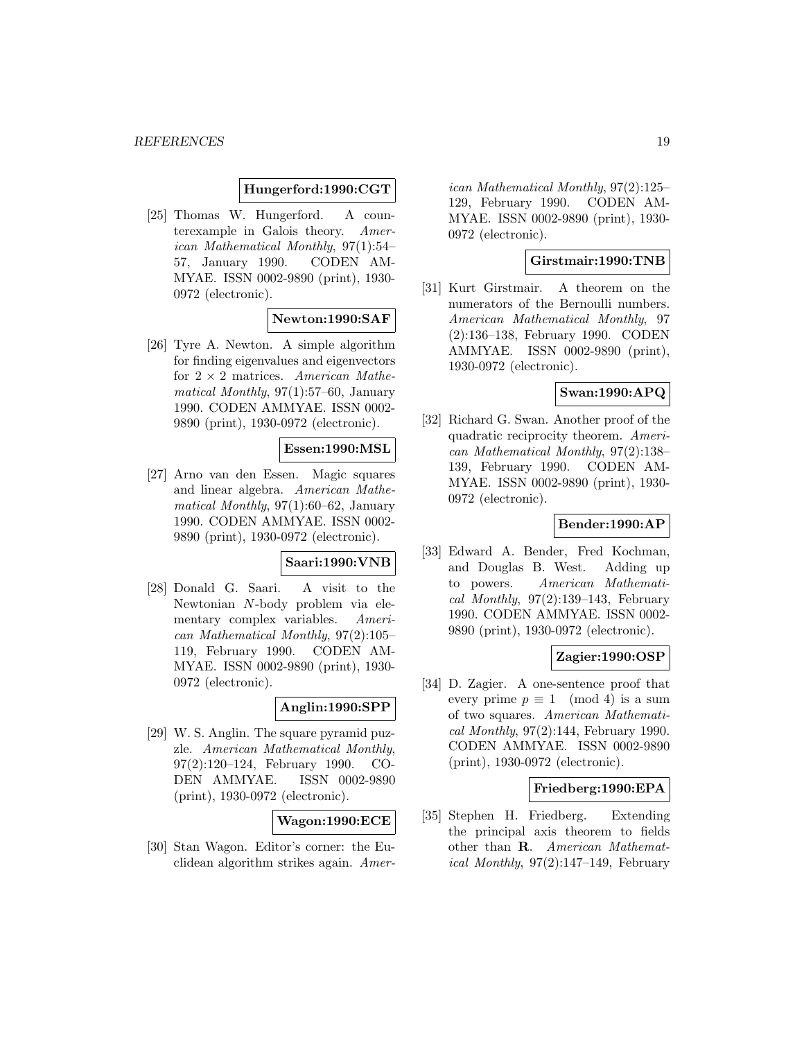**Hungerford:1990:CGT**

[25] Thomas W. Hungerford. A counterexample in Galois theory. *American Mathematical Monthly*, 97(1):54–57, January 1990. CODEN AMMYAE. ISSN 0002-9890 (print), 1930-0972 (electronic).

**Newton:1990:SAF**

[26] Tyre A. Newton. A simple algorithm for finding eigenvalues and eigenvectors for $2 \times 2$ matrices. *American Mathematical Monthly*, 97(1):57–60, January 1990. CODEN AMMYAE. ISSN 0002-9890 (print), 1930-0972 (electronic).

**Essen:1990:MSL**

[27] Arno van den Essen. Magic squares and linear algebra. *American Mathematical Monthly*, 97(1):60–62, January 1990. CODEN AMMYAE. ISSN 0002-9890 (print), 1930-0972 (electronic).

**Saari:1990:VNB**

[28] Donald G. Saari. A visit to the Newtonian $N$-body problem via elementary complex variables. *American Mathematical Monthly*, 97(2):105–119, February 1990. CODEN AMMYAE. ISSN 0002-9890 (print), 1930-0972 (electronic).

**Anglin:1990:SPP**

[29] W. S. Anglin. The square pyramid puzzle. *American Mathematical Monthly*, 97(2):120–124, February 1990. CODEN AMMYAE. ISSN 0002-9890 (print), 1930-0972 (electronic).

**Wagon:1990:ECE**

[30] Stan Wagon. Editor's corner: the Euclidean algorithm strikes again. *American Mathematical Monthly*, 97(2):125–129, February 1990. CODEN AMMYAE. ISSN 0002-9890 (print), 1930-0972 (electronic).

**Girstmair:1990:TNB**

[31] Kurt Girstmair. A theorem on the numerators of the Bernoulli numbers. *American Mathematical Monthly*, 97 (2):136–138, February 1990. CODEN AMMYAE. ISSN 0002-9890 (print), 1930-0972 (electronic).

**Swan:1990:APQ**

[32] Richard G. Swan. Another proof of the quadratic reciprocity theorem. *American Mathematical Monthly*, 97(2):138–139, February 1990. CODEN AMMYAE. ISSN 0002-9890 (print), 1930-0972 (electronic).

**Bender:1990:AP**

[33] Edward A. Bender, Fred Kochman, and Douglas B. West. Adding up to powers. *American Mathematical Monthly*, 97(2):139–143, February 1990. CODEN AMMYAE. ISSN 0002-9890 (print), 1930-0972 (electronic).

**Zagier:1990:OSP**

[34] D. Zagier. A one-sentence proof that every prime $p \equiv 1 \pmod 4$ is a sum of two squares. *American Mathematical Monthly*, 97(2):144, February 1990. CODEN AMMYAE. ISSN 0002-9890 (print), 1930-0972 (electronic).

**Friedberg:1990:EPA**

[35] Stephen H. Friedberg. Extending the principal axis theorem to fields other than **R**. *American Mathematical Monthly*, 97(2):147–149, February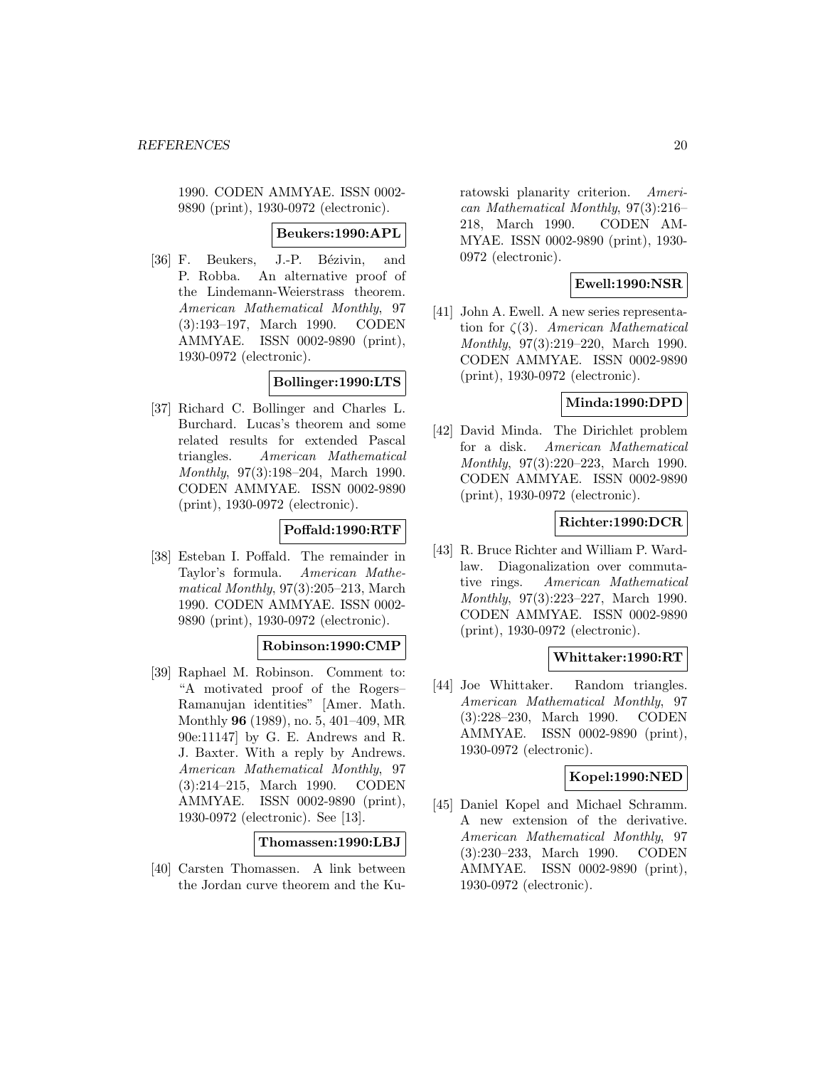1990. CODEN AMMYAE. ISSN 0002-9890 (print), 1930-0972 (electronic).

**Beukers:1990:APL**

[36] F. Beukers, J.-P. Bézivin, and P. Robba. An alternative proof of the Lindemann-Weierstrass theorem. *American Mathematical Monthly*, 97 (3):193–197, March 1990. CODEN AMMYAE. ISSN 0002-9890 (print), 1930-0972 (electronic).

**Bollinger:1990:LTS**

[37] Richard C. Bollinger and Charles L. Burchard. Lucas's theorem and some related results for extended Pascal triangles. *American Mathematical Monthly*, 97(3):198–204, March 1990. CODEN AMMYAE. ISSN 0002-9890 (print), 1930-0972 (electronic).

**Poffald:1990:RTF**

[38] Esteban I. Poffald. The remainder in Taylor's formula. *American Mathematical Monthly*, 97(3):205–213, March 1990. CODEN AMMYAE. ISSN 0002-9890 (print), 1930-0972 (electronic).

**Robinson:1990:CMP**

[39] Raphael M. Robinson. Comment to: "A motivated proof of the Rogers–Ramanujan identities" [Amer. Math. Monthly **96** (1989), no. 5, 401–409, MR 90e:11147] by G. E. Andrews and R. J. Baxter. With a reply by Andrews. *American Mathematical Monthly*, 97 (3):214–215, March 1990. CODEN AMMYAE. ISSN 0002-9890 (print), 1930-0972 (electronic). See [13].

**Thomassen:1990:LBJ**

[40] Carsten Thomassen. A link between the Jordan curve theorem and the Kuratowski planarity criterion. *American Mathematical Monthly*, 97(3):216–218, March 1990. CODEN AMMYAE. ISSN 0002-9890 (print), 1930-0972 (electronic).

**Ewell:1990:NSR**

[41] John A. Ewell. A new series representation for $\zeta(3)$. *American Mathematical Monthly*, 97(3):219–220, March 1990. CODEN AMMYAE. ISSN 0002-9890 (print), 1930-0972 (electronic).

**Minda:1990:DPD**

[42] David Minda. The Dirichlet problem for a disk. *American Mathematical Monthly*, 97(3):220–223, March 1990. CODEN AMMYAE. ISSN 0002-9890 (print), 1930-0972 (electronic).

**Richter:1990:DCR**

[43] R. Bruce Richter and William P. Wardlaw. Diagonalization over commutative rings. *American Mathematical Monthly*, 97(3):223–227, March 1990. CODEN AMMYAE. ISSN 0002-9890 (print), 1930-0972 (electronic).

**Whittaker:1990:RT**

[44] Joe Whittaker. Random triangles. *American Mathematical Monthly*, 97 (3):228–230, March 1990. CODEN AMMYAE. ISSN 0002-9890 (print), 1930-0972 (electronic).

**Kopel:1990:NED**

[45] Daniel Kopel and Michael Schramm. A new extension of the derivative. *American Mathematical Monthly*, 97 (3):230–233, March 1990. CODEN AMMYAE. ISSN 0002-9890 (print), 1930-0972 (electronic).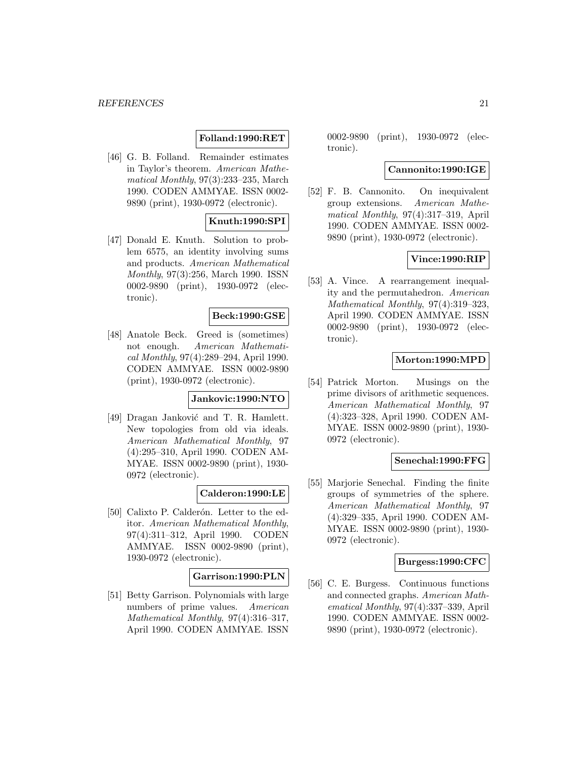**Folland:1990:RET**

[46] G. B. Folland. Remainder estimates in Taylor's theorem. *American Mathematical Monthly*, 97(3):233–235, March 1990. CODEN AMMYAE. ISSN 0002-9890 (print), 1930-0972 (electronic).

**Knuth:1990:SPI**

[47] Donald E. Knuth. Solution to problem 6575, an identity involving sums and products. *American Mathematical Monthly*, 97(3):256, March 1990. ISSN 0002-9890 (print), 1930-0972 (electronic).

**Beck:1990:GSE**

[48] Anatole Beck. Greed is (sometimes) not enough. *American Mathematical Monthly*, 97(4):289–294, April 1990. CODEN AMMYAE. ISSN 0002-9890 (print), 1930-0972 (electronic).

**Jankovic:1990:NTO**

[49] Dragan Janković and T. R. Hamlett. New topologies from old via ideals. *American Mathematical Monthly*, 97 (4):295–310, April 1990. CODEN AMMYAE. ISSN 0002-9890 (print), 1930-0972 (electronic).

**Calderon:1990:LE**

[50] Calixto P. Calderón. Letter to the editor. *American Mathematical Monthly*, 97(4):311–312, April 1990. CODEN AMMYAE. ISSN 0002-9890 (print), 1930-0972 (electronic).

**Garrison:1990:PLN**

[51] Betty Garrison. Polynomials with large numbers of prime values. *American Mathematical Monthly*, 97(4):316–317, April 1990. CODEN AMMYAE. ISSN 0002-9890 (print), 1930-0972 (electronic).

**Cannonito:1990:IGE**

[52] F. B. Cannonito. On inequivalent group extensions. *American Mathematical Monthly*, 97(4):317–319, April 1990. CODEN AMMYAE. ISSN 0002-9890 (print), 1930-0972 (electronic).

**Vince:1990:RIP**

[53] A. Vince. A rearrangement inequality and the permutahedron. *American Mathematical Monthly*, 97(4):319–323, April 1990. CODEN AMMYAE. ISSN 0002-9890 (print), 1930-0972 (electronic).

**Morton:1990:MPD**

[54] Patrick Morton. Musings on the prime divisors of arithmetic sequences. *American Mathematical Monthly*, 97 (4):323–328, April 1990. CODEN AMMYAE. ISSN 0002-9890 (print), 1930-0972 (electronic).

**Senechal:1990:FFG**

[55] Marjorie Senechal. Finding the finite groups of symmetries of the sphere. *American Mathematical Monthly*, 97 (4):329–335, April 1990. CODEN AMMYAE. ISSN 0002-9890 (print), 1930-0972 (electronic).

**Burgess:1990:CFC**

[56] C. E. Burgess. Continuous functions and connected graphs. *American Mathematical Monthly*, 97(4):337–339, April 1990. CODEN AMMYAE. ISSN 0002-9890 (print), 1930-0972 (electronic).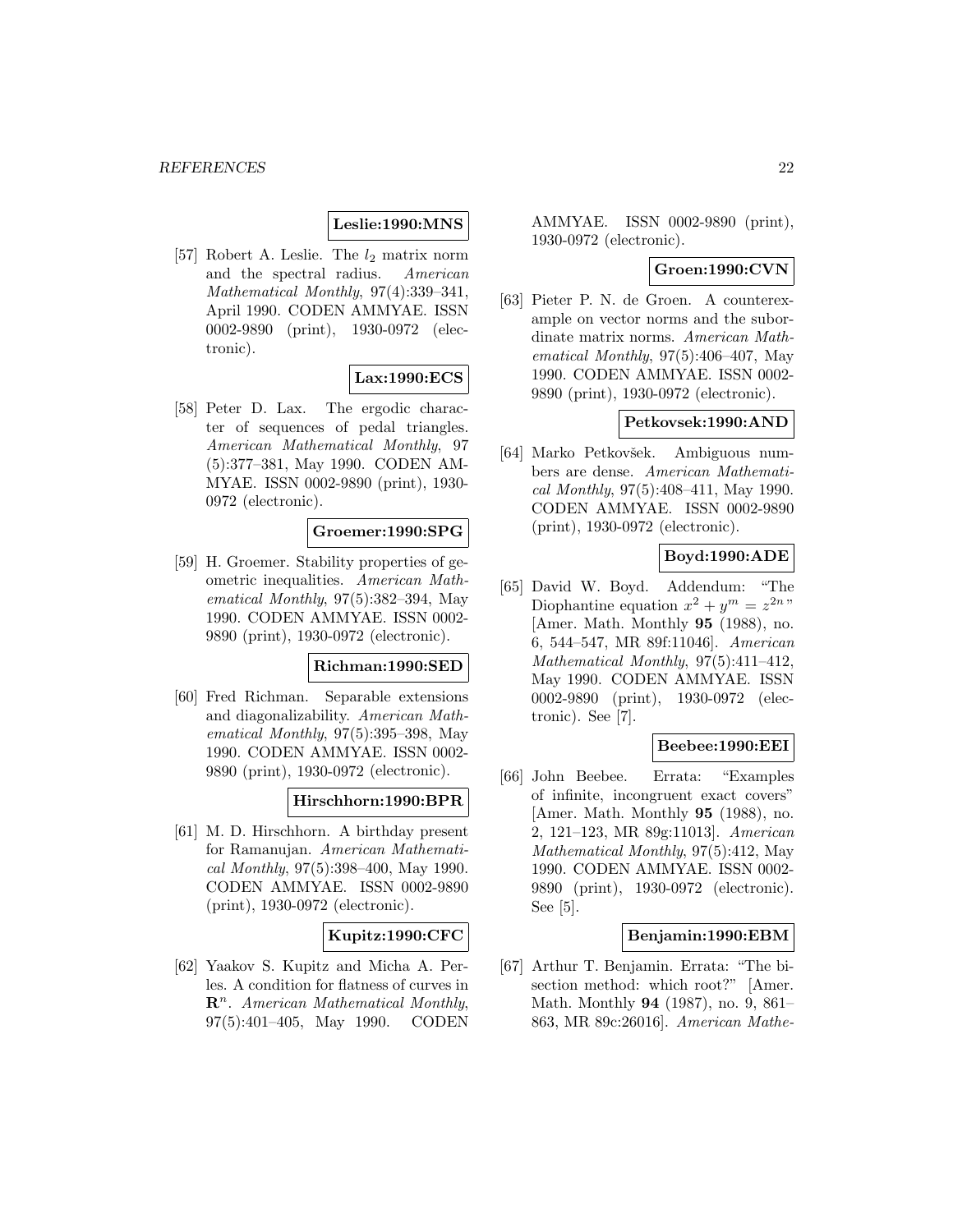**Leslie:1990:MNS**

[57] Robert A. Leslie. The $l_2$ matrix norm and the spectral radius. *American Mathematical Monthly*, 97(4):339–341, April 1990. CODEN AMMYAE. ISSN 0002-9890 (print), 1930-0972 (electronic).

**Lax:1990:ECS**

[58] Peter D. Lax. The ergodic character of sequences of pedal triangles. *American Mathematical Monthly*, 97 (5):377–381, May 1990. CODEN AMMYAE. ISSN 0002-9890 (print), 1930-0972 (electronic).

**Groemer:1990:SPG**

[59] H. Groemer. Stability properties of geometric inequalities. *American Mathematical Monthly*, 97(5):382–394, May 1990. CODEN AMMYAE. ISSN 0002-9890 (print), 1930-0972 (electronic).

**Richman:1990:SED**

[60] Fred Richman. Separable extensions and diagonalizability. *American Mathematical Monthly*, 97(5):395–398, May 1990. CODEN AMMYAE. ISSN 0002-9890 (print), 1930-0972 (electronic).

**Hirschhorn:1990:BPR**

[61] M. D. Hirschhorn. A birthday present for Ramanujan. *American Mathematical Monthly*, 97(5):398–400, May 1990. CODEN AMMYAE. ISSN 0002-9890 (print), 1930-0972 (electronic).

**Kupitz:1990:CFC**

[62] Yaakov S. Kupitz and Micha A. Perles. A condition for flatness of curves in $\mathbf{R}^n$. *American Mathematical Monthly*, 97(5):401–405, May 1990. CODEN AMMYAE. ISSN 0002-9890 (print), 1930-0972 (electronic).

**Groen:1990:CVN**

[63] Pieter P. N. de Groen. A counterexample on vector norms and the subordinate matrix norms. *American Mathematical Monthly*, 97(5):406–407, May 1990. CODEN AMMYAE. ISSN 0002-9890 (print), 1930-0972 (electronic).

**Petkovsek:1990:AND**

[64] Marko Petkovšek. Ambiguous numbers are dense. *American Mathematical Monthly*, 97(5):408–411, May 1990. CODEN AMMYAE. ISSN 0002-9890 (print), 1930-0972 (electronic).

**Boyd:1990:ADE**

[65] David W. Boyd. Addendum: "The Diophantine equation $x^2 + y^m = z^{2n}$" [Amer. Math. Monthly **95** (1988), no. 6, 544–547, MR 89f:11046]. *American Mathematical Monthly*, 97(5):411–412, May 1990. CODEN AMMYAE. ISSN 0002-9890 (print), 1930-0972 (electronic). See [7].

**Beebee:1990:EEI**

[66] John Beebee. Errata: "Examples of infinite, incongruent exact covers" [Amer. Math. Monthly **95** (1988), no. 2, 121–123, MR 89g:11013]. *American Mathematical Monthly*, 97(5):412, May 1990. CODEN AMMYAE. ISSN 0002-9890 (print), 1930-0972 (electronic). See [5].

**Benjamin:1990:EBM**

[67] Arthur T. Benjamin. Errata: "The bisection method: which root?" [Amer. Math. Monthly **94** (1987), no. 9, 861–863, MR 89c:26016]. *American Mathe-*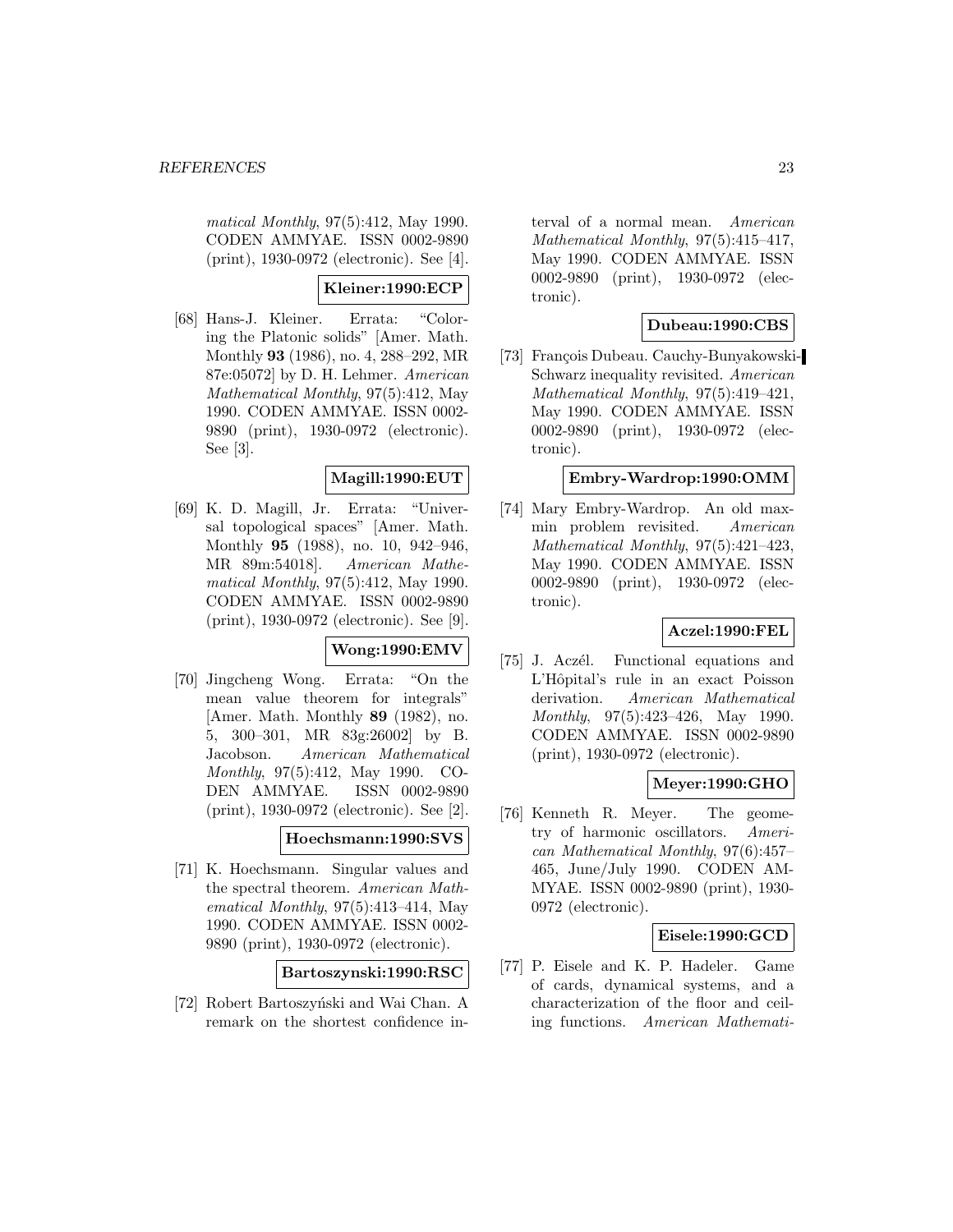matical Monthly, 97(5):412, May 1990. CODEN AMMYAE. ISSN 0002-9890 (print), 1930-0972 (electronic). See [4].

**Kleiner:1990:ECP**

[68] Hans-J. Kleiner. Errata: "Coloring the Platonic solids" [Amer. Math. Monthly **93** (1986), no. 4, 288–292, MR 87e:05072] by D. H. Lehmer. *American Mathematical Monthly*, 97(5):412, May 1990. CODEN AMMYAE. ISSN 0002-9890 (print), 1930-0972 (electronic). See [3].

**Magill:1990:EUT**

[69] K. D. Magill, Jr. Errata: "Universal topological spaces" [Amer. Math. Monthly **95** (1988), no. 10, 942–946, MR 89m:54018]. *American Mathematical Monthly*, 97(5):412, May 1990. CODEN AMMYAE. ISSN 0002-9890 (print), 1930-0972 (electronic). See [9].

**Wong:1990:EMV**

[70] Jingcheng Wong. Errata: "On the mean value theorem for integrals" [Amer. Math. Monthly **89** (1982), no. 5, 300–301, MR 83g:26002] by B. Jacobson. *American Mathematical Monthly*, 97(5):412, May 1990. CODEN AMMYAE. ISSN 0002-9890 (print), 1930-0972 (electronic). See [2].

**Hoechsmann:1990:SVS**

[71] K. Hoechsmann. Singular values and the spectral theorem. *American Mathematical Monthly*, 97(5):413–414, May 1990. CODEN AMMYAE. ISSN 0002-9890 (print), 1930-0972 (electronic).

**Bartoszynski:1990:RSC**

[72] Robert Bartoszyński and Wai Chan. A remark on the shortest confidence interval of a normal mean. *American Mathematical Monthly*, 97(5):415–417, May 1990. CODEN AMMYAE. ISSN 0002-9890 (print), 1930-0972 (electronic).

**Dubeau:1990:CBS**

[73] François Dubeau. Cauchy-Bunyakowski-Schwarz inequality revisited. *American Mathematical Monthly*, 97(5):419–421, May 1990. CODEN AMMYAE. ISSN 0002-9890 (print), 1930-0972 (electronic).

**Embry-Wardrop:1990:OMM**

[74] Mary Embry-Wardrop. An old maxmin problem revisited. *American Mathematical Monthly*, 97(5):421–423, May 1990. CODEN AMMYAE. ISSN 0002-9890 (print), 1930-0972 (electronic).

**Aczel:1990:FEL**

[75] J. Aczél. Functional equations and L'Hôpital's rule in an exact Poisson derivation. *American Mathematical Monthly*, 97(5):423–426, May 1990. CODEN AMMYAE. ISSN 0002-9890 (print), 1930-0972 (electronic).

**Meyer:1990:GHO**

[76] Kenneth R. Meyer. The geometry of harmonic oscillators. *American Mathematical Monthly*, 97(6):457–465, June/July 1990. CODEN AMMYAE. ISSN 0002-9890 (print), 1930-0972 (electronic).

**Eisele:1990:GCD**

[77] P. Eisele and K. P. Hadeler. Game of cards, dynamical systems, and a characterization of the floor and ceiling functions. *American Mathemati-*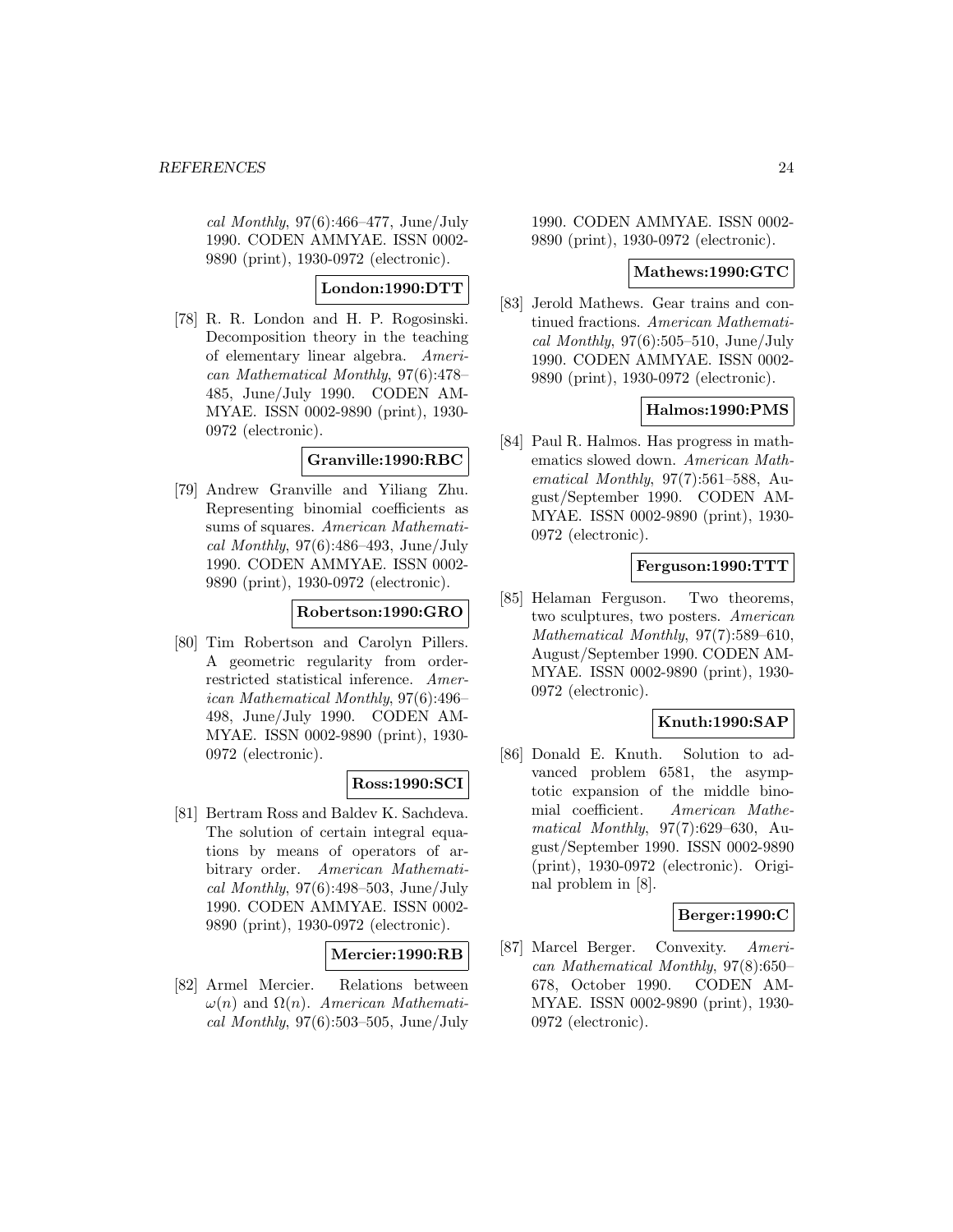*cal Monthly*, 97(6):466–477, June/July 1990. CODEN AMMYAE. ISSN 0002-9890 (print), 1930-0972 (electronic).

**London:1990:DTT**

[78] R. R. London and H. P. Rogosinski. Decomposition theory in the teaching of elementary linear algebra. *American Mathematical Monthly*, 97(6):478–485, June/July 1990. CODEN AMMYAE. ISSN 0002-9890 (print), 1930-0972 (electronic).

**Granville:1990:RBC**

[79] Andrew Granville and Yiliang Zhu. Representing binomial coefficients as sums of squares. *American Mathematical Monthly*, 97(6):486–493, June/July 1990. CODEN AMMYAE. ISSN 0002-9890 (print), 1930-0972 (electronic).

**Robertson:1990:GRO**

[80] Tim Robertson and Carolyn Pillers. A geometric regularity from order-restricted statistical inference. *American Mathematical Monthly*, 97(6):496–498, June/July 1990. CODEN AMMYAE. ISSN 0002-9890 (print), 1930-0972 (electronic).

**Ross:1990:SCI**

[81] Bertram Ross and Baldev K. Sachdeva. The solution of certain integral equations by means of operators of arbitrary order. *American Mathematical Monthly*, 97(6):498–503, June/July 1990. CODEN AMMYAE. ISSN 0002-9890 (print), 1930-0972 (electronic).

**Mercier:1990:RB**

[82] Armel Mercier. Relations between $\omega(n)$ and $\Omega(n)$. *American Mathematical Monthly*, 97(6):503–505, June/July 1990. CODEN AMMYAE. ISSN 0002-9890 (print), 1930-0972 (electronic).

**Mathews:1990:GTC**

[83] Jerold Mathews. Gear trains and continued fractions. *American Mathematical Monthly*, 97(6):505–510, June/July 1990. CODEN AMMYAE. ISSN 0002-9890 (print), 1930-0972 (electronic).

**Halmos:1990:PMS**

[84] Paul R. Halmos. Has progress in mathematics slowed down. *American Mathematical Monthly*, 97(7):561–588, August/September 1990. CODEN AMMYAE. ISSN 0002-9890 (print), 1930-0972 (electronic).

**Ferguson:1990:TTT**

[85] Helaman Ferguson. Two theorems, two sculptures, two posters. *American Mathematical Monthly*, 97(7):589–610, August/September 1990. CODEN AMMYAE. ISSN 0002-9890 (print), 1930-0972 (electronic).

**Knuth:1990:SAP**

[86] Donald E. Knuth. Solution to advanced problem 6581, the asymptotic expansion of the middle binomial coefficient. *American Mathematical Monthly*, 97(7):629–630, August/September 1990. ISSN 0002-9890 (print), 1930-0972 (electronic). Original problem in [8].

**Berger:1990:C**

[87] Marcel Berger. Convexity. *American Mathematical Monthly*, 97(8):650–678, October 1990. CODEN AMMYAE. ISSN 0002-9890 (print), 1930-0972 (electronic).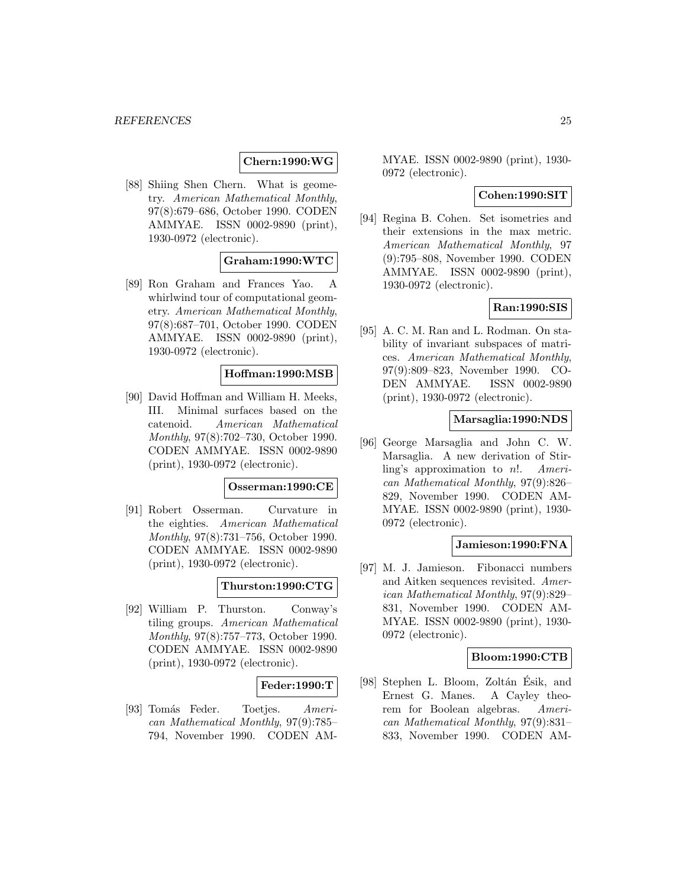**Chern:1990:WG**

[88] Shiing Shen Chern. What is geometry. *American Mathematical Monthly*, 97(8):679–686, October 1990. CODEN AMMYAE. ISSN 0002-9890 (print), 1930-0972 (electronic).

**Graham:1990:WTC**

[89] Ron Graham and Frances Yao. A whirlwind tour of computational geometry. *American Mathematical Monthly*, 97(8):687–701, October 1990. CODEN AMMYAE. ISSN 0002-9890 (print), 1930-0972 (electronic).

**Hoffman:1990:MSB**

[90] David Hoffman and William H. Meeks, III. Minimal surfaces based on the catenoid. *American Mathematical Monthly*, 97(8):702–730, October 1990. CODEN AMMYAE. ISSN 0002-9890 (print), 1930-0972 (electronic).

**Osserman:1990:CE**

[91] Robert Osserman. Curvature in the eighties. *American Mathematical Monthly*, 97(8):731–756, October 1990. CODEN AMMYAE. ISSN 0002-9890 (print), 1930-0972 (electronic).

**Thurston:1990:CTG**

[92] William P. Thurston. Conway's tiling groups. *American Mathematical Monthly*, 97(8):757–773, October 1990. CODEN AMMYAE. ISSN 0002-9890 (print), 1930-0972 (electronic).

**Feder:1990:T**

[93] Tomás Feder. Toetjes. *American Mathematical Monthly*, 97(9):785–794, November 1990. CODEN AMMYAE. ISSN 0002-9890 (print), 1930-0972 (electronic).

**Cohen:1990:SIT**

[94] Regina B. Cohen. Set isometries and their extensions in the max metric. *American Mathematical Monthly*, 97(9):795–808, November 1990. CODEN AMMYAE. ISSN 0002-9890 (print), 1930-0972 (electronic).

**Ran:1990:SIS**

[95] A. C. M. Ran and L. Rodman. On stability of invariant subspaces of matrices. *American Mathematical Monthly*, 97(9):809–823, November 1990. CODEN AMMYAE. ISSN 0002-9890 (print), 1930-0972 (electronic).

**Marsaglia:1990:NDS**

[96] George Marsaglia and John C. W. Marsaglia. A new derivation of Stirling's approximation to $n!$. *American Mathematical Monthly*, 97(9):826–829, November 1990. CODEN AMMYAE. ISSN 0002-9890 (print), 1930-0972 (electronic).

**Jamieson:1990:FNA**

[97] M. J. Jamieson. Fibonacci numbers and Aitken sequences revisited. *American Mathematical Monthly*, 97(9):829–831, November 1990. CODEN AMMYAE. ISSN 0002-9890 (print), 1930-0972 (electronic).

**Bloom:1990:CTB**

[98] Stephen L. Bloom, Zoltán Ésik, and Ernest G. Manes. A Cayley theorem for Boolean algebras. *American Mathematical Monthly*, 97(9):831–833, November 1990. CODEN AM-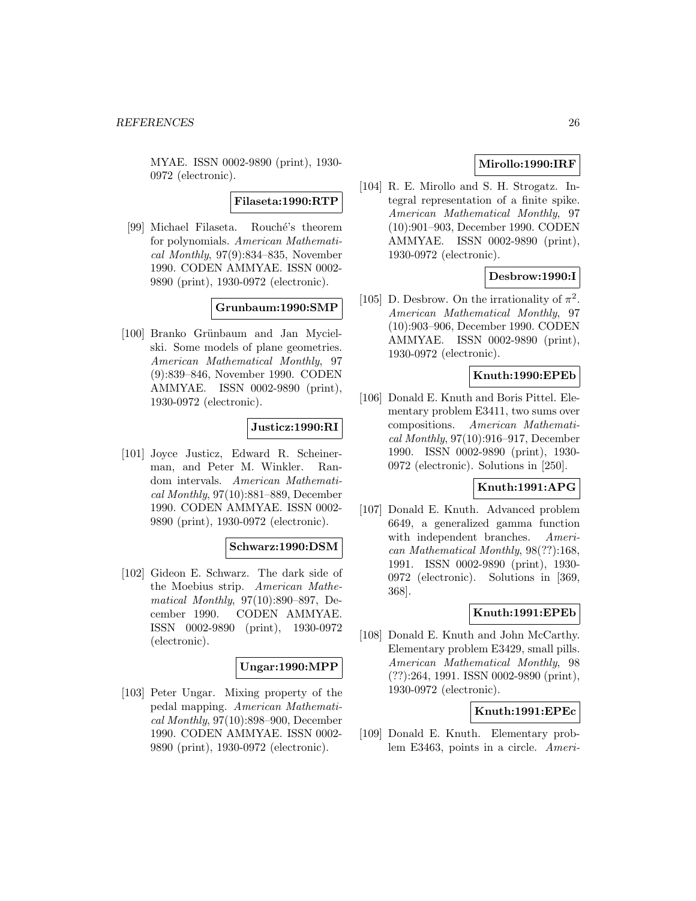MYAE. ISSN 0002-9890 (print), 1930-0972 (electronic).

**Filaseta:1990:RTP**

[99] Michael Filaseta. Rouché's theorem for polynomials. *American Mathematical Monthly*, 97(9):834–835, November 1990. CODEN AMMYAE. ISSN 0002-9890 (print), 1930-0972 (electronic).

**Grunbaum:1990:SMP**

[100] Branko Grünbaum and Jan Mycielski. Some models of plane geometries. *American Mathematical Monthly*, 97 (9):839–846, November 1990. CODEN AMMYAE. ISSN 0002-9890 (print), 1930-0972 (electronic).

**Justicz:1990:RI**

[101] Joyce Justicz, Edward R. Scheinerman, and Peter M. Winkler. Random intervals. *American Mathematical Monthly*, 97(10):881–889, December 1990. CODEN AMMYAE. ISSN 0002-9890 (print), 1930-0972 (electronic).

**Schwarz:1990:DSM**

[102] Gideon E. Schwarz. The dark side of the Moebius strip. *American Mathematical Monthly*, 97(10):890–897, December 1990. CODEN AMMYAE. ISSN 0002-9890 (print), 1930-0972 (electronic).

**Ungar:1990:MPP**

[103] Peter Ungar. Mixing property of the pedal mapping. *American Mathematical Monthly*, 97(10):898–900, December 1990. CODEN AMMYAE. ISSN 0002-9890 (print), 1930-0972 (electronic).

**Mirollo:1990:IRF**

[104] R. E. Mirollo and S. H. Strogatz. Integral representation of a finite spike. *American Mathematical Monthly*, 97 (10):901–903, December 1990. CODEN AMMYAE. ISSN 0002-9890 (print), 1930-0972 (electronic).

**Desbrow:1990:I**

[105] D. Desbrow. On the irrationality of $\pi^2$. *American Mathematical Monthly*, 97 (10):903–906, December 1990. CODEN AMMYAE. ISSN 0002-9890 (print), 1930-0972 (electronic).

**Knuth:1990:EPEb**

[106] Donald E. Knuth and Boris Pittel. Elementary problem E3411, two sums over compositions. *American Mathematical Monthly*, 97(10):916–917, December 1990. ISSN 0002-9890 (print), 1930-0972 (electronic). Solutions in [250].

**Knuth:1991:APG**

[107] Donald E. Knuth. Advanced problem 6649, a generalized gamma function with independent branches. *American Mathematical Monthly*, 98(??):168, 1991. ISSN 0002-9890 (print), 1930-0972 (electronic). Solutions in [369, 368].

**Knuth:1991:EPEb**

[108] Donald E. Knuth and John McCarthy. Elementary problem E3429, small pills. *American Mathematical Monthly*, 98 (??):264, 1991. ISSN 0002-9890 (print), 1930-0972 (electronic).

**Knuth:1991:EPEc**

[109] Donald E. Knuth. Elementary problem E3463, points in a circle. *Ameri-*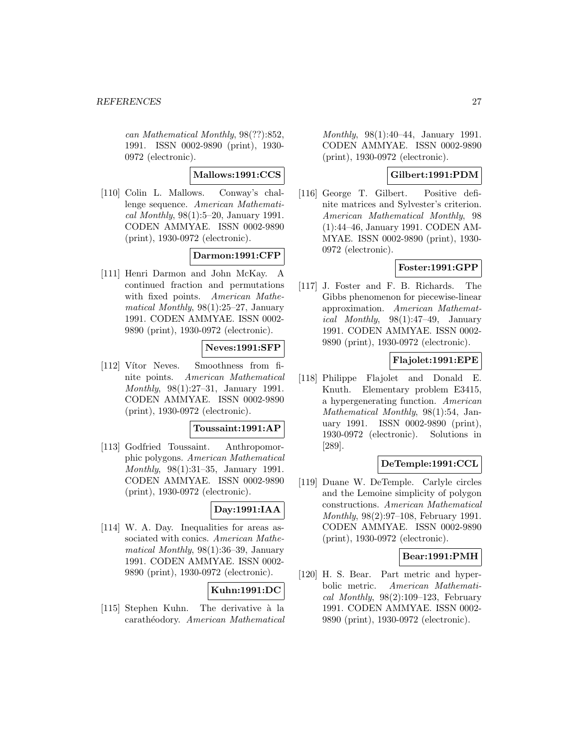can Mathematical Monthly*, 98(??):852, 1991. ISSN 0002-9890 (print), 1930-0972 (electronic).

**Mallows:1991:CCS**

[110] Colin L. Mallows. Conway's challenge sequence. *American Mathematical Monthly*, 98(1):5–20, January 1991. CODEN AMMYAE. ISSN 0002-9890 (print), 1930-0972 (electronic).

**Darmon:1991:CFP**

[111] Henri Darmon and John McKay. A continued fraction and permutations with fixed points. *American Mathematical Monthly*, 98(1):25–27, January 1991. CODEN AMMYAE. ISSN 0002-9890 (print), 1930-0972 (electronic).

**Neves:1991:SFP**

[112] Vítor Neves. Smoothness from finite points. *American Mathematical Monthly*, 98(1):27–31, January 1991. CODEN AMMYAE. ISSN 0002-9890 (print), 1930-0972 (electronic).

**Toussaint:1991:AP**

[113] Godfried Toussaint. Anthropomorphic polygons. *American Mathematical Monthly*, 98(1):31–35, January 1991. CODEN AMMYAE. ISSN 0002-9890 (print), 1930-0972 (electronic).

**Day:1991:IAA**

[114] W. A. Day. Inequalities for areas associated with conics. *American Mathematical Monthly*, 98(1):36–39, January 1991. CODEN AMMYAE. ISSN 0002-9890 (print), 1930-0972 (electronic).

**Kuhn:1991:DC**

[115] Stephen Kuhn. The derivative à la carathéodory. *American Mathematical Monthly*, 98(1):40–44, January 1991. CODEN AMMYAE. ISSN 0002-9890 (print), 1930-0972 (electronic).

**Gilbert:1991:PDM**

[116] George T. Gilbert. Positive definite matrices and Sylvester's criterion. *American Mathematical Monthly*, 98 (1):44–46, January 1991. CODEN AMMYAE. ISSN 0002-9890 (print), 1930-0972 (electronic).

**Foster:1991:GPP**

[117] J. Foster and F. B. Richards. The Gibbs phenomenon for piecewise-linear approximation. *American Mathematical Monthly*, 98(1):47–49, January 1991. CODEN AMMYAE. ISSN 0002-9890 (print), 1930-0972 (electronic).

**Flajolet:1991:EPE**

[118] Philippe Flajolet and Donald E. Knuth. Elementary problem E3415, a hypergenerating function. *American Mathematical Monthly*, 98(1):54, January 1991. ISSN 0002-9890 (print), 1930-0972 (electronic). Solutions in [289].

**DeTemple:1991:CCL**

[119] Duane W. DeTemple. Carlyle circles and the Lemoine simplicity of polygon constructions. *American Mathematical Monthly*, 98(2):97–108, February 1991. CODEN AMMYAE. ISSN 0002-9890 (print), 1930-0972 (electronic).

**Bear:1991:PMH**

[120] H. S. Bear. Part metric and hyperbolic metric. *American Mathematical Monthly*, 98(2):109–123, February 1991. CODEN AMMYAE. ISSN 0002-9890 (print), 1930-0972 (electronic).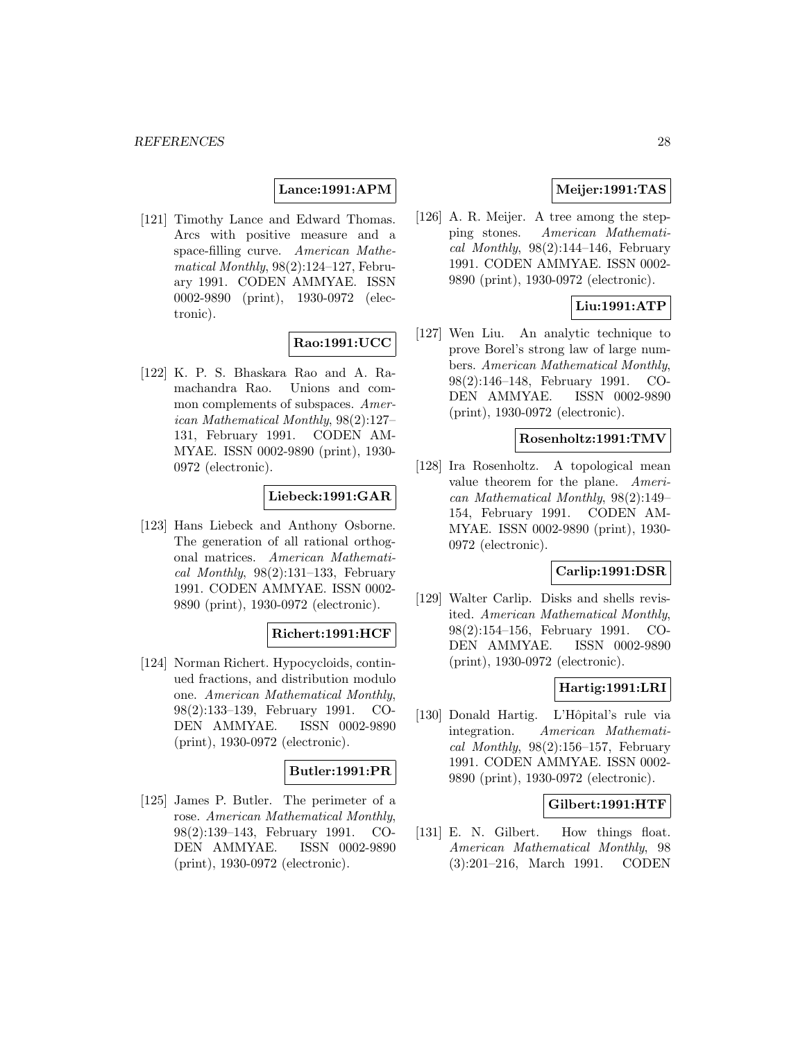**Lance:1991:APM**

[121] Timothy Lance and Edward Thomas. Arcs with positive measure and a space-filling curve. *American Mathematical Monthly*, 98(2):124–127, February 1991. CODEN AMMYAE. ISSN 0002-9890 (print), 1930-0972 (electronic).

**Rao:1991:UCC**

[122] K. P. S. Bhaskara Rao and A. Ramachandra Rao. Unions and common complements of subspaces. *American Mathematical Monthly*, 98(2):127–131, February 1991. CODEN AMMYAE. ISSN 0002-9890 (print), 1930-0972 (electronic).

**Liebeck:1991:GAR**

[123] Hans Liebeck and Anthony Osborne. The generation of all rational orthogonal matrices. *American Mathematical Monthly*, 98(2):131–133, February 1991. CODEN AMMYAE. ISSN 0002-9890 (print), 1930-0972 (electronic).

**Richert:1991:HCF**

[124] Norman Richert. Hypocycloids, continued fractions, and distribution modulo one. *American Mathematical Monthly*, 98(2):133–139, February 1991. CODEN AMMYAE. ISSN 0002-9890 (print), 1930-0972 (electronic).

**Butler:1991:PR**

[125] James P. Butler. The perimeter of a rose. *American Mathematical Monthly*, 98(2):139–143, February 1991. CODEN AMMYAE. ISSN 0002-9890 (print), 1930-0972 (electronic).

**Meijer:1991:TAS**

[126] A. R. Meijer. A tree among the stepping stones. *American Mathematical Monthly*, 98(2):144–146, February 1991. CODEN AMMYAE. ISSN 0002-9890 (print), 1930-0972 (electronic).

**Liu:1991:ATP**

[127] Wen Liu. An analytic technique to prove Borel's strong law of large numbers. *American Mathematical Monthly*, 98(2):146–148, February 1991. CODEN AMMYAE. ISSN 0002-9890 (print), 1930-0972 (electronic).

**Rosenholtz:1991:TMV**

[128] Ira Rosenholtz. A topological mean value theorem for the plane. *American Mathematical Monthly*, 98(2):149–154, February 1991. CODEN AMMYAE. ISSN 0002-9890 (print), 1930-0972 (electronic).

**Carlip:1991:DSR**

[129] Walter Carlip. Disks and shells revisited. *American Mathematical Monthly*, 98(2):154–156, February 1991. CODEN AMMYAE. ISSN 0002-9890 (print), 1930-0972 (electronic).

**Hartig:1991:LRI**

[130] Donald Hartig. L'Hôpital's rule via integration. *American Mathematical Monthly*, 98(2):156–157, February 1991. CODEN AMMYAE. ISSN 0002-9890 (print), 1930-0972 (electronic).

**Gilbert:1991:HTF**

[131] E. N. Gilbert. How things float. *American Mathematical Monthly*, 98 (3):201–216, March 1991. CODEN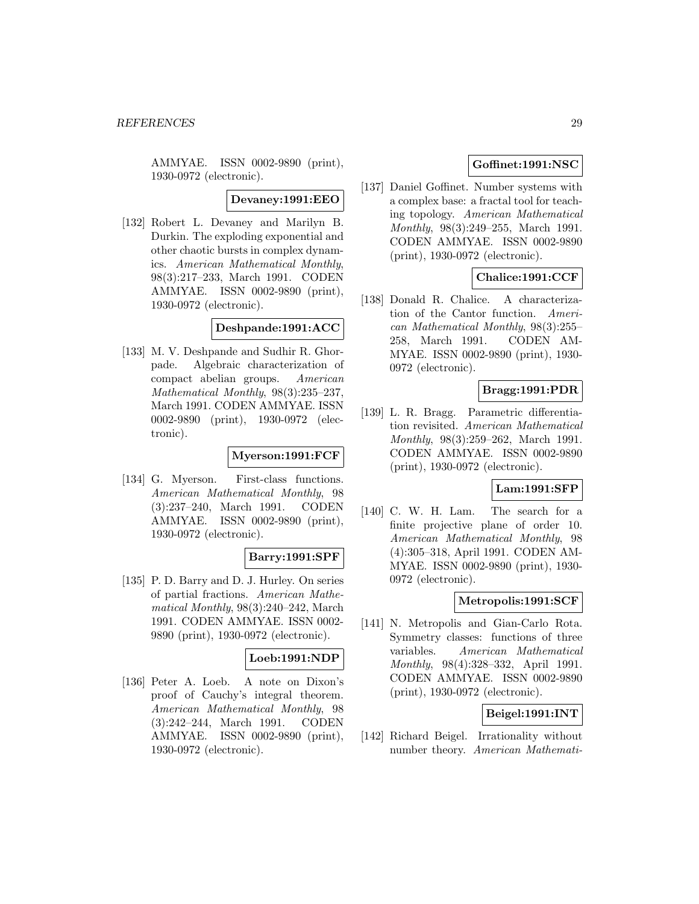AMMYAE. ISSN 0002-9890 (print), 1930-0972 (electronic).

**Devaney:1991:EEO**

[132] Robert L. Devaney and Marilyn B. Durkin. The exploding exponential and other chaotic bursts in complex dynamics. *American Mathematical Monthly*, 98(3):217–233, March 1991. CODEN AMMYAE. ISSN 0002-9890 (print), 1930-0972 (electronic).

**Deshpande:1991:ACC**

[133] M. V. Deshpande and Sudhir R. Ghorpade. Algebraic characterization of compact abelian groups. *American Mathematical Monthly*, 98(3):235–237, March 1991. CODEN AMMYAE. ISSN 0002-9890 (print), 1930-0972 (electronic).

**Myerson:1991:FCF**

[134] G. Myerson. First-class functions. *American Mathematical Monthly*, 98 (3):237–240, March 1991. CODEN AMMYAE. ISSN 0002-9890 (print), 1930-0972 (electronic).

**Barry:1991:SPF**

[135] P. D. Barry and D. J. Hurley. On series of partial fractions. *American Mathematical Monthly*, 98(3):240–242, March 1991. CODEN AMMYAE. ISSN 0002-9890 (print), 1930-0972 (electronic).

**Loeb:1991:NDP**

[136] Peter A. Loeb. A note on Dixon's proof of Cauchy's integral theorem. *American Mathematical Monthly*, 98 (3):242–244, March 1991. CODEN AMMYAE. ISSN 0002-9890 (print), 1930-0972 (electronic).

**Goffinet:1991:NSC**

[137] Daniel Goffinet. Number systems with a complex base: a fractal tool for teaching topology. *American Mathematical Monthly*, 98(3):249–255, March 1991. CODEN AMMYAE. ISSN 0002-9890 (print), 1930-0972 (electronic).

**Chalice:1991:CCF**

[138] Donald R. Chalice. A characterization of the Cantor function. *American Mathematical Monthly*, 98(3):255–258, March 1991. CODEN AMMYAE. ISSN 0002-9890 (print), 1930-0972 (electronic).

**Bragg:1991:PDR**

[139] L. R. Bragg. Parametric differentiation revisited. *American Mathematical Monthly*, 98(3):259–262, March 1991. CODEN AMMYAE. ISSN 0002-9890 (print), 1930-0972 (electronic).

**Lam:1991:SFP**

[140] C. W. H. Lam. The search for a finite projective plane of order 10. *American Mathematical Monthly*, 98 (4):305–318, April 1991. CODEN AMMYAE. ISSN 0002-9890 (print), 1930-0972 (electronic).

**Metropolis:1991:SCF**

[141] N. Metropolis and Gian-Carlo Rota. Symmetry classes: functions of three variables. *American Mathematical Monthly*, 98(4):328–332, April 1991. CODEN AMMYAE. ISSN 0002-9890 (print), 1930-0972 (electronic).

**Beigel:1991:INT**

[142] Richard Beigel. Irrationality without number theory. *American Mathemati-*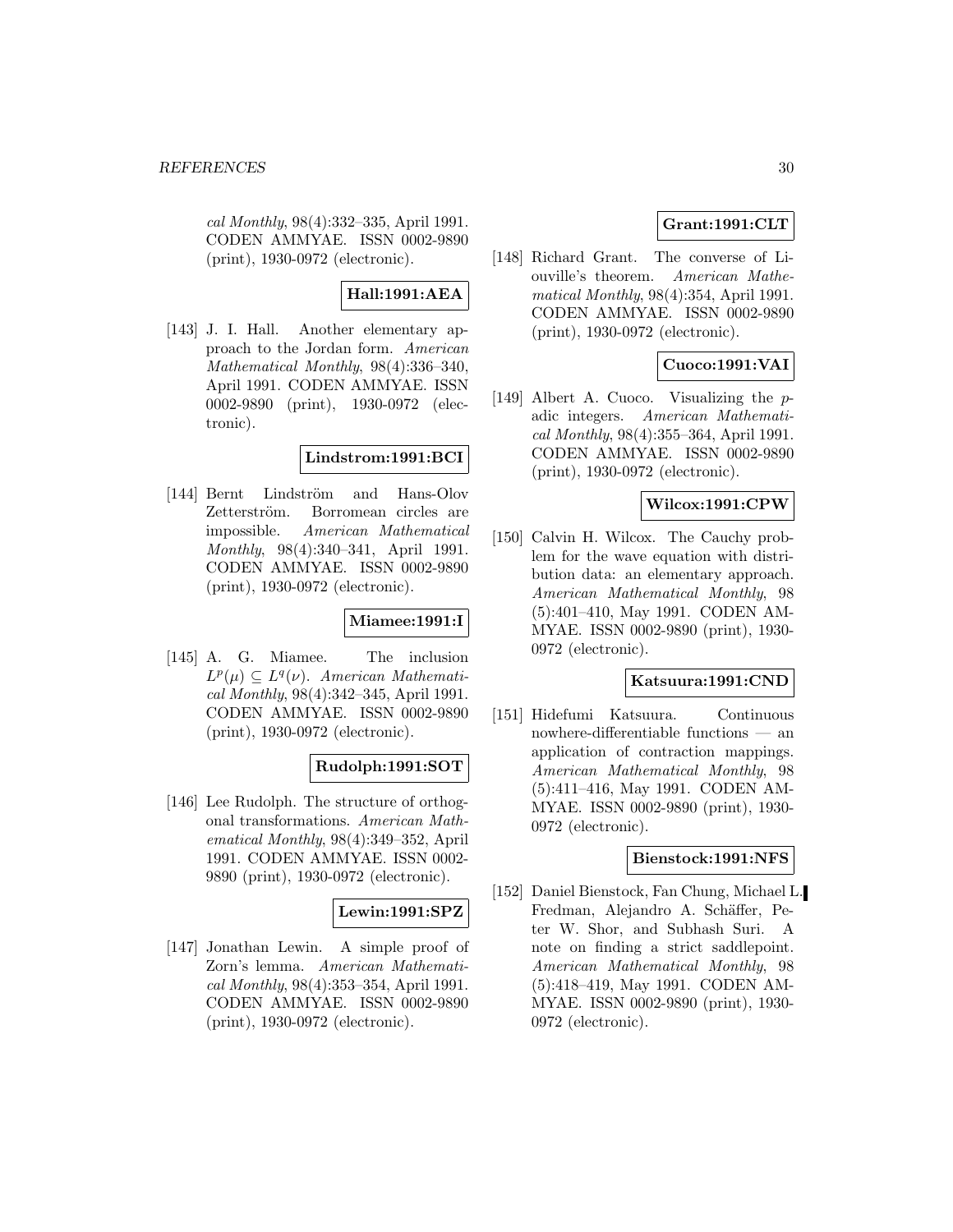cal Monthly, 98(4):332–335, April 1991. CODEN AMMYAE. ISSN 0002-9890 (print), 1930-0972 (electronic).

**Hall:1991:AEA**

[143] J. I. Hall. Another elementary approach to the Jordan form. *American Mathematical Monthly*, 98(4):336–340, April 1991. CODEN AMMYAE. ISSN 0002-9890 (print), 1930-0972 (electronic).

**Lindstrom:1991:BCI**

[144] Bernt Lindström and Hans-Olov Zetterström. Borromean circles are impossible. *American Mathematical Monthly*, 98(4):340–341, April 1991. CODEN AMMYAE. ISSN 0002-9890 (print), 1930-0972 (electronic).

**Miamee:1991:I**

[145] A. G. Miamee. The inclusion $L^p(\mu) \subseteq L^q(\nu)$. *American Mathematical Monthly*, 98(4):342–345, April 1991. CODEN AMMYAE. ISSN 0002-9890 (print), 1930-0972 (electronic).

**Rudolph:1991:SOT**

[146] Lee Rudolph. The structure of orthogonal transformations. *American Mathematical Monthly*, 98(4):349–352, April 1991. CODEN AMMYAE. ISSN 0002-9890 (print), 1930-0972 (electronic).

**Lewin:1991:SPZ**

[147] Jonathan Lewin. A simple proof of Zorn's lemma. *American Mathematical Monthly*, 98(4):353–354, April 1991. CODEN AMMYAE. ISSN 0002-9890 (print), 1930-0972 (electronic).

**Grant:1991:CLT**

[148] Richard Grant. The converse of Liouville's theorem. *American Mathematical Monthly*, 98(4):354, April 1991. CODEN AMMYAE. ISSN 0002-9890 (print), 1930-0972 (electronic).

**Cuoco:1991:VAI**

[149] Albert A. Cuoco. Visualizing the $p$-adic integers. *American Mathematical Monthly*, 98(4):355–364, April 1991. CODEN AMMYAE. ISSN 0002-9890 (print), 1930-0972 (electronic).

**Wilcox:1991:CPW**

[150] Calvin H. Wilcox. The Cauchy problem for the wave equation with distribution data: an elementary approach. *American Mathematical Monthly*, 98 (5):401–410, May 1991. CODEN AMMYAE. ISSN 0002-9890 (print), 1930-0972 (electronic).

**Katsuura:1991:CND**

[151] Hidefumi Katsuura. Continuous nowhere-differentiable functions — an application of contraction mappings. *American Mathematical Monthly*, 98 (5):411–416, May 1991. CODEN AMMYAE. ISSN 0002-9890 (print), 1930-0972 (electronic).

**Bienstock:1991:NFS**

[152] Daniel Bienstock, Fan Chung, Michael L. Fredman, Alejandro A. Schäffer, Peter W. Shor, and Subhash Suri. A note on finding a strict saddlepoint. *American Mathematical Monthly*, 98 (5):418–419, May 1991. CODEN AMMYAE. ISSN 0002-9890 (print), 1930-0972 (electronic).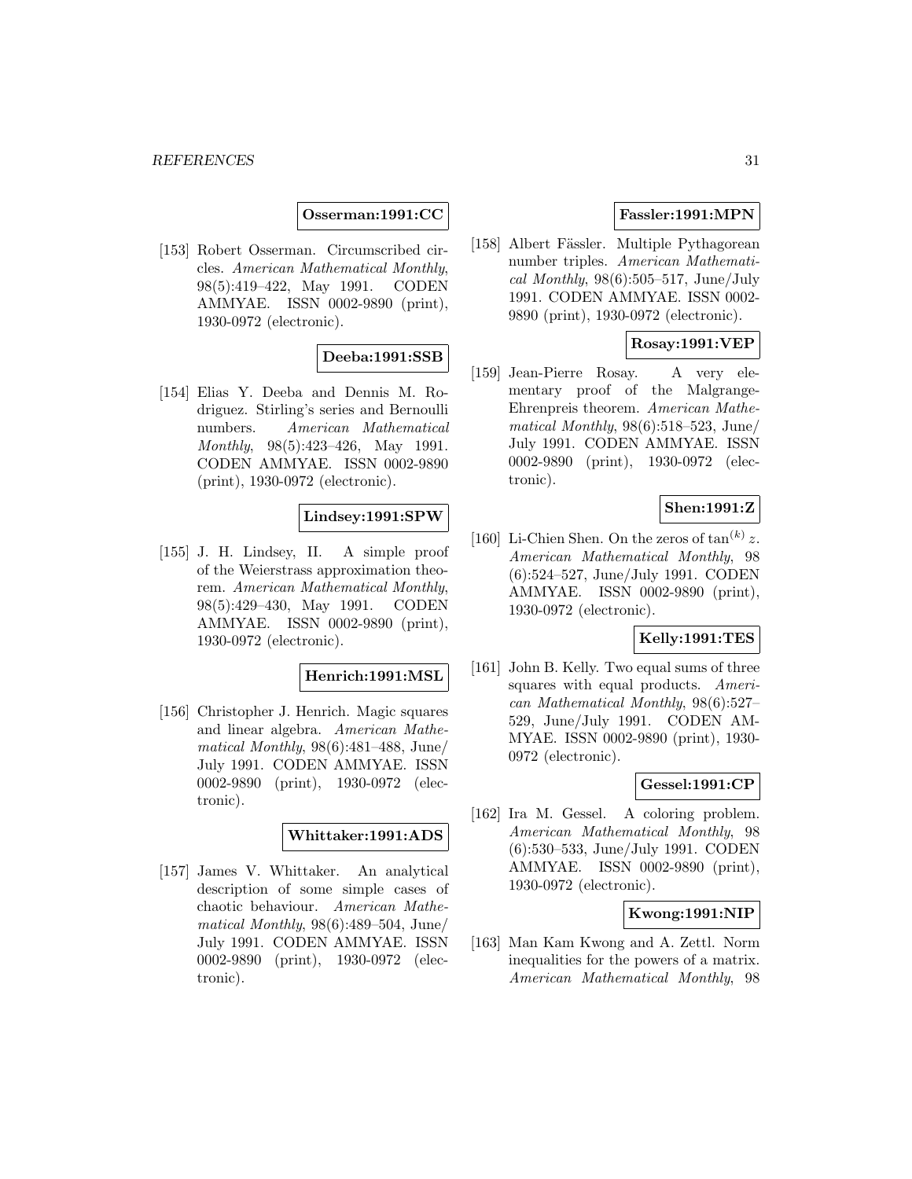**Osserman:1991:CC**

[153] Robert Osserman. Circumscribed circles. *American Mathematical Monthly*, 98(5):419–422, May 1991. CODEN AMMYAE. ISSN 0002-9890 (print), 1930-0972 (electronic).

**Deeba:1991:SSB**

[154] Elias Y. Deeba and Dennis M. Rodriguez. Stirling's series and Bernoulli numbers. *American Mathematical Monthly*, 98(5):423–426, May 1991. CODEN AMMYAE. ISSN 0002-9890 (print), 1930-0972 (electronic).

**Lindsey:1991:SPW**

[155] J. H. Lindsey, II. A simple proof of the Weierstrass approximation theorem. *American Mathematical Monthly*, 98(5):429–430, May 1991. CODEN AMMYAE. ISSN 0002-9890 (print), 1930-0972 (electronic).

**Henrich:1991:MSL**

[156] Christopher J. Henrich. Magic squares and linear algebra. *American Mathematical Monthly*, 98(6):481–488, June/July 1991. CODEN AMMYAE. ISSN 0002-9890 (print), 1930-0972 (electronic).

**Whittaker:1991:ADS**

[157] James V. Whittaker. An analytical description of some simple cases of chaotic behaviour. *American Mathematical Monthly*, 98(6):489–504, June/July 1991. CODEN AMMYAE. ISSN 0002-9890 (print), 1930-0972 (electronic).

**Fassler:1991:MPN**

[158] Albert Fässler. Multiple Pythagorean number triples. *American Mathematical Monthly*, 98(6):505–517, June/July 1991. CODEN AMMYAE. ISSN 0002-9890 (print), 1930-0972 (electronic).

**Rosay:1991:VEP**

[159] Jean-Pierre Rosay. A very elementary proof of the Malgrange-Ehrenpreis theorem. *American Mathematical Monthly*, 98(6):518–523, June/July 1991. CODEN AMMYAE. ISSN 0002-9890 (print), 1930-0972 (electronic).

**Shen:1991:Z**

[160] Li-Chien Shen. On the zeros of $\tan^{(k)} z$. *American Mathematical Monthly*, 98 (6):524–527, June/July 1991. CODEN AMMYAE. ISSN 0002-9890 (print), 1930-0972 (electronic).

**Kelly:1991:TES**

[161] John B. Kelly. Two equal sums of three squares with equal products. *American Mathematical Monthly*, 98(6):527–529, June/July 1991. CODEN AMMYAE. ISSN 0002-9890 (print), 1930-0972 (electronic).

**Gessel:1991:CP**

[162] Ira M. Gessel. A coloring problem. *American Mathematical Monthly*, 98 (6):530–533, June/July 1991. CODEN AMMYAE. ISSN 0002-9890 (print), 1930-0972 (electronic).

**Kwong:1991:NIP**

[163] Man Kam Kwong and A. Zettl. Norm inequalities for the powers of a matrix. *American Mathematical Monthly*, 98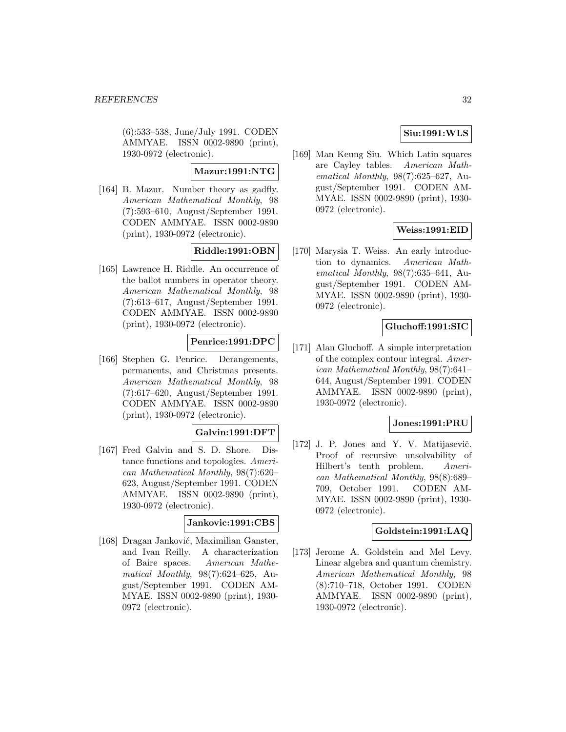(6):533–538, June/July 1991. CODEN AMMYAE. ISSN 0002-9890 (print), 1930-0972 (electronic).

**Mazur:1991:NTG**

[164] B. Mazur. Number theory as gadfly. *American Mathematical Monthly*, 98 (7):593–610, August/September 1991. CODEN AMMYAE. ISSN 0002-9890 (print), 1930-0972 (electronic).

**Riddle:1991:OBN**

[165] Lawrence H. Riddle. An occurrence of the ballot numbers in operator theory. *American Mathematical Monthly*, 98 (7):613–617, August/September 1991. CODEN AMMYAE. ISSN 0002-9890 (print), 1930-0972 (electronic).

**Penrice:1991:DPC**

[166] Stephen G. Penrice. Derangements, permanents, and Christmas presents. *American Mathematical Monthly*, 98 (7):617–620, August/September 1991. CODEN AMMYAE. ISSN 0002-9890 (print), 1930-0972 (electronic).

**Galvin:1991:DFT**

[167] Fred Galvin and S. D. Shore. Distance functions and topologies. *American Mathematical Monthly*, 98(7):620–623, August/September 1991. CODEN AMMYAE. ISSN 0002-9890 (print), 1930-0972 (electronic).

**Jankovic:1991:CBS**

[168] Dragan Janković, Maximilian Ganster, and Ivan Reilly. A characterization of Baire spaces. *American Mathematical Monthly*, 98(7):624–625, August/September 1991. CODEN AMMYAE. ISSN 0002-9890 (print), 1930-0972 (electronic).

**Siu:1991:WLS**

[169] Man Keung Siu. Which Latin squares are Cayley tables. *American Mathematical Monthly*, 98(7):625–627, August/September 1991. CODEN AMMYAE. ISSN 0002-9890 (print), 1930-0972 (electronic).

**Weiss:1991:EID**

[170] Marysia T. Weiss. An early introduction to dynamics. *American Mathematical Monthly*, 98(7):635–641, August/September 1991. CODEN AMMYAE. ISSN 0002-9890 (print), 1930-0972 (electronic).

**Gluchoff:1991:SIC**

[171] Alan Gluchoff. A simple interpretation of the complex contour integral. *American Mathematical Monthly*, 98(7):641–644, August/September 1991. CODEN AMMYAE. ISSN 0002-9890 (print), 1930-0972 (electronic).

**Jones:1991:PRU**

[172] J. P. Jones and Y. V. Matijasevič. Proof of recursive unsolvability of Hilbert's tenth problem. *American Mathematical Monthly*, 98(8):689–709, October 1991. CODEN AMMYAE. ISSN 0002-9890 (print), 1930-0972 (electronic).

**Goldstein:1991:LAQ**

[173] Jerome A. Goldstein and Mel Levy. Linear algebra and quantum chemistry. *American Mathematical Monthly*, 98 (8):710–718, October 1991. CODEN AMMYAE. ISSN 0002-9890 (print), 1930-0972 (electronic).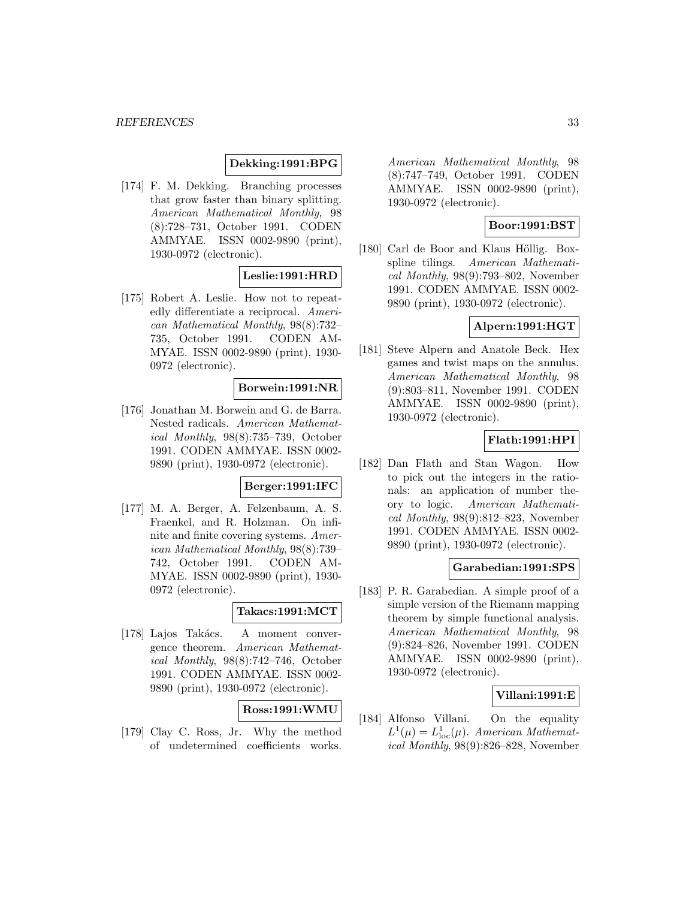**Dekking:1991:BPG**

[174] F. M. Dekking. Branching processes that grow faster than binary splitting. *American Mathematical Monthly*, 98 (8):728–731, October 1991. CODEN AMMYAE. ISSN 0002-9890 (print), 1930-0972 (electronic).

**Leslie:1991:HRD**

[175] Robert A. Leslie. How not to repeatedly differentiate a reciprocal. *American Mathematical Monthly*, 98(8):732–735, October 1991. CODEN AMMYAE. ISSN 0002-9890 (print), 1930-0972 (electronic).

**Borwein:1991:NR**

[176] Jonathan M. Borwein and G. de Barra. Nested radicals. *American Mathematical Monthly*, 98(8):735–739, October 1991. CODEN AMMYAE. ISSN 0002-9890 (print), 1930-0972 (electronic).

**Berger:1991:IFC**

[177] M. A. Berger, A. Felzenbaum, A. S. Fraenkel, and R. Holzman. On infinite and finite covering systems. *American Mathematical Monthly*, 98(8):739–742, October 1991. CODEN AMMYAE. ISSN 0002-9890 (print), 1930-0972 (electronic).

**Takacs:1991:MCT**

[178] Lajos Takács. A moment convergence theorem. *American Mathematical Monthly*, 98(8):742–746, October 1991. CODEN AMMYAE. ISSN 0002-9890 (print), 1930-0972 (electronic).

**Ross:1991:WMU**

[179] Clay C. Ross, Jr. Why the method of undetermined coefficients works. *American Mathematical Monthly*, 98 (8):747–749, October 1991. CODEN AMMYAE. ISSN 0002-9890 (print), 1930-0972 (electronic).

**Boor:1991:BST**

[180] Carl de Boor and Klaus Höllig. Box-spline tilings. *American Mathematical Monthly*, 98(9):793–802, November 1991. CODEN AMMYAE. ISSN 0002-9890 (print), 1930-0972 (electronic).

**Alpern:1991:HGT**

[181] Steve Alpern and Anatole Beck. Hex games and twist maps on the annulus. *American Mathematical Monthly*, 98 (9):803–811, November 1991. CODEN AMMYAE. ISSN 0002-9890 (print), 1930-0972 (electronic).

**Flath:1991:HPI**

[182] Dan Flath and Stan Wagon. How to pick out the integers in the rationals: an application of number theory to logic. *American Mathematical Monthly*, 98(9):812–823, November 1991. CODEN AMMYAE. ISSN 0002-9890 (print), 1930-0972 (electronic).

**Garabedian:1991:SPS**

[183] P. R. Garabedian. A simple proof of a simple version of the Riemann mapping theorem by simple functional analysis. *American Mathematical Monthly*, 98 (9):824–826, November 1991. CODEN AMMYAE. ISSN 0002-9890 (print), 1930-0972 (electronic).

**Villani:1991:E**

[184] Alfonso Villani. On the equality $L^1(\mu) = L^1_{\text{loc}}(\mu)$. *American Mathematical Monthly*, 98(9):826–828, November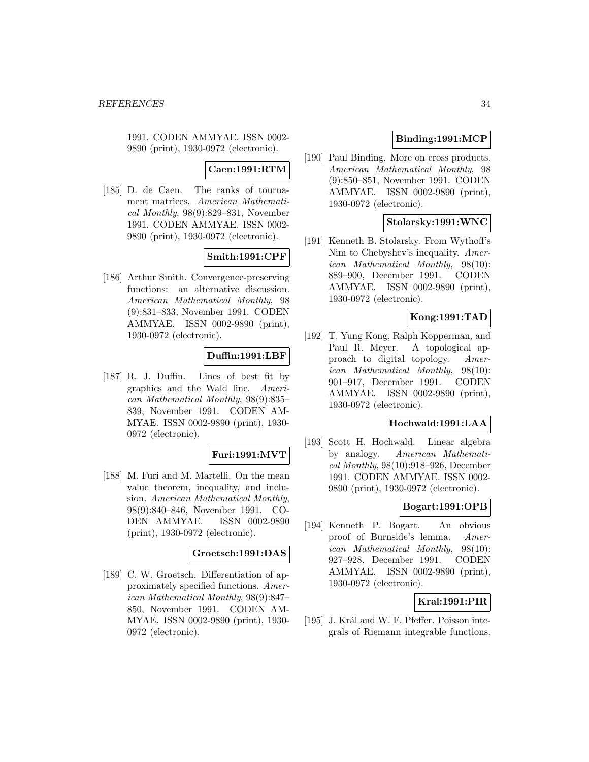1991. CODEN AMMYAE. ISSN 0002-9890 (print), 1930-0972 (electronic).

**Caen:1991:RTM**

[185] D. de Caen. The ranks of tournament matrices. *American Mathematical Monthly*, 98(9):829–831, November 1991. CODEN AMMYAE. ISSN 0002-9890 (print), 1930-0972 (electronic).

**Smith:1991:CPF**

[186] Arthur Smith. Convergence-preserving functions: an alternative discussion. *American Mathematical Monthly*, 98 (9):831–833, November 1991. CODEN AMMYAE. ISSN 0002-9890 (print), 1930-0972 (electronic).

**Duffin:1991:LBF**

[187] R. J. Duffin. Lines of best fit by graphics and the Wald line. *American Mathematical Monthly*, 98(9):835–839, November 1991. CODEN AMMYAE. ISSN 0002-9890 (print), 1930-0972 (electronic).

**Furi:1991:MVT**

[188] M. Furi and M. Martelli. On the mean value theorem, inequality, and inclusion. *American Mathematical Monthly*, 98(9):840–846, November 1991. CODEN AMMYAE. ISSN 0002-9890 (print), 1930-0972 (electronic).

**Groetsch:1991:DAS**

[189] C. W. Groetsch. Differentiation of approximately specified functions. *American Mathematical Monthly*, 98(9):847–850, November 1991. CODEN AMMYAE. ISSN 0002-9890 (print), 1930-0972 (electronic).

**Binding:1991:MCP**

[190] Paul Binding. More on cross products. *American Mathematical Monthly*, 98 (9):850–851, November 1991. CODEN AMMYAE. ISSN 0002-9890 (print), 1930-0972 (electronic).

**Stolarsky:1991:WNC**

[191] Kenneth B. Stolarsky. From Wythoff's Nim to Chebyshev's inequality. *American Mathematical Monthly*, 98(10): 889–900, December 1991. CODEN AMMYAE. ISSN 0002-9890 (print), 1930-0972 (electronic).

**Kong:1991:TAD**

[192] T. Yung Kong, Ralph Kopperman, and Paul R. Meyer. A topological approach to digital topology. *American Mathematical Monthly*, 98(10): 901–917, December 1991. CODEN AMMYAE. ISSN 0002-9890 (print), 1930-0972 (electronic).

**Hochwald:1991:LAA**

[193] Scott H. Hochwald. Linear algebra by analogy. *American Mathematical Monthly*, 98(10):918–926, December 1991. CODEN AMMYAE. ISSN 0002-9890 (print), 1930-0972 (electronic).

**Bogart:1991:OPB**

[194] Kenneth P. Bogart. An obvious proof of Burnside's lemma. *American Mathematical Monthly*, 98(10): 927–928, December 1991. CODEN AMMYAE. ISSN 0002-9890 (print), 1930-0972 (electronic).

**Kral:1991:PIR**

[195] J. Král and W. F. Pfeffer. Poisson integrals of Riemann integrable functions.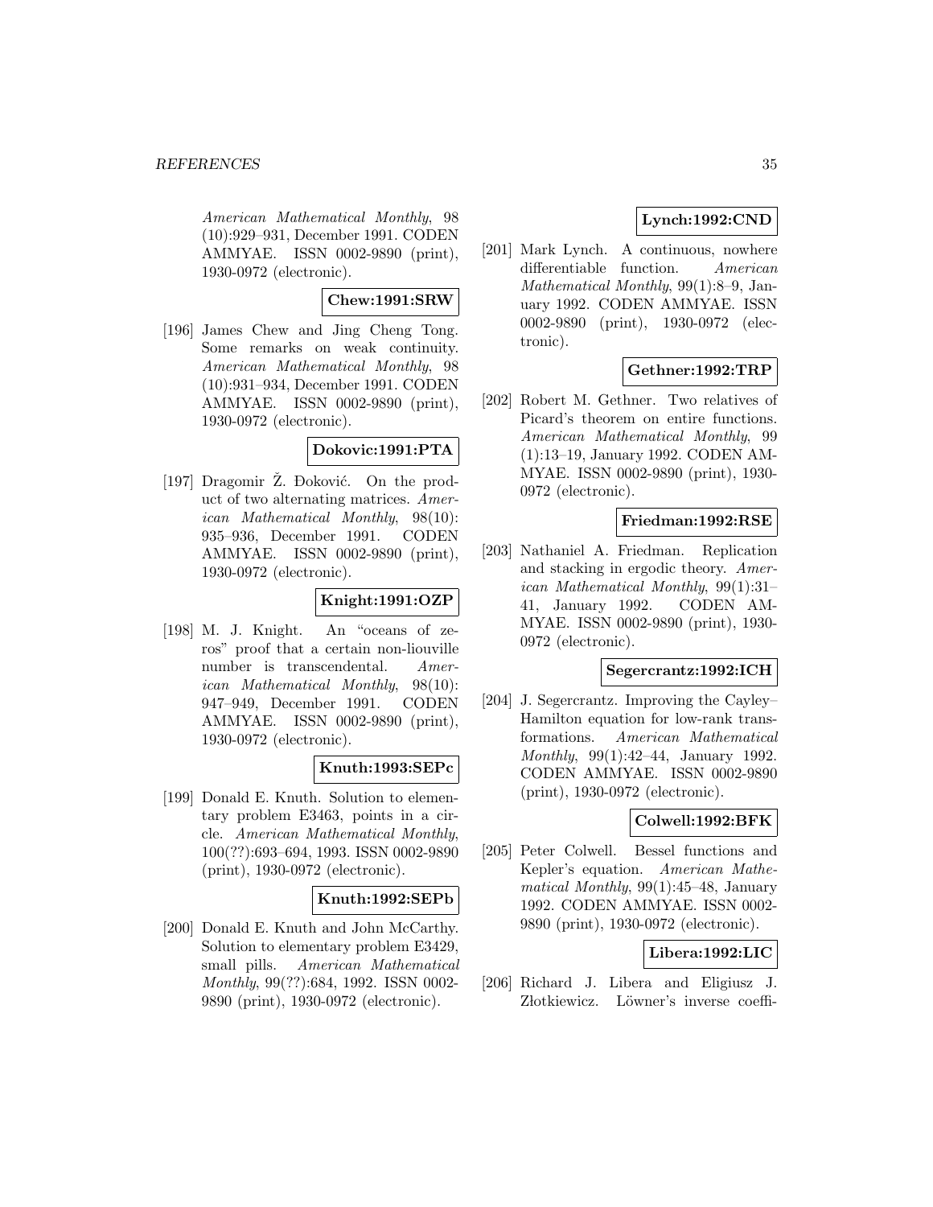*American Mathematical Monthly*, 98 (10):929–931, December 1991. CODEN AMMYAE. ISSN 0002-9890 (print), 1930-0972 (electronic).

**Chew:1991:SRW**

[196] James Chew and Jing Cheng Tong. Some remarks on weak continuity. *American Mathematical Monthly*, 98 (10):931–934, December 1991. CODEN AMMYAE. ISSN 0002-9890 (print), 1930-0972 (electronic).

**Dokovic:1991:PTA**

[197] Dragomir Ž. Đoković. On the product of two alternating matrices. *American Mathematical Monthly*, 98(10): 935–936, December 1991. CODEN AMMYAE. ISSN 0002-9890 (print), 1930-0972 (electronic).

**Knight:1991:OZP**

[198] M. J. Knight. An "oceans of zeros" proof that a certain non-liouville number is transcendental. *American Mathematical Monthly*, 98(10): 947–949, December 1991. CODEN AMMYAE. ISSN 0002-9890 (print), 1930-0972 (electronic).

**Knuth:1993:SEPc**

[199] Donald E. Knuth. Solution to elementary problem E3463, points in a circle. *American Mathematical Monthly*, 100(??):693–694, 1993. ISSN 0002-9890 (print), 1930-0972 (electronic).

**Knuth:1992:SEPb**

[200] Donald E. Knuth and John McCarthy. Solution to elementary problem E3429, small pills. *American Mathematical Monthly*, 99(??):684, 1992. ISSN 0002-9890 (print), 1930-0972 (electronic).

**Lynch:1992:CND**

[201] Mark Lynch. A continuous, nowhere differentiable function. *American Mathematical Monthly*, 99(1):8–9, January 1992. CODEN AMMYAE. ISSN 0002-9890 (print), 1930-0972 (electronic).

**Gethner:1992:TRP**

[202] Robert M. Gethner. Two relatives of Picard's theorem on entire functions. *American Mathematical Monthly*, 99 (1):13–19, January 1992. CODEN AMMYAE. ISSN 0002-9890 (print), 1930-0972 (electronic).

**Friedman:1992:RSE**

[203] Nathaniel A. Friedman. Replication and stacking in ergodic theory. *American Mathematical Monthly*, 99(1):31–41, January 1992. CODEN AMMYAE. ISSN 0002-9890 (print), 1930-0972 (electronic).

**Segercrantz:1992:ICH**

[204] J. Segercrantz. Improving the Cayley–Hamilton equation for low-rank transformations. *American Mathematical Monthly*, 99(1):42–44, January 1992. CODEN AMMYAE. ISSN 0002-9890 (print), 1930-0972 (electronic).

**Colwell:1992:BFK**

[205] Peter Colwell. Bessel functions and Kepler's equation. *American Mathematical Monthly*, 99(1):45–48, January 1992. CODEN AMMYAE. ISSN 0002-9890 (print), 1930-0972 (electronic).

**Libera:1992:LIC**

[206] Richard J. Libera and Eligiusz J. Złotkiewicz. Löwner's inverse coeffi-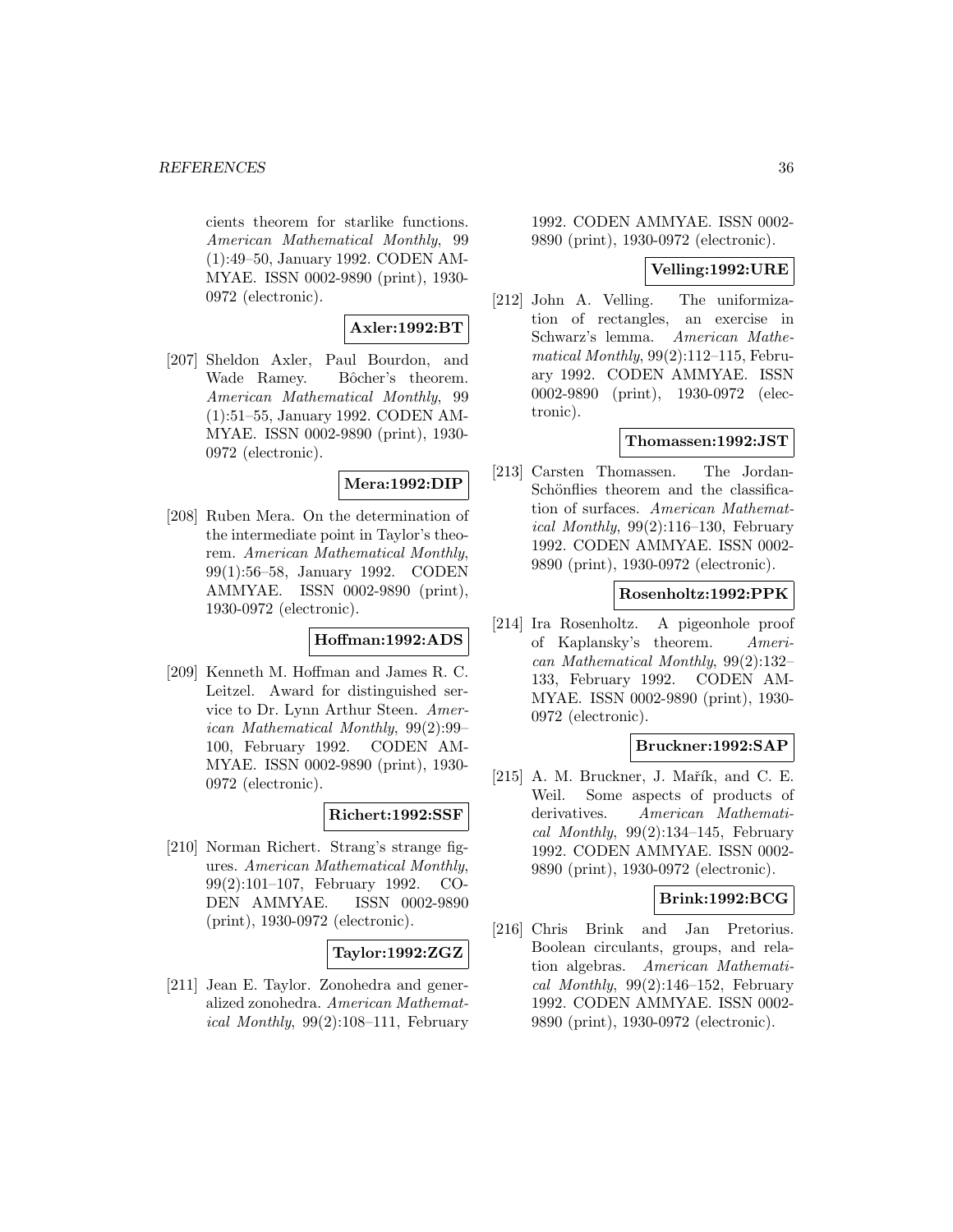cients theorem for starlike functions. *American Mathematical Monthly*, 99 (1):49–50, January 1992. CODEN AMMYAE. ISSN 0002-9890 (print), 1930-0972 (electronic).

**Axler:1992:BT**

[207] Sheldon Axler, Paul Bourdon, and Wade Ramey. Bôcher's theorem. *American Mathematical Monthly*, 99 (1):51–55, January 1992. CODEN AMMYAE. ISSN 0002-9890 (print), 1930-0972 (electronic).

**Mera:1992:DIP**

[208] Ruben Mera. On the determination of the intermediate point in Taylor's theorem. *American Mathematical Monthly*, 99(1):56–58, January 1992. CODEN AMMYAE. ISSN 0002-9890 (print), 1930-0972 (electronic).

**Hoffman:1992:ADS**

[209] Kenneth M. Hoffman and James R. C. Leitzel. Award for distinguished service to Dr. Lynn Arthur Steen. *American Mathematical Monthly*, 99(2):99–100, February 1992. CODEN AMMYAE. ISSN 0002-9890 (print), 1930-0972 (electronic).

**Richert:1992:SSF**

[210] Norman Richert. Strang's strange figures. *American Mathematical Monthly*, 99(2):101–107, February 1992. CODEN AMMYAE. ISSN 0002-9890 (print), 1930-0972 (electronic).

**Taylor:1992:ZGZ**

[211] Jean E. Taylor. Zonohedra and generalized zonohedra. *American Mathematical Monthly*, 99(2):108–111, February 1992. CODEN AMMYAE. ISSN 0002-9890 (print), 1930-0972 (electronic).

**Velling:1992:URE**

[212] John A. Velling. The uniformization of rectangles, an exercise in Schwarz's lemma. *American Mathematical Monthly*, 99(2):112–115, February 1992. CODEN AMMYAE. ISSN 0002-9890 (print), 1930-0972 (electronic).

**Thomassen:1992:JST**

[213] Carsten Thomassen. The Jordan-Schönflies theorem and the classification of surfaces. *American Mathematical Monthly*, 99(2):116–130, February 1992. CODEN AMMYAE. ISSN 0002-9890 (print), 1930-0972 (electronic).

**Rosenholtz:1992:PPK**

[214] Ira Rosenholtz. A pigeonhole proof of Kaplansky's theorem. *American Mathematical Monthly*, 99(2):132–133, February 1992. CODEN AMMYAE. ISSN 0002-9890 (print), 1930-0972 (electronic).

**Bruckner:1992:SAP**

[215] A. M. Bruckner, J. Mařík, and C. E. Weil. Some aspects of products of derivatives. *American Mathematical Monthly*, 99(2):134–145, February 1992. CODEN AMMYAE. ISSN 0002-9890 (print), 1930-0972 (electronic).

**Brink:1992:BCG**

[216] Chris Brink and Jan Pretorius. Boolean circulants, groups, and relation algebras. *American Mathematical Monthly*, 99(2):146–152, February 1992. CODEN AMMYAE. ISSN 0002-9890 (print), 1930-0972 (electronic).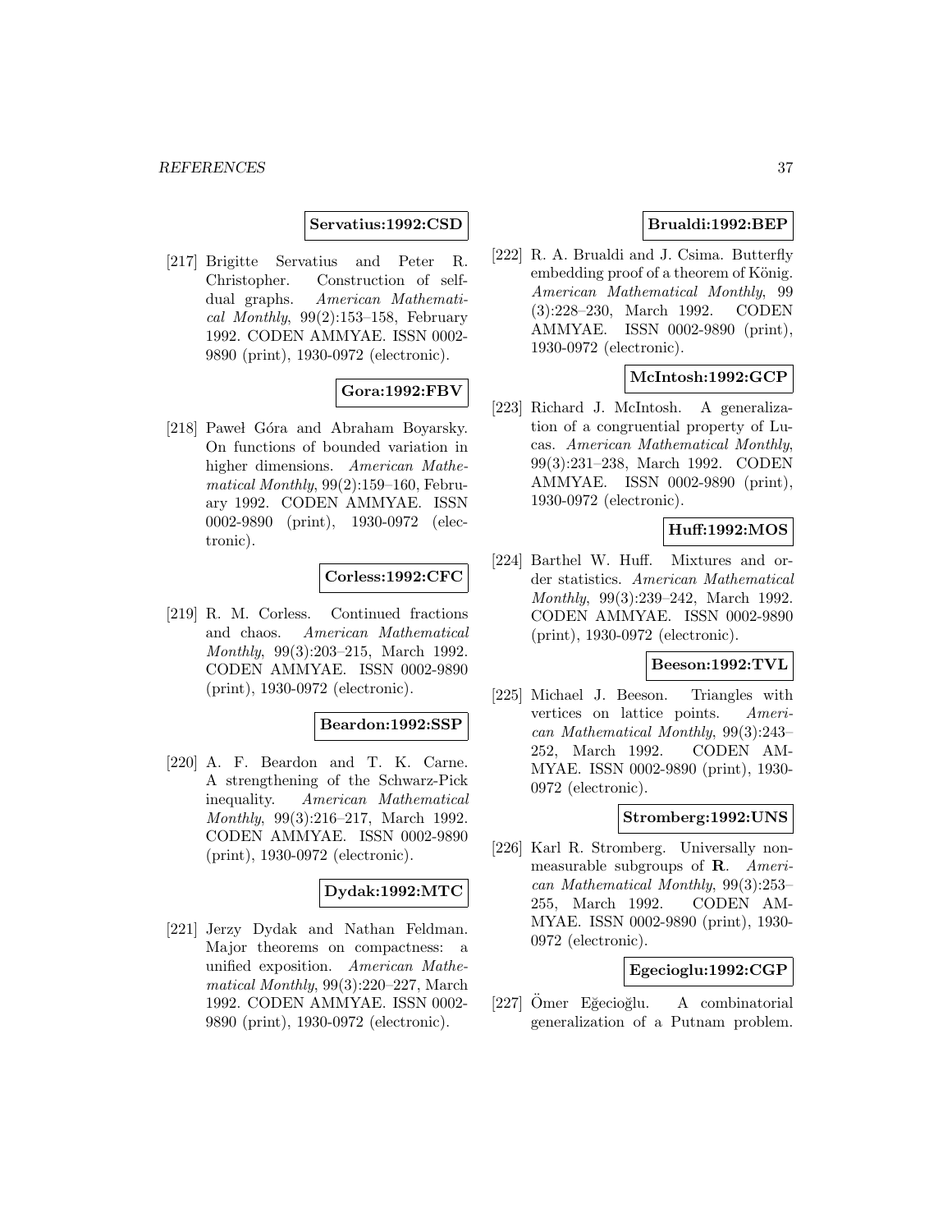**Servatius:1992:CSD**

[217] Brigitte Servatius and Peter R. Christopher. Construction of self-dual graphs. *American Mathematical Monthly*, 99(2):153–158, February 1992. CODEN AMMYAE. ISSN 0002-9890 (print), 1930-0972 (electronic).

**Gora:1992:FBV**

[218] Paweł Góra and Abraham Boyarsky. On functions of bounded variation in higher dimensions. *American Mathematical Monthly*, 99(2):159–160, February 1992. CODEN AMMYAE. ISSN 0002-9890 (print), 1930-0972 (electronic).

**Corless:1992:CFC**

[219] R. M. Corless. Continued fractions and chaos. *American Mathematical Monthly*, 99(3):203–215, March 1992. CODEN AMMYAE. ISSN 0002-9890 (print), 1930-0972 (electronic).

**Beardon:1992:SSP**

[220] A. F. Beardon and T. K. Carne. A strengthening of the Schwarz-Pick inequality. *American Mathematical Monthly*, 99(3):216–217, March 1992. CODEN AMMYAE. ISSN 0002-9890 (print), 1930-0972 (electronic).

**Dydak:1992:MTC**

[221] Jerzy Dydak and Nathan Feldman. Major theorems on compactness: a unified exposition. *American Mathematical Monthly*, 99(3):220–227, March 1992. CODEN AMMYAE. ISSN 0002-9890 (print), 1930-0972 (electronic).

**Brualdi:1992:BEP**

[222] R. A. Brualdi and J. Csima. Butterfly embedding proof of a theorem of König. *American Mathematical Monthly*, 99 (3):228–230, March 1992. CODEN AMMYAE. ISSN 0002-9890 (print), 1930-0972 (electronic).

**McIntosh:1992:GCP**

[223] Richard J. McIntosh. A generalization of a congruential property of Lucas. *American Mathematical Monthly*, 99(3):231–238, March 1992. CODEN AMMYAE. ISSN 0002-9890 (print), 1930-0972 (electronic).

**Huff:1992:MOS**

[224] Barthel W. Huff. Mixtures and order statistics. *American Mathematical Monthly*, 99(3):239–242, March 1992. CODEN AMMYAE. ISSN 0002-9890 (print), 1930-0972 (electronic).

**Beeson:1992:TVL**

[225] Michael J. Beeson. Triangles with vertices on lattice points. *American Mathematical Monthly*, 99(3):243–252, March 1992. CODEN AMMYAE. ISSN 0002-9890 (print), 1930-0972 (electronic).

**Stromberg:1992:UNS**

[226] Karl R. Stromberg. Universally non-measurable subgroups of **R**. *American Mathematical Monthly*, 99(3):253–255, March 1992. CODEN AMMYAE. ISSN 0002-9890 (print), 1930-0972 (electronic).

**Egecioglu:1992:CGP**

[227] Ömer Eğecioğlu. A combinatorial generalization of a Putnam problem.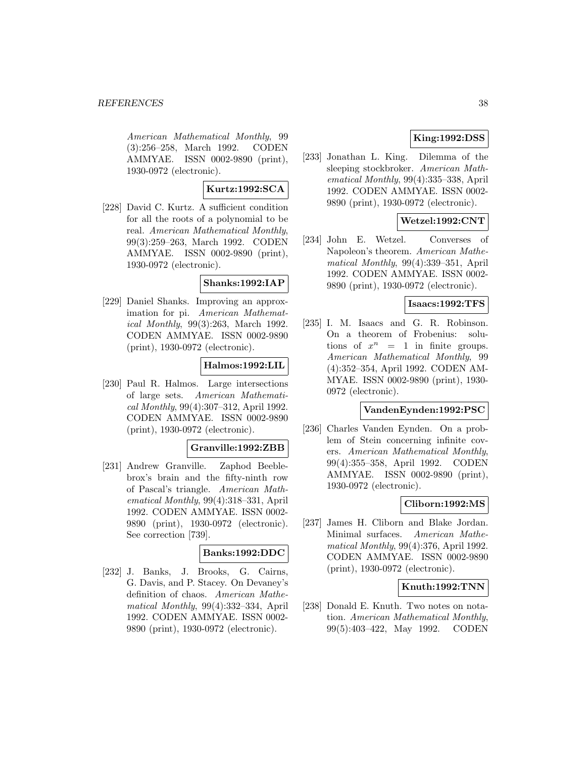American Mathematical Monthly, 99 (3):256–258, March 1992. CODEN AMMYAE. ISSN 0002-9890 (print), 1930-0972 (electronic).

**Kurtz:1992:SCA**

[228] David C. Kurtz. A sufficient condition for all the roots of a polynomial to be real. *American Mathematical Monthly*, 99(3):259–263, March 1992. CODEN AMMYAE. ISSN 0002-9890 (print), 1930-0972 (electronic).

**Shanks:1992:IAP**

[229] Daniel Shanks. Improving an approximation for pi. *American Mathematical Monthly*, 99(3):263, March 1992. CODEN AMMYAE. ISSN 0002-9890 (print), 1930-0972 (electronic).

**Halmos:1992:LIL**

[230] Paul R. Halmos. Large intersections of large sets. *American Mathematical Monthly*, 99(4):307–312, April 1992. CODEN AMMYAE. ISSN 0002-9890 (print), 1930-0972 (electronic).

**Granville:1992:ZBB**

[231] Andrew Granville. Zaphod Beeblebrox's brain and the fifty-ninth row of Pascal's triangle. *American Mathematical Monthly*, 99(4):318–331, April 1992. CODEN AMMYAE. ISSN 0002-9890 (print), 1930-0972 (electronic). See correction [739].

**Banks:1992:DDC**

[232] J. Banks, J. Brooks, G. Cairns, G. Davis, and P. Stacey. On Devaney's definition of chaos. *American Mathematical Monthly*, 99(4):332–334, April 1992. CODEN AMMYAE. ISSN 0002-9890 (print), 1930-0972 (electronic).

**King:1992:DSS**

[233] Jonathan L. King. Dilemma of the sleeping stockbroker. *American Mathematical Monthly*, 99(4):335–338, April 1992. CODEN AMMYAE. ISSN 0002-9890 (print), 1930-0972 (electronic).

**Wetzel:1992:CNT**

[234] John E. Wetzel. Converses of Napoleon's theorem. *American Mathematical Monthly*, 99(4):339–351, April 1992. CODEN AMMYAE. ISSN 0002-9890 (print), 1930-0972 (electronic).

**Isaacs:1992:TFS**

[235] I. M. Isaacs and G. R. Robinson. On a theorem of Frobenius: solutions of $x^n = 1$ in finite groups. *American Mathematical Monthly*, 99 (4):352–354, April 1992. CODEN AMMYAE. ISSN 0002-9890 (print), 1930-0972 (electronic).

**VandenEynden:1992:PSC**

[236] Charles Vanden Eynden. On a problem of Stein concerning infinite covers. *American Mathematical Monthly*, 99(4):355–358, April 1992. CODEN AMMYAE. ISSN 0002-9890 (print), 1930-0972 (electronic).

**Cliborn:1992:MS**

[237] James H. Cliborn and Blake Jordan. Minimal surfaces. *American Mathematical Monthly*, 99(4):376, April 1992. CODEN AMMYAE. ISSN 0002-9890 (print), 1930-0972 (electronic).

**Knuth:1992:TNN**

[238] Donald E. Knuth. Two notes on notation. *American Mathematical Monthly*, 99(5):403–422, May 1992. CODEN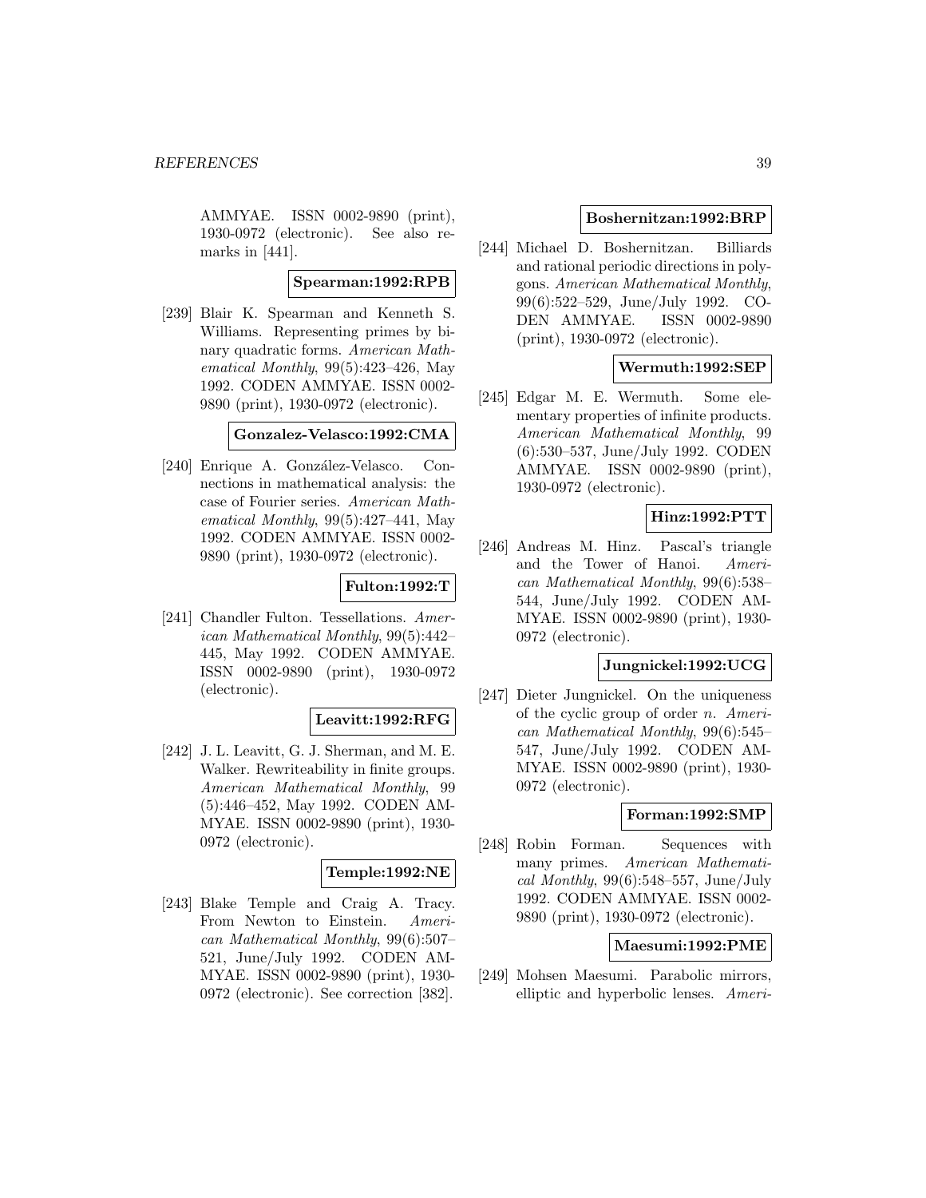AMMYAE. ISSN 0002-9890 (print), 1930-0972 (electronic). See also remarks in [441].

**Spearman:1992:RPB**

[239] Blair K. Spearman and Kenneth S. Williams. Representing primes by binary quadratic forms. *American Mathematical Monthly*, 99(5):423–426, May 1992. CODEN AMMYAE. ISSN 0002-9890 (print), 1930-0972 (electronic).

**Gonzalez-Velasco:1992:CMA**

[240] Enrique A. González-Velasco. Connections in mathematical analysis: the case of Fourier series. *American Mathematical Monthly*, 99(5):427–441, May 1992. CODEN AMMYAE. ISSN 0002-9890 (print), 1930-0972 (electronic).

**Fulton:1992:T**

[241] Chandler Fulton. Tessellations. *American Mathematical Monthly*, 99(5):442–445, May 1992. CODEN AMMYAE. ISSN 0002-9890 (print), 1930-0972 (electronic).

**Leavitt:1992:RFG**

[242] J. L. Leavitt, G. J. Sherman, and M. E. Walker. Rewriteability in finite groups. *American Mathematical Monthly*, 99(5):446–452, May 1992. CODEN AMMYAE. ISSN 0002-9890 (print), 1930-0972 (electronic).

**Temple:1992:NE**

[243] Blake Temple and Craig A. Tracy. From Newton to Einstein. *American Mathematical Monthly*, 99(6):507–521, June/July 1992. CODEN AMMYAE. ISSN 0002-9890 (print), 1930-0972 (electronic). See correction [382].

**Boshernitzan:1992:BRP**

[244] Michael D. Boshernitzan. Billiards and rational periodic directions in polygons. *American Mathematical Monthly*, 99(6):522–529, June/July 1992. CODEN AMMYAE. ISSN 0002-9890 (print), 1930-0972 (electronic).

**Wermuth:1992:SEP**

[245] Edgar M. E. Wermuth. Some elementary properties of infinite products. *American Mathematical Monthly*, 99(6):530–537, June/July 1992. CODEN AMMYAE. ISSN 0002-9890 (print), 1930-0972 (electronic).

**Hinz:1992:PTT**

[246] Andreas M. Hinz. Pascal's triangle and the Tower of Hanoi. *American Mathematical Monthly*, 99(6):538–544, June/July 1992. CODEN AMMYAE. ISSN 0002-9890 (print), 1930-0972 (electronic).

**Jungnickel:1992:UCG**

[247] Dieter Jungnickel. On the uniqueness of the cyclic group of order $n$. *American Mathematical Monthly*, 99(6):545–547, June/July 1992. CODEN AMMYAE. ISSN 0002-9890 (print), 1930-0972 (electronic).

**Forman:1992:SMP**

[248] Robin Forman. Sequences with many primes. *American Mathematical Monthly*, 99(6):548–557, June/July 1992. CODEN AMMYAE. ISSN 0002-9890 (print), 1930-0972 (electronic).

**Maesumi:1992:PME**

[249] Mohsen Maesumi. Parabolic mirrors, elliptic and hyperbolic lenses. *Ameri-*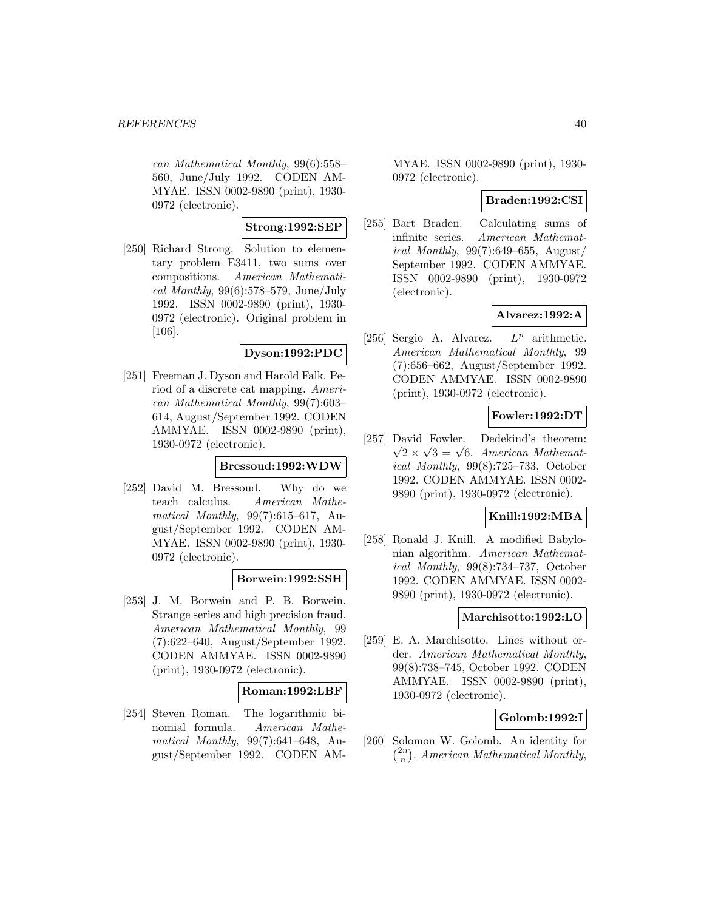can Mathematical Monthly*, 99(6):558–560, June/July 1992. CODEN AMMYAE. ISSN 0002-9890 (print), 1930-0972 (electronic).

**Strong:1992:SEP**

[250] Richard Strong. Solution to elementary problem E3411, two sums over compositions. *American Mathematical Monthly*, 99(6):578–579, June/July 1992. ISSN 0002-9890 (print), 1930-0972 (electronic). Original problem in [106].

**Dyson:1992:PDC**

[251] Freeman J. Dyson and Harold Falk. Period of a discrete cat mapping. *American Mathematical Monthly*, 99(7):603–614, August/September 1992. CODEN AMMYAE. ISSN 0002-9890 (print), 1930-0972 (electronic).

**Bressoud:1992:WDW**

[252] David M. Bressoud. Why do we teach calculus. *American Mathematical Monthly*, 99(7):615–617, August/September 1992. CODEN AMMYAE. ISSN 0002-9890 (print), 1930-0972 (electronic).

**Borwein:1992:SSH**

[253] J. M. Borwein and P. B. Borwein. Strange series and high precision fraud. *American Mathematical Monthly*, 99 (7):622–640, August/September 1992. CODEN AMMYAE. ISSN 0002-9890 (print), 1930-0972 (electronic).

**Roman:1992:LBF**

[254] Steven Roman. The logarithmic binomial formula. *American Mathematical Monthly*, 99(7):641–648, August/September 1992. CODEN AMMYAE. ISSN 0002-9890 (print), 1930-0972 (electronic).

**Braden:1992:CSI**

[255] Bart Braden. Calculating sums of infinite series. *American Mathematical Monthly*, 99(7):649–655, August/September 1992. CODEN AMMYAE. ISSN 0002-9890 (print), 1930-0972 (electronic).

**Alvarez:1992:A**

[256] Sergio A. Alvarez. $L^p$ arithmetic. *American Mathematical Monthly*, 99 (7):656–662, August/September 1992. CODEN AMMYAE. ISSN 0002-9890 (print), 1930-0972 (electronic).

**Fowler:1992:DT**

[257] David Fowler. Dedekind's theorem: $\sqrt{2} \times \sqrt{3} = \sqrt{6}$. *American Mathematical Monthly*, 99(8):725–733, October 1992. CODEN AMMYAE. ISSN 0002-9890 (print), 1930-0972 (electronic).

**Knill:1992:MBA**

[258] Ronald J. Knill. A modified Babylonian algorithm. *American Mathematical Monthly*, 99(8):734–737, October 1992. CODEN AMMYAE. ISSN 0002-9890 (print), 1930-0972 (electronic).

**Marchisotto:1992:LO**

[259] E. A. Marchisotto. Lines without order. *American Mathematical Monthly*, 99(8):738–745, October 1992. CODEN AMMYAE. ISSN 0002-9890 (print), 1930-0972 (electronic).

**Golomb:1992:I**

[260] Solomon W. Golomb. An identity for $\binom{2n}{n}$. *American Mathematical Monthly*,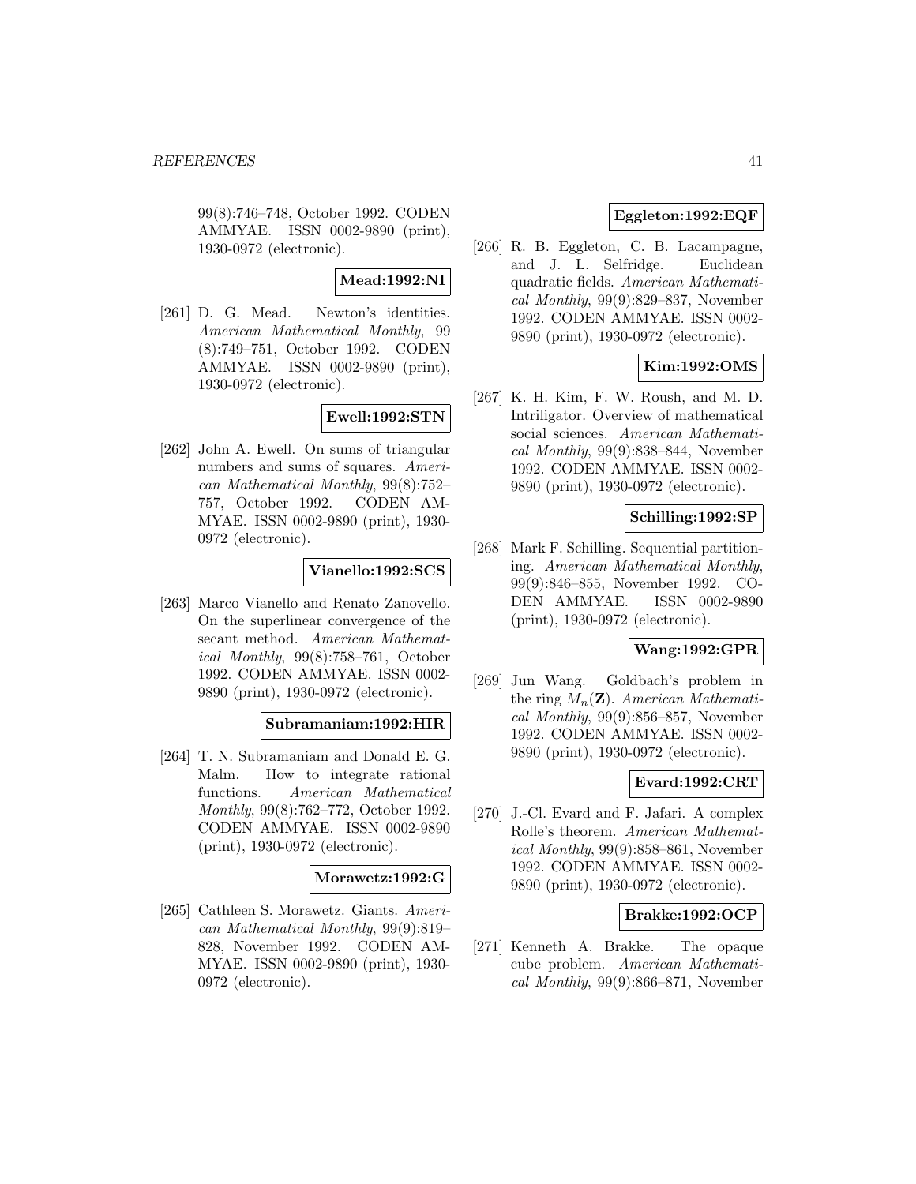99(8):746–748, October 1992. CODEN AMMYAE. ISSN 0002-9890 (print), 1930-0972 (electronic).

**Mead:1992:NI**

[261] D. G. Mead. Newton's identities. *American Mathematical Monthly*, 99 (8):749–751, October 1992. CODEN AMMYAE. ISSN 0002-9890 (print), 1930-0972 (electronic).

**Ewell:1992:STN**

[262] John A. Ewell. On sums of triangular numbers and sums of squares. *American Mathematical Monthly*, 99(8):752–757, October 1992. CODEN AMMYAE. ISSN 0002-9890 (print), 1930-0972 (electronic).

**Vianello:1992:SCS**

[263] Marco Vianello and Renato Zanovello. On the superlinear convergence of the secant method. *American Mathematical Monthly*, 99(8):758–761, October 1992. CODEN AMMYAE. ISSN 0002-9890 (print), 1930-0972 (electronic).

**Subramaniam:1992:HIR**

[264] T. N. Subramaniam and Donald E. G. Malm. How to integrate rational functions. *American Mathematical Monthly*, 99(8):762–772, October 1992. CODEN AMMYAE. ISSN 0002-9890 (print), 1930-0972 (electronic).

**Morawetz:1992:G**

[265] Cathleen S. Morawetz. Giants. *American Mathematical Monthly*, 99(9):819–828, November 1992. CODEN AMMYAE. ISSN 0002-9890 (print), 1930-0972 (electronic).

**Eggleton:1992:EQF**

[266] R. B. Eggleton, C. B. Lacampagne, and J. L. Selfridge. Euclidean quadratic fields. *American Mathematical Monthly*, 99(9):829–837, November 1992. CODEN AMMYAE. ISSN 0002-9890 (print), 1930-0972 (electronic).

**Kim:1992:OMS**

[267] K. H. Kim, F. W. Roush, and M. D. Intriligator. Overview of mathematical social sciences. *American Mathematical Monthly*, 99(9):838–844, November 1992. CODEN AMMYAE. ISSN 0002-9890 (print), 1930-0972 (electronic).

**Schilling:1992:SP**

[268] Mark F. Schilling. Sequential partitioning. *American Mathematical Monthly*, 99(9):846–855, November 1992. CODEN AMMYAE. ISSN 0002-9890 (print), 1930-0972 (electronic).

**Wang:1992:GPR**

[269] Jun Wang. Goldbach's problem in the ring $M_n(\mathbf{Z})$. *American Mathematical Monthly*, 99(9):856–857, November 1992. CODEN AMMYAE. ISSN 0002-9890 (print), 1930-0972 (electronic).

**Evard:1992:CRT**

[270] J.-Cl. Evard and F. Jafari. A complex Rolle's theorem. *American Mathematical Monthly*, 99(9):858–861, November 1992. CODEN AMMYAE. ISSN 0002-9890 (print), 1930-0972 (electronic).

**Brakke:1992:OCP**

[271] Kenneth A. Brakke. The opaque cube problem. *American Mathematical Monthly*, 99(9):866–871, November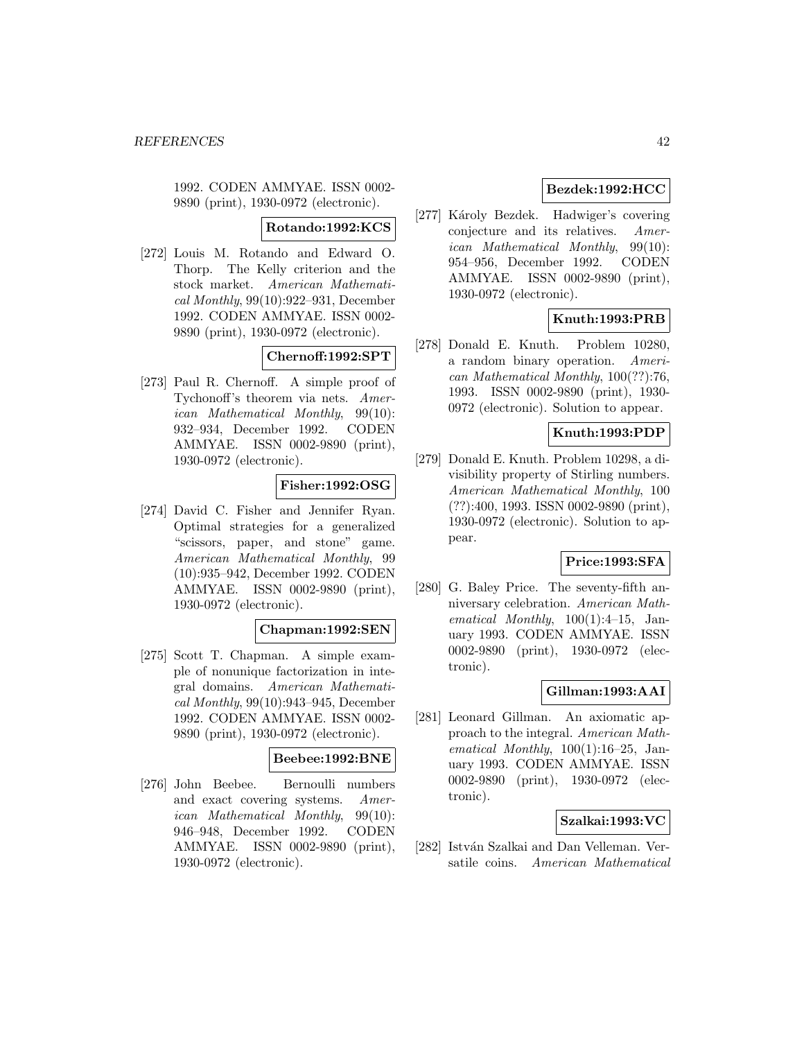1992. CODEN AMMYAE. ISSN 0002-9890 (print), 1930-0972 (electronic).

**Rotando:1992:KCS**

[272] Louis M. Rotando and Edward O. Thorp. The Kelly criterion and the stock market. *American Mathematical Monthly*, 99(10):922–931, December 1992. CODEN AMMYAE. ISSN 0002-9890 (print), 1930-0972 (electronic).

**Chernoff:1992:SPT**

[273] Paul R. Chernoff. A simple proof of Tychonoff's theorem via nets. *American Mathematical Monthly*, 99(10): 932–934, December 1992. CODEN AMMYAE. ISSN 0002-9890 (print), 1930-0972 (electronic).

**Fisher:1992:OSG**

[274] David C. Fisher and Jennifer Ryan. Optimal strategies for a generalized "scissors, paper, and stone" game. *American Mathematical Monthly*, 99 (10):935–942, December 1992. CODEN AMMYAE. ISSN 0002-9890 (print), 1930-0972 (electronic).

**Chapman:1992:SEN**

[275] Scott T. Chapman. A simple example of nonunique factorization in integral domains. *American Mathematical Monthly*, 99(10):943–945, December 1992. CODEN AMMYAE. ISSN 0002-9890 (print), 1930-0972 (electronic).

**Beebee:1992:BNE**

[276] John Beebee. Bernoulli numbers and exact covering systems. *American Mathematical Monthly*, 99(10): 946–948, December 1992. CODEN AMMYAE. ISSN 0002-9890 (print), 1930-0972 (electronic).

**Bezdek:1992:HCC**

[277] Károly Bezdek. Hadwiger's covering conjecture and its relatives. *American Mathematical Monthly*, 99(10): 954–956, December 1992. CODEN AMMYAE. ISSN 0002-9890 (print), 1930-0972 (electronic).

**Knuth:1993:PRB**

[278] Donald E. Knuth. Problem 10280, a random binary operation. *American Mathematical Monthly*, 100(??):76, 1993. ISSN 0002-9890 (print), 1930-0972 (electronic). Solution to appear.

**Knuth:1993:PDP**

[279] Donald E. Knuth. Problem 10298, a divisibility property of Stirling numbers. *American Mathematical Monthly*, 100 (??):400, 1993. ISSN 0002-9890 (print), 1930-0972 (electronic). Solution to appear.

**Price:1993:SFA**

[280] G. Baley Price. The seventy-fifth anniversary celebration. *American Mathematical Monthly*, 100(1):4–15, January 1993. CODEN AMMYAE. ISSN 0002-9890 (print), 1930-0972 (electronic).

**Gillman:1993:AAI**

[281] Leonard Gillman. An axiomatic approach to the integral. *American Mathematical Monthly*, 100(1):16–25, January 1993. CODEN AMMYAE. ISSN 0002-9890 (print), 1930-0972 (electronic).

**Szalkai:1993:VC**

[282] István Szalkai and Dan Velleman. Versatile coins. *American Mathematical*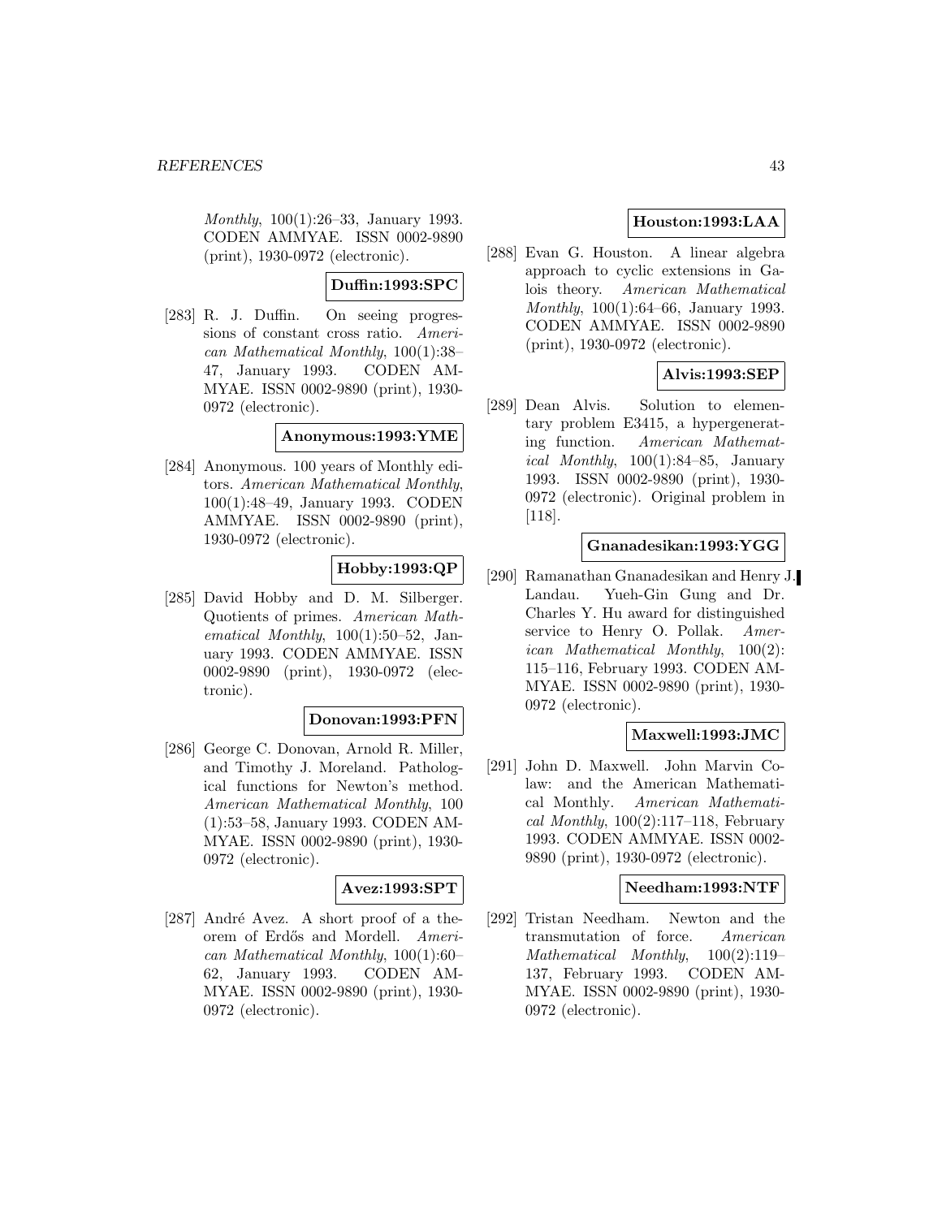*Monthly*, 100(1):26–33, January 1993. CODEN AMMYAE. ISSN 0002-9890 (print), 1930-0972 (electronic).

**Duffin:1993:SPC**

[283] R. J. Duffin. On seeing progressions of constant cross ratio. *American Mathematical Monthly*, 100(1):38–47, January 1993. CODEN AMMYAE. ISSN 0002-9890 (print), 1930-0972 (electronic).

**Anonymous:1993:YME**

[284] Anonymous. 100 years of Monthly editors. *American Mathematical Monthly*, 100(1):48–49, January 1993. CODEN AMMYAE. ISSN 0002-9890 (print), 1930-0972 (electronic).

**Hobby:1993:QP**

[285] David Hobby and D. M. Silberger. Quotients of primes. *American Mathematical Monthly*, 100(1):50–52, January 1993. CODEN AMMYAE. ISSN 0002-9890 (print), 1930-0972 (electronic).

**Donovan:1993:PFN**

[286] George C. Donovan, Arnold R. Miller, and Timothy J. Moreland. Pathological functions for Newton's method. *American Mathematical Monthly*, 100 (1):53–58, January 1993. CODEN AMMYAE. ISSN 0002-9890 (print), 1930-0972 (electronic).

**Avez:1993:SPT**

[287] André Avez. A short proof of a theorem of Erdős and Mordell. *American Mathematical Monthly*, 100(1):60–62, January 1993. CODEN AMMYAE. ISSN 0002-9890 (print), 1930-0972 (electronic).

**Houston:1993:LAA**

[288] Evan G. Houston. A linear algebra approach to cyclic extensions in Galois theory. *American Mathematical Monthly*, 100(1):64–66, January 1993. CODEN AMMYAE. ISSN 0002-9890 (print), 1930-0972 (electronic).

**Alvis:1993:SEP**

[289] Dean Alvis. Solution to elementary problem E3415, a hypergenerating function. *American Mathematical Monthly*, 100(1):84–85, January 1993. ISSN 0002-9890 (print), 1930-0972 (electronic). Original problem in [118].

**Gnanadesikan:1993:YGG**

[290] Ramanathan Gnanadesikan and Henry J. Landau. Yueh-Gin Gung and Dr. Charles Y. Hu award for distinguished service to Henry O. Pollak. *American Mathematical Monthly*, 100(2): 115–116, February 1993. CODEN AMMYAE. ISSN 0002-9890 (print), 1930-0972 (electronic).

**Maxwell:1993:JMC**

[291] John D. Maxwell. John Marvin Colaw: and the American Mathematical Monthly. *American Mathematical Monthly*, 100(2):117–118, February 1993. CODEN AMMYAE. ISSN 0002-9890 (print), 1930-0972 (electronic).

**Needham:1993:NTF**

[292] Tristan Needham. Newton and the transmutation of force. *American Mathematical Monthly*, 100(2):119–137, February 1993. CODEN AMMYAE. ISSN 0002-9890 (print), 1930-0972 (electronic).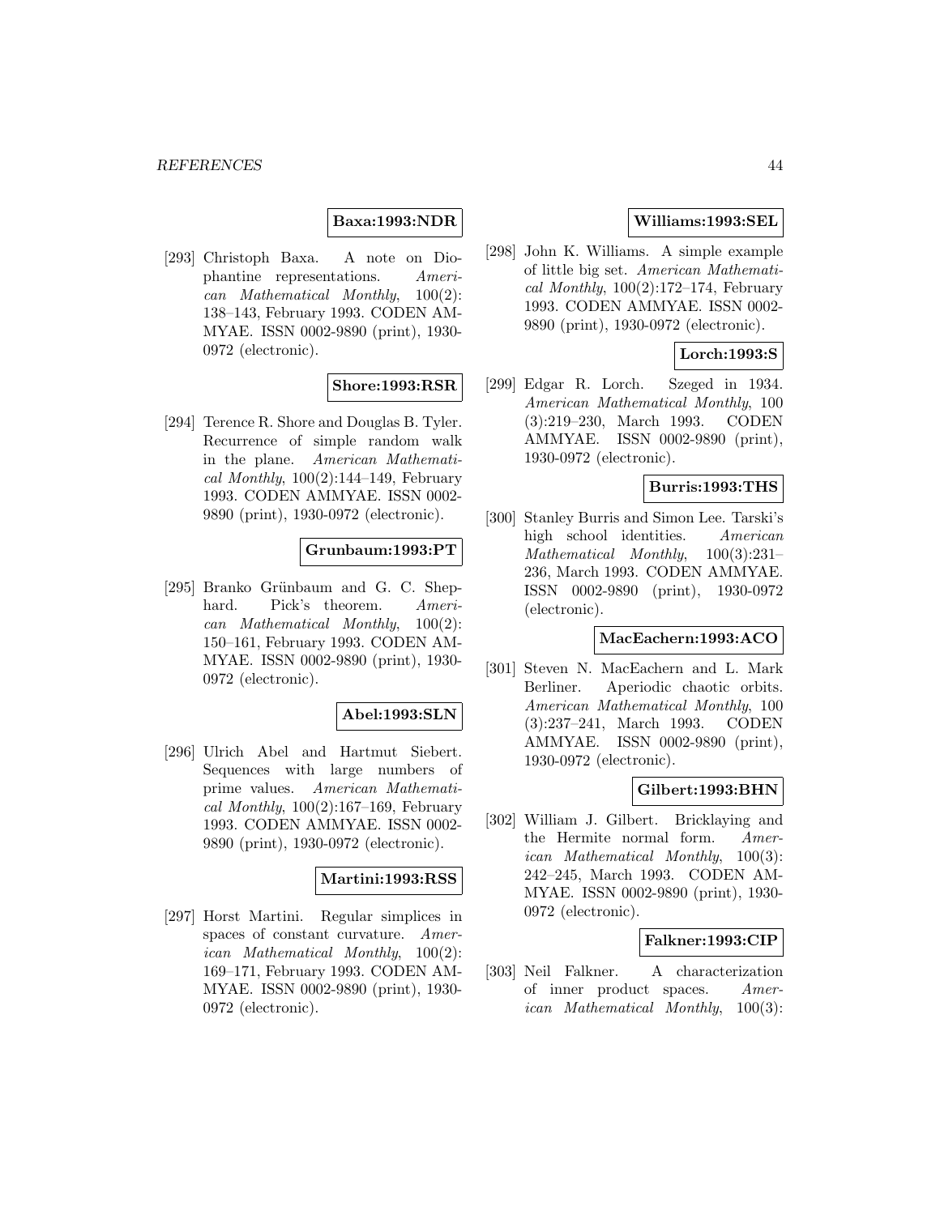**Baxa:1993:NDR**

[293] Christoph Baxa. A note on Diophantine representations. *American Mathematical Monthly*, 100(2): 138–143, February 1993. CODEN AMMYAE. ISSN 0002-9890 (print), 1930-0972 (electronic).

**Shore:1993:RSR**

[294] Terence R. Shore and Douglas B. Tyler. Recurrence of simple random walk in the plane. *American Mathematical Monthly*, 100(2):144–149, February 1993. CODEN AMMYAE. ISSN 0002-9890 (print), 1930-0972 (electronic).

**Grunbaum:1993:PT**

[295] Branko Grünbaum and G. C. Shephard. Pick's theorem. *American Mathematical Monthly*, 100(2): 150–161, February 1993. CODEN AMMYAE. ISSN 0002-9890 (print), 1930-0972 (electronic).

**Abel:1993:SLN**

[296] Ulrich Abel and Hartmut Siebert. Sequences with large numbers of prime values. *American Mathematical Monthly*, 100(2):167–169, February 1993. CODEN AMMYAE. ISSN 0002-9890 (print), 1930-0972 (electronic).

**Martini:1993:RSS**

[297] Horst Martini. Regular simplices in spaces of constant curvature. *American Mathematical Monthly*, 100(2): 169–171, February 1993. CODEN AMMYAE. ISSN 0002-9890 (print), 1930-0972 (electronic).

**Williams:1993:SEL**

[298] John K. Williams. A simple example of little big set. *American Mathematical Monthly*, 100(2):172–174, February 1993. CODEN AMMYAE. ISSN 0002-9890 (print), 1930-0972 (electronic).

**Lorch:1993:S**

[299] Edgar R. Lorch. Szeged in 1934. *American Mathematical Monthly*, 100 (3):219–230, March 1993. CODEN AMMYAE. ISSN 0002-9890 (print), 1930-0972 (electronic).

**Burris:1993:THS**

[300] Stanley Burris and Simon Lee. Tarski's high school identities. *American Mathematical Monthly*, 100(3):231–236, March 1993. CODEN AMMYAE. ISSN 0002-9890 (print), 1930-0972 (electronic).

**MacEachern:1993:ACO**

[301] Steven N. MacEachern and L. Mark Berliner. Aperiodic chaotic orbits. *American Mathematical Monthly*, 100 (3):237–241, March 1993. CODEN AMMYAE. ISSN 0002-9890 (print), 1930-0972 (electronic).

**Gilbert:1993:BHN**

[302] William J. Gilbert. Bricklaying and the Hermite normal form. *American Mathematical Monthly*, 100(3): 242–245, March 1993. CODEN AMMYAE. ISSN 0002-9890 (print), 1930-0972 (electronic).

**Falkner:1993:CIP**

[303] Neil Falkner. A characterization of inner product spaces. *American Mathematical Monthly*, 100(3):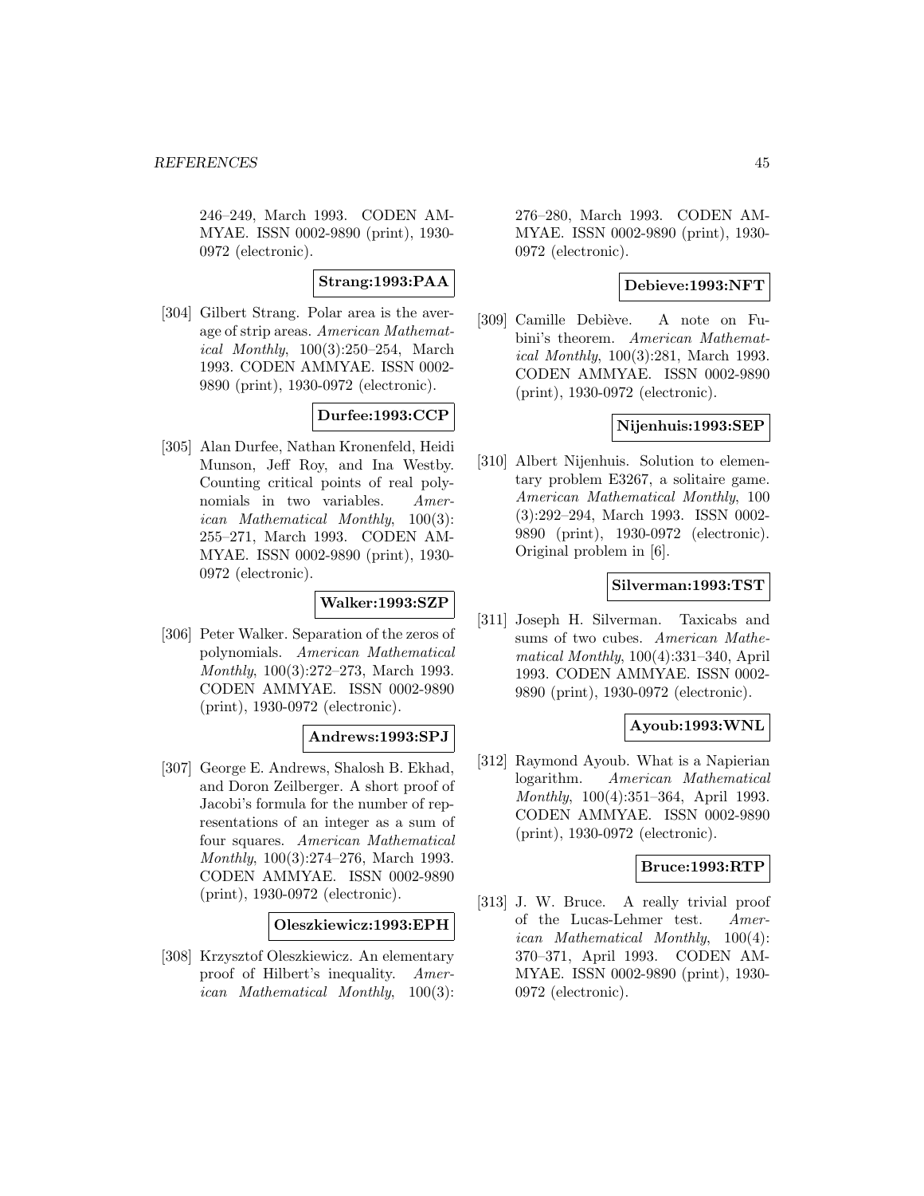246–249, March 1993. CODEN AMMYAE. ISSN 0002-9890 (print), 1930-0972 (electronic).

**Strang:1993:PAA**

[304] Gilbert Strang. Polar area is the average of strip areas. *American Mathematical Monthly*, 100(3):250–254, March 1993. CODEN AMMYAE. ISSN 0002-9890 (print), 1930-0972 (electronic).

**Durfee:1993:CCP**

[305] Alan Durfee, Nathan Kronenfeld, Heidi Munson, Jeff Roy, and Ina Westby. Counting critical points of real polynomials in two variables. *American Mathematical Monthly*, 100(3): 255–271, March 1993. CODEN AMMYAE. ISSN 0002-9890 (print), 1930-0972 (electronic).

**Walker:1993:SZP**

[306] Peter Walker. Separation of the zeros of polynomials. *American Mathematical Monthly*, 100(3):272–273, March 1993. CODEN AMMYAE. ISSN 0002-9890 (print), 1930-0972 (electronic).

**Andrews:1993:SPJ**

[307] George E. Andrews, Shalosh B. Ekhad, and Doron Zeilberger. A short proof of Jacobi's formula for the number of representations of an integer as a sum of four squares. *American Mathematical Monthly*, 100(3):274–276, March 1993. CODEN AMMYAE. ISSN 0002-9890 (print), 1930-0972 (electronic).

**Oleszkiewicz:1993:EPH**

[308] Krzysztof Oleszkiewicz. An elementary proof of Hilbert's inequality. *American Mathematical Monthly*, 100(3): 276–280, March 1993. CODEN AMMYAE. ISSN 0002-9890 (print), 1930-0972 (electronic).

**Debieve:1993:NFT**

[309] Camille Debiève. A note on Fubini's theorem. *American Mathematical Monthly*, 100(3):281, March 1993. CODEN AMMYAE. ISSN 0002-9890 (print), 1930-0972 (electronic).

**Nijenhuis:1993:SEP**

[310] Albert Nijenhuis. Solution to elementary problem E3267, a solitaire game. *American Mathematical Monthly*, 100 (3):292–294, March 1993. ISSN 0002-9890 (print), 1930-0972 (electronic). Original problem in [6].

**Silverman:1993:TST**

[311] Joseph H. Silverman. Taxicabs and sums of two cubes. *American Mathematical Monthly*, 100(4):331–340, April 1993. CODEN AMMYAE. ISSN 0002-9890 (print), 1930-0972 (electronic).

**Ayoub:1993:WNL**

[312] Raymond Ayoub. What is a Napierian logarithm. *American Mathematical Monthly*, 100(4):351–364, April 1993. CODEN AMMYAE. ISSN 0002-9890 (print), 1930-0972 (electronic).

**Bruce:1993:RTP**

[313] J. W. Bruce. A really trivial proof of the Lucas-Lehmer test. *American Mathematical Monthly*, 100(4): 370–371, April 1993. CODEN AMMYAE. ISSN 0002-9890 (print), 1930-0972 (electronic).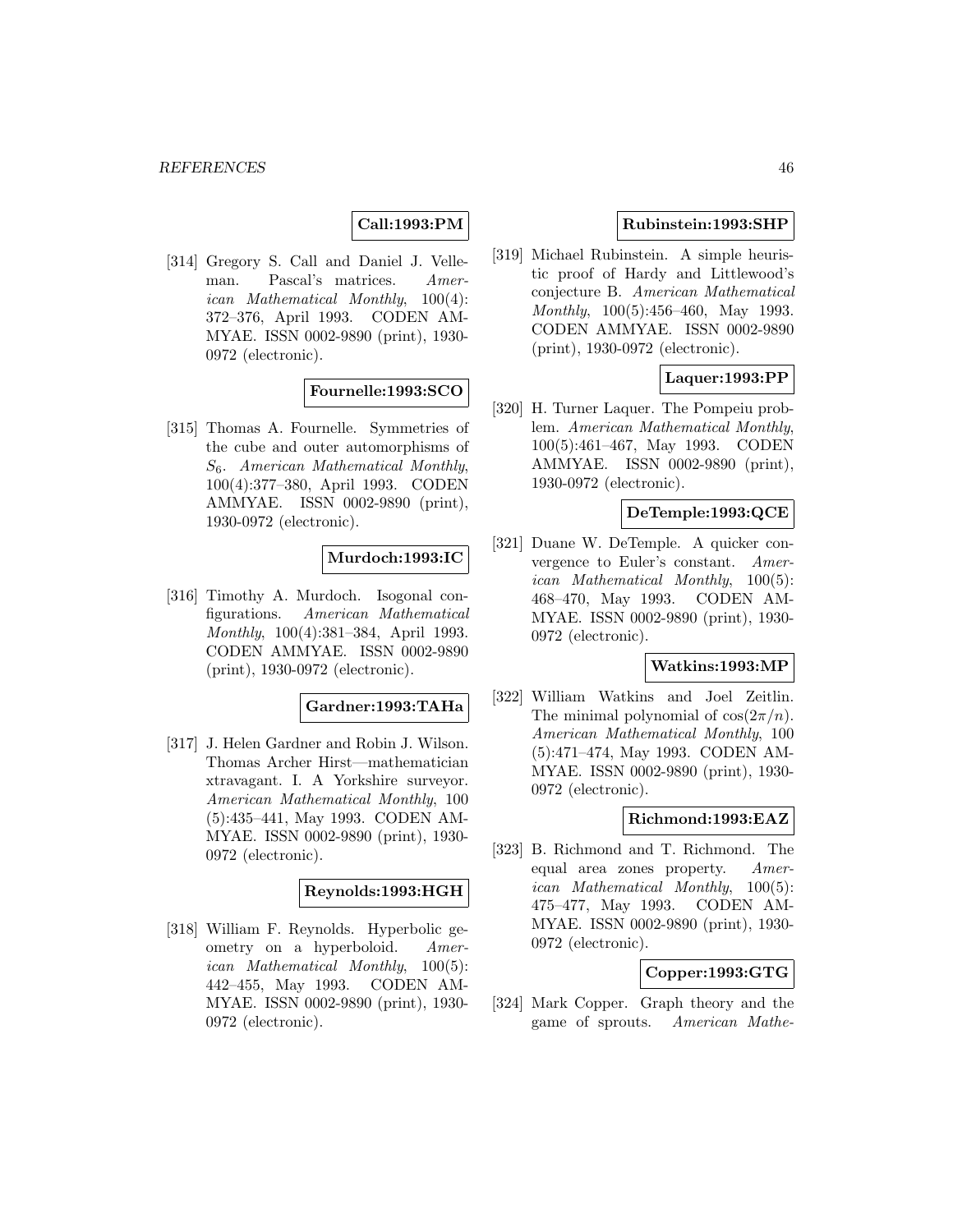**Call:1993:PM**

[314] Gregory S. Call and Daniel J. Velleman. Pascal's matrices. *American Mathematical Monthly*, 100(4): 372–376, April 1993. CODEN AMMYAE. ISSN 0002-9890 (print), 1930-0972 (electronic).

**Fournelle:1993:SCO**

[315] Thomas A. Fournelle. Symmetries of the cube and outer automorphisms of $S_6$. *American Mathematical Monthly*, 100(4):377–380, April 1993. CODEN AMMYAE. ISSN 0002-9890 (print), 1930-0972 (electronic).

**Murdoch:1993:IC**

[316] Timothy A. Murdoch. Isogonal configurations. *American Mathematical Monthly*, 100(4):381–384, April 1993. CODEN AMMYAE. ISSN 0002-9890 (print), 1930-0972 (electronic).

**Gardner:1993:TAHa**

[317] J. Helen Gardner and Robin J. Wilson. Thomas Archer Hirst—mathematician xtravagant. I. A Yorkshire surveyor. *American Mathematical Monthly*, 100 (5):435–441, May 1993. CODEN AMMYAE. ISSN 0002-9890 (print), 1930-0972 (electronic).

**Reynolds:1993:HGH**

[318] William F. Reynolds. Hyperbolic geometry on a hyperboloid. *American Mathematical Monthly*, 100(5): 442–455, May 1993. CODEN AMMYAE. ISSN 0002-9890 (print), 1930-0972 (electronic).

**Rubinstein:1993:SHP**

[319] Michael Rubinstein. A simple heuristic proof of Hardy and Littlewood's conjecture B. *American Mathematical Monthly*, 100(5):456–460, May 1993. CODEN AMMYAE. ISSN 0002-9890 (print), 1930-0972 (electronic).

**Laquer:1993:PP**

[320] H. Turner Laquer. The Pompeiu problem. *American Mathematical Monthly*, 100(5):461–467, May 1993. CODEN AMMYAE. ISSN 0002-9890 (print), 1930-0972 (electronic).

**DeTemple:1993:QCE**

[321] Duane W. DeTemple. A quicker convergence to Euler's constant. *American Mathematical Monthly*, 100(5): 468–470, May 1993. CODEN AMMYAE. ISSN 0002-9890 (print), 1930-0972 (electronic).

**Watkins:1993:MP**

[322] William Watkins and Joel Zeitlin. The minimal polynomial of $\cos(2\pi/n)$. *American Mathematical Monthly*, 100 (5):471–474, May 1993. CODEN AMMYAE. ISSN 0002-9890 (print), 1930-0972 (electronic).

**Richmond:1993:EAZ**

[323] B. Richmond and T. Richmond. The equal area zones property. *American Mathematical Monthly*, 100(5): 475–477, May 1993. CODEN AMMYAE. ISSN 0002-9890 (print), 1930-0972 (electronic).

**Copper:1993:GTG**

[324] Mark Copper. Graph theory and the game of sprouts. *American Mathe-*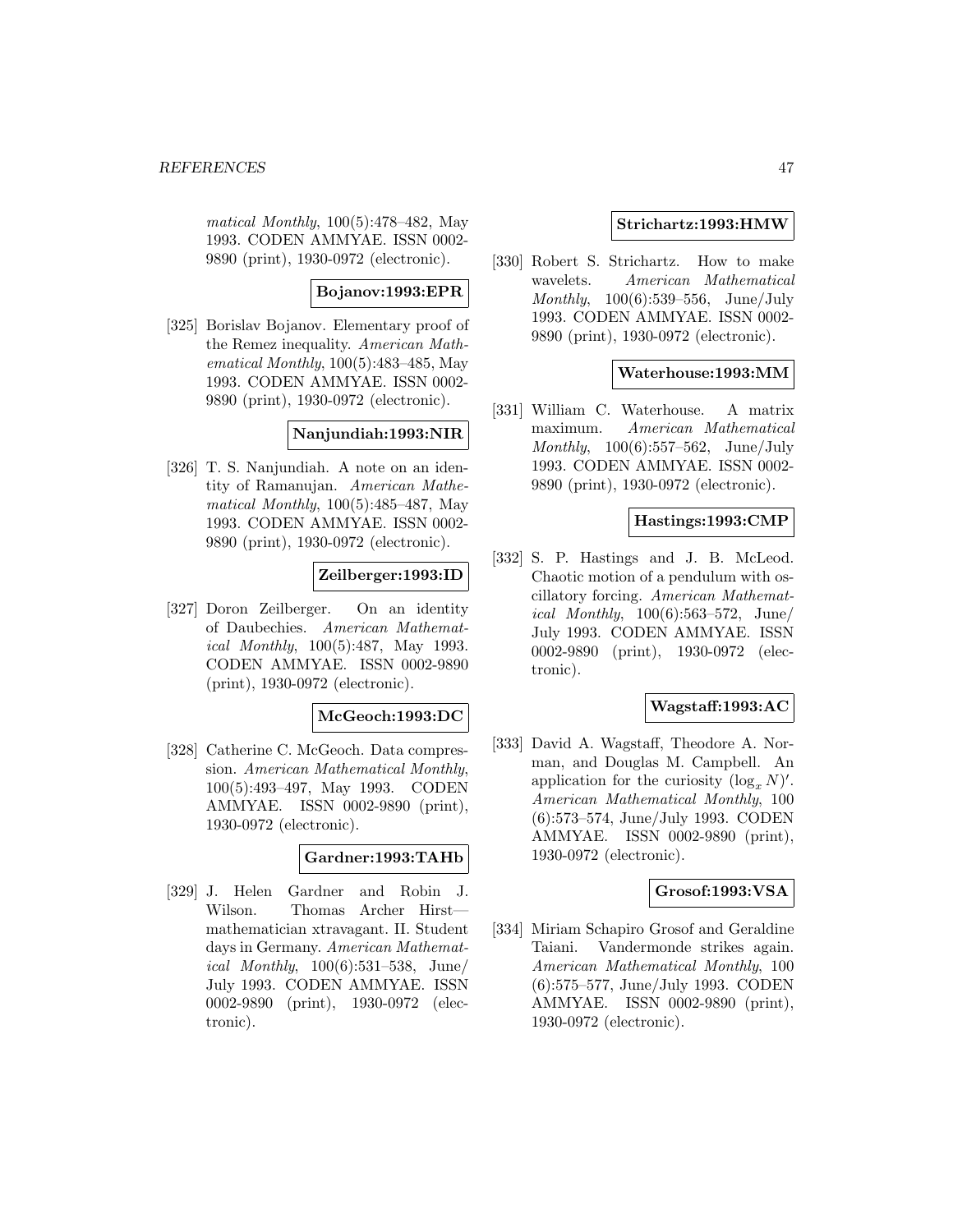*matical Monthly*, 100(5):478–482, May 1993. CODEN AMMYAE. ISSN 0002-9890 (print), 1930-0972 (electronic).

**Bojanov:1993:EPR**

[325] Borislav Bojanov. Elementary proof of the Remez inequality. *American Mathematical Monthly*, 100(5):483–485, May 1993. CODEN AMMYAE. ISSN 0002-9890 (print), 1930-0972 (electronic).

**Nanjundiah:1993:NIR**

[326] T. S. Nanjundiah. A note on an identity of Ramanujan. *American Mathematical Monthly*, 100(5):485–487, May 1993. CODEN AMMYAE. ISSN 0002-9890 (print), 1930-0972 (electronic).

**Zeilberger:1993:ID**

[327] Doron Zeilberger. On an identity of Daubechies. *American Mathematical Monthly*, 100(5):487, May 1993. CODEN AMMYAE. ISSN 0002-9890 (print), 1930-0972 (electronic).

**McGeoch:1993:DC**

[328] Catherine C. McGeoch. Data compression. *American Mathematical Monthly*, 100(5):493–497, May 1993. CODEN AMMYAE. ISSN 0002-9890 (print), 1930-0972 (electronic).

**Gardner:1993:TAHb**

[329] J. Helen Gardner and Robin J. Wilson. Thomas Archer Hirst—mathematician xtravagant. II. Student days in Germany. *American Mathematical Monthly*, 100(6):531–538, June/July 1993. CODEN AMMYAE. ISSN 0002-9890 (print), 1930-0972 (electronic).

**Strichartz:1993:HMW**

[330] Robert S. Strichartz. How to make wavelets. *American Mathematical Monthly*, 100(6):539–556, June/July 1993. CODEN AMMYAE. ISSN 0002-9890 (print), 1930-0972 (electronic).

**Waterhouse:1993:MM**

[331] William C. Waterhouse. A matrix maximum. *American Mathematical Monthly*, 100(6):557–562, June/July 1993. CODEN AMMYAE. ISSN 0002-9890 (print), 1930-0972 (electronic).

**Hastings:1993:CMP**

[332] S. P. Hastings and J. B. McLeod. Chaotic motion of a pendulum with oscillatory forcing. *American Mathematical Monthly*, 100(6):563–572, June/July 1993. CODEN AMMYAE. ISSN 0002-9890 (print), 1930-0972 (electronic).

**Wagstaff:1993:AC**

[333] David A. Wagstaff, Theodore A. Norman, and Douglas M. Campbell. An application for the curiosity $(\log_x N)'$. *American Mathematical Monthly*, 100 (6):573–574, June/July 1993. CODEN AMMYAE. ISSN 0002-9890 (print), 1930-0972 (electronic).

**Grosof:1993:VSA**

[334] Miriam Schapiro Grosof and Geraldine Taiani. Vandermonde strikes again. *American Mathematical Monthly*, 100 (6):575–577, June/July 1993. CODEN AMMYAE. ISSN 0002-9890 (print), 1930-0972 (electronic).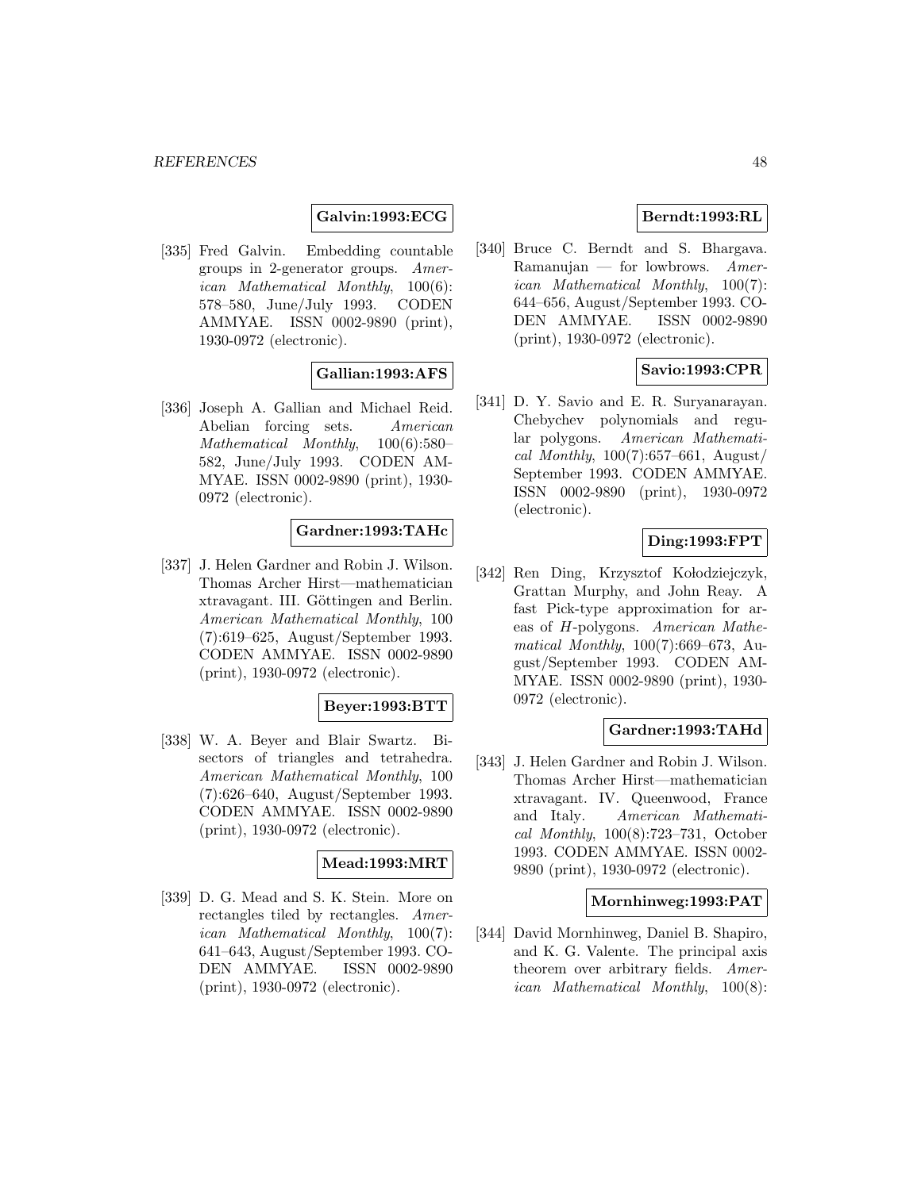**Galvin:1993:ECG**

[335] Fred Galvin. Embedding countable groups in 2-generator groups. *American Mathematical Monthly*, 100(6): 578–580, June/July 1993. CODEN AMMYAE. ISSN 0002-9890 (print), 1930-0972 (electronic).

**Gallian:1993:AFS**

[336] Joseph A. Gallian and Michael Reid. Abelian forcing sets. *American Mathematical Monthly*, 100(6):580–582, June/July 1993. CODEN AMMYAE. ISSN 0002-9890 (print), 1930-0972 (electronic).

**Gardner:1993:TAHc**

[337] J. Helen Gardner and Robin J. Wilson. Thomas Archer Hirst—mathematician xtravagant. III. Göttingen and Berlin. *American Mathematical Monthly*, 100 (7):619–625, August/September 1993. CODEN AMMYAE. ISSN 0002-9890 (print), 1930-0972 (electronic).

**Beyer:1993:BTT**

[338] W. A. Beyer and Blair Swartz. Bisectors of triangles and tetrahedra. *American Mathematical Monthly*, 100 (7):626–640, August/September 1993. CODEN AMMYAE. ISSN 0002-9890 (print), 1930-0972 (electronic).

**Mead:1993:MRT**

[339] D. G. Mead and S. K. Stein. More on rectangles tiled by rectangles. *American Mathematical Monthly*, 100(7): 641–643, August/September 1993. CODEN AMMYAE. ISSN 0002-9890 (print), 1930-0972 (electronic).

**Berndt:1993:RL**

[340] Bruce C. Berndt and S. Bhargava. Ramanujan — for lowbrows. *American Mathematical Monthly*, 100(7): 644–656, August/September 1993. CODEN AMMYAE. ISSN 0002-9890 (print), 1930-0972 (electronic).

**Savio:1993:CPR**

[341] D. Y. Savio and E. R. Suryanarayan. Chebychev polynomials and regular polygons. *American Mathematical Monthly*, 100(7):657–661, August/ September 1993. CODEN AMMYAE. ISSN 0002-9890 (print), 1930-0972 (electronic).

**Ding:1993:FPT**

[342] Ren Ding, Krzysztof Kołodziejczyk, Grattan Murphy, and John Reay. A fast Pick-type approximation for areas of $H$-polygons. *American Mathematical Monthly*, 100(7):669–673, August/September 1993. CODEN AMMYAE. ISSN 0002-9890 (print), 1930-0972 (electronic).

**Gardner:1993:TAHd**

[343] J. Helen Gardner and Robin J. Wilson. Thomas Archer Hirst—mathematician xtravagant. IV. Queenwood, France and Italy. *American Mathematical Monthly*, 100(8):723–731, October 1993. CODEN AMMYAE. ISSN 0002-9890 (print), 1930-0972 (electronic).

**Mornhinweg:1993:PAT**

[344] David Mornhinweg, Daniel B. Shapiro, and K. G. Valente. The principal axis theorem over arbitrary fields. *American Mathematical Monthly*, 100(8):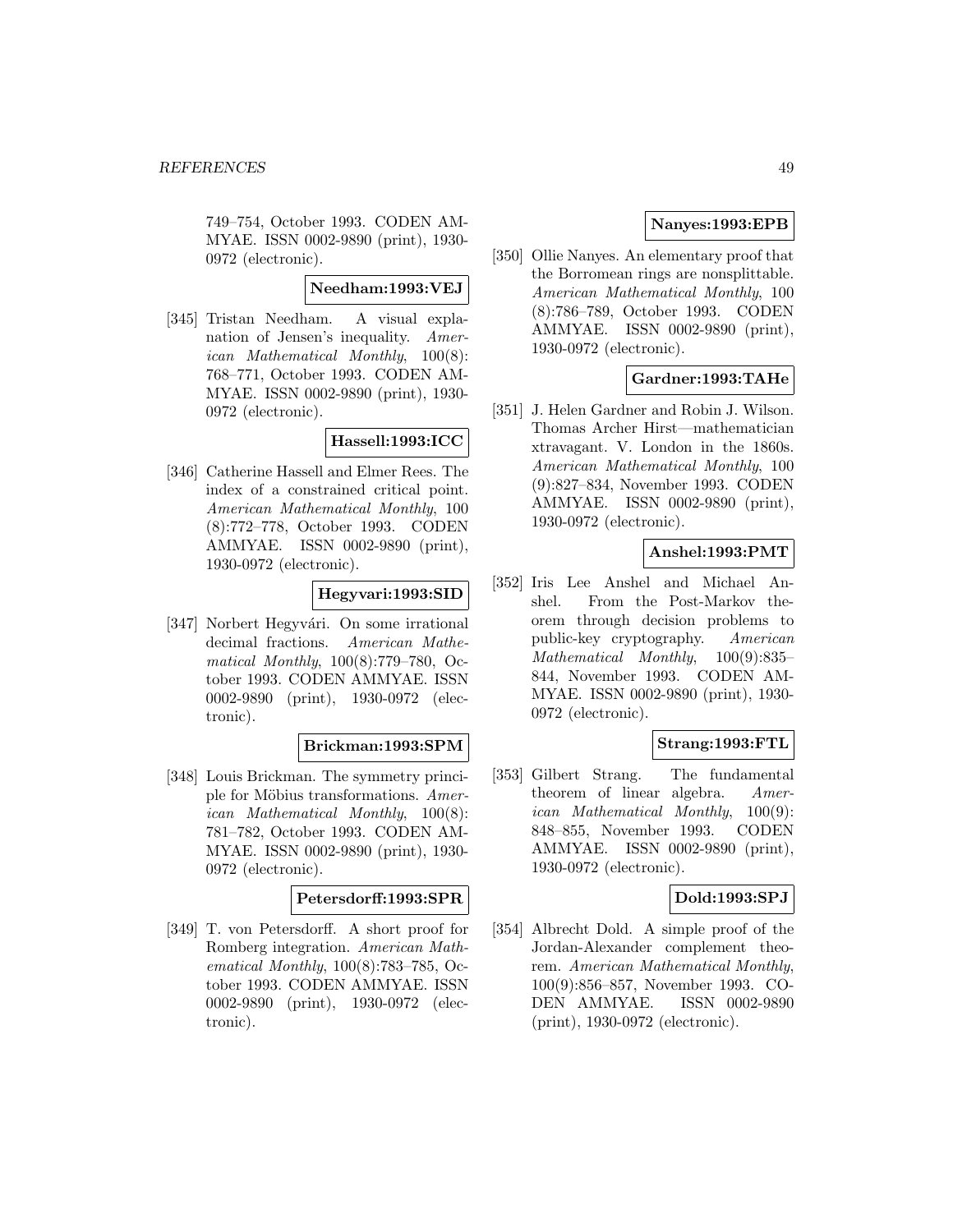749–754, October 1993. CODEN AMMYAE. ISSN 0002-9890 (print), 1930-0972 (electronic).

**Needham:1993:VEJ**

[345] Tristan Needham. A visual explanation of Jensen's inequality. *American Mathematical Monthly*, 100(8): 768–771, October 1993. CODEN AMMYAE. ISSN 0002-9890 (print), 1930-0972 (electronic).

**Hassell:1993:ICC**

[346] Catherine Hassell and Elmer Rees. The index of a constrained critical point. *American Mathematical Monthly*, 100 (8):772–778, October 1993. CODEN AMMYAE. ISSN 0002-9890 (print), 1930-0972 (electronic).

**Hegyvari:1993:SID**

[347] Norbert Hegyvári. On some irrational decimal fractions. *American Mathematical Monthly*, 100(8):779–780, October 1993. CODEN AMMYAE. ISSN 0002-9890 (print), 1930-0972 (electronic).

**Brickman:1993:SPM**

[348] Louis Brickman. The symmetry principle for Möbius transformations. *American Mathematical Monthly*, 100(8): 781–782, October 1993. CODEN AMMYAE. ISSN 0002-9890 (print), 1930-0972 (electronic).

**Petersdorff:1993:SPR**

[349] T. von Petersdorff. A short proof for Romberg integration. *American Mathematical Monthly*, 100(8):783–785, October 1993. CODEN AMMYAE. ISSN 0002-9890 (print), 1930-0972 (electronic).

**Nanyes:1993:EPB**

[350] Ollie Nanyes. An elementary proof that the Borromean rings are nonsplittable. *American Mathematical Monthly*, 100 (8):786–789, October 1993. CODEN AMMYAE. ISSN 0002-9890 (print), 1930-0972 (electronic).

**Gardner:1993:TAHe**

[351] J. Helen Gardner and Robin J. Wilson. Thomas Archer Hirst—mathematician xtravagant. V. London in the 1860s. *American Mathematical Monthly*, 100 (9):827–834, November 1993. CODEN AMMYAE. ISSN 0002-9890 (print), 1930-0972 (electronic).

**Anshel:1993:PMT**

[352] Iris Lee Anshel and Michael Anshel. From the Post-Markov theorem through decision problems to public-key cryptography. *American Mathematical Monthly*, 100(9):835–844, November 1993. CODEN AMMYAE. ISSN 0002-9890 (print), 1930-0972 (electronic).

**Strang:1993:FTL**

[353] Gilbert Strang. The fundamental theorem of linear algebra. *American Mathematical Monthly*, 100(9): 848–855, November 1993. CODEN AMMYAE. ISSN 0002-9890 (print), 1930-0972 (electronic).

**Dold:1993:SPJ**

[354] Albrecht Dold. A simple proof of the Jordan-Alexander complement theorem. *American Mathematical Monthly*, 100(9):856–857, November 1993. CODEN AMMYAE. ISSN 0002-9890 (print), 1930-0972 (electronic).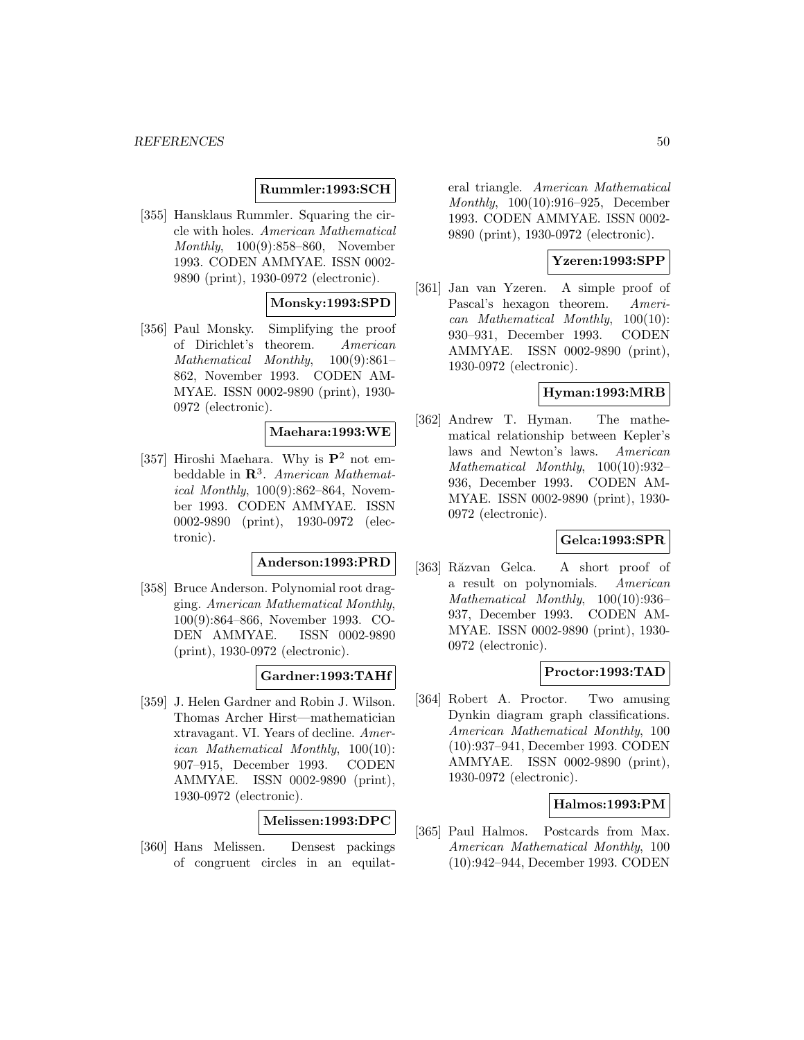**Rummler:1993:SCH**

[355] Hansklaus Rummler. Squaring the circle with holes. *American Mathematical Monthly*, 100(9):858–860, November 1993. CODEN AMMYAE. ISSN 0002-9890 (print), 1930-0972 (electronic).

**Monsky:1993:SPD**

[356] Paul Monsky. Simplifying the proof of Dirichlet's theorem. *American Mathematical Monthly*, 100(9):861–862, November 1993. CODEN AMMYAE. ISSN 0002-9890 (print), 1930-0972 (electronic).

**Maehara:1993:WE**

[357] Hiroshi Maehara. Why is $\mathbf{P}^2$ not embeddable in $\mathbf{R}^3$. *American Mathematical Monthly*, 100(9):862–864, November 1993. CODEN AMMYAE. ISSN 0002-9890 (print), 1930-0972 (electronic).

**Anderson:1993:PRD**

[358] Bruce Anderson. Polynomial root dragging. *American Mathematical Monthly*, 100(9):864–866, November 1993. CODEN AMMYAE. ISSN 0002-9890 (print), 1930-0972 (electronic).

**Gardner:1993:TAHf**

[359] J. Helen Gardner and Robin J. Wilson. Thomas Archer Hirst—mathematician xtravagant. VI. Years of decline. *American Mathematical Monthly*, 100(10): 907–915, December 1993. CODEN AMMYAE. ISSN 0002-9890 (print), 1930-0972 (electronic).

**Melissen:1993:DPC**

[360] Hans Melissen. Densest packings of congruent circles in an equilateral triangle. *American Mathematical Monthly*, 100(10):916–925, December 1993. CODEN AMMYAE. ISSN 0002-9890 (print), 1930-0972 (electronic).

**Yzeren:1993:SPP**

[361] Jan van Yzeren. A simple proof of Pascal's hexagon theorem. *American Mathematical Monthly*, 100(10): 930–931, December 1993. CODEN AMMYAE. ISSN 0002-9890 (print), 1930-0972 (electronic).

**Hyman:1993:MRB**

[362] Andrew T. Hyman. The mathematical relationship between Kepler's laws and Newton's laws. *American Mathematical Monthly*, 100(10):932–936, December 1993. CODEN AMMYAE. ISSN 0002-9890 (print), 1930-0972 (electronic).

**Gelca:1993:SPR**

[363] Răzvan Gelca. A short proof of a result on polynomials. *American Mathematical Monthly*, 100(10):936–937, December 1993. CODEN AMMYAE. ISSN 0002-9890 (print), 1930-0972 (electronic).

**Proctor:1993:TAD**

[364] Robert A. Proctor. Two amusing Dynkin diagram graph classifications. *American Mathematical Monthly*, 100 (10):937–941, December 1993. CODEN AMMYAE. ISSN 0002-9890 (print), 1930-0972 (electronic).

**Halmos:1993:PM**

[365] Paul Halmos. Postcards from Max. *American Mathematical Monthly*, 100 (10):942–944, December 1993. CODEN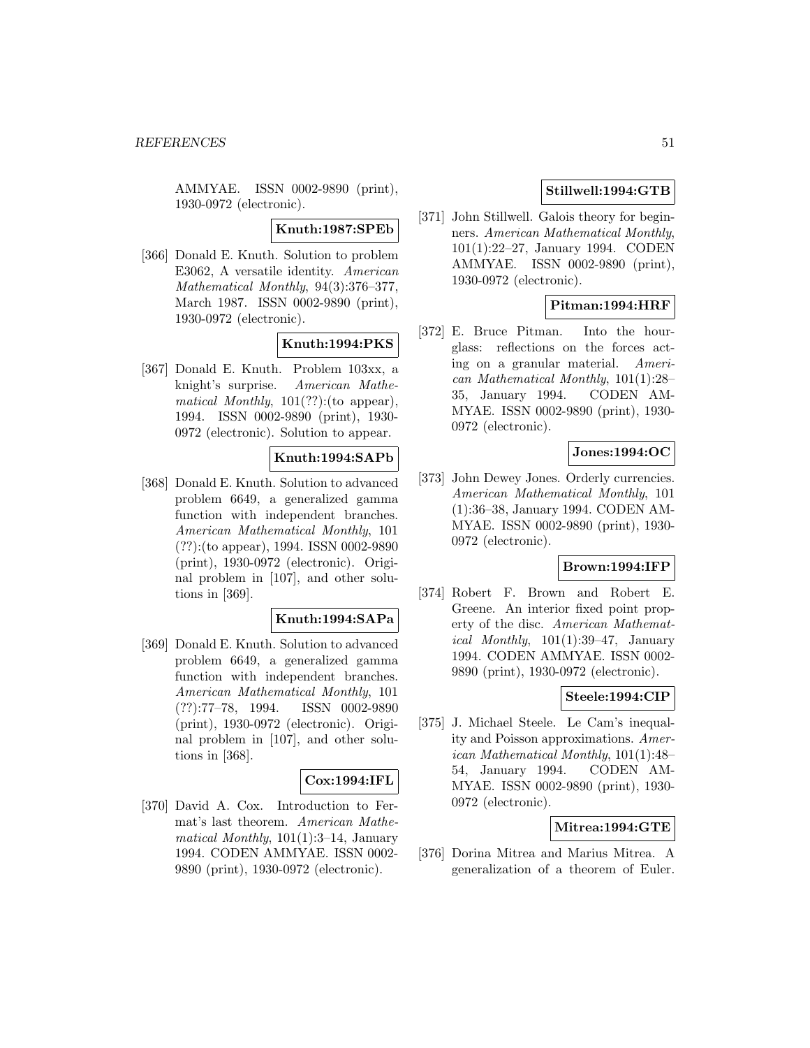AMMYAE. ISSN 0002-9890 (print), 1930-0972 (electronic).

**Knuth:1987:SPEb**

[366] Donald E. Knuth. Solution to problem E3062, A versatile identity. *American Mathematical Monthly*, 94(3):376–377, March 1987. ISSN 0002-9890 (print), 1930-0972 (electronic).

**Knuth:1994:PKS**

[367] Donald E. Knuth. Problem 103xx, a knight's surprise. *American Mathematical Monthly*, 101(??):(to appear), 1994. ISSN 0002-9890 (print), 1930-0972 (electronic). Solution to appear.

**Knuth:1994:SAPb**

[368] Donald E. Knuth. Solution to advanced problem 6649, a generalized gamma function with independent branches. *American Mathematical Monthly*, 101 (??):(to appear), 1994. ISSN 0002-9890 (print), 1930-0972 (electronic). Original problem in [107], and other solutions in [369].

**Knuth:1994:SAPa**

[369] Donald E. Knuth. Solution to advanced problem 6649, a generalized gamma function with independent branches. *American Mathematical Monthly*, 101 (??):77–78, 1994. ISSN 0002-9890 (print), 1930-0972 (electronic). Original problem in [107], and other solutions in [368].

**Cox:1994:IFL**

[370] David A. Cox. Introduction to Fermat's last theorem. *American Mathematical Monthly*, 101(1):3–14, January 1994. CODEN AMMYAE. ISSN 0002-9890 (print), 1930-0972 (electronic).

**Stillwell:1994:GTB**

[371] John Stillwell. Galois theory for beginners. *American Mathematical Monthly*, 101(1):22–27, January 1994. CODEN AMMYAE. ISSN 0002-9890 (print), 1930-0972 (electronic).

**Pitman:1994:HRF**

[372] E. Bruce Pitman. Into the hourglass: reflections on the forces acting on a granular material. *American Mathematical Monthly*, 101(1):28–35, January 1994. CODEN AMMYAE. ISSN 0002-9890 (print), 1930-0972 (electronic).

**Jones:1994:OC**

[373] John Dewey Jones. Orderly currencies. *American Mathematical Monthly*, 101 (1):36–38, January 1994. CODEN AMMYAE. ISSN 0002-9890 (print), 1930-0972 (electronic).

**Brown:1994:IFP**

[374] Robert F. Brown and Robert E. Greene. An interior fixed point property of the disc. *American Mathematical Monthly*, 101(1):39–47, January 1994. CODEN AMMYAE. ISSN 0002-9890 (print), 1930-0972 (electronic).

**Steele:1994:CIP**

[375] J. Michael Steele. Le Cam's inequality and Poisson approximations. *American Mathematical Monthly*, 101(1):48–54, January 1994. CODEN AMMYAE. ISSN 0002-9890 (print), 1930-0972 (electronic).

**Mitrea:1994:GTE**

[376] Dorina Mitrea and Marius Mitrea. A generalization of a theorem of Euler.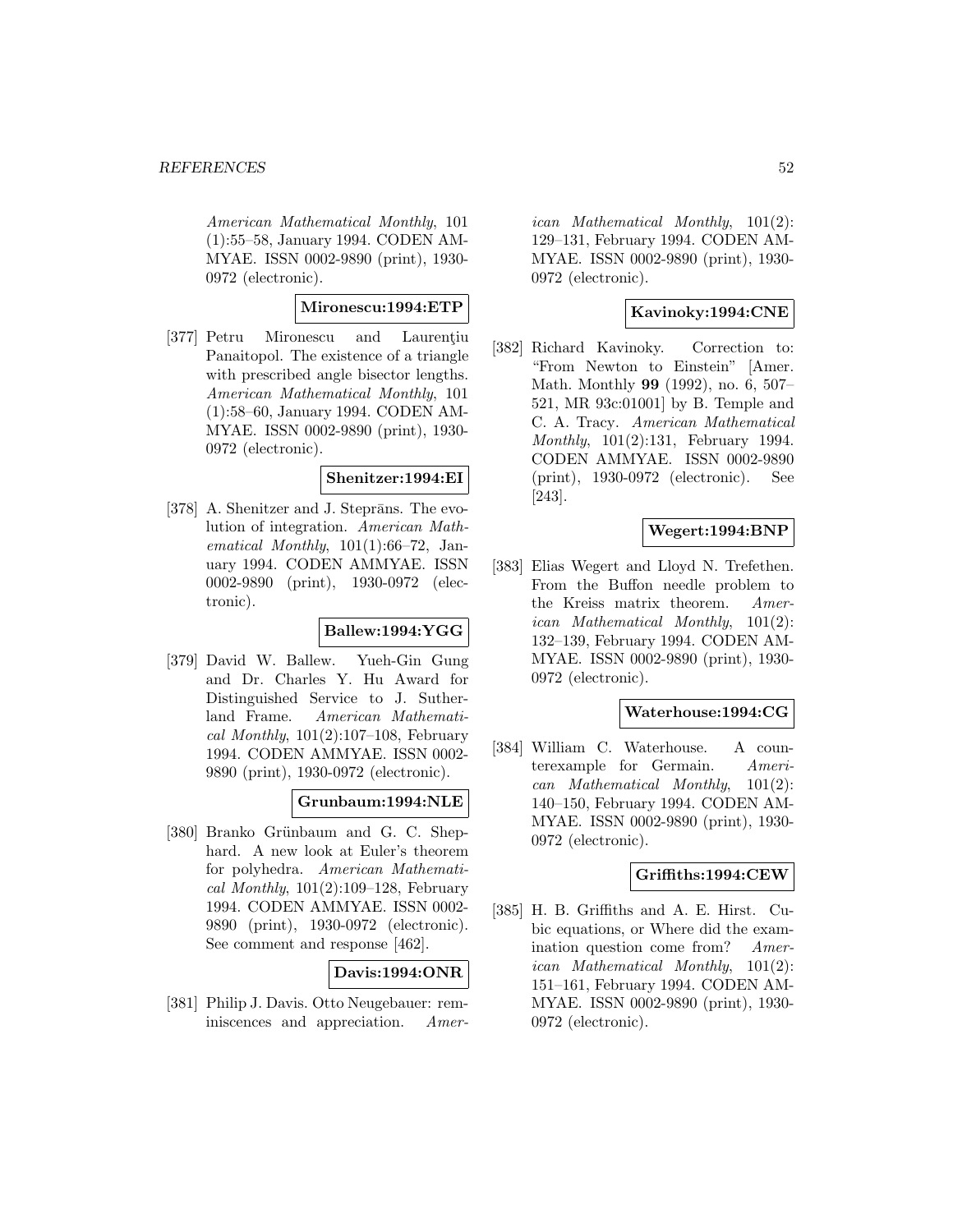*American Mathematical Monthly*, 101 (1):55–58, January 1994. CODEN AMMYAE. ISSN 0002-9890 (print), 1930-0972 (electronic).

**Mironescu:1994:ETP**

[377] Petru Mironescu and Laurenţiu Panaitopol. The existence of a triangle with prescribed angle bisector lengths. *American Mathematical Monthly*, 101 (1):58–60, January 1994. CODEN AMMYAE. ISSN 0002-9890 (print), 1930-0972 (electronic).

**Shenitzer:1994:EI**

[378] A. Shenitzer and J. Steprāns. The evolution of integration. *American Mathematical Monthly*, 101(1):66–72, January 1994. CODEN AMMYAE. ISSN 0002-9890 (print), 1930-0972 (electronic).

**Ballew:1994:YGG**

[379] David W. Ballew. Yueh-Gin Gung and Dr. Charles Y. Hu Award for Distinguished Service to J. Sutherland Frame. *American Mathematical Monthly*, 101(2):107–108, February 1994. CODEN AMMYAE. ISSN 0002-9890 (print), 1930-0972 (electronic).

**Grunbaum:1994:NLE**

[380] Branko Grünbaum and G. C. Shephard. A new look at Euler's theorem for polyhedra. *American Mathematical Monthly*, 101(2):109–128, February 1994. CODEN AMMYAE. ISSN 0002-9890 (print), 1930-0972 (electronic). See comment and response [462].

**Davis:1994:ONR**

[381] Philip J. Davis. Otto Neugebauer: reminiscences and appreciation. *American Mathematical Monthly*, 101(2): 129–131, February 1994. CODEN AMMYAE. ISSN 0002-9890 (print), 1930-0972 (electronic).

**Kavinoky:1994:CNE**

[382] Richard Kavinoky. Correction to: "From Newton to Einstein" [Amer. Math. Monthly **99** (1992), no. 6, 507–521, MR 93c:01001] by B. Temple and C. A. Tracy. *American Mathematical Monthly*, 101(2):131, February 1994. CODEN AMMYAE. ISSN 0002-9890 (print), 1930-0972 (electronic). See [243].

**Wegert:1994:BNP**

[383] Elias Wegert and Lloyd N. Trefethen. From the Buffon needle problem to the Kreiss matrix theorem. *American Mathematical Monthly*, 101(2): 132–139, February 1994. CODEN AMMYAE. ISSN 0002-9890 (print), 1930-0972 (electronic).

**Waterhouse:1994:CG**

[384] William C. Waterhouse. A counterexample for Germain. *American Mathematical Monthly*, 101(2): 140–150, February 1994. CODEN AMMYAE. ISSN 0002-9890 (print), 1930-0972 (electronic).

**Griffiths:1994:CEW**

[385] H. B. Griffiths and A. E. Hirst. Cubic equations, or Where did the examination question come from? *American Mathematical Monthly*, 101(2): 151–161, February 1994. CODEN AMMYAE. ISSN 0002-9890 (print), 1930-0972 (electronic).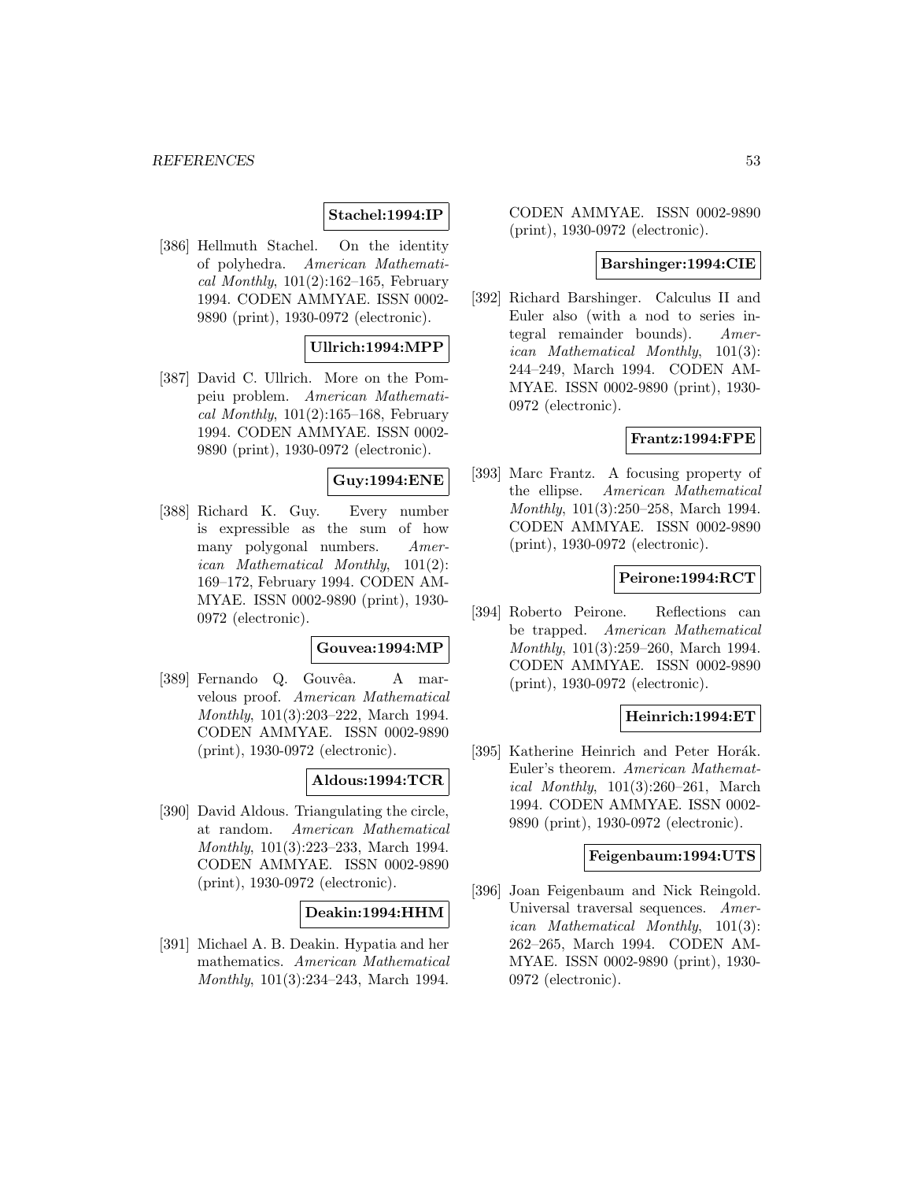**Stachel:1994:IP**

[386] Hellmuth Stachel. On the identity of polyhedra. *American Mathematical Monthly*, 101(2):162–165, February 1994. CODEN AMMYAE. ISSN 0002-9890 (print), 1930-0972 (electronic).

**Ullrich:1994:MPP**

[387] David C. Ullrich. More on the Pompeiu problem. *American Mathematical Monthly*, 101(2):165–168, February 1994. CODEN AMMYAE. ISSN 0002-9890 (print), 1930-0972 (electronic).

**Guy:1994:ENE**

[388] Richard K. Guy. Every number is expressible as the sum of how many polygonal numbers. *American Mathematical Monthly*, 101(2): 169–172, February 1994. CODEN AMMYAE. ISSN 0002-9890 (print), 1930-0972 (electronic).

**Gouvea:1994:MP**

[389] Fernando Q. Gouvêa. A marvelous proof. *American Mathematical Monthly*, 101(3):203–222, March 1994. CODEN AMMYAE. ISSN 0002-9890 (print), 1930-0972 (electronic).

**Aldous:1994:TCR**

[390] David Aldous. Triangulating the circle, at random. *American Mathematical Monthly*, 101(3):223–233, March 1994. CODEN AMMYAE. ISSN 0002-9890 (print), 1930-0972 (electronic).

**Deakin:1994:HHM**

[391] Michael A. B. Deakin. Hypatia and her mathematics. *American Mathematical Monthly*, 101(3):234–243, March 1994. CODEN AMMYAE. ISSN 0002-9890 (print), 1930-0972 (electronic).

**Barshinger:1994:CIE**

[392] Richard Barshinger. Calculus II and Euler also (with a nod to series integral remainder bounds). *American Mathematical Monthly*, 101(3): 244–249, March 1994. CODEN AMMYAE. ISSN 0002-9890 (print), 1930-0972 (electronic).

**Frantz:1994:FPE**

[393] Marc Frantz. A focusing property of the ellipse. *American Mathematical Monthly*, 101(3):250–258, March 1994. CODEN AMMYAE. ISSN 0002-9890 (print), 1930-0972 (electronic).

**Peirone:1994:RCT**

[394] Roberto Peirone. Reflections can be trapped. *American Mathematical Monthly*, 101(3):259–260, March 1994. CODEN AMMYAE. ISSN 0002-9890 (print), 1930-0972 (electronic).

**Heinrich:1994:ET**

[395] Katherine Heinrich and Peter Horák. Euler's theorem. *American Mathematical Monthly*, 101(3):260–261, March 1994. CODEN AMMYAE. ISSN 0002-9890 (print), 1930-0972 (electronic).

**Feigenbaum:1994:UTS**

[396] Joan Feigenbaum and Nick Reingold. Universal traversal sequences. *American Mathematical Monthly*, 101(3): 262–265, March 1994. CODEN AMMYAE. ISSN 0002-9890 (print), 1930-0972 (electronic).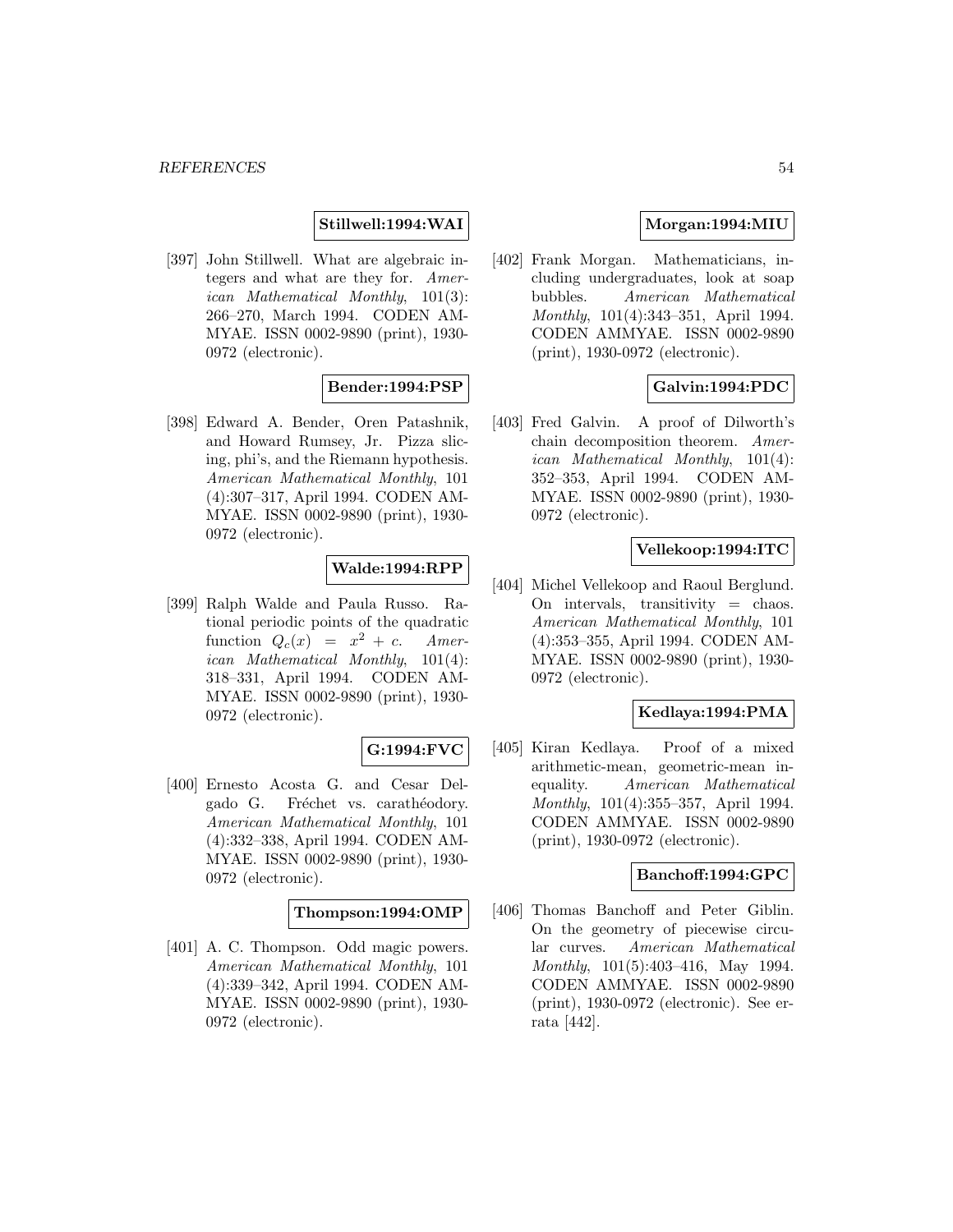**Stillwell:1994:WAI**

[397] John Stillwell. What are algebraic integers and what are they for. *American Mathematical Monthly*, 101(3): 266–270, March 1994. CODEN AMMYAE. ISSN 0002-9890 (print), 1930-0972 (electronic).

**Bender:1994:PSP**

[398] Edward A. Bender, Oren Patashnik, and Howard Rumsey, Jr. Pizza slicing, phi's, and the Riemann hypothesis. *American Mathematical Monthly*, 101 (4):307–317, April 1994. CODEN AMMYAE. ISSN 0002-9890 (print), 1930-0972 (electronic).

**Walde:1994:RPP**

[399] Ralph Walde and Paula Russo. Rational periodic points of the quadratic function $Q_c(x) = x^2 + c$. *American Mathematical Monthly*, 101(4): 318–331, April 1994. CODEN AMMYAE. ISSN 0002-9890 (print), 1930-0972 (electronic).

**G:1994:FVC**

[400] Ernesto Acosta G. and Cesar Delgado G. Fréchet vs. carathéodory. *American Mathematical Monthly*, 101 (4):332–338, April 1994. CODEN AMMYAE. ISSN 0002-9890 (print), 1930-0972 (electronic).

**Thompson:1994:OMP**

[401] A. C. Thompson. Odd magic powers. *American Mathematical Monthly*, 101 (4):339–342, April 1994. CODEN AMMYAE. ISSN 0002-9890 (print), 1930-0972 (electronic).

**Morgan:1994:MIU**

[402] Frank Morgan. Mathematicians, including undergraduates, look at soap bubbles. *American Mathematical Monthly*, 101(4):343–351, April 1994. CODEN AMMYAE. ISSN 0002-9890 (print), 1930-0972 (electronic).

**Galvin:1994:PDC**

[403] Fred Galvin. A proof of Dilworth's chain decomposition theorem. *American Mathematical Monthly*, 101(4): 352–353, April 1994. CODEN AMMYAE. ISSN 0002-9890 (print), 1930-0972 (electronic).

**Vellekoop:1994:ITC**

[404] Michel Vellekoop and Raoul Berglund. On intervals, transitivity = chaos. *American Mathematical Monthly*, 101 (4):353–355, April 1994. CODEN AMMYAE. ISSN 0002-9890 (print), 1930-0972 (electronic).

**Kedlaya:1994:PMA**

[405] Kiran Kedlaya. Proof of a mixed arithmetic-mean, geometric-mean inequality. *American Mathematical Monthly*, 101(4):355–357, April 1994. CODEN AMMYAE. ISSN 0002-9890 (print), 1930-0972 (electronic).

**Banchoff:1994:GPC**

[406] Thomas Banchoff and Peter Giblin. On the geometry of piecewise circular curves. *American Mathematical Monthly*, 101(5):403–416, May 1994. CODEN AMMYAE. ISSN 0002-9890 (print), 1930-0972 (electronic). See errata [442].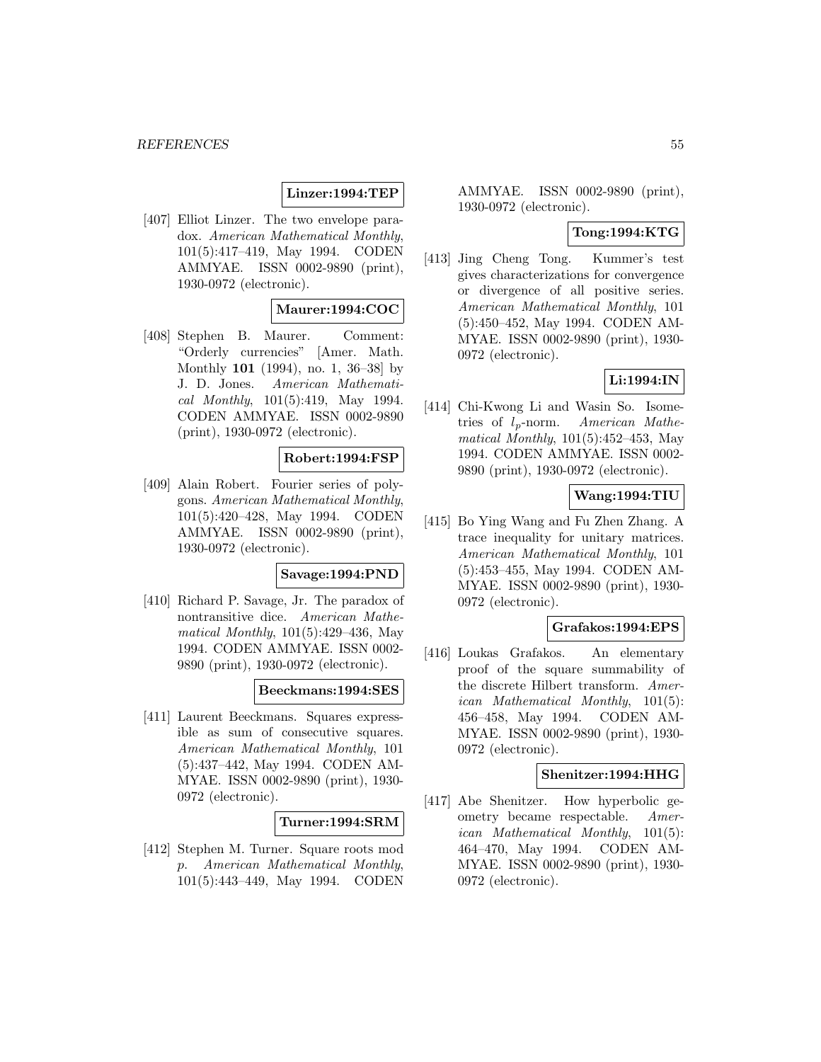**Linzer:1994:TEP**

[407] Elliot Linzer. The two envelope paradox. *American Mathematical Monthly*, 101(5):417–419, May 1994. CODEN AMMYAE. ISSN 0002-9890 (print), 1930-0972 (electronic).

**Maurer:1994:COC**

[408] Stephen B. Maurer. Comment: “Orderly currencies” [Amer. Math. Monthly **101** (1994), no. 1, 36–38] by J. D. Jones. *American Mathematical Monthly*, 101(5):419, May 1994. CODEN AMMYAE. ISSN 0002-9890 (print), 1930-0972 (electronic).

**Robert:1994:FSP**

[409] Alain Robert. Fourier series of polygons. *American Mathematical Monthly*, 101(5):420–428, May 1994. CODEN AMMYAE. ISSN 0002-9890 (print), 1930-0972 (electronic).

**Savage:1994:PND**

[410] Richard P. Savage, Jr. The paradox of nontransitive dice. *American Mathematical Monthly*, 101(5):429–436, May 1994. CODEN AMMYAE. ISSN 0002-9890 (print), 1930-0972 (electronic).

**Beeckmans:1994:SES**

[411] Laurent Beeckmans. Squares expressible as sum of consecutive squares. *American Mathematical Monthly*, 101 (5):437–442, May 1994. CODEN AMMYAE. ISSN 0002-9890 (print), 1930-0972 (electronic).

**Turner:1994:SRM**

[412] Stephen M. Turner. Square roots mod $p$. *American Mathematical Monthly*, 101(5):443–449, May 1994. CODEN AMMYAE. ISSN 0002-9890 (print), 1930-0972 (electronic).

**Tong:1994:KTG**

[413] Jing Cheng Tong. Kummer's test gives characterizations for convergence or divergence of all positive series. *American Mathematical Monthly*, 101 (5):450–452, May 1994. CODEN AMMYAE. ISSN 0002-9890 (print), 1930-0972 (electronic).

**Li:1994:IN**

[414] Chi-Kwong Li and Wasin So. Isometries of $l_p$-norm. *American Mathematical Monthly*, 101(5):452–453, May 1994. CODEN AMMYAE. ISSN 0002-9890 (print), 1930-0972 (electronic).

**Wang:1994:TIU**

[415] Bo Ying Wang and Fu Zhen Zhang. A trace inequality for unitary matrices. *American Mathematical Monthly*, 101 (5):453–455, May 1994. CODEN AMMYAE. ISSN 0002-9890 (print), 1930-0972 (electronic).

**Grafakos:1994:EPS**

[416] Loukas Grafakos. An elementary proof of the square summability of the discrete Hilbert transform. *American Mathematical Monthly*, 101(5): 456–458, May 1994. CODEN AMMYAE. ISSN 0002-9890 (print), 1930-0972 (electronic).

**Shenitzer:1994:HHG**

[417] Abe Shenitzer. How hyperbolic geometry became respectable. *American Mathematical Monthly*, 101(5): 464–470, May 1994. CODEN AMMYAE. ISSN 0002-9890 (print), 1930-0972 (electronic).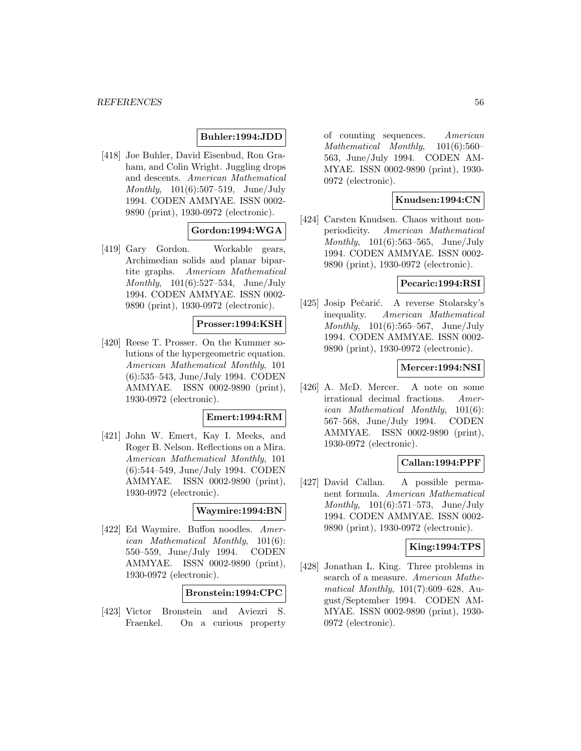**Buhler:1994:JDD**

[418] Joe Buhler, David Eisenbud, Ron Graham, and Colin Wright. Juggling drops and descents. *American Mathematical Monthly*, 101(6):507–519, June/July 1994. CODEN AMMYAE. ISSN 0002-9890 (print), 1930-0972 (electronic).

**Gordon:1994:WGA**

[419] Gary Gordon. Workable gears, Archimedian solids and planar bipartite graphs. *American Mathematical Monthly*, 101(6):527–534, June/July 1994. CODEN AMMYAE. ISSN 0002-9890 (print), 1930-0972 (electronic).

**Prosser:1994:KSH**

[420] Reese T. Prosser. On the Kummer solutions of the hypergeometric equation. *American Mathematical Monthly*, 101 (6):535–543, June/July 1994. CODEN AMMYAE. ISSN 0002-9890 (print), 1930-0972 (electronic).

**Emert:1994:RM**

[421] John W. Emert, Kay I. Meeks, and Roger B. Nelson. Reflections on a Mira. *American Mathematical Monthly*, 101 (6):544–549, June/July 1994. CODEN AMMYAE. ISSN 0002-9890 (print), 1930-0972 (electronic).

**Waymire:1994:BN**

[422] Ed Waymire. Buffon noodles. *American Mathematical Monthly*, 101(6): 550–559, June/July 1994. CODEN AMMYAE. ISSN 0002-9890 (print), 1930-0972 (electronic).

**Bronstein:1994:CPC**

[423] Victor Bronstein and Aviezri S. Fraenkel. On a curious property of counting sequences. *American Mathematical Monthly*, 101(6):560–563, June/July 1994. CODEN AMMYAE. ISSN 0002-9890 (print), 1930-0972 (electronic).

**Knudsen:1994:CN**

[424] Carsten Knudsen. Chaos without nonperiodicity. *American Mathematical Monthly*, 101(6):563–565, June/July 1994. CODEN AMMYAE. ISSN 0002-9890 (print), 1930-0972 (electronic).

**Pecaric:1994:RSI**

[425] Josip Pečarić. A reverse Stolarsky's inequality. *American Mathematical Monthly*, 101(6):565–567, June/July 1994. CODEN AMMYAE. ISSN 0002-9890 (print), 1930-0972 (electronic).

**Mercer:1994:NSI**

[426] A. McD. Mercer. A note on some irrational decimal fractions. *American Mathematical Monthly*, 101(6): 567–568, June/July 1994. CODEN AMMYAE. ISSN 0002-9890 (print), 1930-0972 (electronic).

**Callan:1994:PPF**

[427] David Callan. A possible permanent formula. *American Mathematical Monthly*, 101(6):571–573, June/July 1994. CODEN AMMYAE. ISSN 0002-9890 (print), 1930-0972 (electronic).

**King:1994:TPS**

[428] Jonathan L. King. Three problems in search of a measure. *American Mathematical Monthly*, 101(7):609–628, August/September 1994. CODEN AMMYAE. ISSN 0002-9890 (print), 1930-0972 (electronic).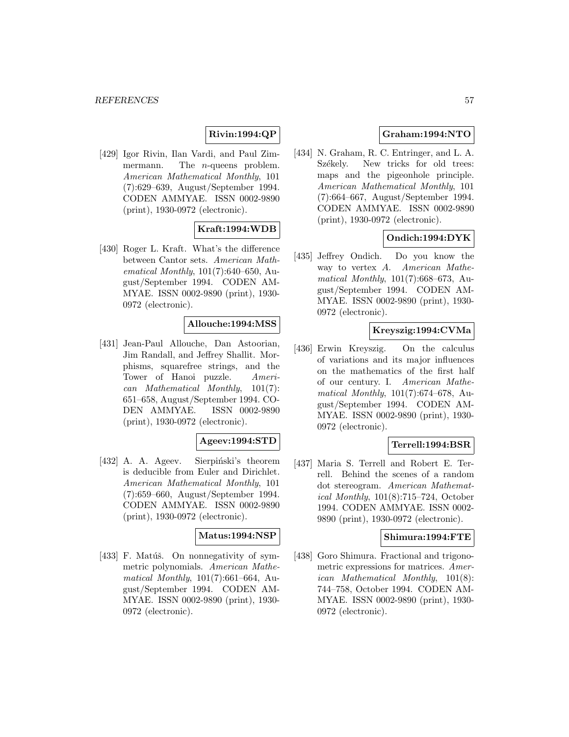**Rivin:1994:QP**

[429] Igor Rivin, Ilan Vardi, and Paul Zimmermann. The $n$-queens problem. *American Mathematical Monthly*, 101 (7):629–639, August/September 1994. CODEN AMMYAE. ISSN 0002-9890 (print), 1930-0972 (electronic).

**Kraft:1994:WDB**

[430] Roger L. Kraft. What's the difference between Cantor sets. *American Mathematical Monthly*, 101(7):640–650, August/September 1994. CODEN AMMYAE. ISSN 0002-9890 (print), 1930-0972 (electronic).

**Allouche:1994:MSS**

[431] Jean-Paul Allouche, Dan Astoorian, Jim Randall, and Jeffrey Shallit. Morphisms, squarefree strings, and the Tower of Hanoi puzzle. *American Mathematical Monthly*, 101(7): 651–658, August/September 1994. CODEN AMMYAE. ISSN 0002-9890 (print), 1930-0972 (electronic).

**Ageev:1994:STD**

[432] A. A. Ageev. Sierpiński's theorem is deducible from Euler and Dirichlet. *American Mathematical Monthly*, 101 (7):659–660, August/September 1994. CODEN AMMYAE. ISSN 0002-9890 (print), 1930-0972 (electronic).

**Matus:1994:NSP**

[433] F. Matúš. On nonnegativity of symmetric polynomials. *American Mathematical Monthly*, 101(7):661–664, August/September 1994. CODEN AMMYAE. ISSN 0002-9890 (print), 1930-0972 (electronic).

**Graham:1994:NTO**

[434] N. Graham, R. C. Entringer, and L. A. Székely. New tricks for old trees: maps and the pigeonhole principle. *American Mathematical Monthly*, 101 (7):664–667, August/September 1994. CODEN AMMYAE. ISSN 0002-9890 (print), 1930-0972 (electronic).

**Ondich:1994:DYK**

[435] Jeffrey Ondich. Do you know the way to vertex $A$. *American Mathematical Monthly*, 101(7):668–673, August/September 1994. CODEN AMMYAE. ISSN 0002-9890 (print), 1930-0972 (electronic).

**Kreyszig:1994:CVMa**

[436] Erwin Kreyszig. On the calculus of variations and its major influences on the mathematics of the first half of our century. I. *American Mathematical Monthly*, 101(7):674–678, August/September 1994. CODEN AMMYAE. ISSN 0002-9890 (print), 1930-0972 (electronic).

**Terrell:1994:BSR**

[437] Maria S. Terrell and Robert E. Terrell. Behind the scenes of a random dot stereogram. *American Mathematical Monthly*, 101(8):715–724, October 1994. CODEN AMMYAE. ISSN 0002-9890 (print), 1930-0972 (electronic).

**Shimura:1994:FTE**

[438] Goro Shimura. Fractional and trigonometric expressions for matrices. *American Mathematical Monthly*, 101(8): 744–758, October 1994. CODEN AMMYAE. ISSN 0002-9890 (print), 1930-0972 (electronic).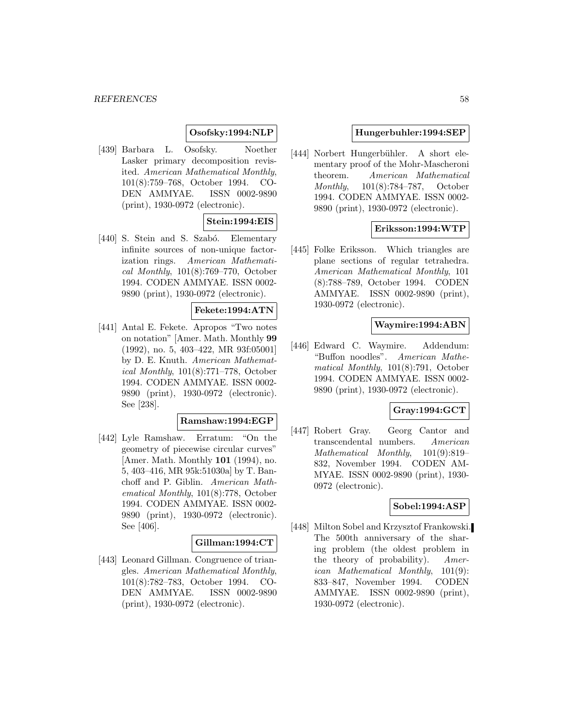**Osofsky:1994:NLP**

[439] Barbara L. Osofsky. Noether Lasker primary decomposition revisited. *American Mathematical Monthly*, 101(8):759–768, October 1994. CODEN AMMYAE. ISSN 0002-9890 (print), 1930-0972 (electronic).

**Stein:1994:EIS**

[440] S. Stein and S. Szabó. Elementary infinite sources of non-unique factorization rings. *American Mathematical Monthly*, 101(8):769–770, October 1994. CODEN AMMYAE. ISSN 0002-9890 (print), 1930-0972 (electronic).

**Fekete:1994:ATN**

[441] Antal E. Fekete. Apropos "Two notes on notation" [Amer. Math. Monthly **99** (1992), no. 5, 403–422, MR 93f:05001] by D. E. Knuth. *American Mathematical Monthly*, 101(8):771–778, October 1994. CODEN AMMYAE. ISSN 0002-9890 (print), 1930-0972 (electronic). See [238].

**Ramshaw:1994:EGP**

[442] Lyle Ramshaw. Erratum: "On the geometry of piecewise circular curves" [Amer. Math. Monthly **101** (1994), no. 5, 403–416, MR 95k:51030a] by T. Banchoff and P. Giblin. *American Mathematical Monthly*, 101(8):778, October 1994. CODEN AMMYAE. ISSN 0002-9890 (print), 1930-0972 (electronic). See [406].

**Gillman:1994:CT**

[443] Leonard Gillman. Congruence of triangles. *American Mathematical Monthly*, 101(8):782–783, October 1994. CODEN AMMYAE. ISSN 0002-9890 (print), 1930-0972 (electronic).

**Hungerbuhler:1994:SEP**

[444] Norbert Hungerbühler. A short elementary proof of the Mohr-Mascheroni theorem. *American Mathematical Monthly*, 101(8):784–787, October 1994. CODEN AMMYAE. ISSN 0002-9890 (print), 1930-0972 (electronic).

**Eriksson:1994:WTP**

[445] Folke Eriksson. Which triangles are plane sections of regular tetrahedra. *American Mathematical Monthly*, 101 (8):788–789, October 1994. CODEN AMMYAE. ISSN 0002-9890 (print), 1930-0972 (electronic).

**Waymire:1994:ABN**

[446] Edward C. Waymire. Addendum: "Buffon noodles". *American Mathematical Monthly*, 101(8):791, October 1994. CODEN AMMYAE. ISSN 0002-9890 (print), 1930-0972 (electronic).

**Gray:1994:GCT**

[447] Robert Gray. Georg Cantor and transcendental numbers. *American Mathematical Monthly*, 101(9):819–832, November 1994. CODEN AMMYAE. ISSN 0002-9890 (print), 1930-0972 (electronic).

**Sobel:1994:ASP**

[448] Milton Sobel and Krzysztof Frankowski. The 500th anniversary of the sharing problem (the oldest problem in the theory of probability). *American Mathematical Monthly*, 101(9): 833–847, November 1994. CODEN AMMYAE. ISSN 0002-9890 (print), 1930-0972 (electronic).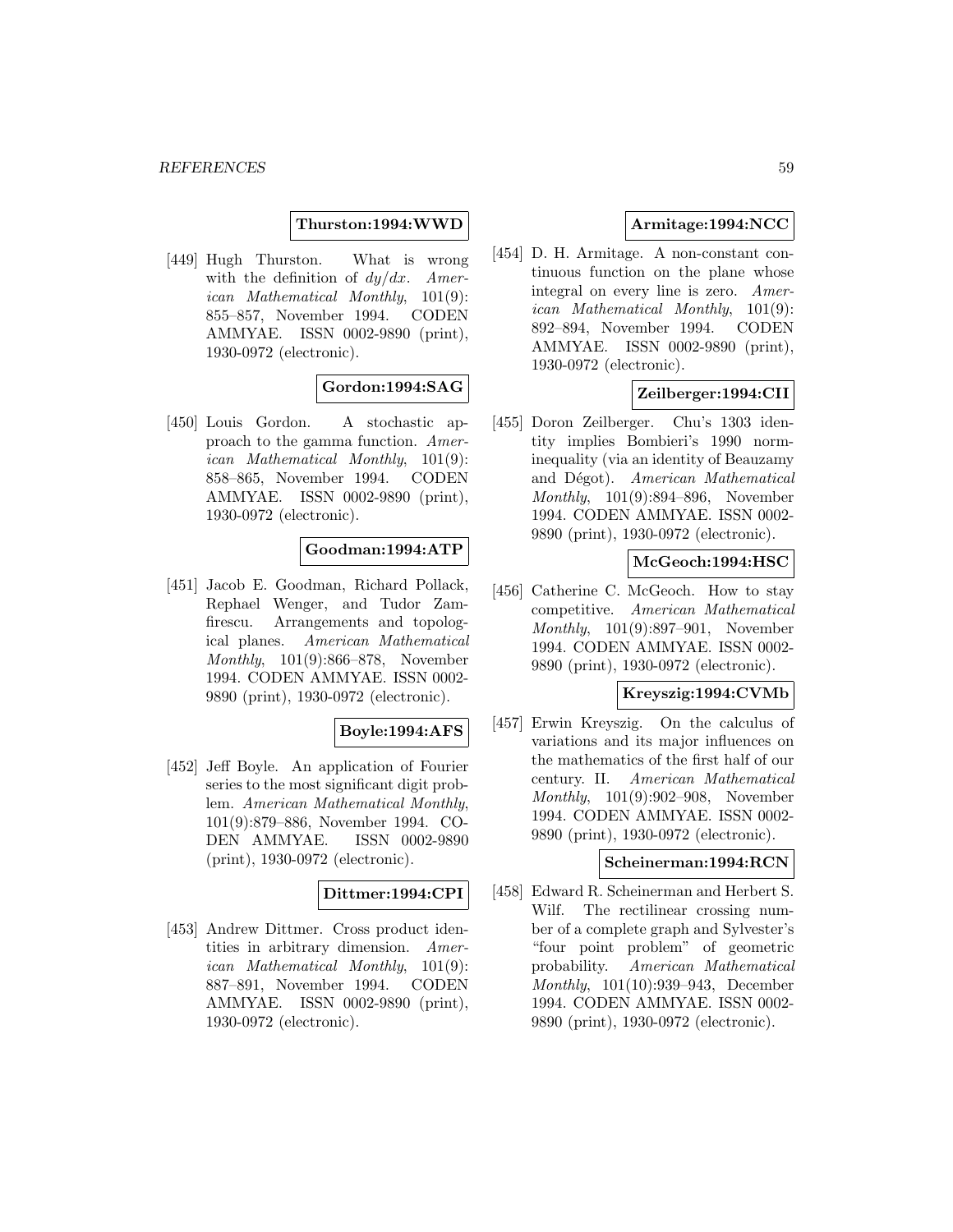**Thurston:1994:WWD**

[449] Hugh Thurston. What is wrong with the definition of $dy/dx$. *American Mathematical Monthly*, 101(9): 855–857, November 1994. CODEN AMMYAE. ISSN 0002-9890 (print), 1930-0972 (electronic).

**Gordon:1994:SAG**

[450] Louis Gordon. A stochastic approach to the gamma function. *American Mathematical Monthly*, 101(9): 858–865, November 1994. CODEN AMMYAE. ISSN 0002-9890 (print), 1930-0972 (electronic).

**Goodman:1994:ATP**

[451] Jacob E. Goodman, Richard Pollack, Rephael Wenger, and Tudor Zamfirescu. Arrangements and topological planes. *American Mathematical Monthly*, 101(9):866–878, November 1994. CODEN AMMYAE. ISSN 0002-9890 (print), 1930-0972 (electronic).

**Boyle:1994:AFS**

[452] Jeff Boyle. An application of Fourier series to the most significant digit problem. *American Mathematical Monthly*, 101(9):879–886, November 1994. CODEN AMMYAE. ISSN 0002-9890 (print), 1930-0972 (electronic).

**Dittmer:1994:CPI**

[453] Andrew Dittmer. Cross product identities in arbitrary dimension. *American Mathematical Monthly*, 101(9): 887–891, November 1994. CODEN AMMYAE. ISSN 0002-9890 (print), 1930-0972 (electronic).

**Armitage:1994:NCC**

[454] D. H. Armitage. A non-constant continuous function on the plane whose integral on every line is zero. *American Mathematical Monthly*, 101(9): 892–894, November 1994. CODEN AMMYAE. ISSN 0002-9890 (print), 1930-0972 (electronic).

**Zeilberger:1994:CII**

[455] Doron Zeilberger. Chu's 1303 identity implies Bombieri's 1990 norm-inequality (via an identity of Beauzamy and Dégot). *American Mathematical Monthly*, 101(9):894–896, November 1994. CODEN AMMYAE. ISSN 0002-9890 (print), 1930-0972 (electronic).

**McGeoch:1994:HSC**

[456] Catherine C. McGeoch. How to stay competitive. *American Mathematical Monthly*, 101(9):897–901, November 1994. CODEN AMMYAE. ISSN 0002-9890 (print), 1930-0972 (electronic).

**Kreyszig:1994:CVMb**

[457] Erwin Kreyszig. On the calculus of variations and its major influences on the mathematics of the first half of our century. II. *American Mathematical Monthly*, 101(9):902–908, November 1994. CODEN AMMYAE. ISSN 0002-9890 (print), 1930-0972 (electronic).

**Scheinerman:1994:RCN**

[458] Edward R. Scheinerman and Herbert S. Wilf. The rectilinear crossing number of a complete graph and Sylvester's "four point problem" of geometric probability. *American Mathematical Monthly*, 101(10):939–943, December 1994. CODEN AMMYAE. ISSN 0002-9890 (print), 1930-0972 (electronic).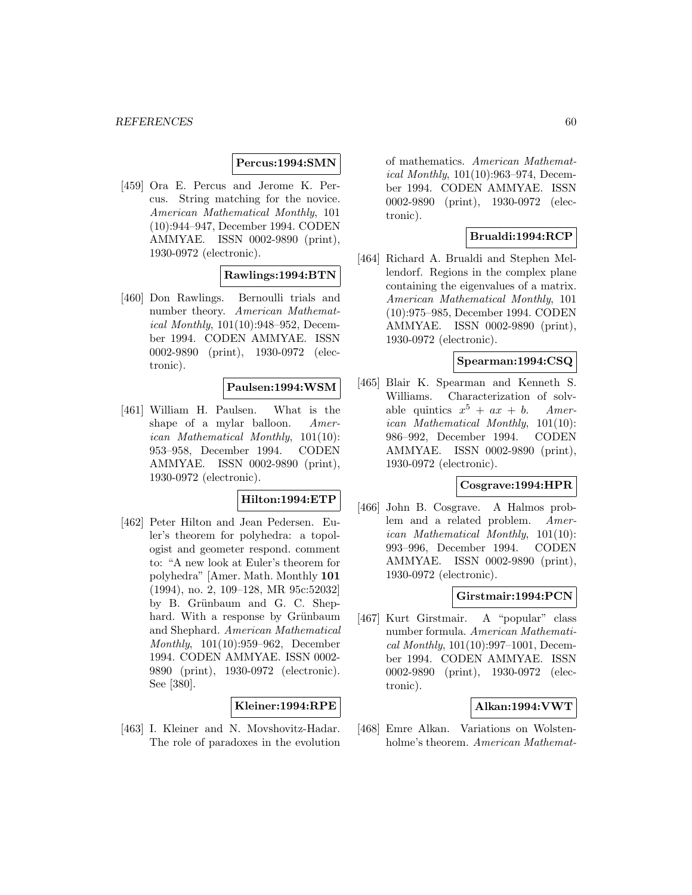**Percus:1994:SMN**

[459] Ora E. Percus and Jerome K. Percus. String matching for the novice. *American Mathematical Monthly*, 101 (10):944–947, December 1994. CODEN AMMYAE. ISSN 0002-9890 (print), 1930-0972 (electronic).

**Rawlings:1994:BTN**

[460] Don Rawlings. Bernoulli trials and number theory. *American Mathematical Monthly*, 101(10):948–952, December 1994. CODEN AMMYAE. ISSN 0002-9890 (print), 1930-0972 (electronic).

**Paulsen:1994:WSM**

[461] William H. Paulsen. What is the shape of a mylar balloon. *American Mathematical Monthly*, 101(10): 953–958, December 1994. CODEN AMMYAE. ISSN 0002-9890 (print), 1930-0972 (electronic).

**Hilton:1994:ETP**

[462] Peter Hilton and Jean Pedersen. Euler's theorem for polyhedra: a topologist and geometer respond. comment to: "A new look at Euler's theorem for polyhedra" [Amer. Math. Monthly **101** (1994), no. 2, 109–128, MR 95c:52032] by B. Grünbaum and G. C. Shephard. With a response by Grünbaum and Shephard. *American Mathematical Monthly*, 101(10):959–962, December 1994. CODEN AMMYAE. ISSN 0002-9890 (print), 1930-0972 (electronic). See [380].

**Kleiner:1994:RPE**

[463] I. Kleiner and N. Movshovitz-Hadar. The role of paradoxes in the evolution of mathematics. *American Mathematical Monthly*, 101(10):963–974, December 1994. CODEN AMMYAE. ISSN 0002-9890 (print), 1930-0972 (electronic).

**Brualdi:1994:RCP**

[464] Richard A. Brualdi and Stephen Mellendorf. Regions in the complex plane containing the eigenvalues of a matrix. *American Mathematical Monthly*, 101 (10):975–985, December 1994. CODEN AMMYAE. ISSN 0002-9890 (print), 1930-0972 (electronic).

**Spearman:1994:CSQ**

[465] Blair K. Spearman and Kenneth S. Williams. Characterization of solvable quintics $x^5 + ax + b$. *American Mathematical Monthly*, 101(10): 986–992, December 1994. CODEN AMMYAE. ISSN 0002-9890 (print), 1930-0972 (electronic).

**Cosgrave:1994:HPR**

[466] John B. Cosgrave. A Halmos problem and a related problem. *American Mathematical Monthly*, 101(10): 993–996, December 1994. CODEN AMMYAE. ISSN 0002-9890 (print), 1930-0972 (electronic).

**Girstmair:1994:PCN**

[467] Kurt Girstmair. A "popular" class number formula. *American Mathematical Monthly*, 101(10):997–1001, December 1994. CODEN AMMYAE. ISSN 0002-9890 (print), 1930-0972 (electronic).

**Alkan:1994:VWT**

[468] Emre Alkan. Variations on Wolstenholme's theorem. *American Mathemat-*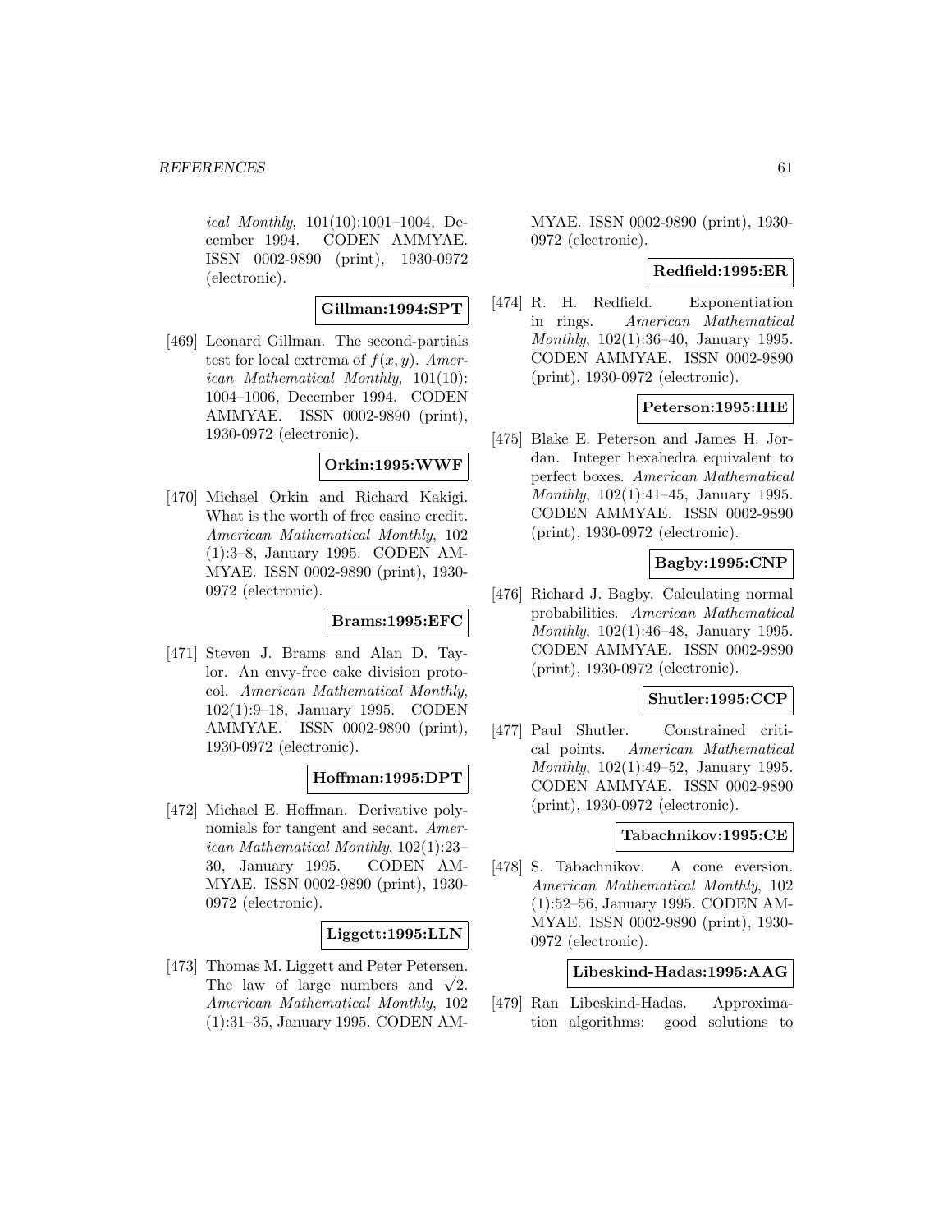*ical Monthly*, 101(10):1001–1004, December 1994. CODEN AMMYAE. ISSN 0002-9890 (print), 1930-0972 (electronic).

**Gillman:1994:SPT**

[469] Leonard Gillman. The second-partials test for local extrema of $f(x, y)$. *American Mathematical Monthly*, 101(10): 1004–1006, December 1994. CODEN AMMYAE. ISSN 0002-9890 (print), 1930-0972 (electronic).

**Orkin:1995:WWF**

[470] Michael Orkin and Richard Kakigi. What is the worth of free casino credit. *American Mathematical Monthly*, 102 (1):3–8, January 1995. CODEN AMMYAE. ISSN 0002-9890 (print), 1930-0972 (electronic).

**Brams:1995:EFC**

[471] Steven J. Brams and Alan D. Taylor. An envy-free cake division protocol. *American Mathematical Monthly*, 102(1):9–18, January 1995. CODEN AMMYAE. ISSN 0002-9890 (print), 1930-0972 (electronic).

**Hoffman:1995:DPT**

[472] Michael E. Hoffman. Derivative polynomials for tangent and secant. *American Mathematical Monthly*, 102(1):23–30, January 1995. CODEN AMMYAE. ISSN 0002-9890 (print), 1930-0972 (electronic).

**Liggett:1995:LLN**

[473] Thomas M. Liggett and Peter Petersen. The law of large numbers and $\sqrt{2}$. *American Mathematical Monthly*, 102 (1):31–35, January 1995. CODEN AMMYAE. ISSN 0002-9890 (print), 1930-0972 (electronic).

**Redfield:1995:ER**

[474] R. H. Redfield. Exponentiation in rings. *American Mathematical Monthly*, 102(1):36–40, January 1995. CODEN AMMYAE. ISSN 0002-9890 (print), 1930-0972 (electronic).

**Peterson:1995:IHE**

[475] Blake E. Peterson and James H. Jordan. Integer hexahedra equivalent to perfect boxes. *American Mathematical Monthly*, 102(1):41–45, January 1995. CODEN AMMYAE. ISSN 0002-9890 (print), 1930-0972 (electronic).

**Bagby:1995:CNP**

[476] Richard J. Bagby. Calculating normal probabilities. *American Mathematical Monthly*, 102(1):46–48, January 1995. CODEN AMMYAE. ISSN 0002-9890 (print), 1930-0972 (electronic).

**Shutler:1995:CCP**

[477] Paul Shutler. Constrained critical points. *American Mathematical Monthly*, 102(1):49–52, January 1995. CODEN AMMYAE. ISSN 0002-9890 (print), 1930-0972 (electronic).

**Tabachnikov:1995:CE**

[478] S. Tabachnikov. A cone eversion. *American Mathematical Monthly*, 102 (1):52–56, January 1995. CODEN AMMYAE. ISSN 0002-9890 (print), 1930-0972 (electronic).

**Libeskind-Hadas:1995:AAG**

[479] Ran Libeskind-Hadas. Approximation algorithms: good solutions to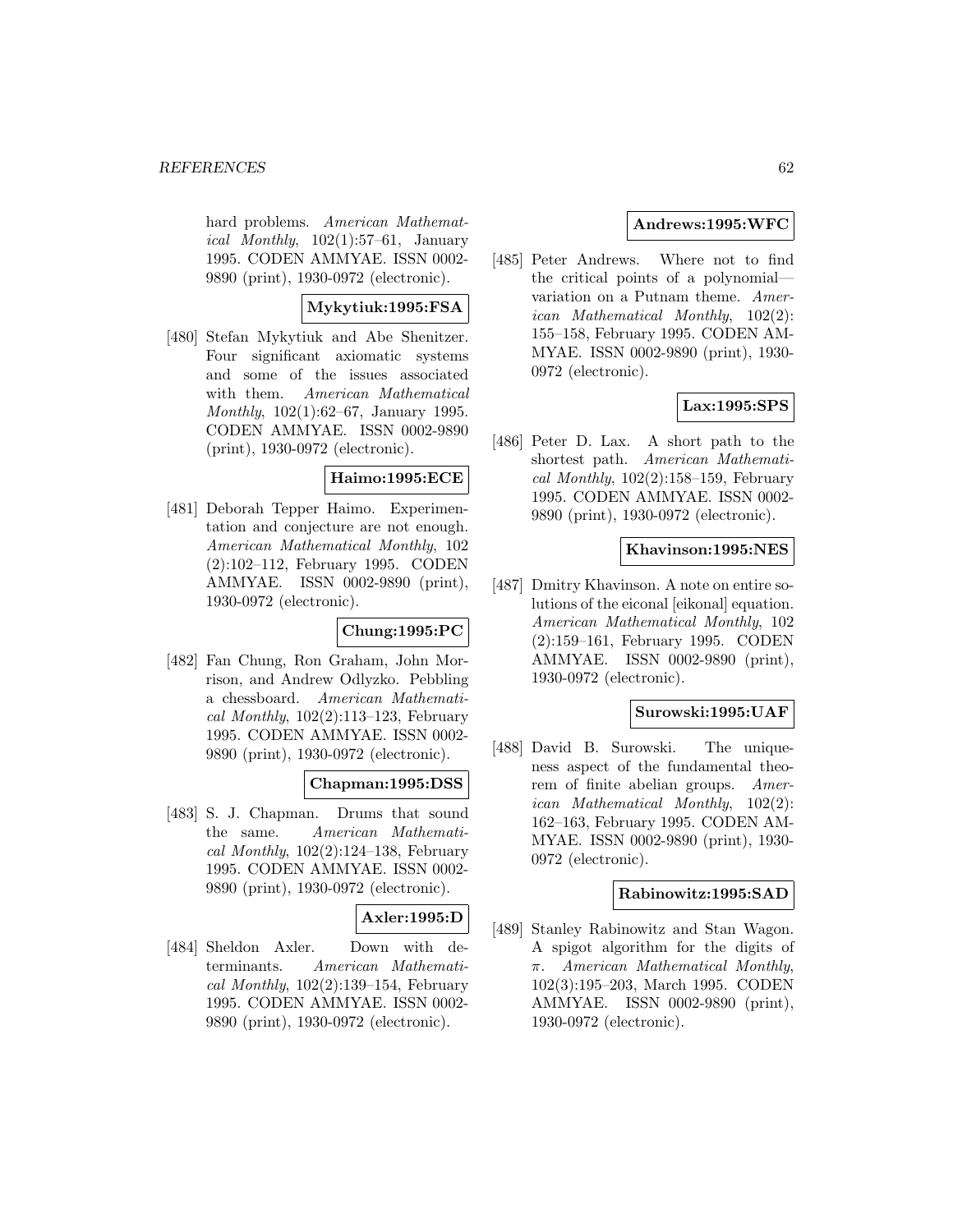hard problems. *American Mathematical Monthly*, 102(1):57–61, January 1995. CODEN AMMYAE. ISSN 0002-9890 (print), 1930-0972 (electronic).

**Mykytiuk:1995:FSA**

[480] Stefan Mykytiuk and Abe Shenitzer. Four significant axiomatic systems and some of the issues associated with them. *American Mathematical Monthly*, 102(1):62–67, January 1995. CODEN AMMYAE. ISSN 0002-9890 (print), 1930-0972 (electronic).

**Haimo:1995:ECE**

[481] Deborah Tepper Haimo. Experimentation and conjecture are not enough. *American Mathematical Monthly*, 102 (2):102–112, February 1995. CODEN AMMYAE. ISSN 0002-9890 (print), 1930-0972 (electronic).

**Chung:1995:PC**

[482] Fan Chung, Ron Graham, John Morrison, and Andrew Odlyzko. Pebbling a chessboard. *American Mathematical Monthly*, 102(2):113–123, February 1995. CODEN AMMYAE. ISSN 0002-9890 (print), 1930-0972 (electronic).

**Chapman:1995:DSS**

[483] S. J. Chapman. Drums that sound the same. *American Mathematical Monthly*, 102(2):124–138, February 1995. CODEN AMMYAE. ISSN 0002-9890 (print), 1930-0972 (electronic).

**Axler:1995:D**

[484] Sheldon Axler. Down with determinants. *American Mathematical Monthly*, 102(2):139–154, February 1995. CODEN AMMYAE. ISSN 0002-9890 (print), 1930-0972 (electronic).

**Andrews:1995:WFC**

[485] Peter Andrews. Where not to find the critical points of a polynomial—variation on a Putnam theme. *American Mathematical Monthly*, 102(2): 155–158, February 1995. CODEN AMMYAE. ISSN 0002-9890 (print), 1930-0972 (electronic).

**Lax:1995:SPS**

[486] Peter D. Lax. A short path to the shortest path. *American Mathematical Monthly*, 102(2):158–159, February 1995. CODEN AMMYAE. ISSN 0002-9890 (print), 1930-0972 (electronic).

**Khavinson:1995:NES**

[487] Dmitry Khavinson. A note on entire solutions of the eiconal [eikonal] equation. *American Mathematical Monthly*, 102 (2):159–161, February 1995. CODEN AMMYAE. ISSN 0002-9890 (print), 1930-0972 (electronic).

**Surowski:1995:UAF**

[488] David B. Surowski. The uniqueness aspect of the fundamental theorem of finite abelian groups. *American Mathematical Monthly*, 102(2): 162–163, February 1995. CODEN AMMYAE. ISSN 0002-9890 (print), 1930-0972 (electronic).

**Rabinowitz:1995:SAD**

[489] Stanley Rabinowitz and Stan Wagon. A spigot algorithm for the digits of $\pi$. *American Mathematical Monthly*, 102(3):195–203, March 1995. CODEN AMMYAE. ISSN 0002-9890 (print), 1930-0972 (electronic).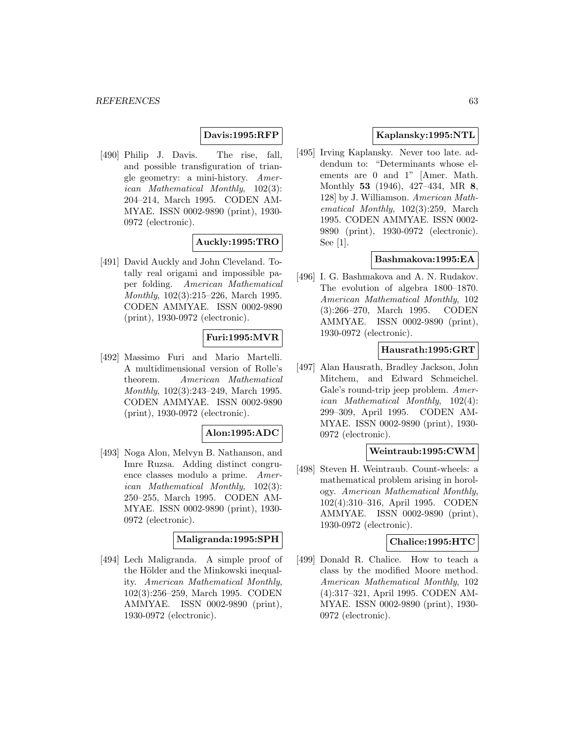**Davis:1995:RFP**

[490] Philip J. Davis. The rise, fall, and possible transfiguration of triangle geometry: a mini-history. *American Mathematical Monthly*, 102(3): 204–214, March 1995. CODEN AMMYAE. ISSN 0002-9890 (print), 1930-0972 (electronic).

**Auckly:1995:TRO**

[491] David Auckly and John Cleveland. Totally real origami and impossible paper folding. *American Mathematical Monthly*, 102(3):215–226, March 1995. CODEN AMMYAE. ISSN 0002-9890 (print), 1930-0972 (electronic).

**Furi:1995:MVR**

[492] Massimo Furi and Mario Martelli. A multidimensional version of Rolle's theorem. *American Mathematical Monthly*, 102(3):243–249, March 1995. CODEN AMMYAE. ISSN 0002-9890 (print), 1930-0972 (electronic).

**Alon:1995:ADC**

[493] Noga Alon, Melvyn B. Nathanson, and Imre Ruzsa. Adding distinct congruence classes modulo a prime. *American Mathematical Monthly*, 102(3): 250–255, March 1995. CODEN AMMYAE. ISSN 0002-9890 (print), 1930-0972 (electronic).

**Maligranda:1995:SPH**

[494] Lech Maligranda. A simple proof of the Hölder and the Minkowski inequality. *American Mathematical Monthly*, 102(3):256–259, March 1995. CODEN AMMYAE. ISSN 0002-9890 (print), 1930-0972 (electronic).

**Kaplansky:1995:NTL**

[495] Irving Kaplansky. Never too late. addendum to: "Determinants whose elements are 0 and 1" [Amer. Math. Monthly **53** (1946), 427–434, MR **8**, 128] by J. Williamson. *American Mathematical Monthly*, 102(3):259, March 1995. CODEN AMMYAE. ISSN 0002-9890 (print), 1930-0972 (electronic). See [1].

**Bashmakova:1995:EA**

[496] I. G. Bashmakova and A. N. Rudakov. The evolution of algebra 1800–1870. *American Mathematical Monthly*, 102 (3):266–270, March 1995. CODEN AMMYAE. ISSN 0002-9890 (print), 1930-0972 (electronic).

**Hausrath:1995:GRT**

[497] Alan Hausrath, Bradley Jackson, John Mitchem, and Edward Schmeichel. Gale's round-trip jeep problem. *American Mathematical Monthly*, 102(4): 299–309, April 1995. CODEN AMMYAE. ISSN 0002-9890 (print), 1930-0972 (electronic).

**Weintraub:1995:CWM**

[498] Steven H. Weintraub. Count-wheels: a mathematical problem arising in horology. *American Mathematical Monthly*, 102(4):310–316, April 1995. CODEN AMMYAE. ISSN 0002-9890 (print), 1930-0972 (electronic).

**Chalice:1995:HTC**

[499] Donald R. Chalice. How to teach a class by the modified Moore method. *American Mathematical Monthly*, 102 (4):317–321, April 1995. CODEN AMMYAE. ISSN 0002-9890 (print), 1930-0972 (electronic).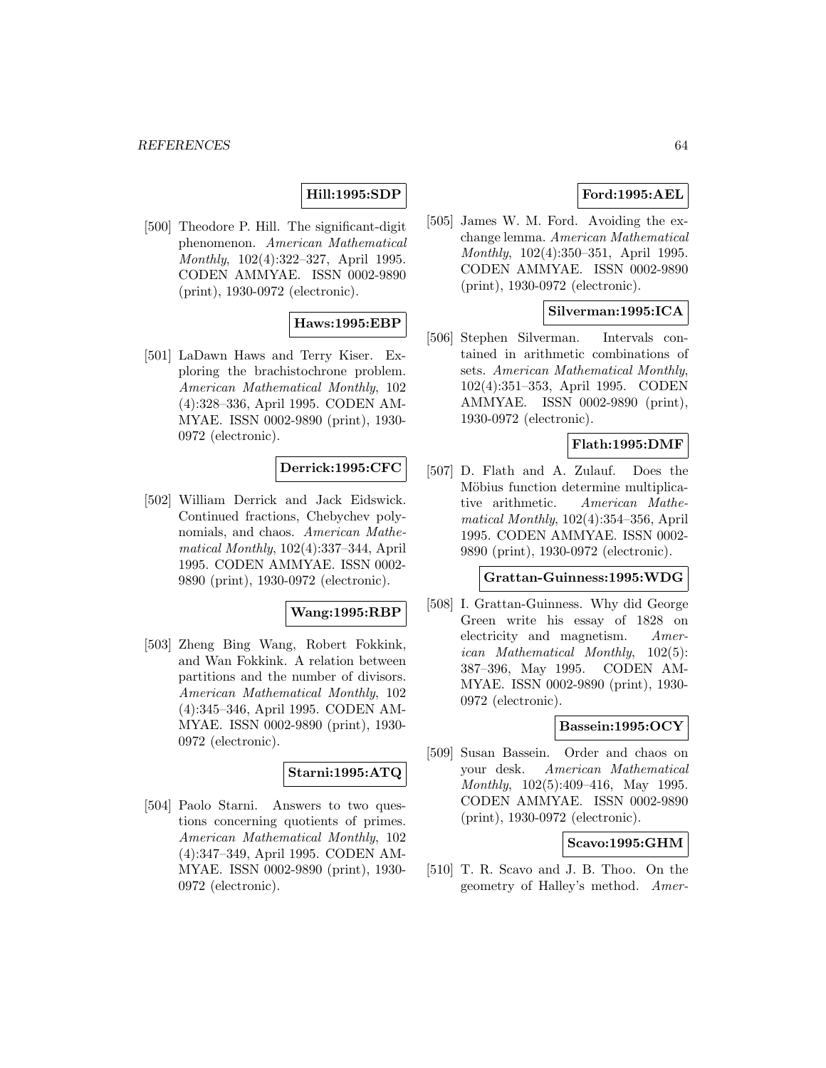**Hill:1995:SDP**

[500] Theodore P. Hill. The significant-digit phenomenon. *American Mathematical Monthly*, 102(4):322–327, April 1995. CODEN AMMYAE. ISSN 0002-9890 (print), 1930-0972 (electronic).

**Haws:1995:EBP**

[501] LaDawn Haws and Terry Kiser. Exploring the brachistochrone problem. *American Mathematical Monthly*, 102 (4):328–336, April 1995. CODEN AMMYAE. ISSN 0002-9890 (print), 1930-0972 (electronic).

**Derrick:1995:CFC**

[502] William Derrick and Jack Eidswick. Continued fractions, Chebychev polynomials, and chaos. *American Mathematical Monthly*, 102(4):337–344, April 1995. CODEN AMMYAE. ISSN 0002-9890 (print), 1930-0972 (electronic).

**Wang:1995:RBP**

[503] Zheng Bing Wang, Robert Fokkink, and Wan Fokkink. A relation between partitions and the number of divisors. *American Mathematical Monthly*, 102 (4):345–346, April 1995. CODEN AMMYAE. ISSN 0002-9890 (print), 1930-0972 (electronic).

**Starni:1995:ATQ**

[504] Paolo Starni. Answers to two questions concerning quotients of primes. *American Mathematical Monthly*, 102 (4):347–349, April 1995. CODEN AMMYAE. ISSN 0002-9890 (print), 1930-0972 (electronic).

**Ford:1995:AEL**

[505] James W. M. Ford. Avoiding the exchange lemma. *American Mathematical Monthly*, 102(4):350–351, April 1995. CODEN AMMYAE. ISSN 0002-9890 (print), 1930-0972 (electronic).

**Silverman:1995:ICA**

[506] Stephen Silverman. Intervals contained in arithmetic combinations of sets. *American Mathematical Monthly*, 102(4):351–353, April 1995. CODEN AMMYAE. ISSN 0002-9890 (print), 1930-0972 (electronic).

**Flath:1995:DMF**

[507] D. Flath and A. Zulauf. Does the Möbius function determine multiplicative arithmetic. *American Mathematical Monthly*, 102(4):354–356, April 1995. CODEN AMMYAE. ISSN 0002-9890 (print), 1930-0972 (electronic).

**Grattan-Guinness:1995:WDG**

[508] I. Grattan-Guinness. Why did George Green write his essay of 1828 on electricity and magnetism. *American Mathematical Monthly*, 102(5): 387–396, May 1995. CODEN AMMYAE. ISSN 0002-9890 (print), 1930-0972 (electronic).

**Bassein:1995:OCY**

[509] Susan Bassein. Order and chaos on your desk. *American Mathematical Monthly*, 102(5):409–416, May 1995. CODEN AMMYAE. ISSN 0002-9890 (print), 1930-0972 (electronic).

**Scavo:1995:GHM**

[510] T. R. Scavo and J. B. Thoo. On the geometry of Halley's method. *Amer-*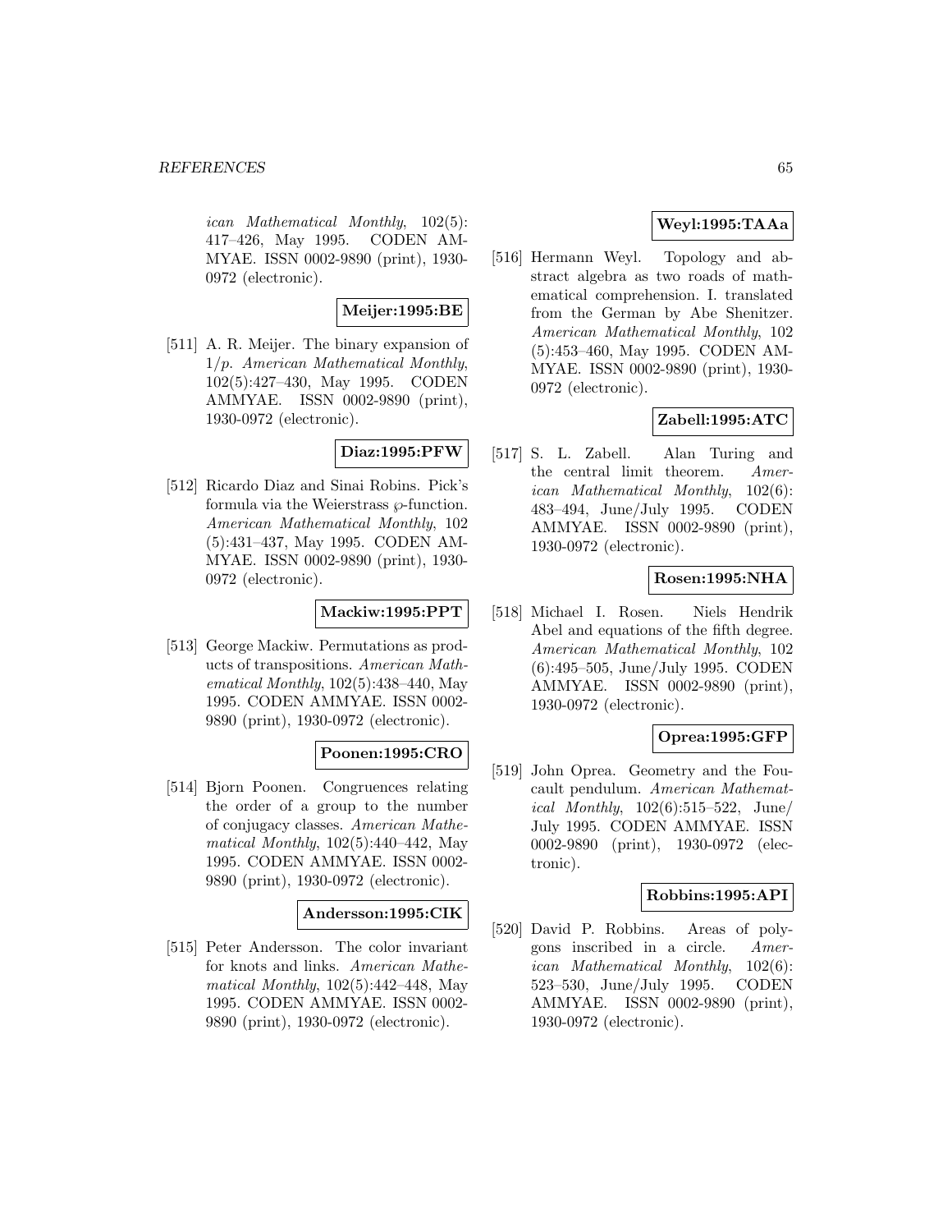ican Mathematical Monthly, 102(5): 417–426, May 1995. CODEN AMMYAE. ISSN 0002-9890 (print), 1930-0972 (electronic).

**Meijer:1995:BE**

[511] A. R. Meijer. The binary expansion of $1/p$. *American Mathematical Monthly*, 102(5):427–430, May 1995. CODEN AMMYAE. ISSN 0002-9890 (print), 1930-0972 (electronic).

**Diaz:1995:PFW**

[512] Ricardo Diaz and Sinai Robins. Pick's formula via the Weierstrass $\wp$-function. *American Mathematical Monthly*, 102 (5):431–437, May 1995. CODEN AMMYAE. ISSN 0002-9890 (print), 1930-0972 (electronic).

**Mackiw:1995:PPT**

[513] George Mackiw. Permutations as products of transpositions. *American Mathematical Monthly*, 102(5):438–440, May 1995. CODEN AMMYAE. ISSN 0002-9890 (print), 1930-0972 (electronic).

**Poonen:1995:CRO**

[514] Bjorn Poonen. Congruences relating the order of a group to the number of conjugacy classes. *American Mathematical Monthly*, 102(5):440–442, May 1995. CODEN AMMYAE. ISSN 0002-9890 (print), 1930-0972 (electronic).

**Andersson:1995:CIK**

[515] Peter Andersson. The color invariant for knots and links. *American Mathematical Monthly*, 102(5):442–448, May 1995. CODEN AMMYAE. ISSN 0002-9890 (print), 1930-0972 (electronic).

**Weyl:1995:TAAa**

[516] Hermann Weyl. Topology and abstract algebra as two roads of mathematical comprehension. I. translated from the German by Abe Shenitzer. *American Mathematical Monthly*, 102 (5):453–460, May 1995. CODEN AMMYAE. ISSN 0002-9890 (print), 1930-0972 (electronic).

**Zabell:1995:ATC**

[517] S. L. Zabell. Alan Turing and the central limit theorem. *American Mathematical Monthly*, 102(6): 483–494, June/July 1995. CODEN AMMYAE. ISSN 0002-9890 (print), 1930-0972 (electronic).

**Rosen:1995:NHA**

[518] Michael I. Rosen. Niels Hendrik Abel and equations of the fifth degree. *American Mathematical Monthly*, 102 (6):495–505, June/July 1995. CODEN AMMYAE. ISSN 0002-9890 (print), 1930-0972 (electronic).

**Oprea:1995:GFP**

[519] John Oprea. Geometry and the Foucault pendulum. *American Mathematical Monthly*, 102(6):515–522, June/ July 1995. CODEN AMMYAE. ISSN 0002-9890 (print), 1930-0972 (electronic).

**Robbins:1995:API**

[520] David P. Robbins. Areas of polygons inscribed in a circle. *American Mathematical Monthly*, 102(6): 523–530, June/July 1995. CODEN AMMYAE. ISSN 0002-9890 (print), 1930-0972 (electronic).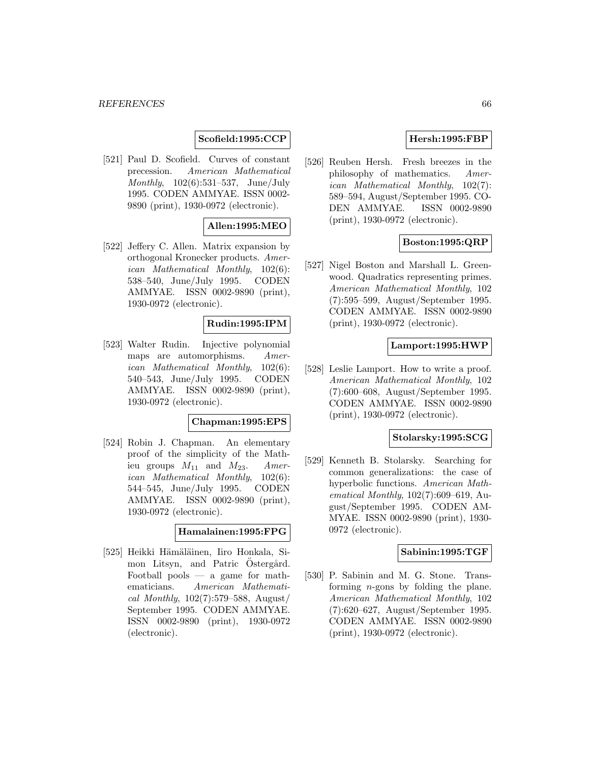**Scofield:1995:CCP**

[521] Paul D. Scofield. Curves of constant precession. *American Mathematical Monthly*, 102(6):531–537, June/July 1995. CODEN AMMYAE. ISSN 0002-9890 (print), 1930-0972 (electronic).

**Allen:1995:MEO**

[522] Jeffery C. Allen. Matrix expansion by orthogonal Kronecker products. *American Mathematical Monthly*, 102(6): 538–540, June/July 1995. CODEN AMMYAE. ISSN 0002-9890 (print), 1930-0972 (electronic).

**Rudin:1995:IPM**

[523] Walter Rudin. Injective polynomial maps are automorphisms. *American Mathematical Monthly*, 102(6): 540–543, June/July 1995. CODEN AMMYAE. ISSN 0002-9890 (print), 1930-0972 (electronic).

**Chapman:1995:EPS**

[524] Robin J. Chapman. An elementary proof of the simplicity of the Mathieu groups $M_{11}$ and $M_{23}$. *American Mathematical Monthly*, 102(6): 544–545, June/July 1995. CODEN AMMYAE. ISSN 0002-9890 (print), 1930-0972 (electronic).

**Hamalainen:1995:FPG**

[525] Heikki Hämäläinen, Iiro Honkala, Simon Litsyn, and Patric Östergård. Football pools — a game for mathematicians. *American Mathematical Monthly*, 102(7):579–588, August/September 1995. CODEN AMMYAE. ISSN 0002-9890 (print), 1930-0972 (electronic).

**Hersh:1995:FBP**

[526] Reuben Hersh. Fresh breezes in the philosophy of mathematics. *American Mathematical Monthly*, 102(7): 589–594, August/September 1995. CODEN AMMYAE. ISSN 0002-9890 (print), 1930-0972 (electronic).

**Boston:1995:QRP**

[527] Nigel Boston and Marshall L. Greenwood. Quadratics representing primes. *American Mathematical Monthly*, 102 (7):595–599, August/September 1995. CODEN AMMYAE. ISSN 0002-9890 (print), 1930-0972 (electronic).

**Lamport:1995:HWP**

[528] Leslie Lamport. How to write a proof. *American Mathematical Monthly*, 102 (7):600–608, August/September 1995. CODEN AMMYAE. ISSN 0002-9890 (print), 1930-0972 (electronic).

**Stolarsky:1995:SCG**

[529] Kenneth B. Stolarsky. Searching for common generalizations: the case of hyperbolic functions. *American Mathematical Monthly*, 102(7):609–619, August/September 1995. CODEN AMMYAE. ISSN 0002-9890 (print), 1930-0972 (electronic).

**Sabinin:1995:TGF**

[530] P. Sabinin and M. G. Stone. Transforming $n$-gons by folding the plane. *American Mathematical Monthly*, 102 (7):620–627, August/September 1995. CODEN AMMYAE. ISSN 0002-9890 (print), 1930-0972 (electronic).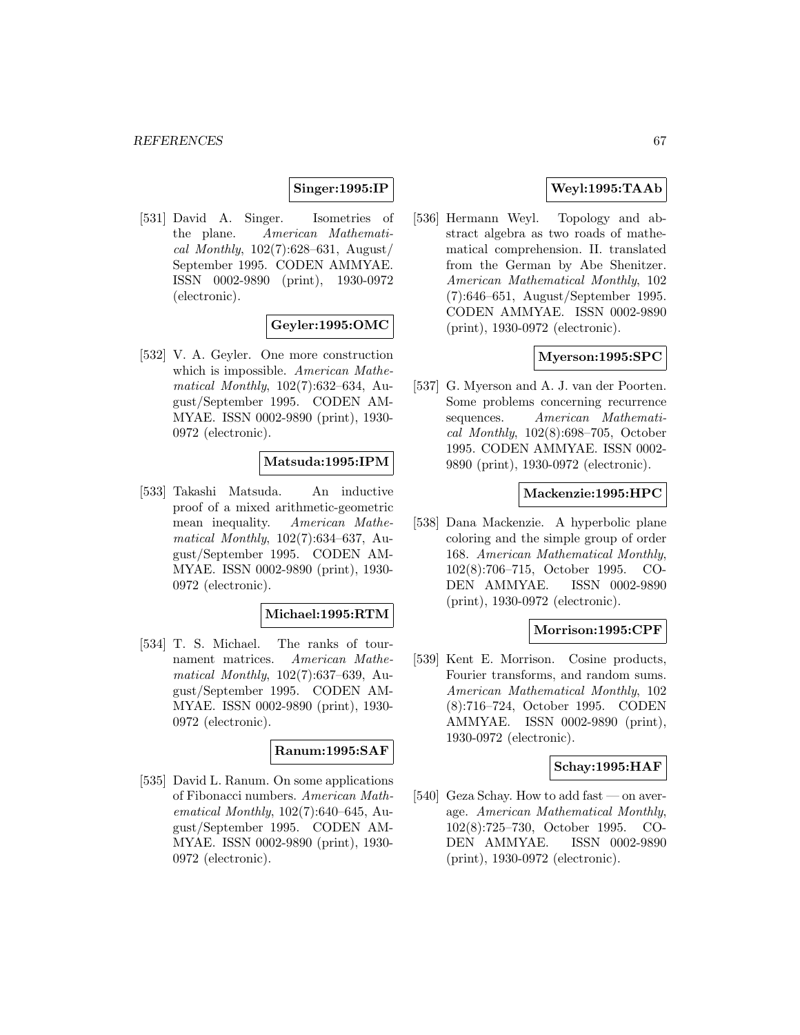**Singer:1995:IP**

[531] David A. Singer. Isometries of the plane. *American Mathematical Monthly*, 102(7):628–631, August/September 1995. CODEN AMMYAE. ISSN 0002-9890 (print), 1930-0972 (electronic).

**Geyler:1995:OMC**

[532] V. A. Geyler. One more construction which is impossible. *American Mathematical Monthly*, 102(7):632–634, August/September 1995. CODEN AMMYAE. ISSN 0002-9890 (print), 1930-0972 (electronic).

**Matsuda:1995:IPM**

[533] Takashi Matsuda. An inductive proof of a mixed arithmetic-geometric mean inequality. *American Mathematical Monthly*, 102(7):634–637, August/September 1995. CODEN AMMYAE. ISSN 0002-9890 (print), 1930-0972 (electronic).

**Michael:1995:RTM**

[534] T. S. Michael. The ranks of tournament matrices. *American Mathematical Monthly*, 102(7):637–639, August/September 1995. CODEN AMMYAE. ISSN 0002-9890 (print), 1930-0972 (electronic).

**Ranum:1995:SAF**

[535] David L. Ranum. On some applications of Fibonacci numbers. *American Mathematical Monthly*, 102(7):640–645, August/September 1995. CODEN AMMYAE. ISSN 0002-9890 (print), 1930-0972 (electronic).

**Weyl:1995:TAAb**

[536] Hermann Weyl. Topology and abstract algebra as two roads of mathematical comprehension. II. translated from the German by Abe Shenitzer. *American Mathematical Monthly*, 102 (7):646–651, August/September 1995. CODEN AMMYAE. ISSN 0002-9890 (print), 1930-0972 (electronic).

**Myerson:1995:SPC**

[537] G. Myerson and A. J. van der Poorten. Some problems concerning recurrence sequences. *American Mathematical Monthly*, 102(8):698–705, October 1995. CODEN AMMYAE. ISSN 0002-9890 (print), 1930-0972 (electronic).

**Mackenzie:1995:HPC**

[538] Dana Mackenzie. A hyperbolic plane coloring and the simple group of order 168. *American Mathematical Monthly*, 102(8):706–715, October 1995. CODEN AMMYAE. ISSN 0002-9890 (print), 1930-0972 (electronic).

**Morrison:1995:CPF**

[539] Kent E. Morrison. Cosine products, Fourier transforms, and random sums. *American Mathematical Monthly*, 102 (8):716–724, October 1995. CODEN AMMYAE. ISSN 0002-9890 (print), 1930-0972 (electronic).

**Schay:1995:HAF**

[540] Geza Schay. How to add fast — on average. *American Mathematical Monthly*, 102(8):725–730, October 1995. CODEN AMMYAE. ISSN 0002-9890 (print), 1930-0972 (electronic).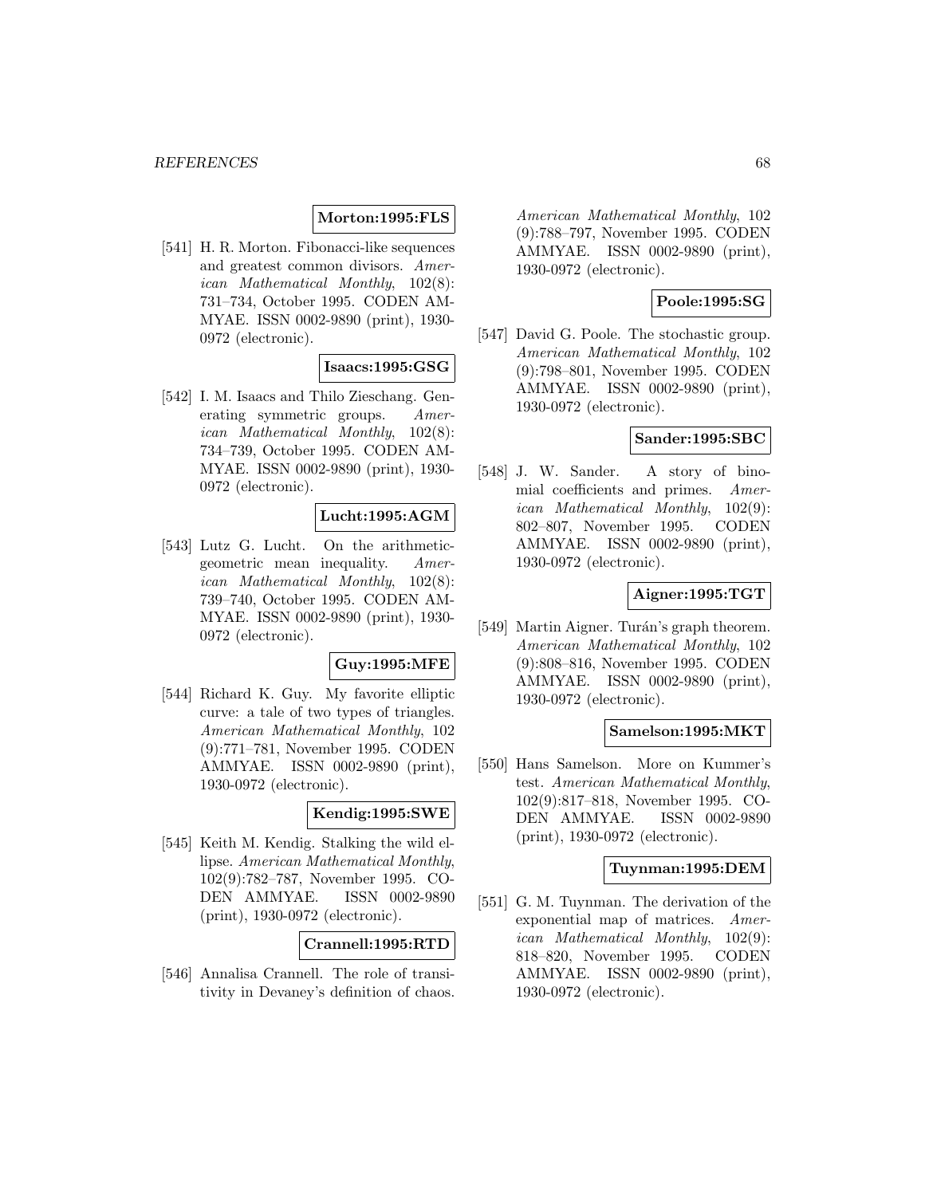**Morton:1995:FLS**

[541] H. R. Morton. Fibonacci-like sequences and greatest common divisors. *American Mathematical Monthly*, 102(8): 731–734, October 1995. CODEN AMMYAE. ISSN 0002-9890 (print), 1930-0972 (electronic).

**Isaacs:1995:GSG**

[542] I. M. Isaacs and Thilo Zieschang. Generating symmetric groups. *American Mathematical Monthly*, 102(8): 734–739, October 1995. CODEN AMMYAE. ISSN 0002-9890 (print), 1930-0972 (electronic).

**Lucht:1995:AGM**

[543] Lutz G. Lucht. On the arithmetic-geometric mean inequality. *American Mathematical Monthly*, 102(8): 739–740, October 1995. CODEN AMMYAE. ISSN 0002-9890 (print), 1930-0972 (electronic).

**Guy:1995:MFE**

[544] Richard K. Guy. My favorite elliptic curve: a tale of two types of triangles. *American Mathematical Monthly*, 102 (9):771–781, November 1995. CODEN AMMYAE. ISSN 0002-9890 (print), 1930-0972 (electronic).

**Kendig:1995:SWE**

[545] Keith M. Kendig. Stalking the wild ellipse. *American Mathematical Monthly*, 102(9):782–787, November 1995. CODEN AMMYAE. ISSN 0002-9890 (print), 1930-0972 (electronic).

**Crannell:1995:RTD**

[546] Annalisa Crannell. The role of transitivity in Devaney's definition of chaos. *American Mathematical Monthly*, 102 (9):788–797, November 1995. CODEN AMMYAE. ISSN 0002-9890 (print), 1930-0972 (electronic).

**Poole:1995:SG**

[547] David G. Poole. The stochastic group. *American Mathematical Monthly*, 102 (9):798–801, November 1995. CODEN AMMYAE. ISSN 0002-9890 (print), 1930-0972 (electronic).

**Sander:1995:SBC**

[548] J. W. Sander. A story of binomial coefficients and primes. *American Mathematical Monthly*, 102(9): 802–807, November 1995. CODEN AMMYAE. ISSN 0002-9890 (print), 1930-0972 (electronic).

**Aigner:1995:TGT**

[549] Martin Aigner. Turán's graph theorem. *American Mathematical Monthly*, 102 (9):808–816, November 1995. CODEN AMMYAE. ISSN 0002-9890 (print), 1930-0972 (electronic).

**Samelson:1995:MKT**

[550] Hans Samelson. More on Kummer's test. *American Mathematical Monthly*, 102(9):817–818, November 1995. CODEN AMMYAE. ISSN 0002-9890 (print), 1930-0972 (electronic).

**Tuynman:1995:DEM**

[551] G. M. Tuynman. The derivation of the exponential map of matrices. *American Mathematical Monthly*, 102(9): 818–820, November 1995. CODEN AMMYAE. ISSN 0002-9890 (print), 1930-0972 (electronic).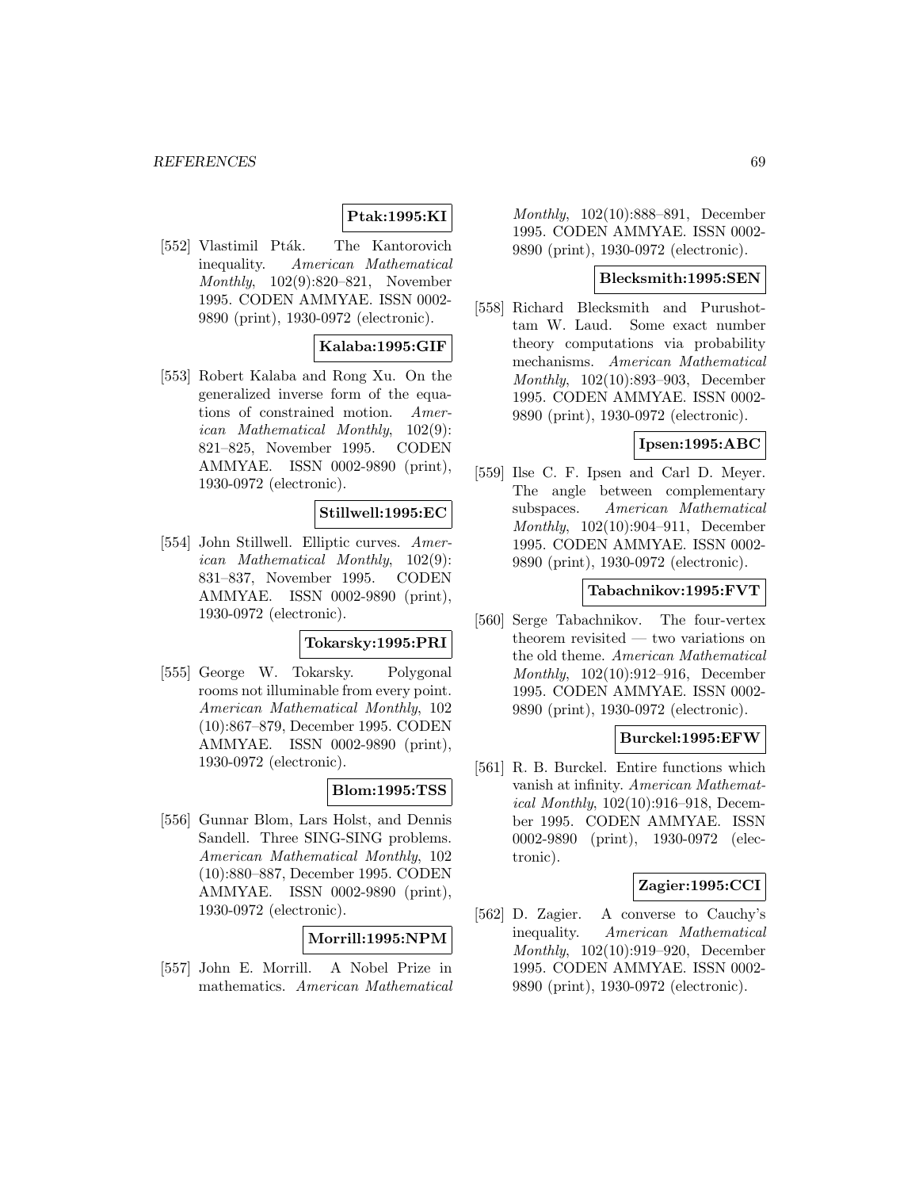**Ptak:1995:KI**

[552] Vlastimil Pták. The Kantorovich inequality. *American Mathematical Monthly*, 102(9):820–821, November 1995. CODEN AMMYAE. ISSN 0002-9890 (print), 1930-0972 (electronic).

**Kalaba:1995:GIF**

[553] Robert Kalaba and Rong Xu. On the generalized inverse form of the equations of constrained motion. *American Mathematical Monthly*, 102(9): 821–825, November 1995. CODEN AMMYAE. ISSN 0002-9890 (print), 1930-0972 (electronic).

**Stillwell:1995:EC**

[554] John Stillwell. Elliptic curves. *American Mathematical Monthly*, 102(9): 831–837, November 1995. CODEN AMMYAE. ISSN 0002-9890 (print), 1930-0972 (electronic).

**Tokarsky:1995:PRI**

[555] George W. Tokarsky. Polygonal rooms not illuminable from every point. *American Mathematical Monthly*, 102 (10):867–879, December 1995. CODEN AMMYAE. ISSN 0002-9890 (print), 1930-0972 (electronic).

**Blom:1995:TSS**

[556] Gunnar Blom, Lars Holst, and Dennis Sandell. Three SING-SING problems. *American Mathematical Monthly*, 102 (10):880–887, December 1995. CODEN AMMYAE. ISSN 0002-9890 (print), 1930-0972 (electronic).

**Morrill:1995:NPM**

[557] John E. Morrill. A Nobel Prize in mathematics. *American Mathematical Monthly*, 102(10):888–891, December 1995. CODEN AMMYAE. ISSN 0002-9890 (print), 1930-0972 (electronic).

**Blecksmith:1995:SEN**

[558] Richard Blecksmith and Purushottam W. Laud. Some exact number theory computations via probability mechanisms. *American Mathematical Monthly*, 102(10):893–903, December 1995. CODEN AMMYAE. ISSN 0002-9890 (print), 1930-0972 (electronic).

**Ipsen:1995:ABC**

[559] Ilse C. F. Ipsen and Carl D. Meyer. The angle between complementary subspaces. *American Mathematical Monthly*, 102(10):904–911, December 1995. CODEN AMMYAE. ISSN 0002-9890 (print), 1930-0972 (electronic).

**Tabachnikov:1995:FVT**

[560] Serge Tabachnikov. The four-vertex theorem revisited — two variations on the old theme. *American Mathematical Monthly*, 102(10):912–916, December 1995. CODEN AMMYAE. ISSN 0002-9890 (print), 1930-0972 (electronic).

**Burckel:1995:EFW**

[561] R. B. Burckel. Entire functions which vanish at infinity. *American Mathematical Monthly*, 102(10):916–918, December 1995. CODEN AMMYAE. ISSN 0002-9890 (print), 1930-0972 (electronic).

**Zagier:1995:CCI**

[562] D. Zagier. A converse to Cauchy's inequality. *American Mathematical Monthly*, 102(10):919–920, December 1995. CODEN AMMYAE. ISSN 0002-9890 (print), 1930-0972 (electronic).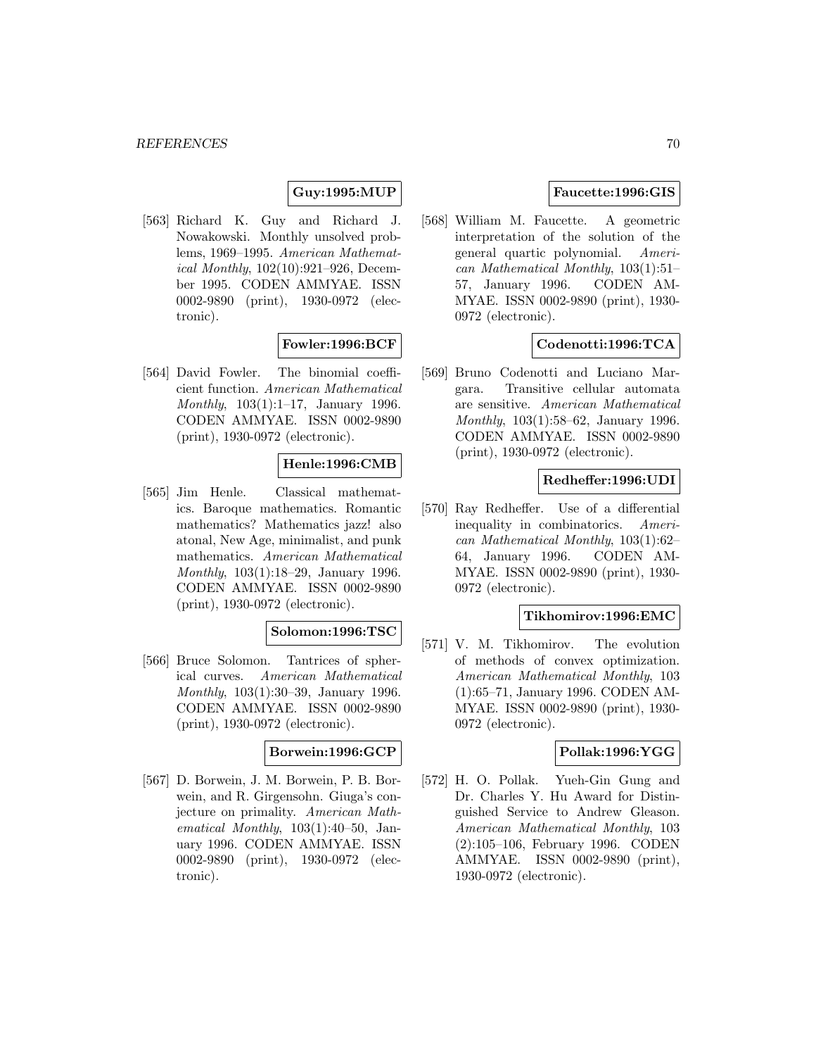**Guy:1995:MUP**

[563] Richard K. Guy and Richard J. Nowakowski. Monthly unsolved problems, 1969–1995. *American Mathematical Monthly*, 102(10):921–926, December 1995. CODEN AMMYAE. ISSN 0002-9890 (print), 1930-0972 (electronic).

**Fowler:1996:BCF**

[564] David Fowler. The binomial coefficient function. *American Mathematical Monthly*, 103(1):1–17, January 1996. CODEN AMMYAE. ISSN 0002-9890 (print), 1930-0972 (electronic).

**Henle:1996:CMB**

[565] Jim Henle. Classical mathematics. Baroque mathematics. Romantic mathematics? Mathematics jazz! also atonal, New Age, minimalist, and punk mathematics. *American Mathematical Monthly*, 103(1):18–29, January 1996. CODEN AMMYAE. ISSN 0002-9890 (print), 1930-0972 (electronic).

**Solomon:1996:TSC**

[566] Bruce Solomon. Tantrices of spherical curves. *American Mathematical Monthly*, 103(1):30–39, January 1996. CODEN AMMYAE. ISSN 0002-9890 (print), 1930-0972 (electronic).

**Borwein:1996:GCP**

[567] D. Borwein, J. M. Borwein, P. B. Borwein, and R. Girgensohn. Giuga's conjecture on primality. *American Mathematical Monthly*, 103(1):40–50, January 1996. CODEN AMMYAE. ISSN 0002-9890 (print), 1930-0972 (electronic).

**Faucette:1996:GIS**

[568] William M. Faucette. A geometric interpretation of the solution of the general quartic polynomial. *American Mathematical Monthly*, 103(1):51–57, January 1996. CODEN AMMYAE. ISSN 0002-9890 (print), 1930-0972 (electronic).

**Codenotti:1996:TCA**

[569] Bruno Codenotti and Luciano Margara. Transitive cellular automata are sensitive. *American Mathematical Monthly*, 103(1):58–62, January 1996. CODEN AMMYAE. ISSN 0002-9890 (print), 1930-0972 (electronic).

**Redheffer:1996:UDI**

[570] Ray Redheffer. Use of a differential inequality in combinatorics. *American Mathematical Monthly*, 103(1):62–64, January 1996. CODEN AMMYAE. ISSN 0002-9890 (print), 1930-0972 (electronic).

**Tikhomirov:1996:EMC**

[571] V. M. Tikhomirov. The evolution of methods of convex optimization. *American Mathematical Monthly*, 103 (1):65–71, January 1996. CODEN AMMYAE. ISSN 0002-9890 (print), 1930-0972 (electronic).

**Pollak:1996:YGG**

[572] H. O. Pollak. Yueh-Gin Gung and Dr. Charles Y. Hu Award for Distinguished Service to Andrew Gleason. *American Mathematical Monthly*, 103 (2):105–106, February 1996. CODEN AMMYAE. ISSN 0002-9890 (print), 1930-0972 (electronic).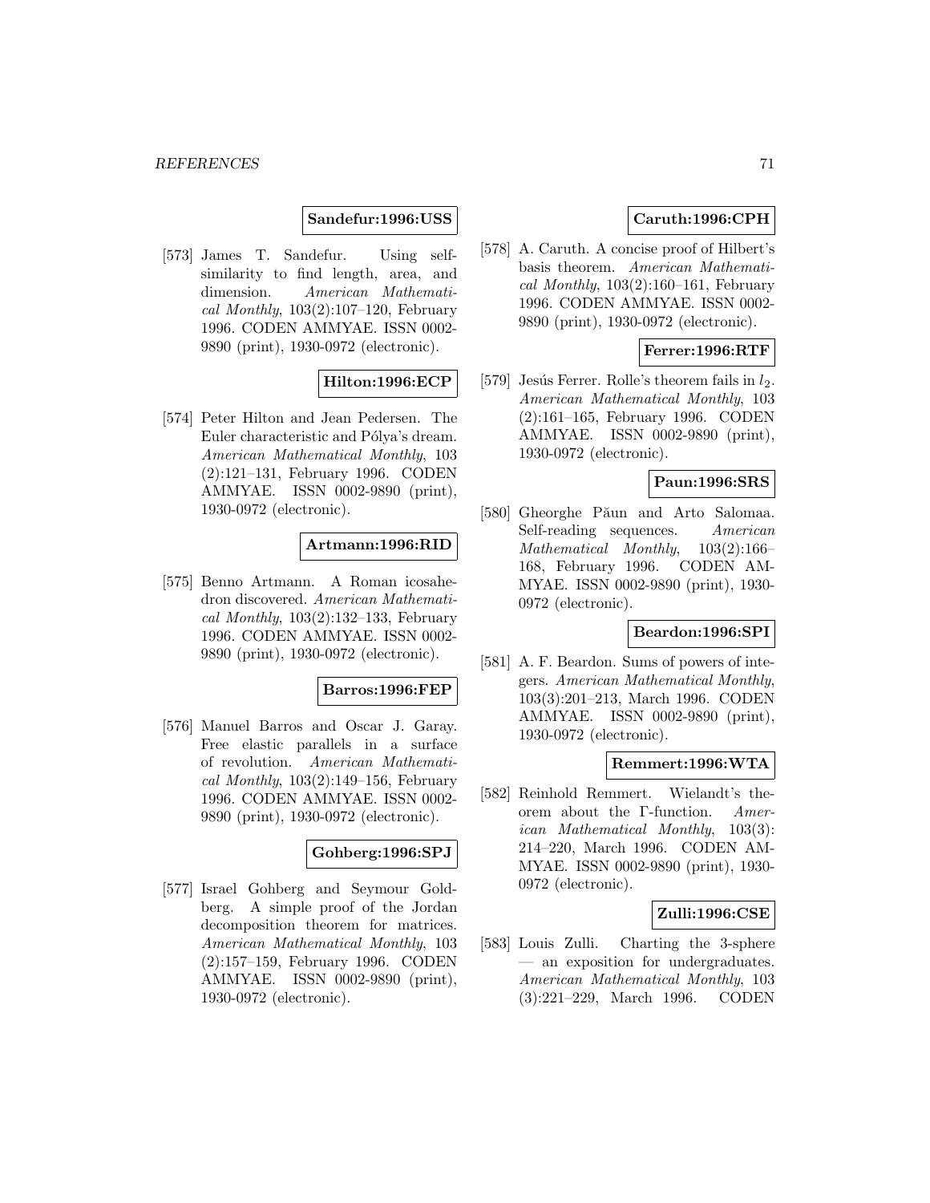**Sandefur:1996:USS**

[573] James T. Sandefur. Using self-similarity to find length, area, and dimension. *American Mathematical Monthly*, 103(2):107–120, February 1996. CODEN AMMYAE. ISSN 0002-9890 (print), 1930-0972 (electronic).

**Hilton:1996:ECP**

[574] Peter Hilton and Jean Pedersen. The Euler characteristic and Pólya's dream. *American Mathematical Monthly*, 103 (2):121–131, February 1996. CODEN AMMYAE. ISSN 0002-9890 (print), 1930-0972 (electronic).

**Artmann:1996:RID**

[575] Benno Artmann. A Roman icosahedron discovered. *American Mathematical Monthly*, 103(2):132–133, February 1996. CODEN AMMYAE. ISSN 0002-9890 (print), 1930-0972 (electronic).

**Barros:1996:FEP**

[576] Manuel Barros and Oscar J. Garay. Free elastic parallels in a surface of revolution. *American Mathematical Monthly*, 103(2):149–156, February 1996. CODEN AMMYAE. ISSN 0002-9890 (print), 1930-0972 (electronic).

**Gohberg:1996:SPJ**

[577] Israel Gohberg and Seymour Goldberg. A simple proof of the Jordan decomposition theorem for matrices. *American Mathematical Monthly*, 103 (2):157–159, February 1996. CODEN AMMYAE. ISSN 0002-9890 (print), 1930-0972 (electronic).

**Caruth:1996:CPH**

[578] A. Caruth. A concise proof of Hilbert's basis theorem. *American Mathematical Monthly*, 103(2):160–161, February 1996. CODEN AMMYAE. ISSN 0002-9890 (print), 1930-0972 (electronic).

**Ferrer:1996:RTF**

[579] Jesús Ferrer. Rolle's theorem fails in $l_2$. *American Mathematical Monthly*, 103 (2):161–165, February 1996. CODEN AMMYAE. ISSN 0002-9890 (print), 1930-0972 (electronic).

**Paun:1996:SRS**

[580] Gheorghe Păun and Arto Salomaa. Self-reading sequences. *American Mathematical Monthly*, 103(2):166–168, February 1996. CODEN AMMYAE. ISSN 0002-9890 (print), 1930-0972 (electronic).

**Beardon:1996:SPI**

[581] A. F. Beardon. Sums of powers of integers. *American Mathematical Monthly*, 103(3):201–213, March 1996. CODEN AMMYAE. ISSN 0002-9890 (print), 1930-0972 (electronic).

**Remmert:1996:WTA**

[582] Reinhold Remmert. Wielandt's theorem about the Γ-function. *American Mathematical Monthly*, 103(3): 214–220, March 1996. CODEN AMMYAE. ISSN 0002-9890 (print), 1930-0972 (electronic).

**Zulli:1996:CSE**

[583] Louis Zulli. Charting the 3-sphere — an exposition for undergraduates. *American Mathematical Monthly*, 103 (3):221–229, March 1996. CODEN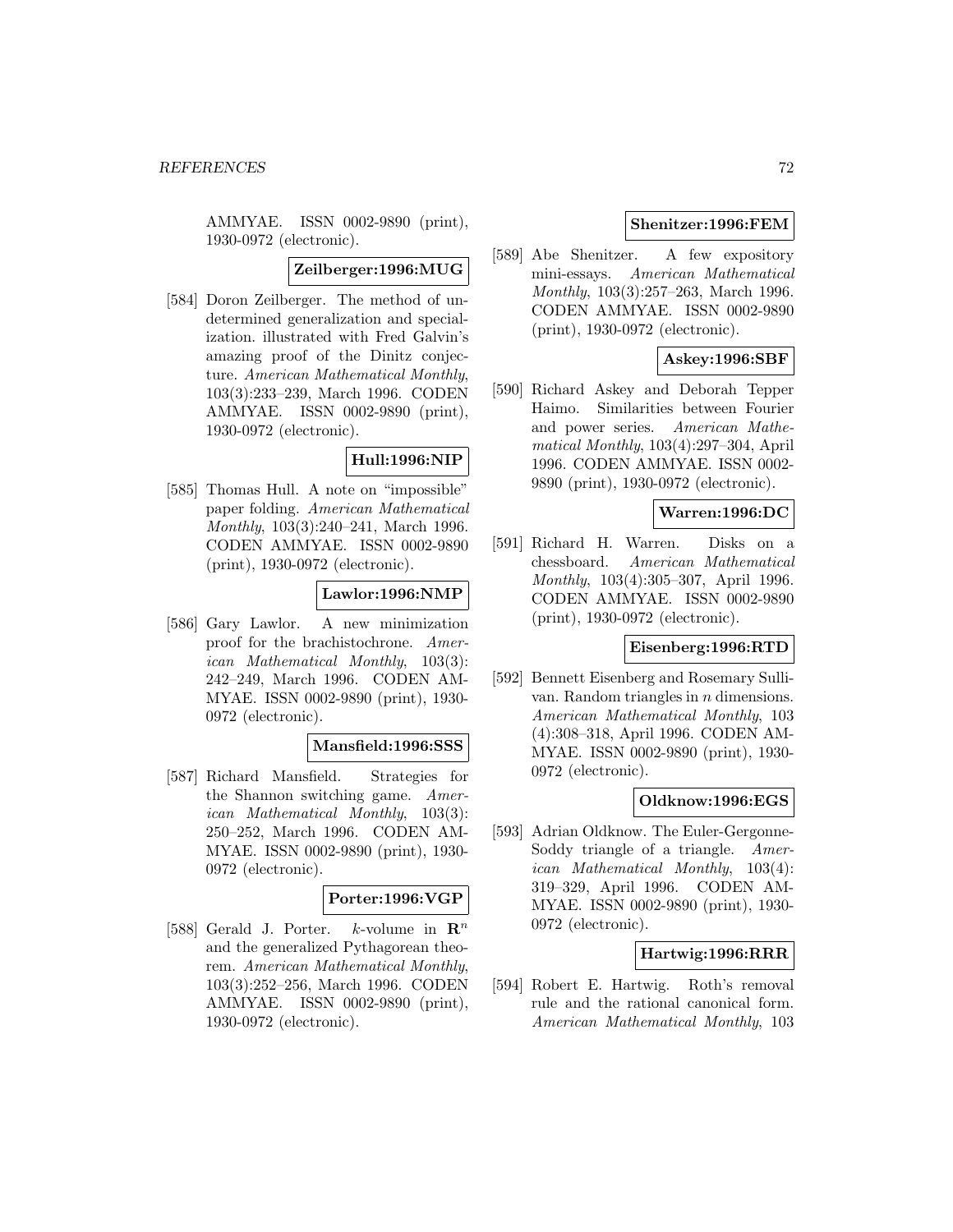AMMYAE. ISSN 0002-9890 (print), 1930-0972 (electronic).

**Zeilberger:1996:MUG**

[584] Doron Zeilberger. The method of undetermined generalization and specialization. illustrated with Fred Galvin's amazing proof of the Dinitz conjecture. *American Mathematical Monthly*, 103(3):233–239, March 1996. CODEN AMMYAE. ISSN 0002-9890 (print), 1930-0972 (electronic).

**Hull:1996:NIP**

[585] Thomas Hull. A note on "impossible" paper folding. *American Mathematical Monthly*, 103(3):240–241, March 1996. CODEN AMMYAE. ISSN 0002-9890 (print), 1930-0972 (electronic).

**Lawlor:1996:NMP**

[586] Gary Lawlor. A new minimization proof for the brachistochrone. *American Mathematical Monthly*, 103(3): 242–249, March 1996. CODEN AMMYAE. ISSN 0002-9890 (print), 1930-0972 (electronic).

**Mansfield:1996:SSS**

[587] Richard Mansfield. Strategies for the Shannon switching game. *American Mathematical Monthly*, 103(3): 250–252, March 1996. CODEN AMMYAE. ISSN 0002-9890 (print), 1930-0972 (electronic).

**Porter:1996:VGP**

[588] Gerald J. Porter. $k$-volume in $\mathbf{R}^n$ and the generalized Pythagorean theorem. *American Mathematical Monthly*, 103(3):252–256, March 1996. CODEN AMMYAE. ISSN 0002-9890 (print), 1930-0972 (electronic).

**Shenitzer:1996:FEM**

[589] Abe Shenitzer. A few expository mini-essays. *American Mathematical Monthly*, 103(3):257–263, March 1996. CODEN AMMYAE. ISSN 0002-9890 (print), 1930-0972 (electronic).

**Askey:1996:SBF**

[590] Richard Askey and Deborah Tepper Haimo. Similarities between Fourier and power series. *American Mathematical Monthly*, 103(4):297–304, April 1996. CODEN AMMYAE. ISSN 0002-9890 (print), 1930-0972 (electronic).

**Warren:1996:DC**

[591] Richard H. Warren. Disks on a chessboard. *American Mathematical Monthly*, 103(4):305–307, April 1996. CODEN AMMYAE. ISSN 0002-9890 (print), 1930-0972 (electronic).

**Eisenberg:1996:RTD**

[592] Bennett Eisenberg and Rosemary Sullivan. Random triangles in $n$ dimensions. *American Mathematical Monthly*, 103 (4):308–318, April 1996. CODEN AMMYAE. ISSN 0002-9890 (print), 1930-0972 (electronic).

**Oldknow:1996:EGS**

[593] Adrian Oldknow. The Euler-Gergonne-Soddy triangle of a triangle. *American Mathematical Monthly*, 103(4): 319–329, April 1996. CODEN AMMYAE. ISSN 0002-9890 (print), 1930-0972 (electronic).

**Hartwig:1996:RRR**

[594] Robert E. Hartwig. Roth's removal rule and the rational canonical form. *American Mathematical Monthly*, 103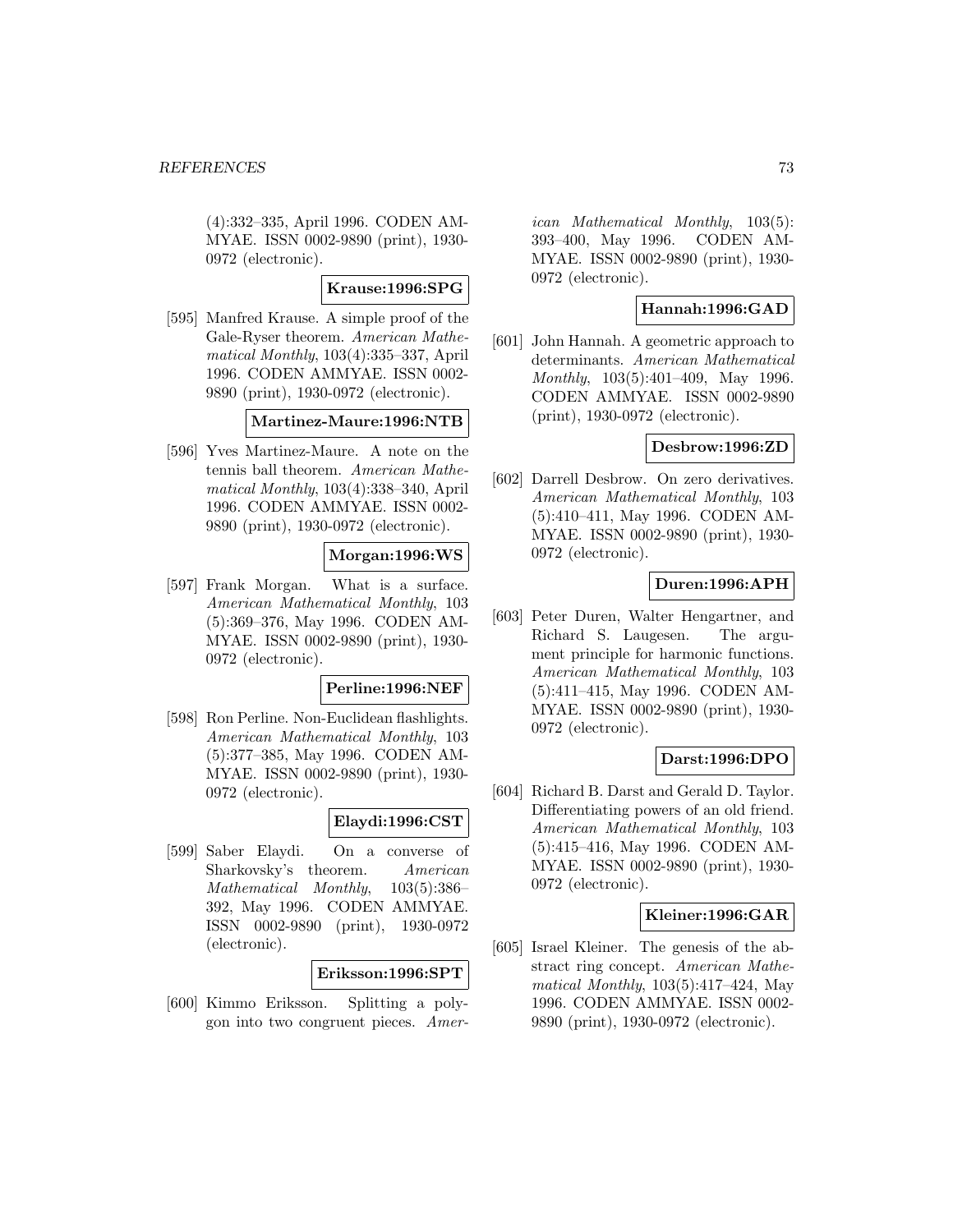(4):332–335, April 1996. CODEN AMMYAE. ISSN 0002-9890 (print), 1930-0972 (electronic).

**Krause:1996:SPG**

[595] Manfred Krause. A simple proof of the Gale-Ryser theorem. *American Mathematical Monthly*, 103(4):335–337, April 1996. CODEN AMMYAE. ISSN 0002-9890 (print), 1930-0972 (electronic).

**Martinez-Maure:1996:NTB**

[596] Yves Martinez-Maure. A note on the tennis ball theorem. *American Mathematical Monthly*, 103(4):338–340, April 1996. CODEN AMMYAE. ISSN 0002-9890 (print), 1930-0972 (electronic).

**Morgan:1996:WS**

[597] Frank Morgan. What is a surface. *American Mathematical Monthly*, 103 (5):369–376, May 1996. CODEN AMMYAE. ISSN 0002-9890 (print), 1930-0972 (electronic).

**Perline:1996:NEF**

[598] Ron Perline. Non-Euclidean flashlights. *American Mathematical Monthly*, 103 (5):377–385, May 1996. CODEN AMMYAE. ISSN 0002-9890 (print), 1930-0972 (electronic).

**Elaydi:1996:CST**

[599] Saber Elaydi. On a converse of Sharkovsky's theorem. *American Mathematical Monthly*, 103(5):386–392, May 1996. CODEN AMMYAE. ISSN 0002-9890 (print), 1930-0972 (electronic).

**Eriksson:1996:SPT**

[600] Kimmo Eriksson. Splitting a polygon into two congruent pieces. *American Mathematical Monthly*, 103(5): 393–400, May 1996. CODEN AMMYAE. ISSN 0002-9890 (print), 1930-0972 (electronic).

**Hannah:1996:GAD**

[601] John Hannah. A geometric approach to determinants. *American Mathematical Monthly*, 103(5):401–409, May 1996. CODEN AMMYAE. ISSN 0002-9890 (print), 1930-0972 (electronic).

**Desbrow:1996:ZD**

[602] Darrell Desbrow. On zero derivatives. *American Mathematical Monthly*, 103 (5):410–411, May 1996. CODEN AMMYAE. ISSN 0002-9890 (print), 1930-0972 (electronic).

**Duren:1996:APH**

[603] Peter Duren, Walter Hengartner, and Richard S. Laugesen. The argument principle for harmonic functions. *American Mathematical Monthly*, 103 (5):411–415, May 1996. CODEN AMMYAE. ISSN 0002-9890 (print), 1930-0972 (electronic).

**Darst:1996:DPO**

[604] Richard B. Darst and Gerald D. Taylor. Differentiating powers of an old friend. *American Mathematical Monthly*, 103 (5):415–416, May 1996. CODEN AMMYAE. ISSN 0002-9890 (print), 1930-0972 (electronic).

**Kleiner:1996:GAR**

[605] Israel Kleiner. The genesis of the abstract ring concept. *American Mathematical Monthly*, 103(5):417–424, May 1996. CODEN AMMYAE. ISSN 0002-9890 (print), 1930-0972 (electronic).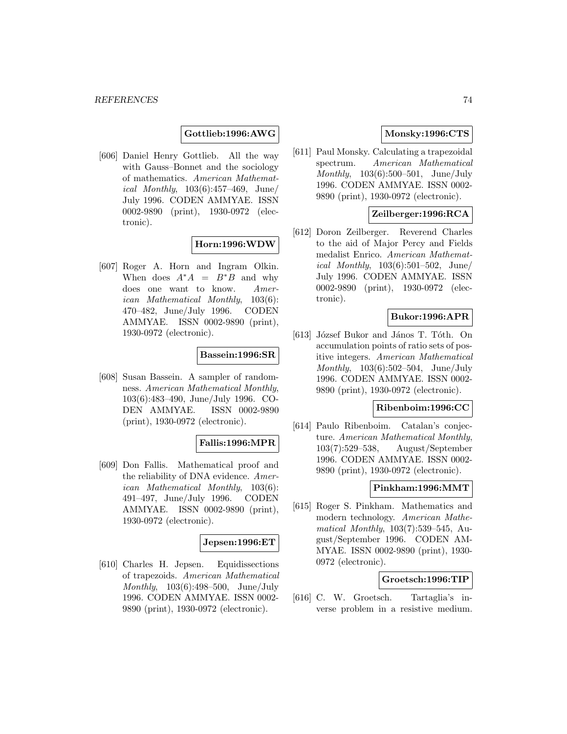**Gottlieb:1996:AWG**

[606] Daniel Henry Gottlieb. All the way with Gauss–Bonnet and the sociology of mathematics. *American Mathematical Monthly*, 103(6):457–469, June/July 1996. CODEN AMMYAE. ISSN 0002-9890 (print), 1930-0972 (electronic).

**Horn:1996:WDW**

[607] Roger A. Horn and Ingram Olkin. When does $A^*A = B^*B$ and why does one want to know. *American Mathematical Monthly*, 103(6): 470–482, June/July 1996. CODEN AMMYAE. ISSN 0002-9890 (print), 1930-0972 (electronic).

**Bassein:1996:SR**

[608] Susan Bassein. A sampler of randomness. *American Mathematical Monthly*, 103(6):483–490, June/July 1996. CODEN AMMYAE. ISSN 0002-9890 (print), 1930-0972 (electronic).

**Fallis:1996:MPR**

[609] Don Fallis. Mathematical proof and the reliability of DNA evidence. *American Mathematical Monthly*, 103(6): 491–497, June/July 1996. CODEN AMMYAE. ISSN 0002-9890 (print), 1930-0972 (electronic).

**Jepsen:1996:ET**

[610] Charles H. Jepsen. Equidissections of trapezoids. *American Mathematical Monthly*, 103(6):498–500, June/July 1996. CODEN AMMYAE. ISSN 0002-9890 (print), 1930-0972 (electronic).

**Monsky:1996:CTS**

[611] Paul Monsky. Calculating a trapezoidal spectrum. *American Mathematical Monthly*, 103(6):500–501, June/July 1996. CODEN AMMYAE. ISSN 0002-9890 (print), 1930-0972 (electronic).

**Zeilberger:1996:RCA**

[612] Doron Zeilberger. Reverend Charles to the aid of Major Percy and Fields medalist Enrico. *American Mathematical Monthly*, 103(6):501–502, June/July 1996. CODEN AMMYAE. ISSN 0002-9890 (print), 1930-0972 (electronic).

**Bukor:1996:APR**

[613] József Bukor and János T. Tóth. On accumulation points of ratio sets of positive integers. *American Mathematical Monthly*, 103(6):502–504, June/July 1996. CODEN AMMYAE. ISSN 0002-9890 (print), 1930-0972 (electronic).

**Ribenboim:1996:CC**

[614] Paulo Ribenboim. Catalan's conjecture. *American Mathematical Monthly*, 103(7):529–538, August/September 1996. CODEN AMMYAE. ISSN 0002-9890 (print), 1930-0972 (electronic).

**Pinkham:1996:MMT**

[615] Roger S. Pinkham. Mathematics and modern technology. *American Mathematical Monthly*, 103(7):539–545, August/September 1996. CODEN AMMYAE. ISSN 0002-9890 (print), 1930-0972 (electronic).

**Groetsch:1996:TIP**

[616] C. W. Groetsch. Tartaglia's inverse problem in a resistive medium.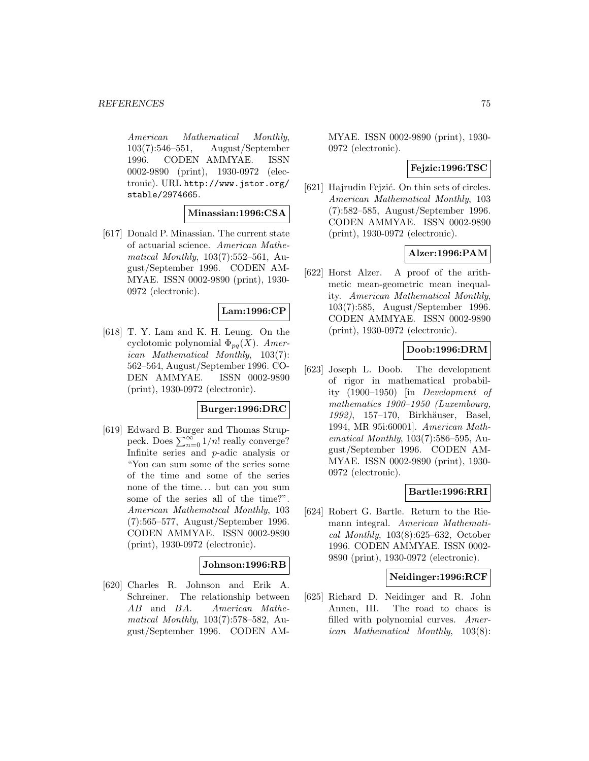American Mathematical Monthly, 103(7):546–551, August/September 1996. CODEN AMMYAE. ISSN 0002-9890 (print), 1930-0972 (electronic). URL http://www.jstor.org/stable/2974665.

**Minassian:1996:CSA**

[617] Donald P. Minassian. The current state of actuarial science. *American Mathematical Monthly*, 103(7):552–561, August/September 1996. CODEN AMMYAE. ISSN 0002-9890 (print), 1930-0972 (electronic).

**Lam:1996:CP**

[618] T. Y. Lam and K. H. Leung. On the cyclotomic polynomial $\Phi_{pq}(X)$. *American Mathematical Monthly*, 103(7): 562–564, August/September 1996. CODEN AMMYAE. ISSN 0002-9890 (print), 1930-0972 (electronic).

**Burger:1996:DRC**

[619] Edward B. Burger and Thomas Struppeck. Does $\sum_{n=0}^{\infty} 1/n!$ really converge? Infinite series and $p$-adic analysis or "You can sum some of the series some of the time and some of the series none of the time... but can you sum some of the series all of the time?". *American Mathematical Monthly*, 103 (7):565–577, August/September 1996. CODEN AMMYAE. ISSN 0002-9890 (print), 1930-0972 (electronic).

**Johnson:1996:RB**

[620] Charles R. Johnson and Erik A. Schreiner. The relationship between $AB$ and $BA$. *American Mathematical Monthly*, 103(7):578–582, August/September 1996. CODEN AMMYAE. ISSN 0002-9890 (print), 1930-0972 (electronic).

**Fejzic:1996:TSC**

[621] Hajrudin Fejzić. On thin sets of circles. *American Mathematical Monthly*, 103 (7):582–585, August/September 1996. CODEN AMMYAE. ISSN 0002-9890 (print), 1930-0972 (electronic).

**Alzer:1996:PAM**

[622] Horst Alzer. A proof of the arithmetic mean-geometric mean inequality. *American Mathematical Monthly*, 103(7):585, August/September 1996. CODEN AMMYAE. ISSN 0002-9890 (print), 1930-0972 (electronic).

**Doob:1996:DRM**

[623] Joseph L. Doob. The development of rigor in mathematical probability (1900–1950) [in *Development of mathematics 1900–1950 (Luxembourg, 1992)*, 157–170, Birkhäuser, Basel, 1994, MR 95i:60001]. *American Mathematical Monthly*, 103(7):586–595, August/September 1996. CODEN AMMYAE. ISSN 0002-9890 (print), 1930-0972 (electronic).

**Bartle:1996:RRI**

[624] Robert G. Bartle. Return to the Riemann integral. *American Mathematical Monthly*, 103(8):625–632, October 1996. CODEN AMMYAE. ISSN 0002-9890 (print), 1930-0972 (electronic).

**Neidinger:1996:RCF**

[625] Richard D. Neidinger and R. John Annen, III. The road to chaos is filled with polynomial curves. *American Mathematical Monthly*, 103(8):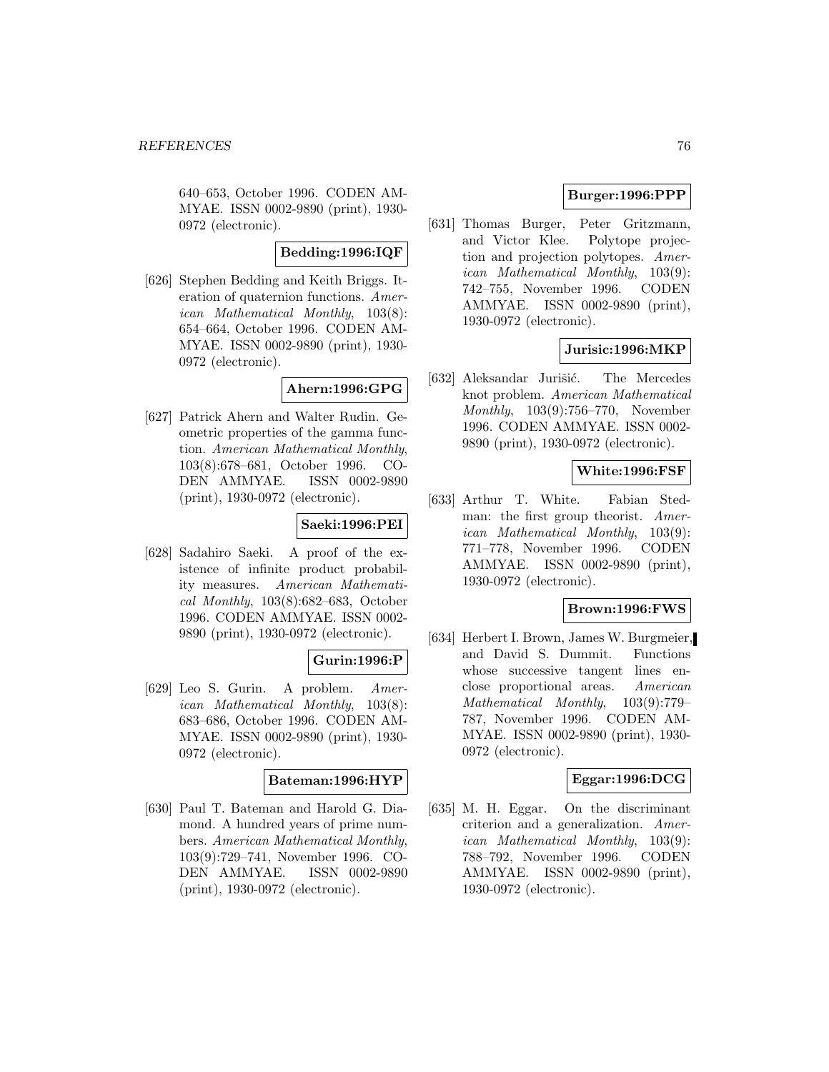640–653, October 1996. CODEN AMMYAE. ISSN 0002-9890 (print), 1930-0972 (electronic).

**Bedding:1996:IQF**

[626] Stephen Bedding and Keith Briggs. Iteration of quaternion functions. *American Mathematical Monthly*, 103(8): 654–664, October 1996. CODEN AMMYAE. ISSN 0002-9890 (print), 1930-0972 (electronic).

**Ahern:1996:GPG**

[627] Patrick Ahern and Walter Rudin. Geometric properties of the gamma function. *American Mathematical Monthly*, 103(8):678–681, October 1996. CODEN AMMYAE. ISSN 0002-9890 (print), 1930-0972 (electronic).

**Saeki:1996:PEI**

[628] Sadahiro Saeki. A proof of the existence of infinite product probability measures. *American Mathematical Monthly*, 103(8):682–683, October 1996. CODEN AMMYAE. ISSN 0002-9890 (print), 1930-0972 (electronic).

**Gurin:1996:P**

[629] Leo S. Gurin. A problem. *American Mathematical Monthly*, 103(8): 683–686, October 1996. CODEN AMMYAE. ISSN 0002-9890 (print), 1930-0972 (electronic).

**Bateman:1996:HYP**

[630] Paul T. Bateman and Harold G. Diamond. A hundred years of prime numbers. *American Mathematical Monthly*, 103(9):729–741, November 1996. CODEN AMMYAE. ISSN 0002-9890 (print), 1930-0972 (electronic).

**Burger:1996:PPP**

[631] Thomas Burger, Peter Gritzmann, and Victor Klee. Polytope projection and projection polytopes. *American Mathematical Monthly*, 103(9): 742–755, November 1996. CODEN AMMYAE. ISSN 0002-9890 (print), 1930-0972 (electronic).

**Jurisic:1996:MKP**

[632] Aleksandar Jurišić. The Mercedes knot problem. *American Mathematical Monthly*, 103(9):756–770, November 1996. CODEN AMMYAE. ISSN 0002-9890 (print), 1930-0972 (electronic).

**White:1996:FSF**

[633] Arthur T. White. Fabian Stedman: the first group theorist. *American Mathematical Monthly*, 103(9): 771–778, November 1996. CODEN AMMYAE. ISSN 0002-9890 (print), 1930-0972 (electronic).

**Brown:1996:FWS**

[634] Herbert I. Brown, James W. Burgmeier, and David S. Dummit. Functions whose successive tangent lines enclose proportional areas. *American Mathematical Monthly*, 103(9):779–787, November 1996. CODEN AMMYAE. ISSN 0002-9890 (print), 1930-0972 (electronic).

**Eggar:1996:DCG**

[635] M. H. Eggar. On the discriminant criterion and a generalization. *American Mathematical Monthly*, 103(9): 788–792, November 1996. CODEN AMMYAE. ISSN 0002-9890 (print), 1930-0972 (electronic).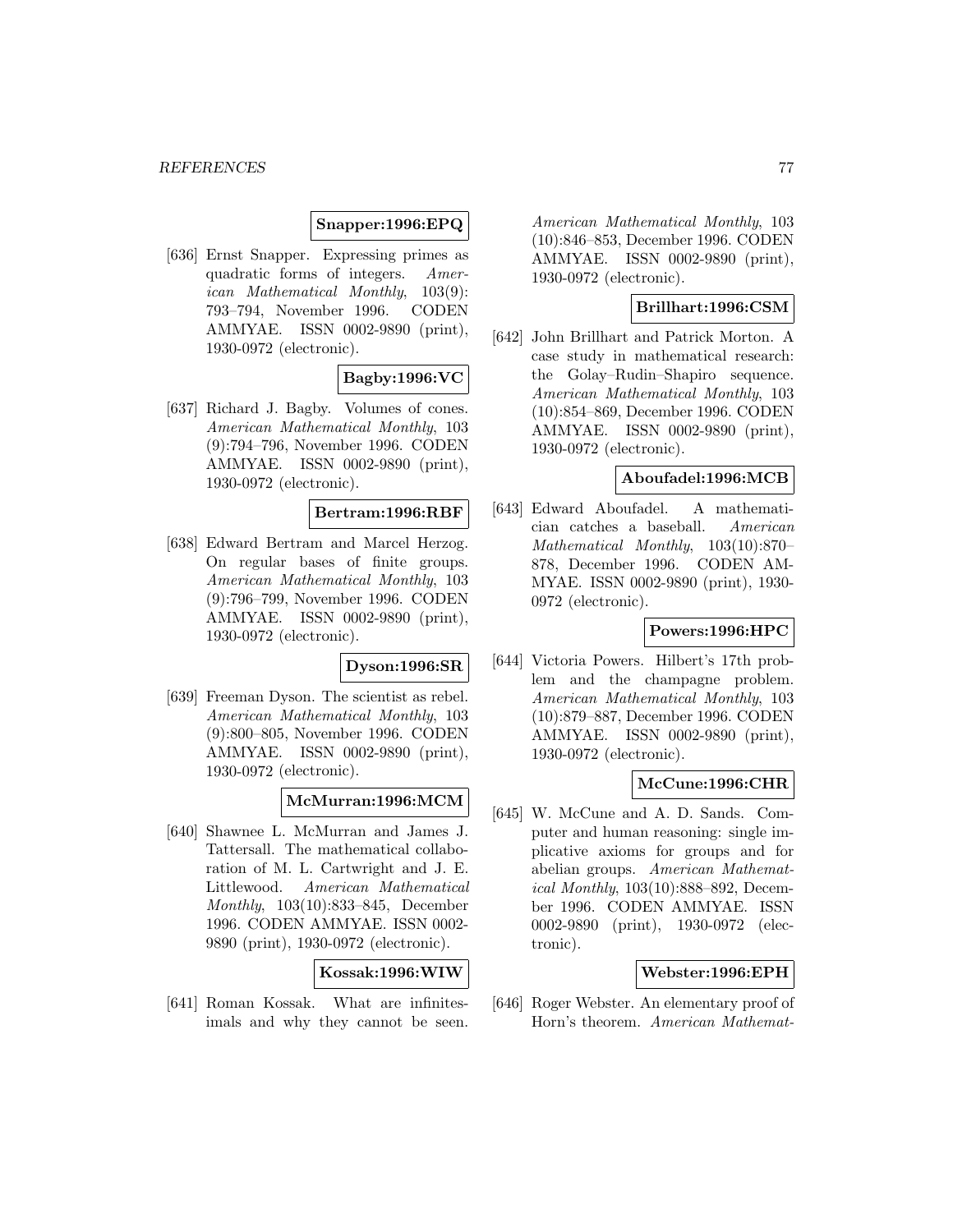**Snapper:1996:EPQ**

[636] Ernst Snapper. Expressing primes as quadratic forms of integers. *American Mathematical Monthly*, 103(9): 793–794, November 1996. CODEN AMMYAE. ISSN 0002-9890 (print), 1930-0972 (electronic).

**Bagby:1996:VC**

[637] Richard J. Bagby. Volumes of cones. *American Mathematical Monthly*, 103 (9):794–796, November 1996. CODEN AMMYAE. ISSN 0002-9890 (print), 1930-0972 (electronic).

**Bertram:1996:RBF**

[638] Edward Bertram and Marcel Herzog. On regular bases of finite groups. *American Mathematical Monthly*, 103 (9):796–799, November 1996. CODEN AMMYAE. ISSN 0002-9890 (print), 1930-0972 (electronic).

**Dyson:1996:SR**

[639] Freeman Dyson. The scientist as rebel. *American Mathematical Monthly*, 103 (9):800–805, November 1996. CODEN AMMYAE. ISSN 0002-9890 (print), 1930-0972 (electronic).

**McMurran:1996:MCM**

[640] Shawnee L. McMurran and James J. Tattersall. The mathematical collaboration of M. L. Cartwright and J. E. Littlewood. *American Mathematical Monthly*, 103(10):833–845, December 1996. CODEN AMMYAE. ISSN 0002-9890 (print), 1930-0972 (electronic).

**Kossak:1996:WIW**

[641] Roman Kossak. What are infinitesimals and why they cannot be seen. *American Mathematical Monthly*, 103 (10):846–853, December 1996. CODEN AMMYAE. ISSN 0002-9890 (print), 1930-0972 (electronic).

**Brillhart:1996:CSM**

[642] John Brillhart and Patrick Morton. A case study in mathematical research: the Golay–Rudin–Shapiro sequence. *American Mathematical Monthly*, 103 (10):854–869, December 1996. CODEN AMMYAE. ISSN 0002-9890 (print), 1930-0972 (electronic).

**Aboufadel:1996:MCB**

[643] Edward Aboufadel. A mathematician catches a baseball. *American Mathematical Monthly*, 103(10):870–878, December 1996. CODEN AMMYAE. ISSN 0002-9890 (print), 1930-0972 (electronic).

**Powers:1996:HPC**

[644] Victoria Powers. Hilbert's 17th problem and the champagne problem. *American Mathematical Monthly*, 103 (10):879–887, December 1996. CODEN AMMYAE. ISSN 0002-9890 (print), 1930-0972 (electronic).

**McCune:1996:CHR**

[645] W. McCune and A. D. Sands. Computer and human reasoning: single implicative axioms for groups and for abelian groups. *American Mathematical Monthly*, 103(10):888–892, December 1996. CODEN AMMYAE. ISSN 0002-9890 (print), 1930-0972 (electronic).

**Webster:1996:EPH**

[646] Roger Webster. An elementary proof of Horn's theorem. *American Mathemat-*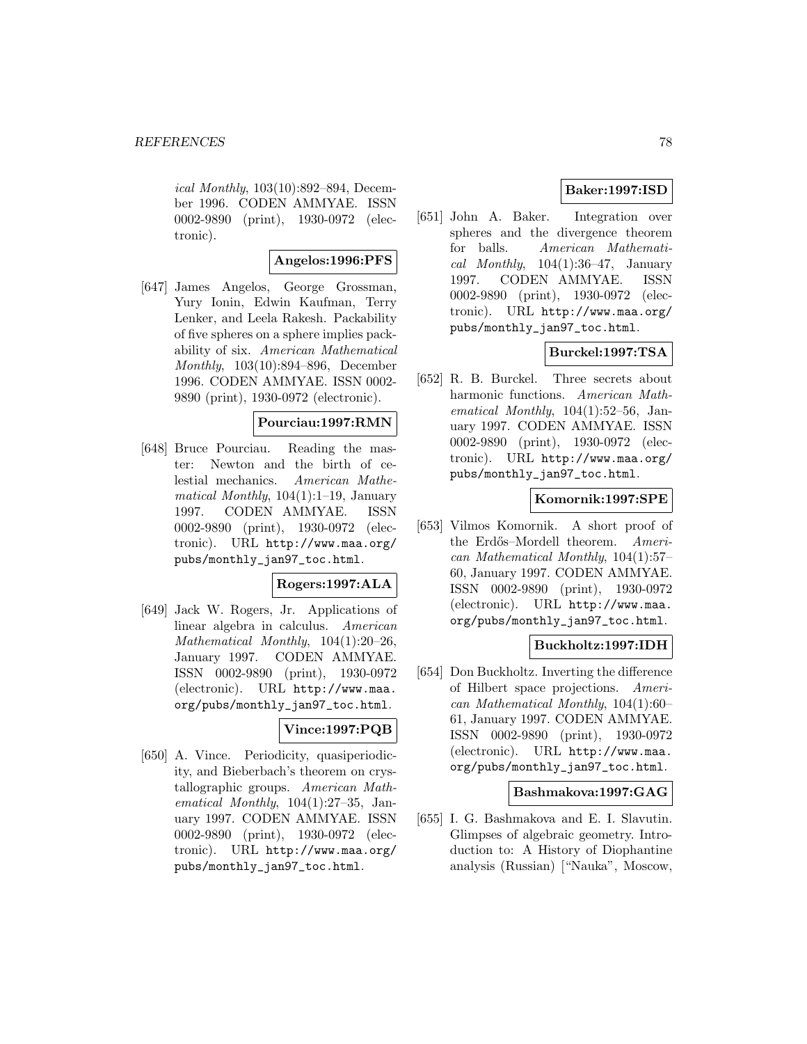*ical Monthly*, 103(10):892–894, December 1996. CODEN AMMYAE. ISSN 0002-9890 (print), 1930-0972 (electronic).

**Angelos:1996:PFS**

[647] James Angelos, George Grossman, Yury Ionin, Edwin Kaufman, Terry Lenker, and Leela Rakesh. Packability of five spheres on a sphere implies packability of six. *American Mathematical Monthly*, 103(10):894–896, December 1996. CODEN AMMYAE. ISSN 0002-9890 (print), 1930-0972 (electronic).

**Pourciau:1997:RMN**

[648] Bruce Pourciau. Reading the master: Newton and the birth of celestial mechanics. *American Mathematical Monthly*, 104(1):1–19, January 1997. CODEN AMMYAE. ISSN 0002-9890 (print), 1930-0972 (electronic). URL http://www.maa.org/pubs/monthly_jan97_toc.html.

**Rogers:1997:ALA**

[649] Jack W. Rogers, Jr. Applications of linear algebra in calculus. *American Mathematical Monthly*, 104(1):20–26, January 1997. CODEN AMMYAE. ISSN 0002-9890 (print), 1930-0972 (electronic). URL http://www.maa.org/pubs/monthly_jan97_toc.html.

**Vince:1997:PQB**

[650] A. Vince. Periodicity, quasiperiodicity, and Bieberbach's theorem on crystallographic groups. *American Mathematical Monthly*, 104(1):27–35, January 1997. CODEN AMMYAE. ISSN 0002-9890 (print), 1930-0972 (electronic). URL http://www.maa.org/pubs/monthly_jan97_toc.html.

**Baker:1997:ISD**

[651] John A. Baker. Integration over spheres and the divergence theorem for balls. *American Mathematical Monthly*, 104(1):36–47, January 1997. CODEN AMMYAE. ISSN 0002-9890 (print), 1930-0972 (electronic). URL http://www.maa.org/pubs/monthly_jan97_toc.html.

**Burckel:1997:TSA**

[652] R. B. Burckel. Three secrets about harmonic functions. *American Mathematical Monthly*, 104(1):52–56, January 1997. CODEN AMMYAE. ISSN 0002-9890 (print), 1930-0972 (electronic). URL http://www.maa.org/pubs/monthly_jan97_toc.html.

**Komornik:1997:SPE**

[653] Vilmos Komornik. A short proof of the Erdős–Mordell theorem. *American Mathematical Monthly*, 104(1):57–60, January 1997. CODEN AMMYAE. ISSN 0002-9890 (print), 1930-0972 (electronic). URL http://www.maa.org/pubs/monthly_jan97_toc.html.

**Buckholtz:1997:IDH**

[654] Don Buckholtz. Inverting the difference of Hilbert space projections. *American Mathematical Monthly*, 104(1):60–61, January 1997. CODEN AMMYAE. ISSN 0002-9890 (print), 1930-0972 (electronic). URL http://www.maa.org/pubs/monthly_jan97_toc.html.

**Bashmakova:1997:GAG**

[655] I. G. Bashmakova and E. I. Slavutin. Glimpses of algebraic geometry. Introduction to: A History of Diophantine analysis (Russian) ["Nauka", Moscow,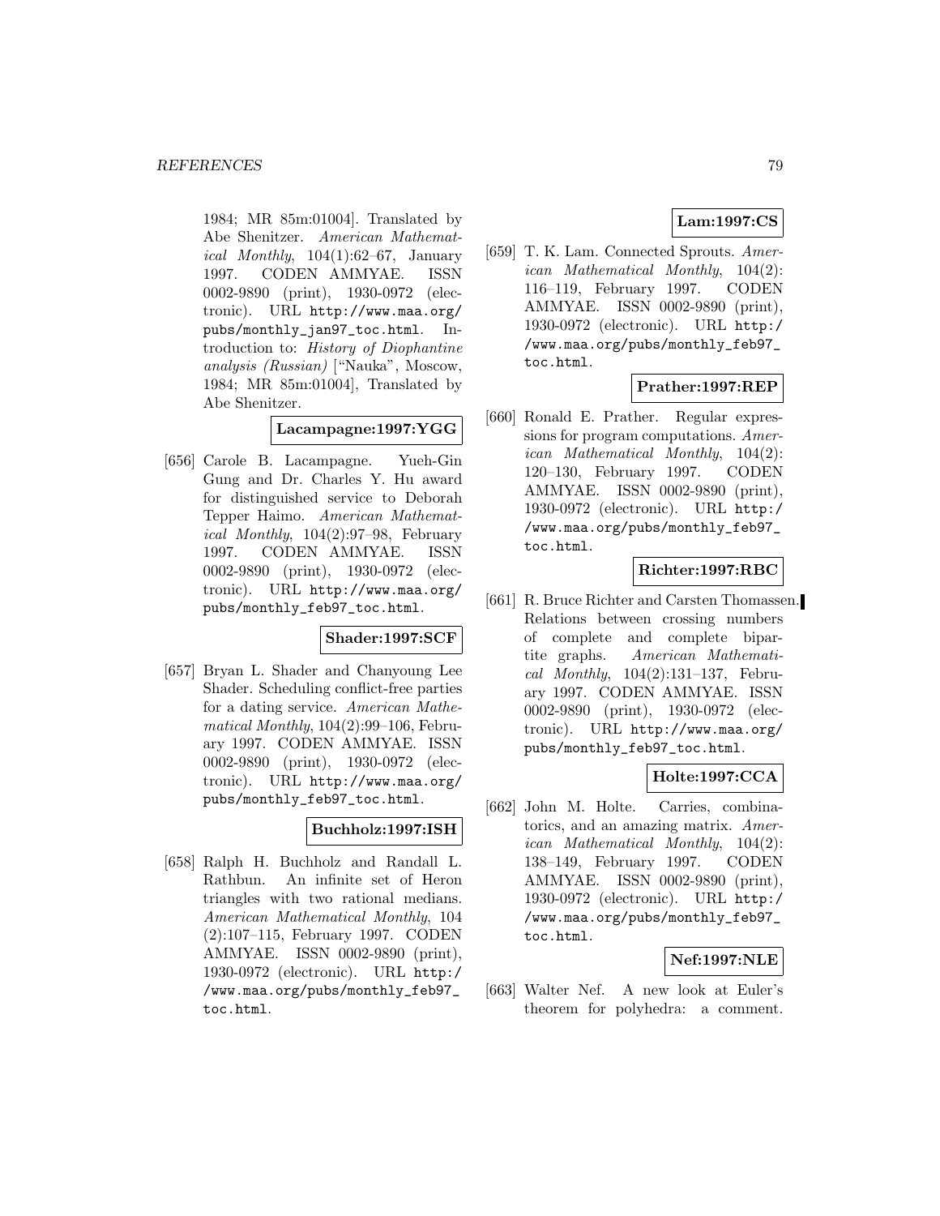1984; MR 85m:01004]. Translated by Abe Shenitzer. *American Mathematical Monthly*, 104(1):62–67, January 1997. CODEN AMMYAE. ISSN 0002-9890 (print), 1930-0972 (electronic). URL http://www.maa.org/pubs/monthly_jan97_toc.html. Introduction to: *History of Diophantine analysis (Russian)* ["Nauka", Moscow, 1984; MR 85m:01004], Translated by Abe Shenitzer.

**Lacampagne:1997:YGG**

[656] Carole B. Lacampagne. Yueh-Gin Gung and Dr. Charles Y. Hu award for distinguished service to Deborah Tepper Haimo. *American Mathematical Monthly*, 104(2):97–98, February 1997. CODEN AMMYAE. ISSN 0002-9890 (print), 1930-0972 (electronic). URL http://www.maa.org/pubs/monthly_feb97_toc.html.

**Shader:1997:SCF**

[657] Bryan L. Shader and Chanyoung Lee Shader. Scheduling conflict-free parties for a dating service. *American Mathematical Monthly*, 104(2):99–106, February 1997. CODEN AMMYAE. ISSN 0002-9890 (print), 1930-0972 (electronic). URL http://www.maa.org/pubs/monthly_feb97_toc.html.

**Buchholz:1997:ISH**

[658] Ralph H. Buchholz and Randall L. Rathbun. An infinite set of Heron triangles with two rational medians. *American Mathematical Monthly*, 104 (2):107–115, February 1997. CODEN AMMYAE. ISSN 0002-9890 (print), 1930-0972 (electronic). URL http://www.maa.org/pubs/monthly_feb97_toc.html.

**Lam:1997:CS**

[659] T. K. Lam. Connected Sprouts. *American Mathematical Monthly*, 104(2): 116–119, February 1997. CODEN AMMYAE. ISSN 0002-9890 (print), 1930-0972 (electronic). URL http://www.maa.org/pubs/monthly_feb97_toc.html.

**Prather:1997:REP**

[660] Ronald E. Prather. Regular expressions for program computations. *American Mathematical Monthly*, 104(2): 120–130, February 1997. CODEN AMMYAE. ISSN 0002-9890 (print), 1930-0972 (electronic). URL http://www.maa.org/pubs/monthly_feb97_toc.html.

**Richter:1997:RBC**

[661] R. Bruce Richter and Carsten Thomassen. Relations between crossing numbers of complete and complete bipartite graphs. *American Mathematical Monthly*, 104(2):131–137, February 1997. CODEN AMMYAE. ISSN 0002-9890 (print), 1930-0972 (electronic). URL http://www.maa.org/pubs/monthly_feb97_toc.html.

**Holte:1997:CCA**

[662] John M. Holte. Carries, combinatorics, and an amazing matrix. *American Mathematical Monthly*, 104(2): 138–149, February 1997. CODEN AMMYAE. ISSN 0002-9890 (print), 1930-0972 (electronic). URL http://www.maa.org/pubs/monthly_feb97_toc.html.

**Nef:1997:NLE**

[663] Walter Nef. A new look at Euler's theorem for polyhedra: a comment.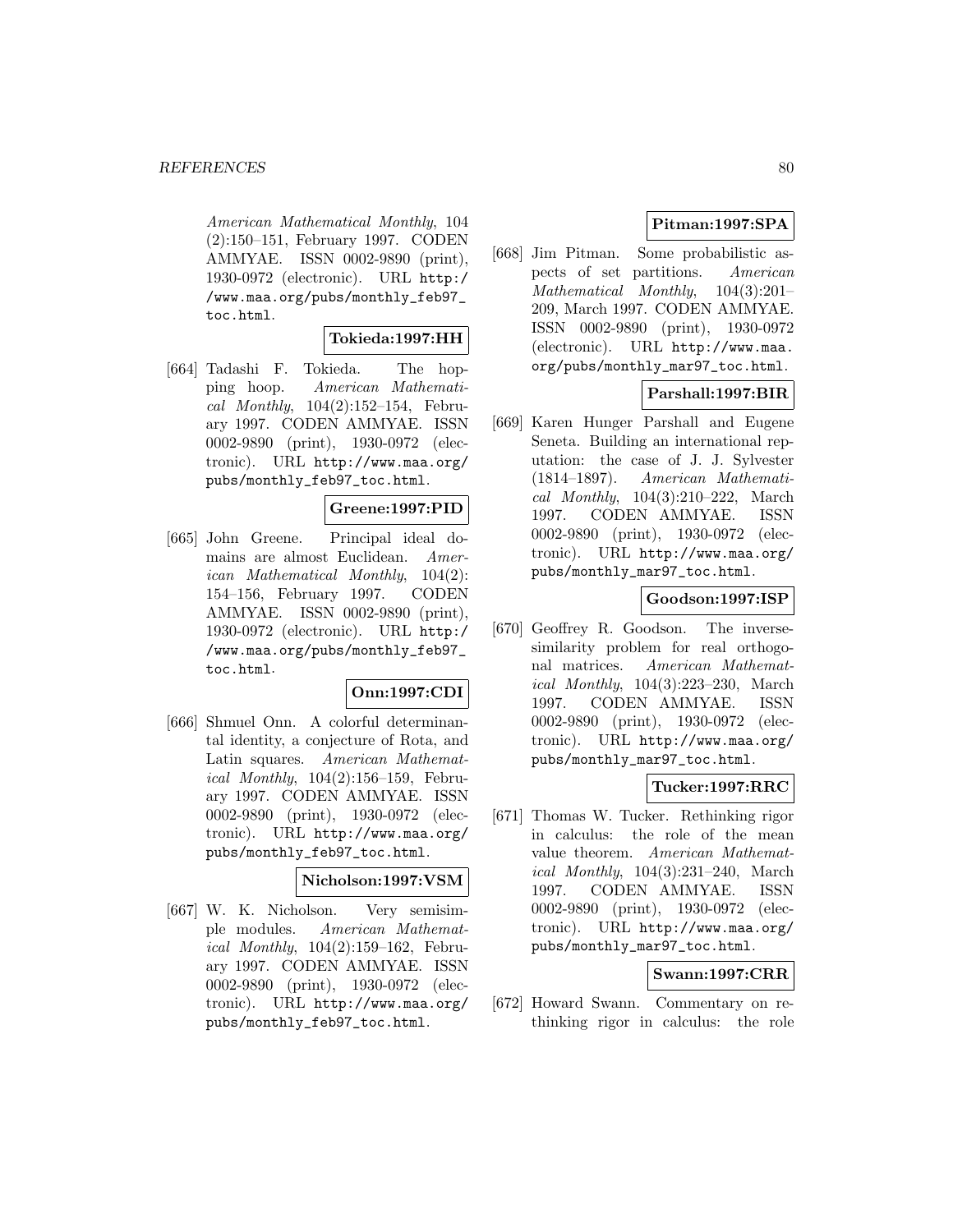American Mathematical Monthly, 104 (2):150–151, February 1997. CODEN AMMYAE. ISSN 0002-9890 (print), 1930-0972 (electronic). URL http://www.maa.org/pubs/monthly_feb97_toc.html.

**Tokieda:1997:HH**

[664] Tadashi F. Tokieda. The hopping hoop. *American Mathematical Monthly*, 104(2):152–154, February 1997. CODEN AMMYAE. ISSN 0002-9890 (print), 1930-0972 (electronic). URL http://www.maa.org/pubs/monthly_feb97_toc.html.

**Greene:1997:PID**

[665] John Greene. Principal ideal domains are almost Euclidean. *American Mathematical Monthly*, 104(2): 154–156, February 1997. CODEN AMMYAE. ISSN 0002-9890 (print), 1930-0972 (electronic). URL http://www.maa.org/pubs/monthly_feb97_toc.html.

**Onn:1997:CDI**

[666] Shmuel Onn. A colorful determinantal identity, a conjecture of Rota, and Latin squares. *American Mathematical Monthly*, 104(2):156–159, February 1997. CODEN AMMYAE. ISSN 0002-9890 (print), 1930-0972 (electronic). URL http://www.maa.org/pubs/monthly_feb97_toc.html.

**Nicholson:1997:VSM**

[667] W. K. Nicholson. Very semisimple modules. *American Mathematical Monthly*, 104(2):159–162, February 1997. CODEN AMMYAE. ISSN 0002-9890 (print), 1930-0972 (electronic). URL http://www.maa.org/pubs/monthly_feb97_toc.html.

**Pitman:1997:SPA**

[668] Jim Pitman. Some probabilistic aspects of set partitions. *American Mathematical Monthly*, 104(3):201–209, March 1997. CODEN AMMYAE. ISSN 0002-9890 (print), 1930-0972 (electronic). URL http://www.maa.org/pubs/monthly_mar97_toc.html.

**Parshall:1997:BIR**

[669] Karen Hunger Parshall and Eugene Seneta. Building an international reputation: the case of J. J. Sylvester (1814–1897). *American Mathematical Monthly*, 104(3):210–222, March 1997. CODEN AMMYAE. ISSN 0002-9890 (print), 1930-0972 (electronic). URL http://www.maa.org/pubs/monthly_mar97_toc.html.

**Goodson:1997:ISP**

[670] Geoffrey R. Goodson. The inverse-similarity problem for real orthogonal matrices. *American Mathematical Monthly*, 104(3):223–230, March 1997. CODEN AMMYAE. ISSN 0002-9890 (print), 1930-0972 (electronic). URL http://www.maa.org/pubs/monthly_mar97_toc.html.

**Tucker:1997:RRC**

[671] Thomas W. Tucker. Rethinking rigor in calculus: the role of the mean value theorem. *American Mathematical Monthly*, 104(3):231–240, March 1997. CODEN AMMYAE. ISSN 0002-9890 (print), 1930-0972 (electronic). URL http://www.maa.org/pubs/monthly_mar97_toc.html.

**Swann:1997:CRR**

[672] Howard Swann. Commentary on rethinking rigor in calculus: the role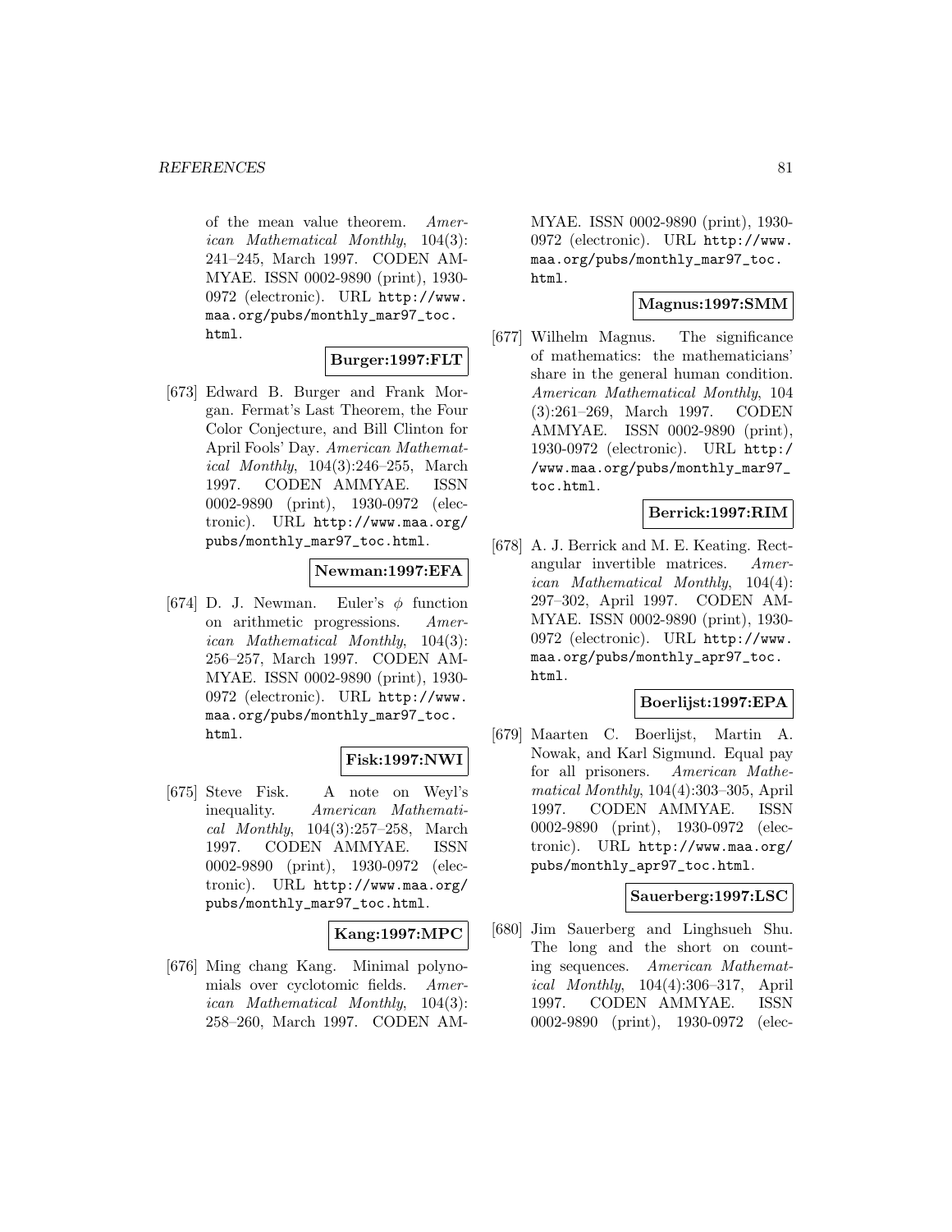of the mean value theorem. *American Mathematical Monthly*, 104(3): 241–245, March 1997. CODEN AMMYAE. ISSN 0002-9890 (print), 1930-0972 (electronic). URL http://www.maa.org/pubs/monthly_mar97_toc.html.

**Burger:1997:FLT**

[673] Edward B. Burger and Frank Morgan. Fermat's Last Theorem, the Four Color Conjecture, and Bill Clinton for April Fools' Day. *American Mathematical Monthly*, 104(3):246–255, March 1997. CODEN AMMYAE. ISSN 0002-9890 (print), 1930-0972 (electronic). URL http://www.maa.org/pubs/monthly_mar97_toc.html.

**Newman:1997:EFA**

[674] D. J. Newman. Euler's $\phi$ function on arithmetic progressions. *American Mathematical Monthly*, 104(3): 256–257, March 1997. CODEN AMMYAE. ISSN 0002-9890 (print), 1930-0972 (electronic). URL http://www.maa.org/pubs/monthly_mar97_toc.html.

**Fisk:1997:NWI**

[675] Steve Fisk. A note on Weyl's inequality. *American Mathematical Monthly*, 104(3):257–258, March 1997. CODEN AMMYAE. ISSN 0002-9890 (print), 1930-0972 (electronic). URL http://www.maa.org/pubs/monthly_mar97_toc.html.

**Kang:1997:MPC**

[676] Ming chang Kang. Minimal polynomials over cyclotomic fields. *American Mathematical Monthly*, 104(3): 258–260, March 1997. CODEN AMMYAE. ISSN 0002-9890 (print), 1930-0972 (electronic). URL http://www.maa.org/pubs/monthly_mar97_toc.html.

**Magnus:1997:SMM**

[677] Wilhelm Magnus. The significance of mathematics: the mathematicians' share in the general human condition. *American Mathematical Monthly*, 104 (3):261–269, March 1997. CODEN AMMYAE. ISSN 0002-9890 (print), 1930-0972 (electronic). URL http://www.maa.org/pubs/monthly_mar97_toc.html.

**Berrick:1997:RIM**

[678] A. J. Berrick and M. E. Keating. Rectangular invertible matrices. *American Mathematical Monthly*, 104(4): 297–302, April 1997. CODEN AMMYAE. ISSN 0002-9890 (print), 1930-0972 (electronic). URL http://www.maa.org/pubs/monthly_apr97_toc.html.

**Boerlijst:1997:EPA**

[679] Maarten C. Boerlijst, Martin A. Nowak, and Karl Sigmund. Equal pay for all prisoners. *American Mathematical Monthly*, 104(4):303–305, April 1997. CODEN AMMYAE. ISSN 0002-9890 (print), 1930-0972 (electronic). URL http://www.maa.org/pubs/monthly_apr97_toc.html.

**Sauerberg:1997:LSC**

[680] Jim Sauerberg and Linghsueh Shu. The long and the short on counting sequences. *American Mathematical Monthly*, 104(4):306–317, April 1997. CODEN AMMYAE. ISSN 0002-9890 (print), 1930-0972 (elec-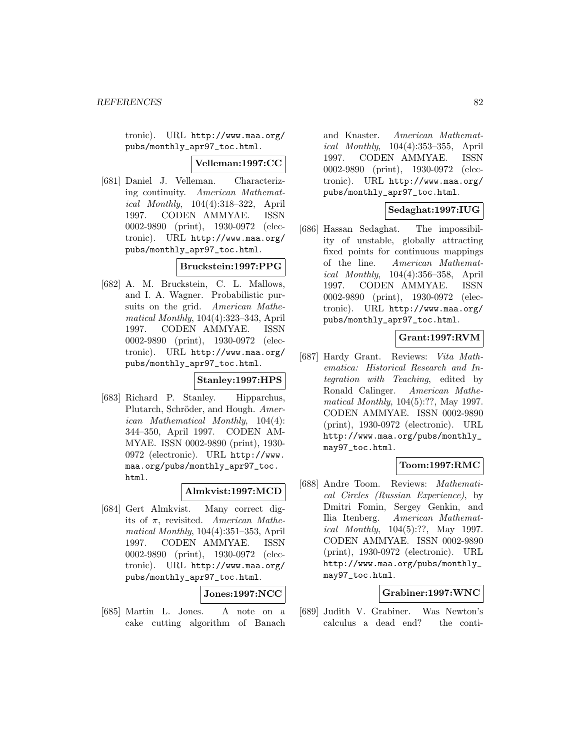tronic). URL http://www.maa.org/pubs/monthly_apr97_toc.html.

**Velleman:1997:CC**

[681] Daniel J. Velleman. Characterizing continuity. *American Mathematical Monthly*, 104(4):318–322, April 1997. CODEN AMMYAE. ISSN 0002-9890 (print), 1930-0972 (electronic). URL http://www.maa.org/pubs/monthly_apr97_toc.html.

**Bruckstein:1997:PPG**

[682] A. M. Bruckstein, C. L. Mallows, and I. A. Wagner. Probabilistic pursuits on the grid. *American Mathematical Monthly*, 104(4):323–343, April 1997. CODEN AMMYAE. ISSN 0002-9890 (print), 1930-0972 (electronic). URL http://www.maa.org/pubs/monthly_apr97_toc.html.

**Stanley:1997:HPS**

[683] Richard P. Stanley. Hipparchus, Plutarch, Schröder, and Hough. *American Mathematical Monthly*, 104(4): 344–350, April 1997. CODEN AMMYAE. ISSN 0002-9890 (print), 1930-0972 (electronic). URL http://www.maa.org/pubs/monthly_apr97_toc.html.

**Almkvist:1997:MCD**

[684] Gert Almkvist. Many correct digits of $\pi$, revisited. *American Mathematical Monthly*, 104(4):351–353, April 1997. CODEN AMMYAE. ISSN 0002-9890 (print), 1930-0972 (electronic). URL http://www.maa.org/pubs/monthly_apr97_toc.html.

**Jones:1997:NCC**

[685] Martin L. Jones. A note on a cake cutting algorithm of Banach and Knaster. *American Mathematical Monthly*, 104(4):353–355, April 1997. CODEN AMMYAE. ISSN 0002-9890 (print), 1930-0972 (electronic). URL http://www.maa.org/pubs/monthly_apr97_toc.html.

**Sedaghat:1997:IUG**

[686] Hassan Sedaghat. The impossibility of unstable, globally attracting fixed points for continuous mappings of the line. *American Mathematical Monthly*, 104(4):356–358, April 1997. CODEN AMMYAE. ISSN 0002-9890 (print), 1930-0972 (electronic). URL http://www.maa.org/pubs/monthly_apr97_toc.html.

**Grant:1997:RVM**

[687] Hardy Grant. Reviews: *Vita Mathematica: Historical Research and Integration with Teaching*, edited by Ronald Calinger. *American Mathematical Monthly*, 104(5):??, May 1997. CODEN AMMYAE. ISSN 0002-9890 (print), 1930-0972 (electronic). URL http://www.maa.org/pubs/monthly_may97_toc.html.

**Toom:1997:RMC**

[688] Andre Toom. Reviews: *Mathematical Circles (Russian Experience)*, by Dmitri Fomin, Sergey Genkin, and Ilia Itenberg. *American Mathematical Monthly*, 104(5):??, May 1997. CODEN AMMYAE. ISSN 0002-9890 (print), 1930-0972 (electronic). URL http://www.maa.org/pubs/monthly_may97_toc.html.

**Grabiner:1997:WNC**

[689] Judith V. Grabiner. Was Newton's calculus a dead end? the conti-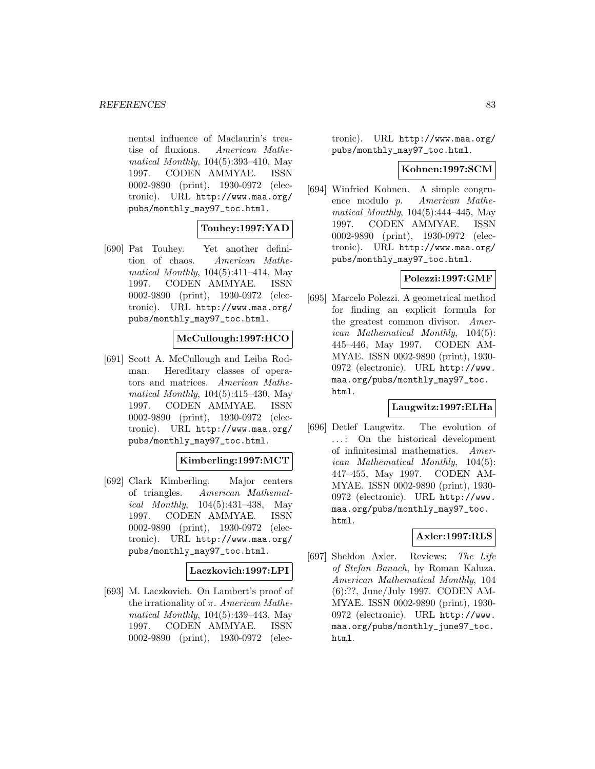nental influence of Maclaurin's treatise of fluxions. *American Mathematical Monthly*, 104(5):393–410, May 1997. CODEN AMMYAE. ISSN 0002-9890 (print), 1930-0972 (electronic). URL http://www.maa.org/pubs/monthly_may97_toc.html.

**Touhey:1997:YAD**

[690] Pat Touhey. Yet another definition of chaos. *American Mathematical Monthly*, 104(5):411–414, May 1997. CODEN AMMYAE. ISSN 0002-9890 (print), 1930-0972 (electronic). URL http://www.maa.org/pubs/monthly_may97_toc.html.

**McCullough:1997:HCO**

[691] Scott A. McCullough and Leiba Rodman. Hereditary classes of operators and matrices. *American Mathematical Monthly*, 104(5):415–430, May 1997. CODEN AMMYAE. ISSN 0002-9890 (print), 1930-0972 (electronic). URL http://www.maa.org/pubs/monthly_may97_toc.html.

**Kimberling:1997:MCT**

[692] Clark Kimberling. Major centers of triangles. *American Mathematical Monthly*, 104(5):431–438, May 1997. CODEN AMMYAE. ISSN 0002-9890 (print), 1930-0972 (electronic). URL http://www.maa.org/pubs/monthly_may97_toc.html.

**Laczkovich:1997:LPI**

[693] M. Laczkovich. On Lambert's proof of the irrationality of $\pi$. *American Mathematical Monthly*, 104(5):439–443, May 1997. CODEN AMMYAE. ISSN 0002-9890 (print), 1930-0972 (electronic). URL http://www.maa.org/pubs/monthly_may97_toc.html.

**Kohnen:1997:SCM**

[694] Winfried Kohnen. A simple congruence modulo $p$. *American Mathematical Monthly*, 104(5):444–445, May 1997. CODEN AMMYAE. ISSN 0002-9890 (print), 1930-0972 (electronic). URL http://www.maa.org/pubs/monthly_may97_toc.html.

**Polezzi:1997:GMF**

[695] Marcelo Polezzi. A geometrical method for finding an explicit formula for the greatest common divisor. *American Mathematical Monthly*, 104(5):445–446, May 1997. CODEN AMMYAE. ISSN 0002-9890 (print), 1930-0972 (electronic). URL http://www.maa.org/pubs/monthly_may97_toc.html.

**Laugwitz:1997:ELHa**

[696] Detlef Laugwitz. The evolution of ...: On the historical development of infinitesimal mathematics. *American Mathematical Monthly*, 104(5):447–455, May 1997. CODEN AMMYAE. ISSN 0002-9890 (print), 1930-0972 (electronic). URL http://www.maa.org/pubs/monthly_may97_toc.html.

**Axler:1997:RLS**

[697] Sheldon Axler. Reviews: *The Life of Stefan Banach*, by Roman Kaluza. *American Mathematical Monthly*, 104(6):??, June/July 1997. CODEN AMMYAE. ISSN 0002-9890 (print), 1930-0972 (electronic). URL http://www.maa.org/pubs/monthly_june97_toc.html.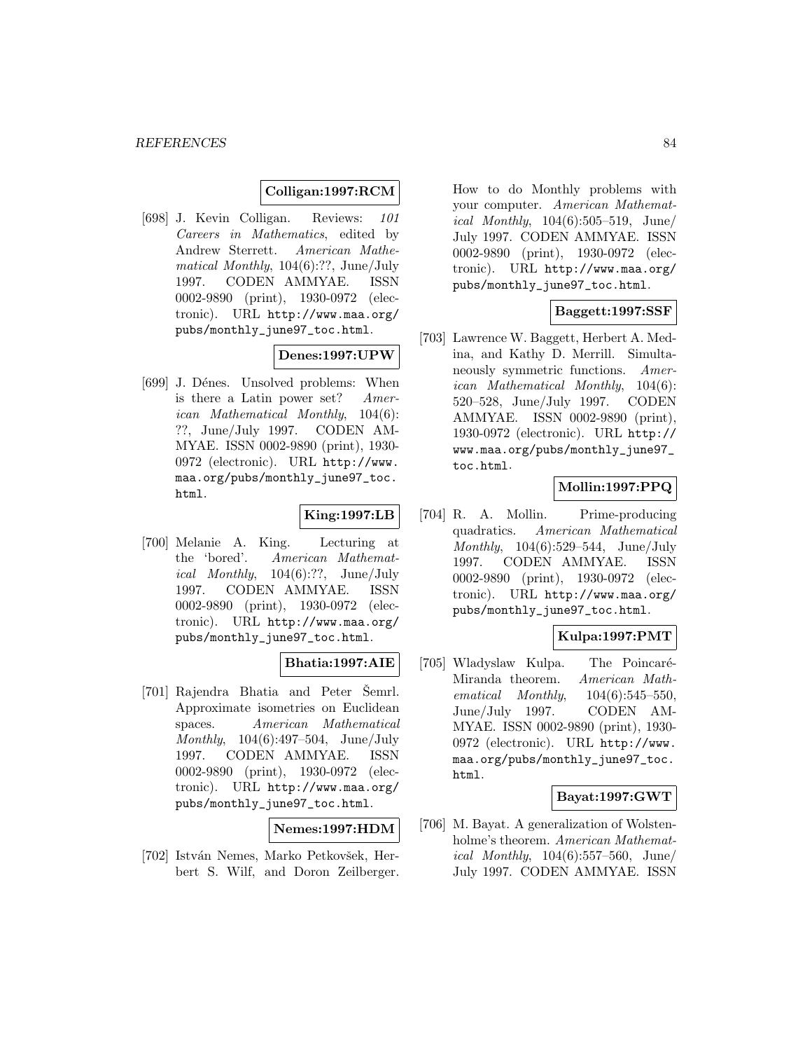**Colligan:1997:RCM**

[698] J. Kevin Colligan. Reviews: *101 Careers in Mathematics*, edited by Andrew Sterrett. *American Mathematical Monthly*, 104(6):??, June/July 1997. CODEN AMMYAE. ISSN 0002-9890 (print), 1930-0972 (electronic). URL http://www.maa.org/pubs/monthly_june97_toc.html.

**Denes:1997:UPW**

[699] J. Dénes. Unsolved problems: When is there a Latin power set? *American Mathematical Monthly*, 104(6): ??, June/July 1997. CODEN AMMYAE. ISSN 0002-9890 (print), 1930-0972 (electronic). URL http://www.maa.org/pubs/monthly_june97_toc.html.

**King:1997:LB**

[700] Melanie A. King. Lecturing at the 'bored'. *American Mathematical Monthly*, 104(6):??, June/July 1997. CODEN AMMYAE. ISSN 0002-9890 (print), 1930-0972 (electronic). URL http://www.maa.org/pubs/monthly_june97_toc.html.

**Bhatia:1997:AIE**

[701] Rajendra Bhatia and Peter Šemrl. Approximate isometries on Euclidean spaces. *American Mathematical Monthly*, 104(6):497–504, June/July 1997. CODEN AMMYAE. ISSN 0002-9890 (print), 1930-0972 (electronic). URL http://www.maa.org/pubs/monthly_june97_toc.html.

**Nemes:1997:HDM**

[702] István Nemes, Marko Petkovšek, Herbert S. Wilf, and Doron Zeilberger. How to do Monthly problems with your computer. *American Mathematical Monthly*, 104(6):505–519, June/July 1997. CODEN AMMYAE. ISSN 0002-9890 (print), 1930-0972 (electronic). URL http://www.maa.org/pubs/monthly_june97_toc.html.

**Baggett:1997:SSF**

[703] Lawrence W. Baggett, Herbert A. Medina, and Kathy D. Merrill. Simultaneously symmetric functions. *American Mathematical Monthly*, 104(6): 520–528, June/July 1997. CODEN AMMYAE. ISSN 0002-9890 (print), 1930-0972 (electronic). URL http://www.maa.org/pubs/monthly_june97_toc.html.

**Mollin:1997:PPQ**

[704] R. A. Mollin. Prime-producing quadratics. *American Mathematical Monthly*, 104(6):529–544, June/July 1997. CODEN AMMYAE. ISSN 0002-9890 (print), 1930-0972 (electronic). URL http://www.maa.org/pubs/monthly_june97_toc.html.

**Kulpa:1997:PMT**

[705] Wladyslaw Kulpa. The Poincaré-Miranda theorem. *American Mathematical Monthly*, 104(6):545–550, June/July 1997. CODEN AMMYAE. ISSN 0002-9890 (print), 1930-0972 (electronic). URL http://www.maa.org/pubs/monthly_june97_toc.html.

**Bayat:1997:GWT**

[706] M. Bayat. A generalization of Wolstenholme's theorem. *American Mathematical Monthly*, 104(6):557–560, June/July 1997. CODEN AMMYAE. ISSN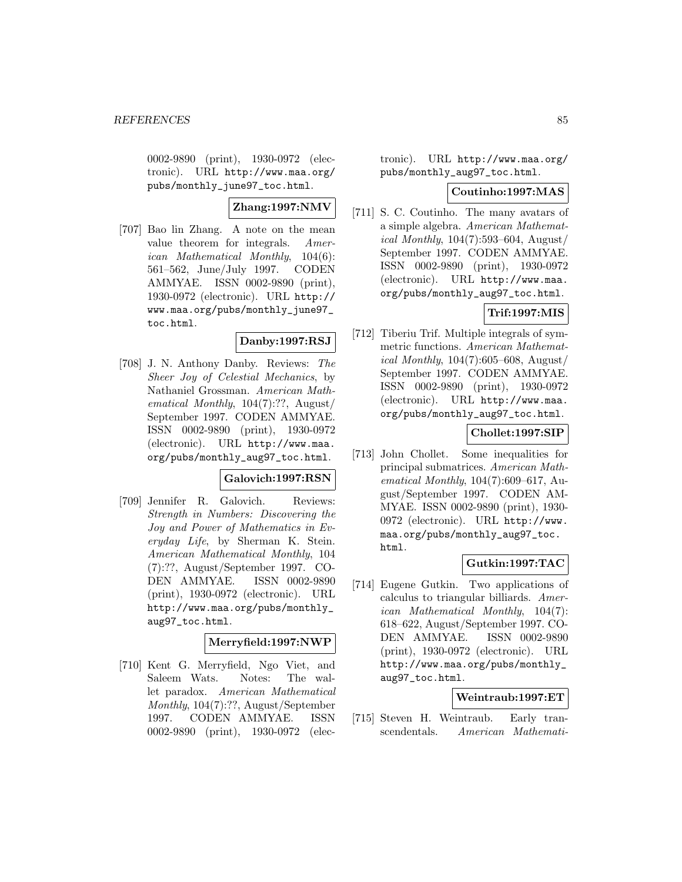0002-9890 (print), 1930-0972 (electronic). URL http://www.maa.org/pubs/monthly_june97_toc.html.

**Zhang:1997:NMV**

[707] Bao lin Zhang. A note on the mean value theorem for integrals. *American Mathematical Monthly*, 104(6): 561–562, June/July 1997. CODEN AMMYAE. ISSN 0002-9890 (print), 1930-0972 (electronic). URL http://www.maa.org/pubs/monthly_june97_toc.html.

**Danby:1997:RSJ**

[708] J. N. Anthony Danby. Reviews: *The Sheer Joy of Celestial Mechanics*, by Nathaniel Grossman. *American Mathematical Monthly*, 104(7):??, August/September 1997. CODEN AMMYAE. ISSN 0002-9890 (print), 1930-0972 (electronic). URL http://www.maa.org/pubs/monthly_aug97_toc.html.

**Galovich:1997:RSN**

[709] Jennifer R. Galovich. Reviews: *Strength in Numbers: Discovering the Joy and Power of Mathematics in Everyday Life*, by Sherman K. Stein. *American Mathematical Monthly*, 104 (7):??, August/September 1997. CODEN AMMYAE. ISSN 0002-9890 (print), 1930-0972 (electronic). URL http://www.maa.org/pubs/monthly_aug97_toc.html.

**Merryfield:1997:NWP**

[710] Kent G. Merryfield, Ngo Viet, and Saleem Wats. Notes: The wallet paradox. *American Mathematical Monthly*, 104(7):??, August/September 1997. CODEN AMMYAE. ISSN 0002-9890 (print), 1930-0972 (electronic). URL http://www.maa.org/pubs/monthly_aug97_toc.html.

**Coutinho:1997:MAS**

[711] S. C. Coutinho. The many avatars of a simple algebra. *American Mathematical Monthly*, 104(7):593–604, August/September 1997. CODEN AMMYAE. ISSN 0002-9890 (print), 1930-0972 (electronic). URL http://www.maa.org/pubs/monthly_aug97_toc.html.

**Trif:1997:MIS**

[712] Tiberiu Trif. Multiple integrals of symmetric functions. *American Mathematical Monthly*, 104(7):605–608, August/September 1997. CODEN AMMYAE. ISSN 0002-9890 (print), 1930-0972 (electronic). URL http://www.maa.org/pubs/monthly_aug97_toc.html.

**Chollet:1997:SIP**

[713] John Chollet. Some inequalities for principal submatrices. *American Mathematical Monthly*, 104(7):609–617, August/September 1997. CODEN AMMYAE. ISSN 0002-9890 (print), 1930-0972 (electronic). URL http://www.maa.org/pubs/monthly_aug97_toc.html.

**Gutkin:1997:TAC**

[714] Eugene Gutkin. Two applications of calculus to triangular billiards. *American Mathematical Monthly*, 104(7): 618–622, August/September 1997. CODEN AMMYAE. ISSN 0002-9890 (print), 1930-0972 (electronic). URL http://www.maa.org/pubs/monthly_aug97_toc.html.

**Weintraub:1997:ET**

[715] Steven H. Weintraub. Early transcendentals. *American Mathemati-*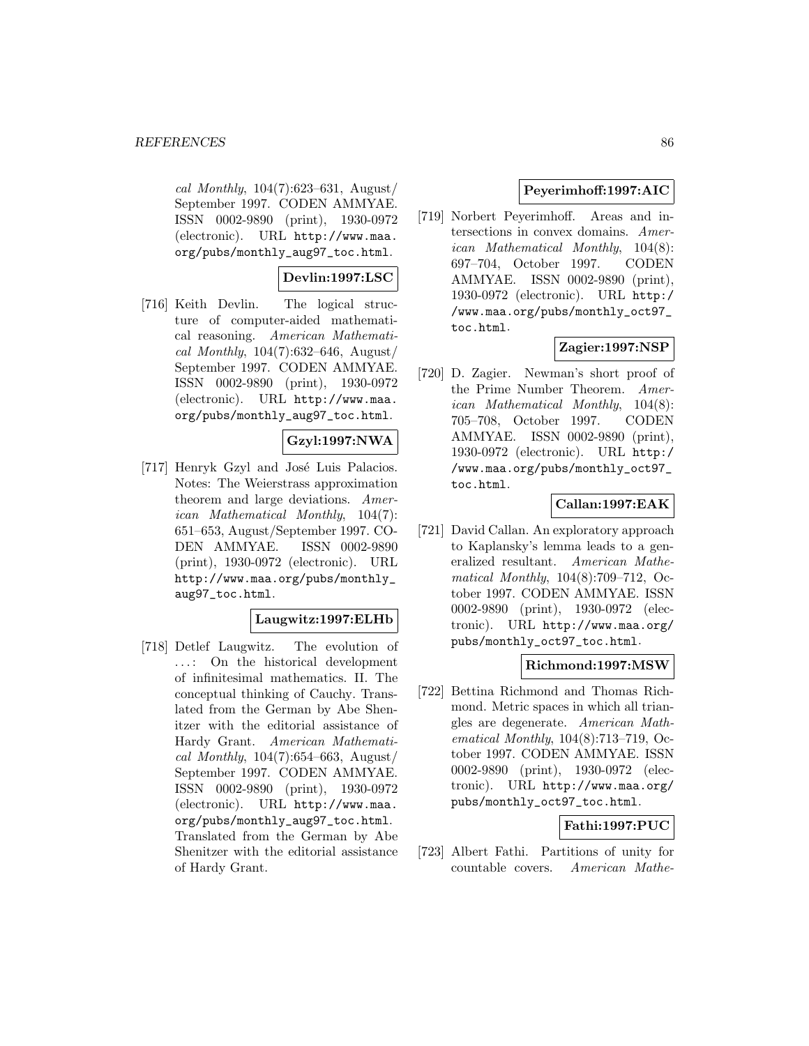*cal Monthly*, 104(7):623–631, August/ September 1997. CODEN AMMYAE. ISSN 0002-9890 (print), 1930-0972 (electronic). URL http://www.maa.org/pubs/monthly_aug97_toc.html.

**Devlin:1997:LSC**

[716] Keith Devlin. The logical structure of computer-aided mathematical reasoning. *American Mathematical Monthly*, 104(7):632–646, August/ September 1997. CODEN AMMYAE. ISSN 0002-9890 (print), 1930-0972 (electronic). URL http://www.maa.org/pubs/monthly_aug97_toc.html.

**Gzyl:1997:NWA**

[717] Henryk Gzyl and José Luis Palacios. Notes: The Weierstrass approximation theorem and large deviations. *American Mathematical Monthly*, 104(7): 651–653, August/September 1997. CODEN AMMYAE. ISSN 0002-9890 (print), 1930-0972 (electronic). URL http://www.maa.org/pubs/monthly_aug97_toc.html.

**Laugwitz:1997:ELHb**

[718] Detlef Laugwitz. The evolution of ...: On the historical development of infinitesimal mathematics. II. The conceptual thinking of Cauchy. Translated from the German by Abe Shenitzer with the editorial assistance of Hardy Grant. *American Mathematical Monthly*, 104(7):654–663, August/ September 1997. CODEN AMMYAE. ISSN 0002-9890 (print), 1930-0972 (electronic). URL http://www.maa.org/pubs/monthly_aug97_toc.html. Translated from the German by Abe Shenitzer with the editorial assistance of Hardy Grant.

**Peyerimhoff:1997:AIC**

[719] Norbert Peyerimhoff. Areas and intersections in convex domains. *American Mathematical Monthly*, 104(8): 697–704, October 1997. CODEN AMMYAE. ISSN 0002-9890 (print), 1930-0972 (electronic). URL http://www.maa.org/pubs/monthly_oct97_toc.html.

**Zagier:1997:NSP**

[720] D. Zagier. Newman's short proof of the Prime Number Theorem. *American Mathematical Monthly*, 104(8): 705–708, October 1997. CODEN AMMYAE. ISSN 0002-9890 (print), 1930-0972 (electronic). URL http://www.maa.org/pubs/monthly_oct97_toc.html.

**Callan:1997:EAK**

[721] David Callan. An exploratory approach to Kaplansky's lemma leads to a generalized resultant. *American Mathematical Monthly*, 104(8):709–712, October 1997. CODEN AMMYAE. ISSN 0002-9890 (print), 1930-0972 (electronic). URL http://www.maa.org/pubs/monthly_oct97_toc.html.

**Richmond:1997:MSW**

[722] Bettina Richmond and Thomas Richmond. Metric spaces in which all triangles are degenerate. *American Mathematical Monthly*, 104(8):713–719, October 1997. CODEN AMMYAE. ISSN 0002-9890 (print), 1930-0972 (electronic). URL http://www.maa.org/pubs/monthly_oct97_toc.html.

**Fathi:1997:PUC**

[723] Albert Fathi. Partitions of unity for countable covers. *American Mathe-*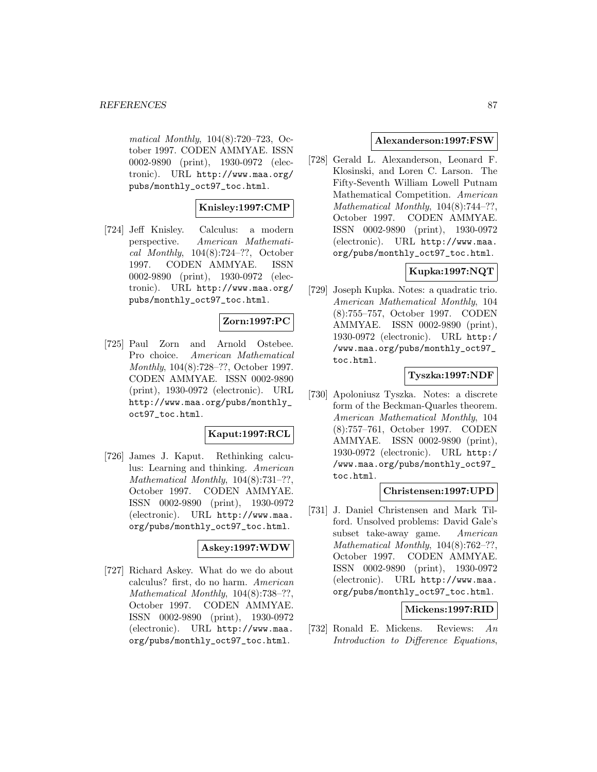*matical Monthly*, 104(8):720–723, October 1997. CODEN AMMYAE. ISSN 0002-9890 (print), 1930-0972 (electronic). URL http://www.maa.org/pubs/monthly_oct97_toc.html.

**Knisley:1997:CMP**

[724] Jeff Knisley. Calculus: a modern perspective. *American Mathematical Monthly*, 104(8):724–??, October 1997. CODEN AMMYAE. ISSN 0002-9890 (print), 1930-0972 (electronic). URL http://www.maa.org/pubs/monthly_oct97_toc.html.

**Zorn:1997:PC**

[725] Paul Zorn and Arnold Ostebee. Pro choice. *American Mathematical Monthly*, 104(8):728–??, October 1997. CODEN AMMYAE. ISSN 0002-9890 (print), 1930-0972 (electronic). URL http://www.maa.org/pubs/monthly_oct97_toc.html.

**Kaput:1997:RCL**

[726] James J. Kaput. Rethinking calculus: Learning and thinking. *American Mathematical Monthly*, 104(8):731–??, October 1997. CODEN AMMYAE. ISSN 0002-9890 (print), 1930-0972 (electronic). URL http://www.maa.org/pubs/monthly_oct97_toc.html.

**Askey:1997:WDW**

[727] Richard Askey. What do we do about calculus? first, do no harm. *American Mathematical Monthly*, 104(8):738–??, October 1997. CODEN AMMYAE. ISSN 0002-9890 (print), 1930-0972 (electronic). URL http://www.maa.org/pubs/monthly_oct97_toc.html.

**Alexanderson:1997:FSW**

[728] Gerald L. Alexanderson, Leonard F. Klosinski, and Loren C. Larson. The Fifty-Seventh William Lowell Putnam Mathematical Competition. *American Mathematical Monthly*, 104(8):744–??, October 1997. CODEN AMMYAE. ISSN 0002-9890 (print), 1930-0972 (electronic). URL http://www.maa.org/pubs/monthly_oct97_toc.html.

**Kupka:1997:NQT**

[729] Joseph Kupka. Notes: a quadratic trio. *American Mathematical Monthly*, 104 (8):755–757, October 1997. CODEN AMMYAE. ISSN 0002-9890 (print), 1930-0972 (electronic). URL http://www.maa.org/pubs/monthly_oct97_toc.html.

**Tyszka:1997:NDF**

[730] Apoloniusz Tyszka. Notes: a discrete form of the Beckman-Quarles theorem. *American Mathematical Monthly*, 104 (8):757–761, October 1997. CODEN AMMYAE. ISSN 0002-9890 (print), 1930-0972 (electronic). URL http://www.maa.org/pubs/monthly_oct97_toc.html.

**Christensen:1997:UPD**

[731] J. Daniel Christensen and Mark Tilford. Unsolved problems: David Gale's subset take-away game. *American Mathematical Monthly*, 104(8):762–??, October 1997. CODEN AMMYAE. ISSN 0002-9890 (print), 1930-0972 (electronic). URL http://www.maa.org/pubs/monthly_oct97_toc.html.

**Mickens:1997:RID**

[732] Ronald E. Mickens. Reviews: *An Introduction to Difference Equations*,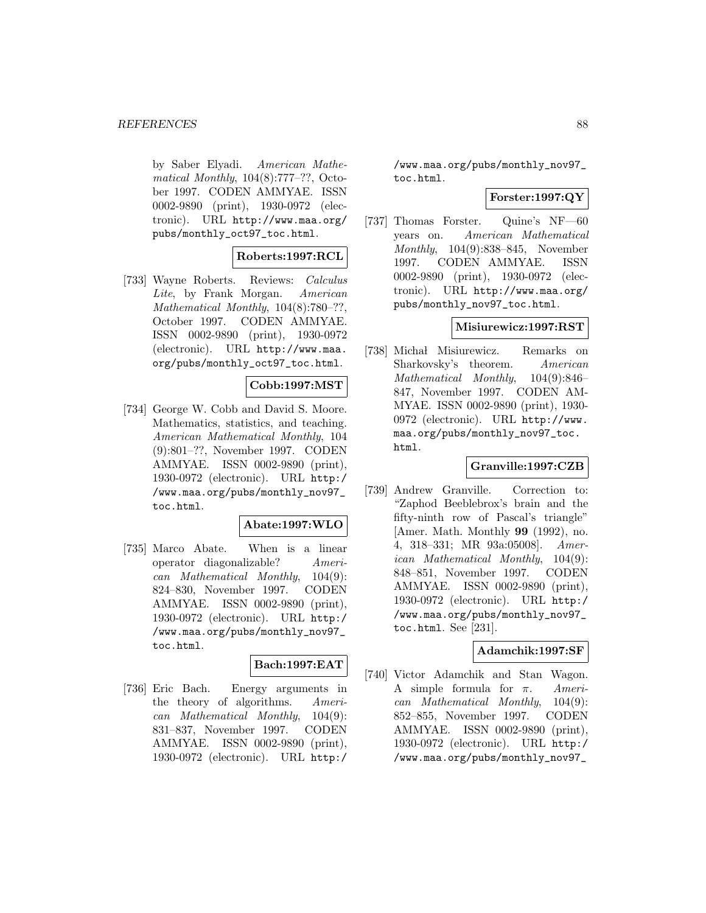by Saber Elyadi. *American Mathematical Monthly*, 104(8):777–??, October 1997. CODEN AMMYAE. ISSN 0002-9890 (print), 1930-0972 (electronic). URL http://www.maa.org/pubs/monthly_oct97_toc.html.

**Roberts:1997:RCL**

[733] Wayne Roberts. Reviews: *Calculus Lite*, by Frank Morgan. *American Mathematical Monthly*, 104(8):780–??, October 1997. CODEN AMMYAE. ISSN 0002-9890 (print), 1930-0972 (electronic). URL http://www.maa.org/pubs/monthly_oct97_toc.html.

**Cobb:1997:MST**

[734] George W. Cobb and David S. Moore. Mathematics, statistics, and teaching. *American Mathematical Monthly*, 104 (9):801–??, November 1997. CODEN AMMYAE. ISSN 0002-9890 (print), 1930-0972 (electronic). URL http://www.maa.org/pubs/monthly_nov97_toc.html.

**Abate:1997:WLO**

[735] Marco Abate. When is a linear operator diagonalizable? *American Mathematical Monthly*, 104(9): 824–830, November 1997. CODEN AMMYAE. ISSN 0002-9890 (print), 1930-0972 (electronic). URL http://www.maa.org/pubs/monthly_nov97_toc.html.

**Bach:1997:EAT**

[736] Eric Bach. Energy arguments in the theory of algorithms. *American Mathematical Monthly*, 104(9): 831–837, November 1997. CODEN AMMYAE. ISSN 0002-9890 (print), 1930-0972 (electronic). URL http://www.maa.org/pubs/monthly_nov97_toc.html.

**Forster:1997:QY**

[737] Thomas Forster. Quine's NF—60 years on. *American Mathematical Monthly*, 104(9):838–845, November 1997. CODEN AMMYAE. ISSN 0002-9890 (print), 1930-0972 (electronic). URL http://www.maa.org/pubs/monthly_nov97_toc.html.

**Misiurewicz:1997:RST**

[738] Michał Misiurewicz. Remarks on Sharkovsky's theorem. *American Mathematical Monthly*, 104(9):846–847, November 1997. CODEN AMMYAE. ISSN 0002-9890 (print), 1930-0972 (electronic). URL http://www.maa.org/pubs/monthly_nov97_toc.html.

**Granville:1997:CZB**

[739] Andrew Granville. Correction to: "Zaphod Beeblebrox's brain and the fifty-ninth row of Pascal's triangle" [Amer. Math. Monthly **99** (1992), no. 4, 318–331; MR 93a:05008]. *American Mathematical Monthly*, 104(9): 848–851, November 1997. CODEN AMMYAE. ISSN 0002-9890 (print), 1930-0972 (electronic). URL http://www.maa.org/pubs/monthly_nov97_toc.html. See [231].

**Adamchik:1997:SF**

[740] Victor Adamchik and Stan Wagon. A simple formula for $\pi$. *American Mathematical Monthly*, 104(9): 852–855, November 1997. CODEN AMMYAE. ISSN 0002-9890 (print), 1930-0972 (electronic). URL http://www.maa.org/pubs/monthly_nov97_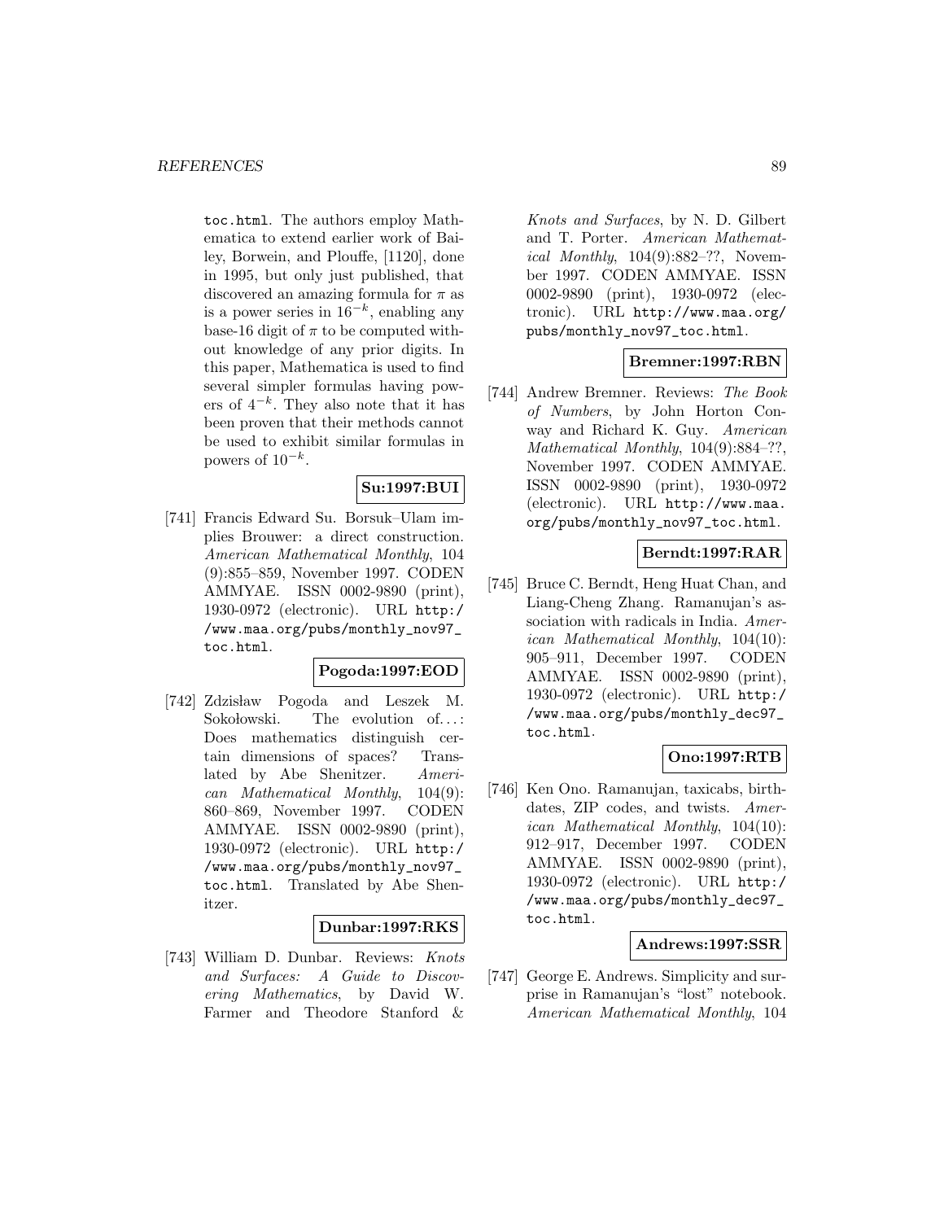toc.html. The authors employ Mathematica to extend earlier work of Bailey, Borwein, and Plouffe, [1120], done in 1995, but only just published, that discovered an amazing formula for $\pi$ as is a power series in $16^{-k}$, enabling any base-16 digit of $\pi$ to be computed without knowledge of any prior digits. In this paper, Mathematica is used to find several simpler formulas having powers of $4^{-k}$. They also note that it has been proven that their methods cannot be used to exhibit similar formulas in powers of $10^{-k}$.

**Su:1997:BUI**

[741] Francis Edward Su. Borsuk–Ulam implies Brouwer: a direct construction. *American Mathematical Monthly*, 104 (9):855–859, November 1997. CODEN AMMYAE. ISSN 0002-9890 (print), 1930-0972 (electronic). URL http://www.maa.org/pubs/monthly_nov97_toc.html.

**Pogoda:1997:EOD**

[742] Zdzisław Pogoda and Leszek M. Sokołowski. The evolution of. . . : Does mathematics distinguish certain dimensions of spaces? Translated by Abe Shenitzer. *American Mathematical Monthly*, 104(9): 860–869, November 1997. CODEN AMMYAE. ISSN 0002-9890 (print), 1930-0972 (electronic). URL http://www.maa.org/pubs/monthly_nov97_toc.html. Translated by Abe Shenitzer.

**Dunbar:1997:RKS**

[743] William D. Dunbar. Reviews: *Knots and Surfaces: A Guide to Discovering Mathematics*, by David W. Farmer and Theodore Stanford & *Knots and Surfaces*, by N. D. Gilbert and T. Porter. *American Mathematical Monthly*, 104(9):882–??, November 1997. CODEN AMMYAE. ISSN 0002-9890 (print), 1930-0972 (electronic). URL http://www.maa.org/pubs/monthly_nov97_toc.html.

**Bremner:1997:RBN**

[744] Andrew Bremner. Reviews: *The Book of Numbers*, by John Horton Conway and Richard K. Guy. *American Mathematical Monthly*, 104(9):884–??, November 1997. CODEN AMMYAE. ISSN 0002-9890 (print), 1930-0972 (electronic). URL http://www.maa.org/pubs/monthly_nov97_toc.html.

**Berndt:1997:RAR**

[745] Bruce C. Berndt, Heng Huat Chan, and Liang-Cheng Zhang. Ramanujan's association with radicals in India. *American Mathematical Monthly*, 104(10): 905–911, December 1997. CODEN AMMYAE. ISSN 0002-9890 (print), 1930-0972 (electronic). URL http://www.maa.org/pubs/monthly_dec97_toc.html.

**Ono:1997:RTB**

[746] Ken Ono. Ramanujan, taxicabs, birthdates, ZIP codes, and twists. *American Mathematical Monthly*, 104(10): 912–917, December 1997. CODEN AMMYAE. ISSN 0002-9890 (print), 1930-0972 (electronic). URL http://www.maa.org/pubs/monthly_dec97_toc.html.

**Andrews:1997:SSR**

[747] George E. Andrews. Simplicity and surprise in Ramanujan's "lost" notebook. *American Mathematical Monthly*, 104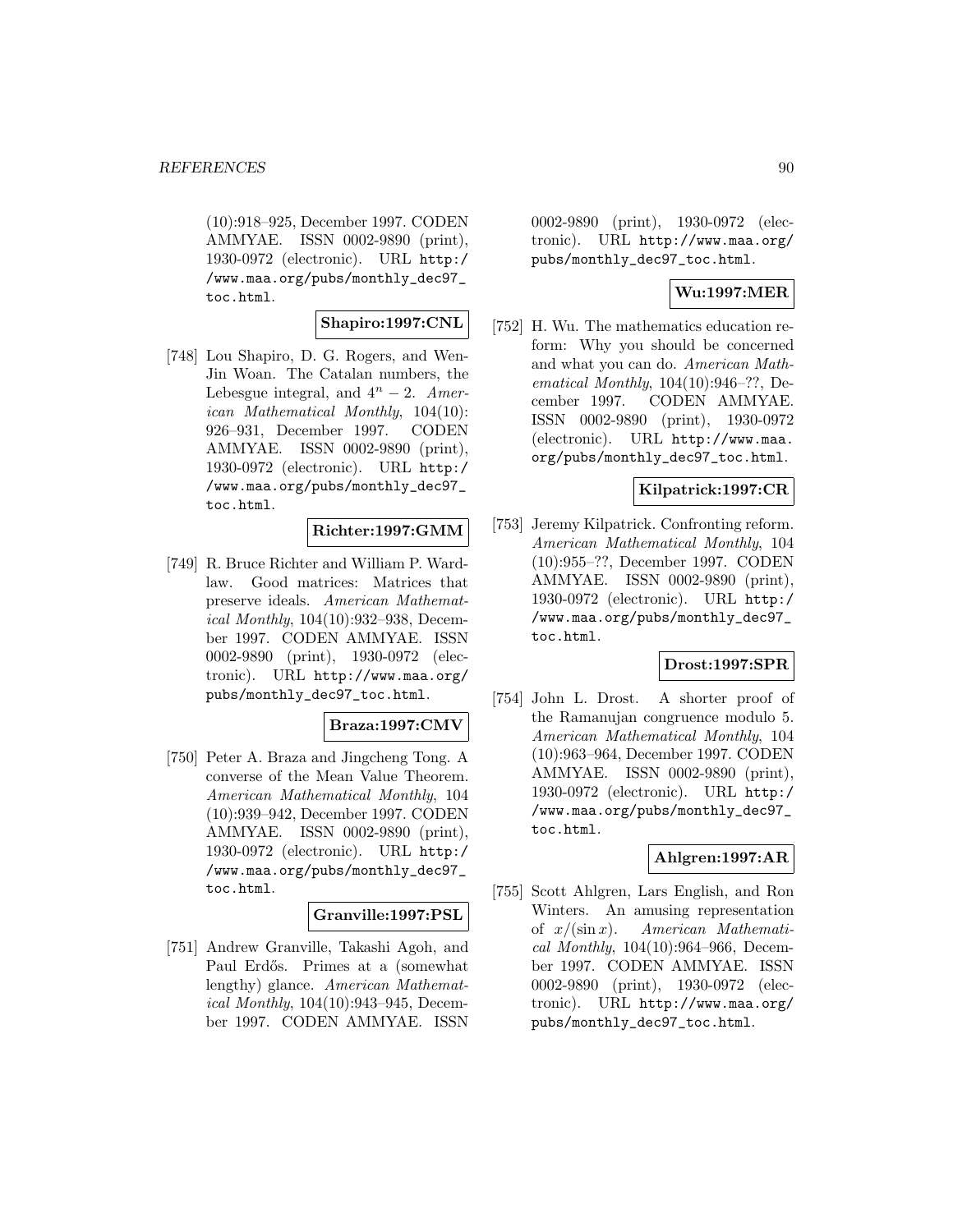(10):918–925, December 1997. CODEN AMMYAE. ISSN 0002-9890 (print), 1930-0972 (electronic). URL http://www.maa.org/pubs/monthly_dec97_toc.html.

**Shapiro:1997:CNL**

[748] Lou Shapiro, D. G. Rogers, and Wen-Jin Woan. The Catalan numbers, the Lebesgue integral, and $4^n - 2$. *American Mathematical Monthly*, 104(10): 926–931, December 1997. CODEN AMMYAE. ISSN 0002-9890 (print), 1930-0972 (electronic). URL http://www.maa.org/pubs/monthly_dec97_toc.html.

**Richter:1997:GMM**

[749] R. Bruce Richter and William P. Wardlaw. Good matrices: Matrices that preserve ideals. *American Mathematical Monthly*, 104(10):932–938, December 1997. CODEN AMMYAE. ISSN 0002-9890 (print), 1930-0972 (electronic). URL http://www.maa.org/pubs/monthly_dec97_toc.html.

**Braza:1997:CMV**

[750] Peter A. Braza and Jingcheng Tong. A converse of the Mean Value Theorem. *American Mathematical Monthly*, 104 (10):939–942, December 1997. CODEN AMMYAE. ISSN 0002-9890 (print), 1930-0972 (electronic). URL http://www.maa.org/pubs/monthly_dec97_toc.html.

**Granville:1997:PSL**

[751] Andrew Granville, Takashi Agoh, and Paul Erdős. Primes at a (somewhat lengthy) glance. *American Mathematical Monthly*, 104(10):943–945, December 1997. CODEN AMMYAE. ISSN 0002-9890 (print), 1930-0972 (electronic). URL http://www.maa.org/pubs/monthly_dec97_toc.html.

**Wu:1997:MER**

[752] H. Wu. The mathematics education reform: Why you should be concerned and what you can do. *American Mathematical Monthly*, 104(10):946–??, December 1997. CODEN AMMYAE. ISSN 0002-9890 (print), 1930-0972 (electronic). URL http://www.maa.org/pubs/monthly_dec97_toc.html.

**Kilpatrick:1997:CR**

[753] Jeremy Kilpatrick. Confronting reform. *American Mathematical Monthly*, 104 (10):955–??, December 1997. CODEN AMMYAE. ISSN 0002-9890 (print), 1930-0972 (electronic). URL http://www.maa.org/pubs/monthly_dec97_toc.html.

**Drost:1997:SPR**

[754] John L. Drost. A shorter proof of the Ramanujan congruence modulo 5. *American Mathematical Monthly*, 104 (10):963–964, December 1997. CODEN AMMYAE. ISSN 0002-9890 (print), 1930-0972 (electronic). URL http://www.maa.org/pubs/monthly_dec97_toc.html.

**Ahlgren:1997:AR**

[755] Scott Ahlgren, Lars English, and Ron Winters. An amusing representation of $x/(\sin x)$. *American Mathematical Monthly*, 104(10):964–966, December 1997. CODEN AMMYAE. ISSN 0002-9890 (print), 1930-0972 (electronic). URL http://www.maa.org/pubs/monthly_dec97_toc.html.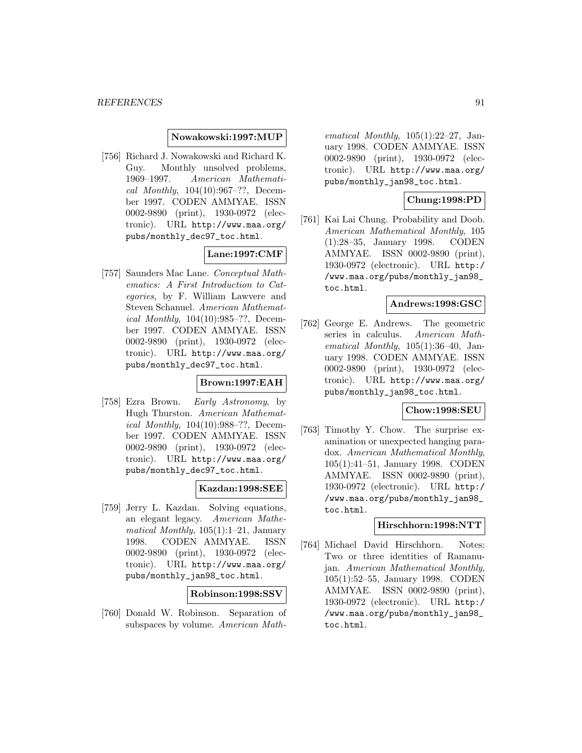**Nowakowski:1997:MUP**

[756] Richard J. Nowakowski and Richard K. Guy. Monthly unsolved problems, 1969–1997. *American Mathematical Monthly*, 104(10):967–??, December 1997. CODEN AMMYAE. ISSN 0002-9890 (print), 1930-0972 (electronic). URL http://www.maa.org/pubs/monthly_dec97_toc.html.

**Lane:1997:CMF**

[757] Saunders Mac Lane. *Conceptual Mathematics: A First Introduction to Categories*, by F. William Lawvere and Steven Schanuel. *American Mathematical Monthly*, 104(10):985–??, December 1997. CODEN AMMYAE. ISSN 0002-9890 (print), 1930-0972 (electronic). URL http://www.maa.org/pubs/monthly_dec97_toc.html.

**Brown:1997:EAH**

[758] Ezra Brown. *Early Astronomy*, by Hugh Thurston. *American Mathematical Monthly*, 104(10):988–??, December 1997. CODEN AMMYAE. ISSN 0002-9890 (print), 1930-0972 (electronic). URL http://www.maa.org/pubs/monthly_dec97_toc.html.

**Kazdan:1998:SEE**

[759] Jerry L. Kazdan. Solving equations, an elegant legacy. *American Mathematical Monthly*, 105(1):1–21, January 1998. CODEN AMMYAE. ISSN 0002-9890 (print), 1930-0972 (electronic). URL http://www.maa.org/pubs/monthly_jan98_toc.html.

**Robinson:1998:SSV**

[760] Donald W. Robinson. Separation of subspaces by volume. *American Mathematical Monthly*, 105(1):22–27, January 1998. CODEN AMMYAE. ISSN 0002-9890 (print), 1930-0972 (electronic). URL http://www.maa.org/pubs/monthly_jan98_toc.html.

**Chung:1998:PD**

[761] Kai Lai Chung. Probability and Doob. *American Mathematical Monthly*, 105(1):28–35, January 1998. CODEN AMMYAE. ISSN 0002-9890 (print), 1930-0972 (electronic). URL http://www.maa.org/pubs/monthly_jan98_toc.html.

**Andrews:1998:GSC**

[762] George E. Andrews. The geometric series in calculus. *American Mathematical Monthly*, 105(1):36–40, January 1998. CODEN AMMYAE. ISSN 0002-9890 (print), 1930-0972 (electronic). URL http://www.maa.org/pubs/monthly_jan98_toc.html.

**Chow:1998:SEU**

[763] Timothy Y. Chow. The surprise examination or unexpected hanging paradox. *American Mathematical Monthly*, 105(1):41–51, January 1998. CODEN AMMYAE. ISSN 0002-9890 (print), 1930-0972 (electronic). URL http://www.maa.org/pubs/monthly_jan98_toc.html.

**Hirschhorn:1998:NTT**

[764] Michael David Hirschhorn. Notes: Two or three identities of Ramanujan. *American Mathematical Monthly*, 105(1):52–55, January 1998. CODEN AMMYAE. ISSN 0002-9890 (print), 1930-0972 (electronic). URL http://www.maa.org/pubs/monthly_jan98_toc.html.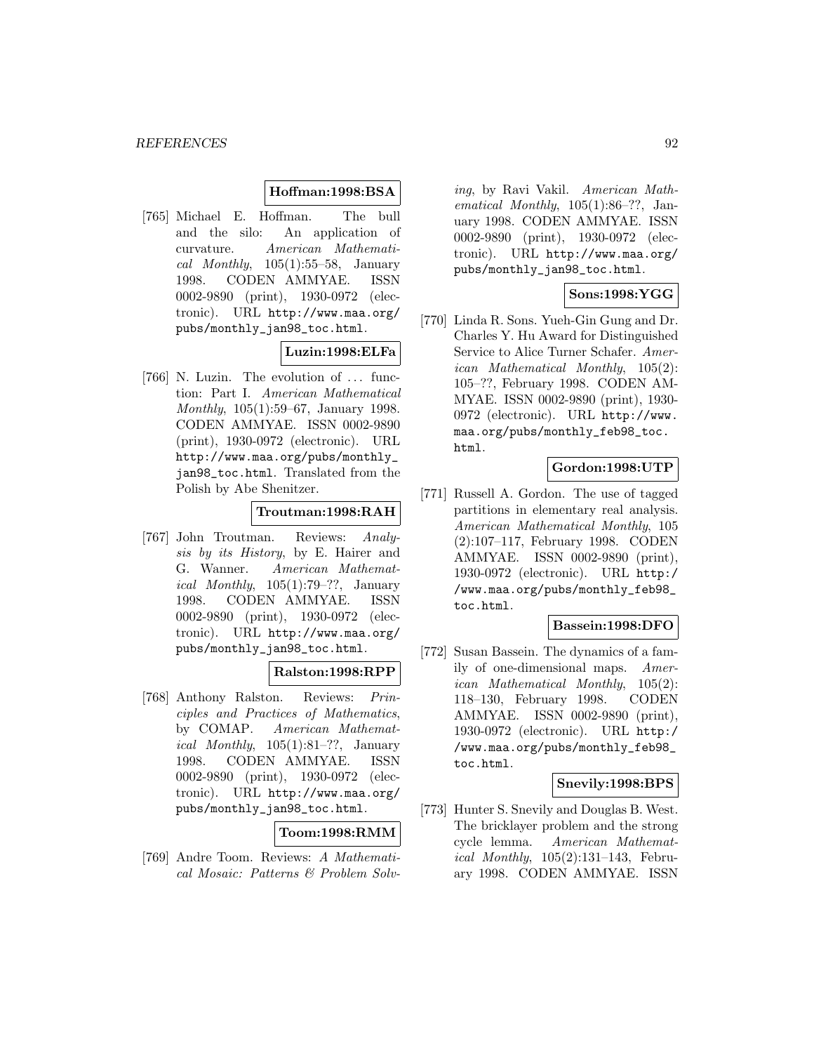**Hoffman:1998:BSA**

[765] Michael E. Hoffman. The bull and the silo: An application of curvature. *American Mathematical Monthly*, 105(1):55–58, January 1998. CODEN AMMYAE. ISSN 0002-9890 (print), 1930-0972 (electronic). URL http://www.maa.org/pubs/monthly_jan98_toc.html.

**Luzin:1998:ELFa**

[766] N. Luzin. The evolution of ... function: Part I. *American Mathematical Monthly*, 105(1):59–67, January 1998. CODEN AMMYAE. ISSN 0002-9890 (print), 1930-0972 (electronic). URL http://www.maa.org/pubs/monthly_jan98_toc.html. Translated from the Polish by Abe Shenitzer.

**Troutman:1998:RAH**

[767] John Troutman. Reviews: *Analysis by its History*, by E. Hairer and G. Wanner. *American Mathematical Monthly*, 105(1):79–??, January 1998. CODEN AMMYAE. ISSN 0002-9890 (print), 1930-0972 (electronic). URL http://www.maa.org/pubs/monthly_jan98_toc.html.

**Ralston:1998:RPP**

[768] Anthony Ralston. Reviews: *Principles and Practices of Mathematics*, by COMAP. *American Mathematical Monthly*, 105(1):81–??, January 1998. CODEN AMMYAE. ISSN 0002-9890 (print), 1930-0972 (electronic). URL http://www.maa.org/pubs/monthly_jan98_toc.html.

**Toom:1998:RMM**

[769] Andre Toom. Reviews: *A Mathematical Mosaic: Patterns & Problem Solving*, by Ravi Vakil. *American Mathematical Monthly*, 105(1):86–??, January 1998. CODEN AMMYAE. ISSN 0002-9890 (print), 1930-0972 (electronic). URL http://www.maa.org/pubs/monthly_jan98_toc.html.

**Sons:1998:YGG**

[770] Linda R. Sons. Yueh-Gin Gung and Dr. Charles Y. Hu Award for Distinguished Service to Alice Turner Schafer. *American Mathematical Monthly*, 105(2): 105–??, February 1998. CODEN AMMYAE. ISSN 0002-9890 (print), 1930-0972 (electronic). URL http://www.maa.org/pubs/monthly_feb98_toc.html.

**Gordon:1998:UTP**

[771] Russell A. Gordon. The use of tagged partitions in elementary real analysis. *American Mathematical Monthly*, 105 (2):107–117, February 1998. CODEN AMMYAE. ISSN 0002-9890 (print), 1930-0972 (electronic). URL http://www.maa.org/pubs/monthly_feb98_toc.html.

**Bassein:1998:DFO**

[772] Susan Bassein. The dynamics of a family of one-dimensional maps. *American Mathematical Monthly*, 105(2): 118–130, February 1998. CODEN AMMYAE. ISSN 0002-9890 (print), 1930-0972 (electronic). URL http://www.maa.org/pubs/monthly_feb98_toc.html.

**Snevily:1998:BPS**

[773] Hunter S. Snevily and Douglas B. West. The bricklayer problem and the strong cycle lemma. *American Mathematical Monthly*, 105(2):131–143, February 1998. CODEN AMMYAE. ISSN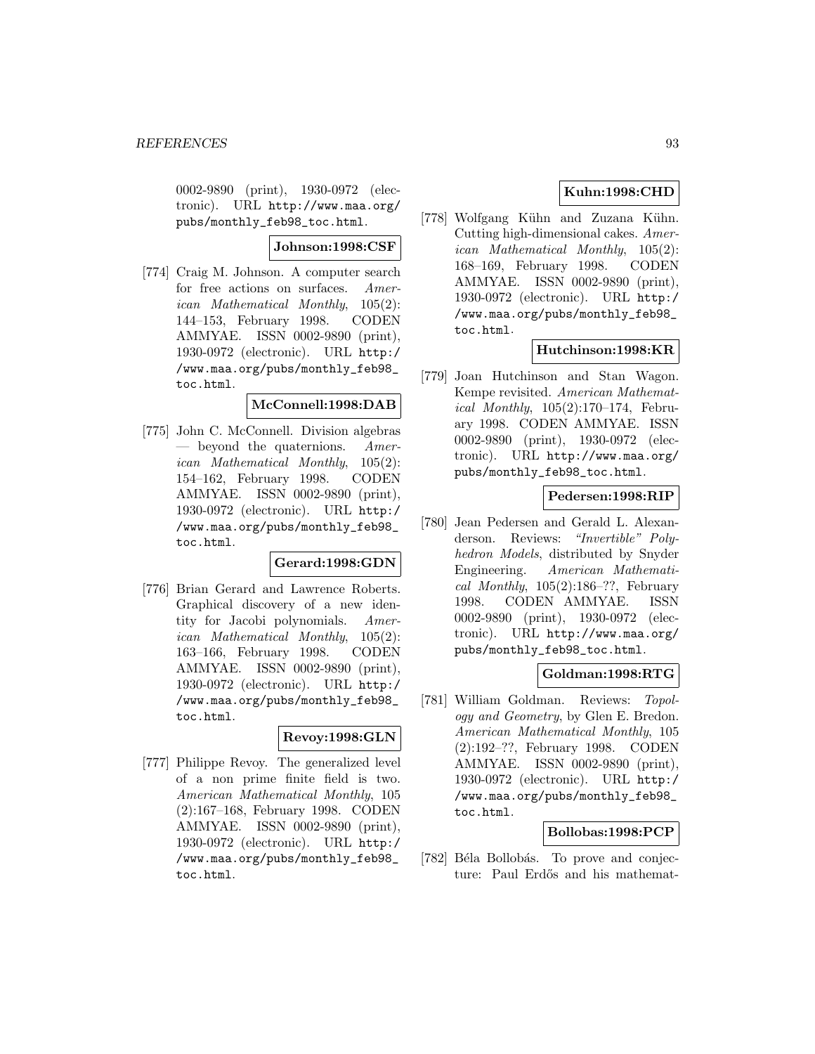0002-9890 (print), 1930-0972 (electronic). URL http://www.maa.org/pubs/monthly_feb98_toc.html.

**Johnson:1998:CSF**

[774] Craig M. Johnson. A computer search for free actions on surfaces. *American Mathematical Monthly*, 105(2): 144–153, February 1998. CODEN AMMYAE. ISSN 0002-9890 (print), 1930-0972 (electronic). URL http://www.maa.org/pubs/monthly_feb98_toc.html.

**McConnell:1998:DAB**

[775] John C. McConnell. Division algebras — beyond the quaternions. *American Mathematical Monthly*, 105(2): 154–162, February 1998. CODEN AMMYAE. ISSN 0002-9890 (print), 1930-0972 (electronic). URL http://www.maa.org/pubs/monthly_feb98_toc.html.

**Gerard:1998:GDN**

[776] Brian Gerard and Lawrence Roberts. Graphical discovery of a new identity for Jacobi polynomials. *American Mathematical Monthly*, 105(2): 163–166, February 1998. CODEN AMMYAE. ISSN 0002-9890 (print), 1930-0972 (electronic). URL http://www.maa.org/pubs/monthly_feb98_toc.html.

**Revoy:1998:GLN**

[777] Philippe Revoy. The generalized level of a non prime finite field is two. *American Mathematical Monthly*, 105 (2):167–168, February 1998. CODEN AMMYAE. ISSN 0002-9890 (print), 1930-0972 (electronic). URL http://www.maa.org/pubs/monthly_feb98_toc.html.

**Kuhn:1998:CHD**

[778] Wolfgang Kühn and Zuzana Kühn. Cutting high-dimensional cakes. *American Mathematical Monthly*, 105(2): 168–169, February 1998. CODEN AMMYAE. ISSN 0002-9890 (print), 1930-0972 (electronic). URL http://www.maa.org/pubs/monthly_feb98_toc.html.

**Hutchinson:1998:KR**

[779] Joan Hutchinson and Stan Wagon. Kempe revisited. *American Mathematical Monthly*, 105(2):170–174, February 1998. CODEN AMMYAE. ISSN 0002-9890 (print), 1930-0972 (electronic). URL http://www.maa.org/pubs/monthly_feb98_toc.html.

**Pedersen:1998:RIP**

[780] Jean Pedersen and Gerald L. Alexanderson. Reviews: *"Invertible" Polyhedron Models*, distributed by Snyder Engineering. *American Mathematical Monthly*, 105(2):186–??, February 1998. CODEN AMMYAE. ISSN 0002-9890 (print), 1930-0972 (electronic). URL http://www.maa.org/pubs/monthly_feb98_toc.html.

**Goldman:1998:RTG**

[781] William Goldman. Reviews: *Topology and Geometry*, by Glen E. Bredon. *American Mathematical Monthly*, 105 (2):192–??, February 1998. CODEN AMMYAE. ISSN 0002-9890 (print), 1930-0972 (electronic). URL http://www.maa.org/pubs/monthly_feb98_toc.html.

**Bollobas:1998:PCP**

[782] Béla Bollobás. To prove and conjecture: Paul Erdős and his mathemat-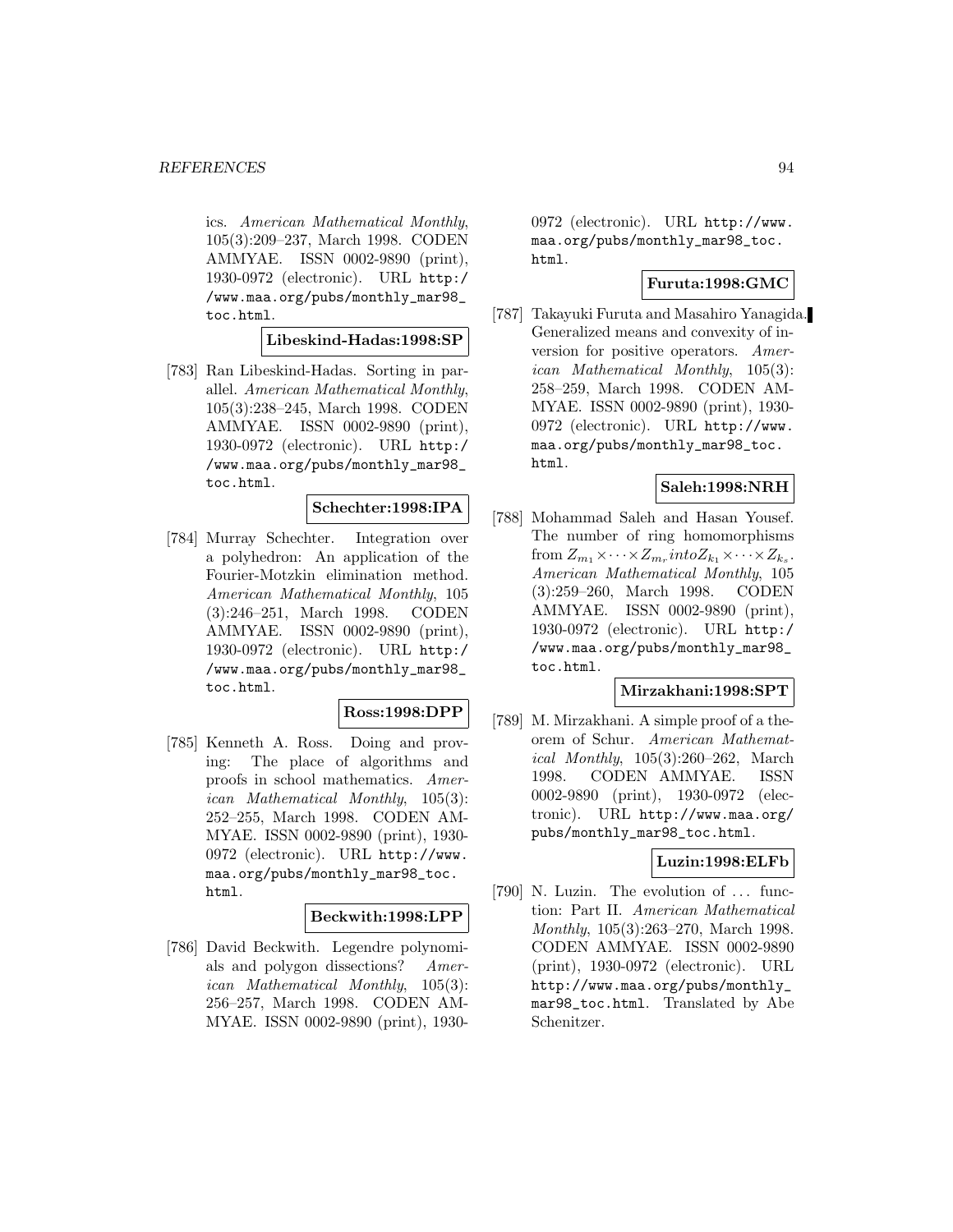ics. *American Mathematical Monthly*, 105(3):209–237, March 1998. CODEN AMMYAE. ISSN 0002-9890 (print), 1930-0972 (electronic). URL http://www.maa.org/pubs/monthly_mar98_toc.html.

**Libeskind-Hadas:1998:SP**

[783] Ran Libeskind-Hadas. Sorting in parallel. *American Mathematical Monthly*, 105(3):238–245, March 1998. CODEN AMMYAE. ISSN 0002-9890 (print), 1930-0972 (electronic). URL http://www.maa.org/pubs/monthly_mar98_toc.html.

**Schechter:1998:IPA**

[784] Murray Schechter. Integration over a polyhedron: An application of the Fourier-Motzkin elimination method. *American Mathematical Monthly*, 105 (3):246–251, March 1998. CODEN AMMYAE. ISSN 0002-9890 (print), 1930-0972 (electronic). URL http://www.maa.org/pubs/monthly_mar98_toc.html.

**Ross:1998:DPP**

[785] Kenneth A. Ross. Doing and proving: The place of algorithms and proofs in school mathematics. *American Mathematical Monthly*, 105(3): 252–255, March 1998. CODEN AMMYAE. ISSN 0002-9890 (print), 1930-0972 (electronic). URL http://www.maa.org/pubs/monthly_mar98_toc.html.

**Beckwith:1998:LPP**

[786] David Beckwith. Legendre polynomials and polygon dissections? *American Mathematical Monthly*, 105(3): 256–257, March 1998. CODEN AMMYAE. ISSN 0002-9890 (print), 1930-0972 (electronic). URL http://www.maa.org/pubs/monthly_mar98_toc.html.

**Furuta:1998:GMC**

[787] Takayuki Furuta and Masahiro Yanagida. Generalized means and convexity of inversion for positive operators. *American Mathematical Monthly*, 105(3): 258–259, March 1998. CODEN AMMYAE. ISSN 0002-9890 (print), 1930-0972 (electronic). URL http://www.maa.org/pubs/monthly_mar98_toc.html.

**Saleh:1998:NRH**

[788] Mohammad Saleh and Hasan Yousef. The number of ring homomorphisms from $Z_{m_1} \times \cdots \times Z_{m_r} into Z_{k_1} \times \cdots \times Z_{k_s}$. *American Mathematical Monthly*, 105 (3):259–260, March 1998. CODEN AMMYAE. ISSN 0002-9890 (print), 1930-0972 (electronic). URL http://www.maa.org/pubs/monthly_mar98_toc.html.

**Mirzakhani:1998:SPT**

[789] M. Mirzakhani. A simple proof of a theorem of Schur. *American Mathematical Monthly*, 105(3):260–262, March 1998. CODEN AMMYAE. ISSN 0002-9890 (print), 1930-0972 (electronic). URL http://www.maa.org/pubs/monthly_mar98_toc.html.

**Luzin:1998:ELFb**

[790] N. Luzin. The evolution of ... function: Part II. *American Mathematical Monthly*, 105(3):263–270, March 1998. CODEN AMMYAE. ISSN 0002-9890 (print), 1930-0972 (electronic). URL http://www.maa.org/pubs/monthly_mar98_toc.html. Translated by Abe Schenitzer.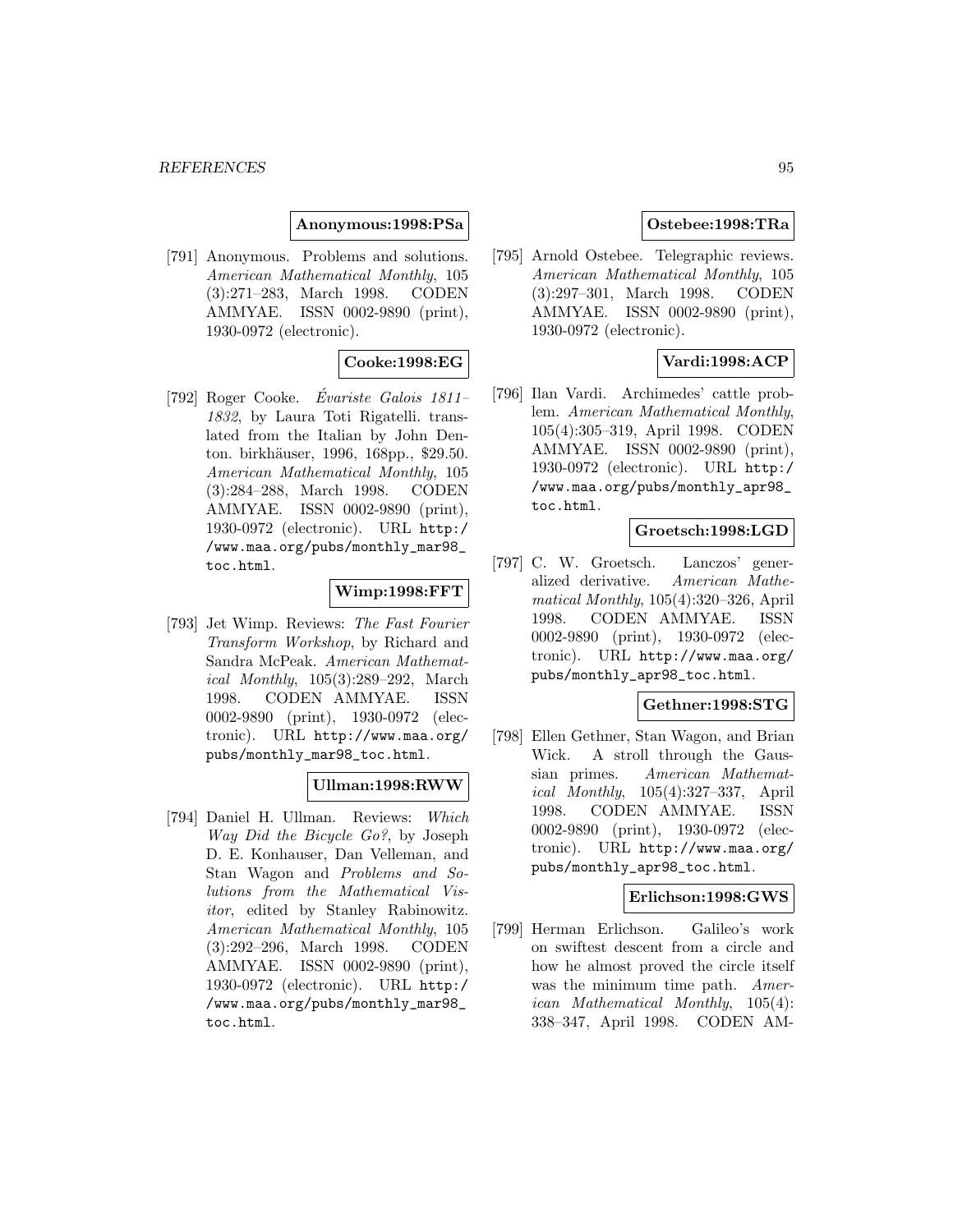**Anonymous:1998:PSa**

[791] Anonymous. Problems and solutions. *American Mathematical Monthly*, 105 (3):271–283, March 1998. CODEN AMMYAE. ISSN 0002-9890 (print), 1930-0972 (electronic).

**Cooke:1998:EG**

[792] Roger Cooke. *Évariste Galois 1811–1832*, by Laura Toti Rigatelli. translated from the Italian by John Denton. birkhäuser, 1996, 168pp., $29.50. *American Mathematical Monthly*, 105 (3):284–288, March 1998. CODEN AMMYAE. ISSN 0002-9890 (print), 1930-0972 (electronic). URL http://www.maa.org/pubs/monthly_mar98_toc.html.

**Wimp:1998:FFT**

[793] Jet Wimp. Reviews: *The Fast Fourier Transform Workshop*, by Richard and Sandra McPeak. *American Mathematical Monthly*, 105(3):289–292, March 1998. CODEN AMMYAE. ISSN 0002-9890 (print), 1930-0972 (electronic). URL http://www.maa.org/pubs/monthly_mar98_toc.html.

**Ullman:1998:RWW**

[794] Daniel H. Ullman. Reviews: *Which Way Did the Bicycle Go?*, by Joseph D. E. Konhauser, Dan Velleman, and Stan Wagon and *Problems and Solutions from the Mathematical Visitor*, edited by Stanley Rabinowitz. *American Mathematical Monthly*, 105 (3):292–296, March 1998. CODEN AMMYAE. ISSN 0002-9890 (print), 1930-0972 (electronic). URL http://www.maa.org/pubs/monthly_mar98_toc.html.

**Ostebee:1998:TRa**

[795] Arnold Ostebee. Telegraphic reviews. *American Mathematical Monthly*, 105 (3):297–301, March 1998. CODEN AMMYAE. ISSN 0002-9890 (print), 1930-0972 (electronic).

**Vardi:1998:ACP**

[796] Ilan Vardi. Archimedes' cattle problem. *American Mathematical Monthly*, 105(4):305–319, April 1998. CODEN AMMYAE. ISSN 0002-9890 (print), 1930-0972 (electronic). URL http://www.maa.org/pubs/monthly_apr98_toc.html.

**Groetsch:1998:LGD**

[797] C. W. Groetsch. Lanczos' generalized derivative. *American Mathematical Monthly*, 105(4):320–326, April 1998. CODEN AMMYAE. ISSN 0002-9890 (print), 1930-0972 (electronic). URL http://www.maa.org/pubs/monthly_apr98_toc.html.

**Gethner:1998:STG**

[798] Ellen Gethner, Stan Wagon, and Brian Wick. A stroll through the Gaussian primes. *American Mathematical Monthly*, 105(4):327–337, April 1998. CODEN AMMYAE. ISSN 0002-9890 (print), 1930-0972 (electronic). URL http://www.maa.org/pubs/monthly_apr98_toc.html.

**Erlichson:1998:GWS**

[799] Herman Erlichson. Galileo's work on swiftest descent from a circle and how he almost proved the circle itself was the minimum time path. *American Mathematical Monthly*, 105(4): 338–347, April 1998. CODEN AM-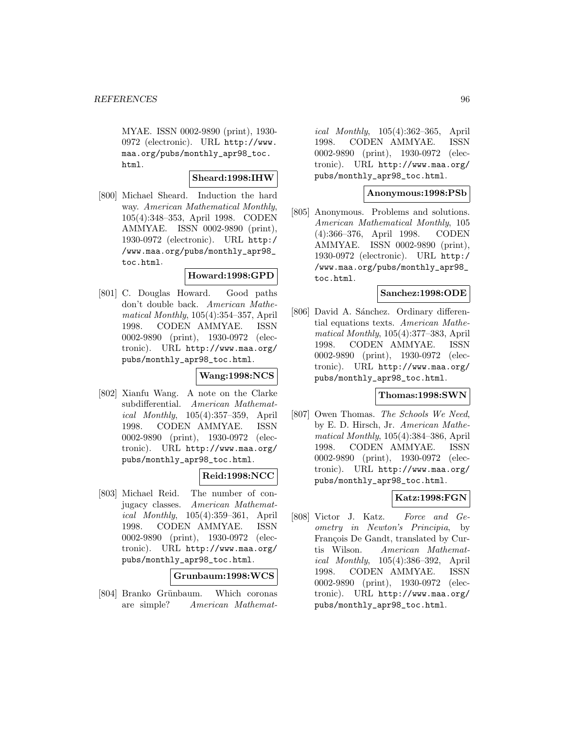MYAE. ISSN 0002-9890 (print), 1930-0972 (electronic). URL http://www.maa.org/pubs/monthly_apr98_toc.html.

**Sheard:1998:IHW**

[800] Michael Sheard. Induction the hard way. *American Mathematical Monthly*, 105(4):348–353, April 1998. CODEN AMMYAE. ISSN 0002-9890 (print), 1930-0972 (electronic). URL http://www.maa.org/pubs/monthly_apr98_toc.html.

**Howard:1998:GPD**

[801] C. Douglas Howard. Good paths don't double back. *American Mathematical Monthly*, 105(4):354–357, April 1998. CODEN AMMYAE. ISSN 0002-9890 (print), 1930-0972 (electronic). URL http://www.maa.org/pubs/monthly_apr98_toc.html.

**Wang:1998:NCS**

[802] Xianfu Wang. A note on the Clarke subdifferential. *American Mathematical Monthly*, 105(4):357–359, April 1998. CODEN AMMYAE. ISSN 0002-9890 (print), 1930-0972 (electronic). URL http://www.maa.org/pubs/monthly_apr98_toc.html.

**Reid:1998:NCC**

[803] Michael Reid. The number of conjugacy classes. *American Mathematical Monthly*, 105(4):359–361, April 1998. CODEN AMMYAE. ISSN 0002-9890 (print), 1930-0972 (electronic). URL http://www.maa.org/pubs/monthly_apr98_toc.html.

**Grunbaum:1998:WCS**

[804] Branko Grünbaum. Which coronas are simple? *American Mathematical Monthly*, 105(4):362–365, April 1998. CODEN AMMYAE. ISSN 0002-9890 (print), 1930-0972 (electronic). URL http://www.maa.org/pubs/monthly_apr98_toc.html.

**Anonymous:1998:PSb**

[805] Anonymous. Problems and solutions. *American Mathematical Monthly*, 105 (4):366–376, April 1998. CODEN AMMYAE. ISSN 0002-9890 (print), 1930-0972 (electronic). URL http://www.maa.org/pubs/monthly_apr98_toc.html.

**Sanchez:1998:ODE**

[806] David A. Sánchez. Ordinary differential equations texts. *American Mathematical Monthly*, 105(4):377–383, April 1998. CODEN AMMYAE. ISSN 0002-9890 (print), 1930-0972 (electronic). URL http://www.maa.org/pubs/monthly_apr98_toc.html.

**Thomas:1998:SWN**

[807] Owen Thomas. *The Schools We Need*, by E. D. Hirsch, Jr. *American Mathematical Monthly*, 105(4):384–386, April 1998. CODEN AMMYAE. ISSN 0002-9890 (print), 1930-0972 (electronic). URL http://www.maa.org/pubs/monthly_apr98_toc.html.

**Katz:1998:FGN**

[808] Victor J. Katz. *Force and Geometry in Newton's Principia*, by François De Gandt, translated by Curtis Wilson. *American Mathematical Monthly*, 105(4):386–392, April 1998. CODEN AMMYAE. ISSN 0002-9890 (print), 1930-0972 (electronic). URL http://www.maa.org/pubs/monthly_apr98_toc.html.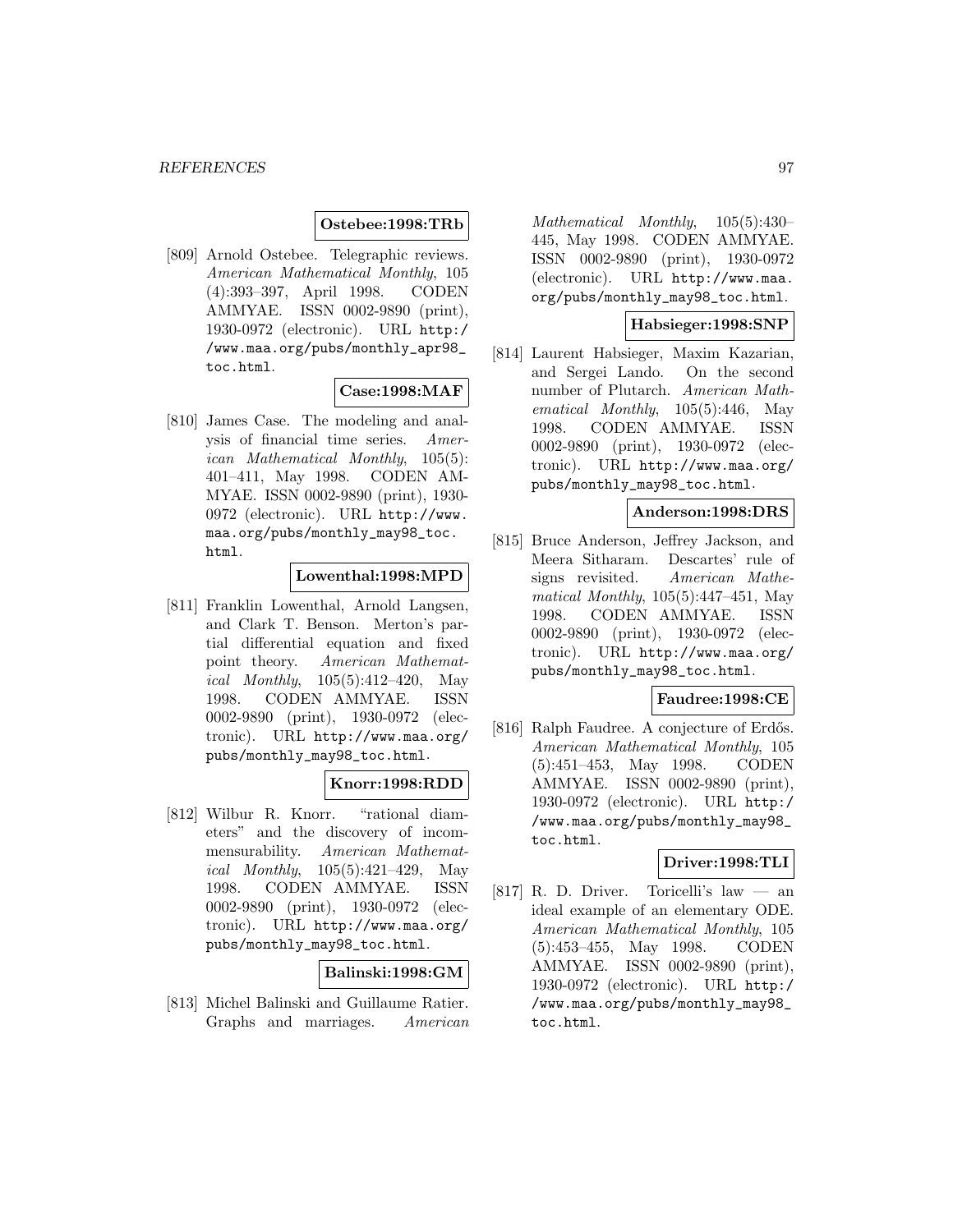**Ostebee:1998:TRb**

[809] Arnold Ostebee. Telegraphic reviews. *American Mathematical Monthly*, 105 (4):393–397, April 1998. CODEN AMMYAE. ISSN 0002-9890 (print), 1930-0972 (electronic). URL http://www.maa.org/pubs/monthly_apr98_toc.html.

**Case:1998:MAF**

[810] James Case. The modeling and analysis of financial time series. *American Mathematical Monthly*, 105(5): 401–411, May 1998. CODEN AMMYAE. ISSN 0002-9890 (print), 1930-0972 (electronic). URL http://www.maa.org/pubs/monthly_may98_toc.html.

**Lowenthal:1998:MPD**

[811] Franklin Lowenthal, Arnold Langsen, and Clark T. Benson. Merton's partial differential equation and fixed point theory. *American Mathematical Monthly*, 105(5):412–420, May 1998. CODEN AMMYAE. ISSN 0002-9890 (print), 1930-0972 (electronic). URL http://www.maa.org/pubs/monthly_may98_toc.html.

**Knorr:1998:RDD**

[812] Wilbur R. Knorr. "rational diameters" and the discovery of incommensurability. *American Mathematical Monthly*, 105(5):421–429, May 1998. CODEN AMMYAE. ISSN 0002-9890 (print), 1930-0972 (electronic). URL http://www.maa.org/pubs/monthly_may98_toc.html.

**Balinski:1998:GM**

[813] Michel Balinski and Guillaume Ratier. Graphs and marriages. *American Mathematical Monthly*, 105(5):430–445, May 1998. CODEN AMMYAE. ISSN 0002-9890 (print), 1930-0972 (electronic). URL http://www.maa.org/pubs/monthly_may98_toc.html.

**Habsieger:1998:SNP**

[814] Laurent Habsieger, Maxim Kazarian, and Sergei Lando. On the second number of Plutarch. *American Mathematical Monthly*, 105(5):446, May 1998. CODEN AMMYAE. ISSN 0002-9890 (print), 1930-0972 (electronic). URL http://www.maa.org/pubs/monthly_may98_toc.html.

**Anderson:1998:DRS**

[815] Bruce Anderson, Jeffrey Jackson, and Meera Sitharam. Descartes' rule of signs revisited. *American Mathematical Monthly*, 105(5):447–451, May 1998. CODEN AMMYAE. ISSN 0002-9890 (print), 1930-0972 (electronic). URL http://www.maa.org/pubs/monthly_may98_toc.html.

**Faudree:1998:CE**

[816] Ralph Faudree. A conjecture of Erdős. *American Mathematical Monthly*, 105 (5):451–453, May 1998. CODEN AMMYAE. ISSN 0002-9890 (print), 1930-0972 (electronic). URL http://www.maa.org/pubs/monthly_may98_toc.html.

**Driver:1998:TLI**

[817] R. D. Driver. Toricelli's law — an ideal example of an elementary ODE. *American Mathematical Monthly*, 105 (5):453–455, May 1998. CODEN AMMYAE. ISSN 0002-9890 (print), 1930-0972 (electronic). URL http://www.maa.org/pubs/monthly_may98_toc.html.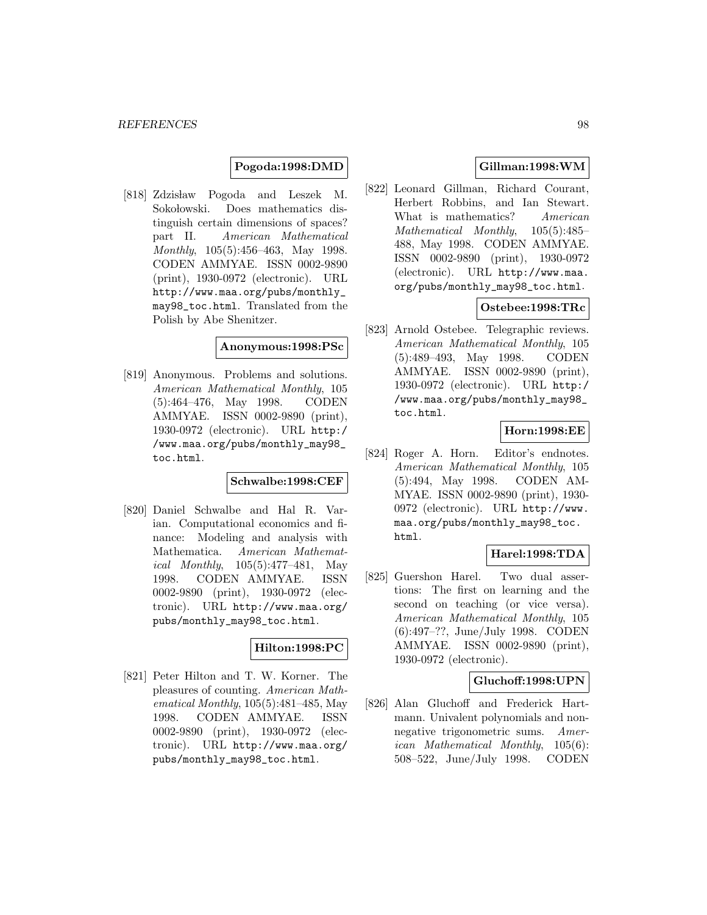**Pogoda:1998:DMD**

[818] Zdzisław Pogoda and Leszek M. Sokołowski. Does mathematics distinguish certain dimensions of spaces? part II. *American Mathematical Monthly*, 105(5):456–463, May 1998. CODEN AMMYAE. ISSN 0002-9890 (print), 1930-0972 (electronic). URL http://www.maa.org/pubs/monthly_may98_toc.html. Translated from the Polish by Abe Shenitzer.

**Anonymous:1998:PSc**

[819] Anonymous. Problems and solutions. *American Mathematical Monthly*, 105 (5):464–476, May 1998. CODEN AMMYAE. ISSN 0002-9890 (print), 1930-0972 (electronic). URL http://www.maa.org/pubs/monthly_may98_toc.html.

**Schwalbe:1998:CEF**

[820] Daniel Schwalbe and Hal R. Varian. Computational economics and finance: Modeling and analysis with Mathematica. *American Mathematical Monthly*, 105(5):477–481, May 1998. CODEN AMMYAE. ISSN 0002-9890 (print), 1930-0972 (electronic). URL http://www.maa.org/pubs/monthly_may98_toc.html.

**Hilton:1998:PC**

[821] Peter Hilton and T. W. Korner. The pleasures of counting. *American Mathematical Monthly*, 105(5):481–485, May 1998. CODEN AMMYAE. ISSN 0002-9890 (print), 1930-0972 (electronic). URL http://www.maa.org/pubs/monthly_may98_toc.html.

**Gillman:1998:WM**

[822] Leonard Gillman, Richard Courant, Herbert Robbins, and Ian Stewart. What is mathematics? *American Mathematical Monthly*, 105(5):485–488, May 1998. CODEN AMMYAE. ISSN 0002-9890 (print), 1930-0972 (electronic). URL http://www.maa.org/pubs/monthly_may98_toc.html.

**Ostebee:1998:TRc**

[823] Arnold Ostebee. Telegraphic reviews. *American Mathematical Monthly*, 105 (5):489–493, May 1998. CODEN AMMYAE. ISSN 0002-9890 (print), 1930-0972 (electronic). URL http://www.maa.org/pubs/monthly_may98_toc.html.

**Horn:1998:EE**

[824] Roger A. Horn. Editor's endnotes. *American Mathematical Monthly*, 105 (5):494, May 1998. CODEN AMMYAE. ISSN 0002-9890 (print), 1930-0972 (electronic). URL http://www.maa.org/pubs/monthly_may98_toc.html.

**Harel:1998:TDA**

[825] Guershon Harel. Two dual assertions: The first on learning and the second on teaching (or vice versa). *American Mathematical Monthly*, 105 (6):497–??, June/July 1998. CODEN AMMYAE. ISSN 0002-9890 (print), 1930-0972 (electronic).

**Gluchoff:1998:UPN**

[826] Alan Gluchoff and Frederick Hartmann. Univalent polynomials and nonnegative trigonometric sums. *American Mathematical Monthly*, 105(6): 508–522, June/July 1998. CODEN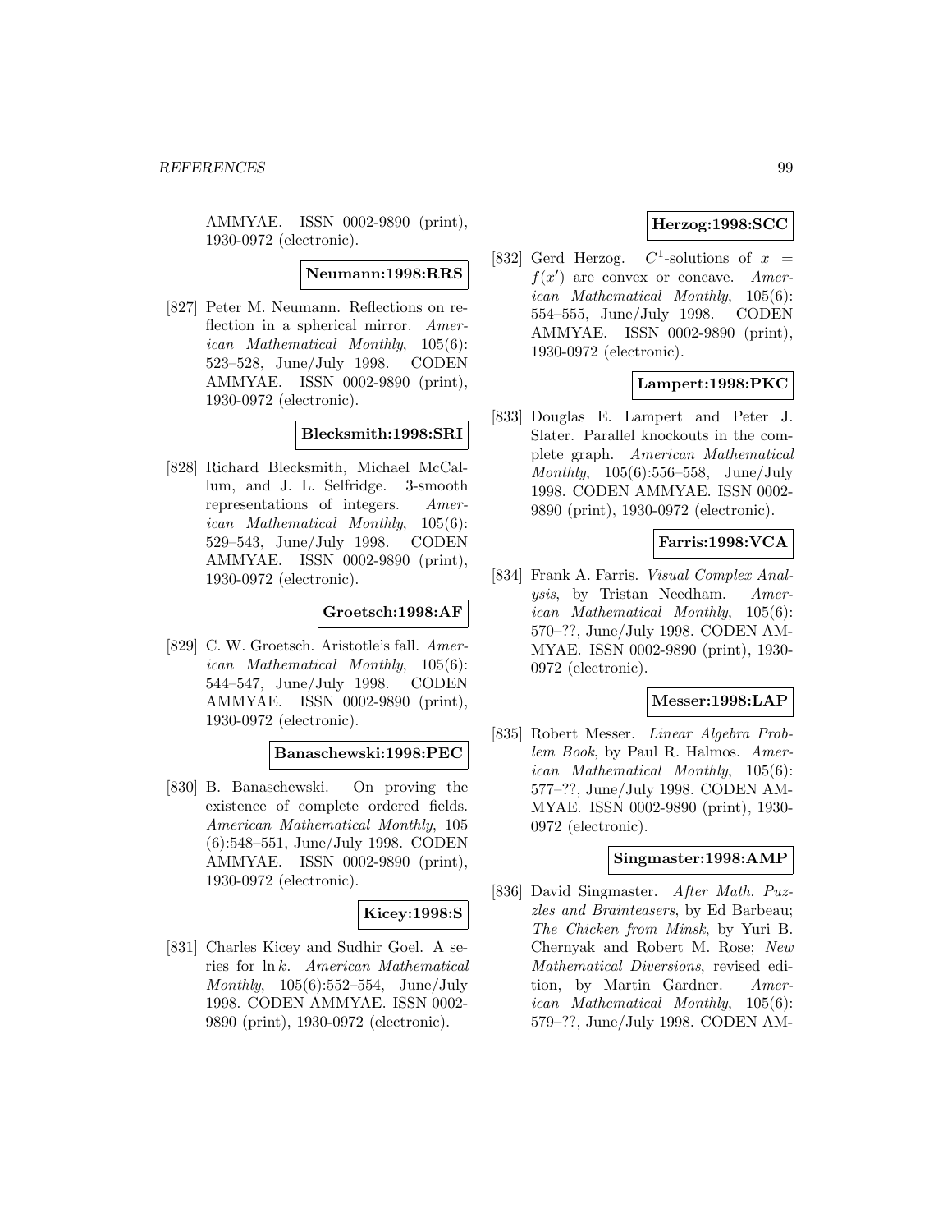AMMYAE. ISSN 0002-9890 (print), 1930-0972 (electronic).

**Neumann:1998:RRS**

[827] Peter M. Neumann. Reflections on reflection in a spherical mirror. *American Mathematical Monthly*, 105(6): 523–528, June/July 1998. CODEN AMMYAE. ISSN 0002-9890 (print), 1930-0972 (electronic).

**Blecksmith:1998:SRI**

[828] Richard Blecksmith, Michael McCallum, and J. L. Selfridge. 3-smooth representations of integers. *American Mathematical Monthly*, 105(6): 529–543, June/July 1998. CODEN AMMYAE. ISSN 0002-9890 (print), 1930-0972 (electronic).

**Groetsch:1998:AF**

[829] C. W. Groetsch. Aristotle's fall. *American Mathematical Monthly*, 105(6): 544–547, June/July 1998. CODEN AMMYAE. ISSN 0002-9890 (print), 1930-0972 (electronic).

**Banaschewski:1998:PEC**

[830] B. Banaschewski. On proving the existence of complete ordered fields. *American Mathematical Monthly*, 105 (6):548–551, June/July 1998. CODEN AMMYAE. ISSN 0002-9890 (print), 1930-0972 (electronic).

**Kicey:1998:S**

[831] Charles Kicey and Sudhir Goel. A series for $\ln k$. *American Mathematical Monthly*, 105(6):552–554, June/July 1998. CODEN AMMYAE. ISSN 0002-9890 (print), 1930-0972 (electronic).

**Herzog:1998:SCC**

[832] Gerd Herzog. $C^1$-solutions of $x = f(x')$ are convex or concave. *American Mathematical Monthly*, 105(6): 554–555, June/July 1998. CODEN AMMYAE. ISSN 0002-9890 (print), 1930-0972 (electronic).

**Lampert:1998:PKC**

[833] Douglas E. Lampert and Peter J. Slater. Parallel knockouts in the complete graph. *American Mathematical Monthly*, 105(6):556–558, June/July 1998. CODEN AMMYAE. ISSN 0002-9890 (print), 1930-0972 (electronic).

**Farris:1998:VCA**

[834] Frank A. Farris. *Visual Complex Analysis*, by Tristan Needham. *American Mathematical Monthly*, 105(6): 570–??, June/July 1998. CODEN AMMYAE. ISSN 0002-9890 (print), 1930-0972 (electronic).

**Messer:1998:LAP**

[835] Robert Messer. *Linear Algebra Problem Book*, by Paul R. Halmos. *American Mathematical Monthly*, 105(6): 577–??, June/July 1998. CODEN AMMYAE. ISSN 0002-9890 (print), 1930-0972 (electronic).

**Singmaster:1998:AMP**

[836] David Singmaster. *After Math. Puzzles and Brainteasers*, by Ed Barbeau; *The Chicken from Minsk*, by Yuri B. Chernyak and Robert M. Rose; *New Mathematical Diversions*, revised edition, by Martin Gardner. *American Mathematical Monthly*, 105(6): 579–??, June/July 1998. CODEN AM-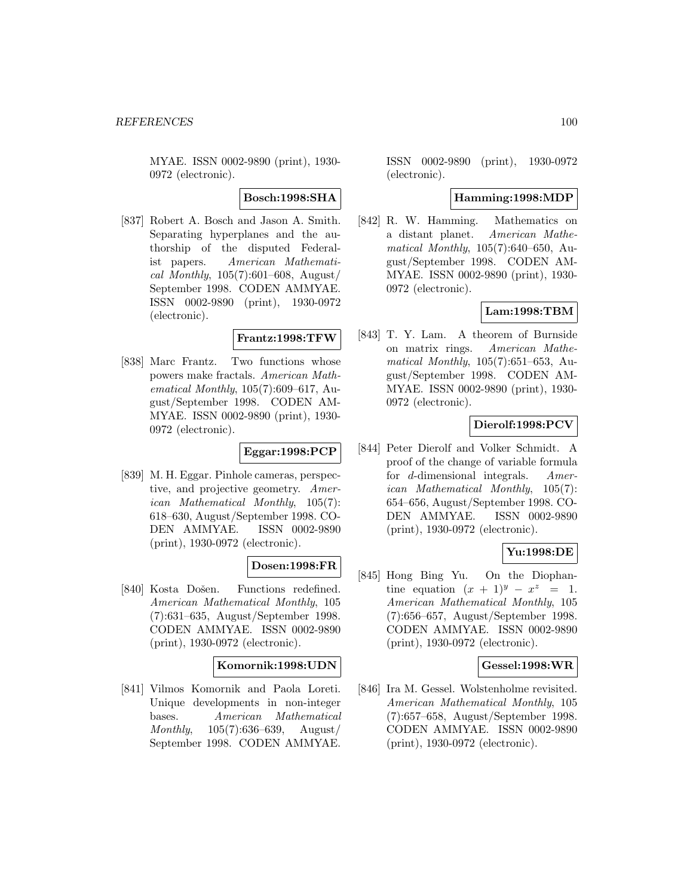MYAE. ISSN 0002-9890 (print), 1930-0972 (electronic).

**Bosch:1998:SHA**

[837] Robert A. Bosch and Jason A. Smith. Separating hyperplanes and the authorship of the disputed Federalist papers. *American Mathematical Monthly*, 105(7):601–608, August/September 1998. CODEN AMMYAE. ISSN 0002-9890 (print), 1930-0972 (electronic).

**Frantz:1998:TFW**

[838] Marc Frantz. Two functions whose powers make fractals. *American Mathematical Monthly*, 105(7):609–617, August/September 1998. CODEN AMMYAE. ISSN 0002-9890 (print), 1930-0972 (electronic).

**Eggar:1998:PCP**

[839] M. H. Eggar. Pinhole cameras, perspective, and projective geometry. *American Mathematical Monthly*, 105(7): 618–630, August/September 1998. CODEN AMMYAE. ISSN 0002-9890 (print), 1930-0972 (electronic).

**Dosen:1998:FR**

[840] Kosta Došen. Functions redefined. *American Mathematical Monthly*, 105 (7):631–635, August/September 1998. CODEN AMMYAE. ISSN 0002-9890 (print), 1930-0972 (electronic).

**Komornik:1998:UDN**

[841] Vilmos Komornik and Paola Loreti. Unique developments in non-integer bases. *American Mathematical Monthly*, 105(7):636–639, August/September 1998. CODEN AMMYAE. ISSN 0002-9890 (print), 1930-0972 (electronic).

**Hamming:1998:MDP**

[842] R. W. Hamming. Mathematics on a distant planet. *American Mathematical Monthly*, 105(7):640–650, August/September 1998. CODEN AMMYAE. ISSN 0002-9890 (print), 1930-0972 (electronic).

**Lam:1998:TBM**

[843] T. Y. Lam. A theorem of Burnside on matrix rings. *American Mathematical Monthly*, 105(7):651–653, August/September 1998. CODEN AMMYAE. ISSN 0002-9890 (print), 1930-0972 (electronic).

**Dierolf:1998:PCV**

[844] Peter Dierolf and Volker Schmidt. A proof of the change of variable formula for $d$-dimensional integrals. *American Mathematical Monthly*, 105(7): 654–656, August/September 1998. CODEN AMMYAE. ISSN 0002-9890 (print), 1930-0972 (electronic).

**Yu:1998:DE**

[845] Hong Bing Yu. On the Diophantine equation $(x + 1)^y - x^z = 1$. *American Mathematical Monthly*, 105 (7):656–657, August/September 1998. CODEN AMMYAE. ISSN 0002-9890 (print), 1930-0972 (electronic).

**Gessel:1998:WR**

[846] Ira M. Gessel. Wolstenholme revisited. *American Mathematical Monthly*, 105 (7):657–658, August/September 1998. CODEN AMMYAE. ISSN 0002-9890 (print), 1930-0972 (electronic).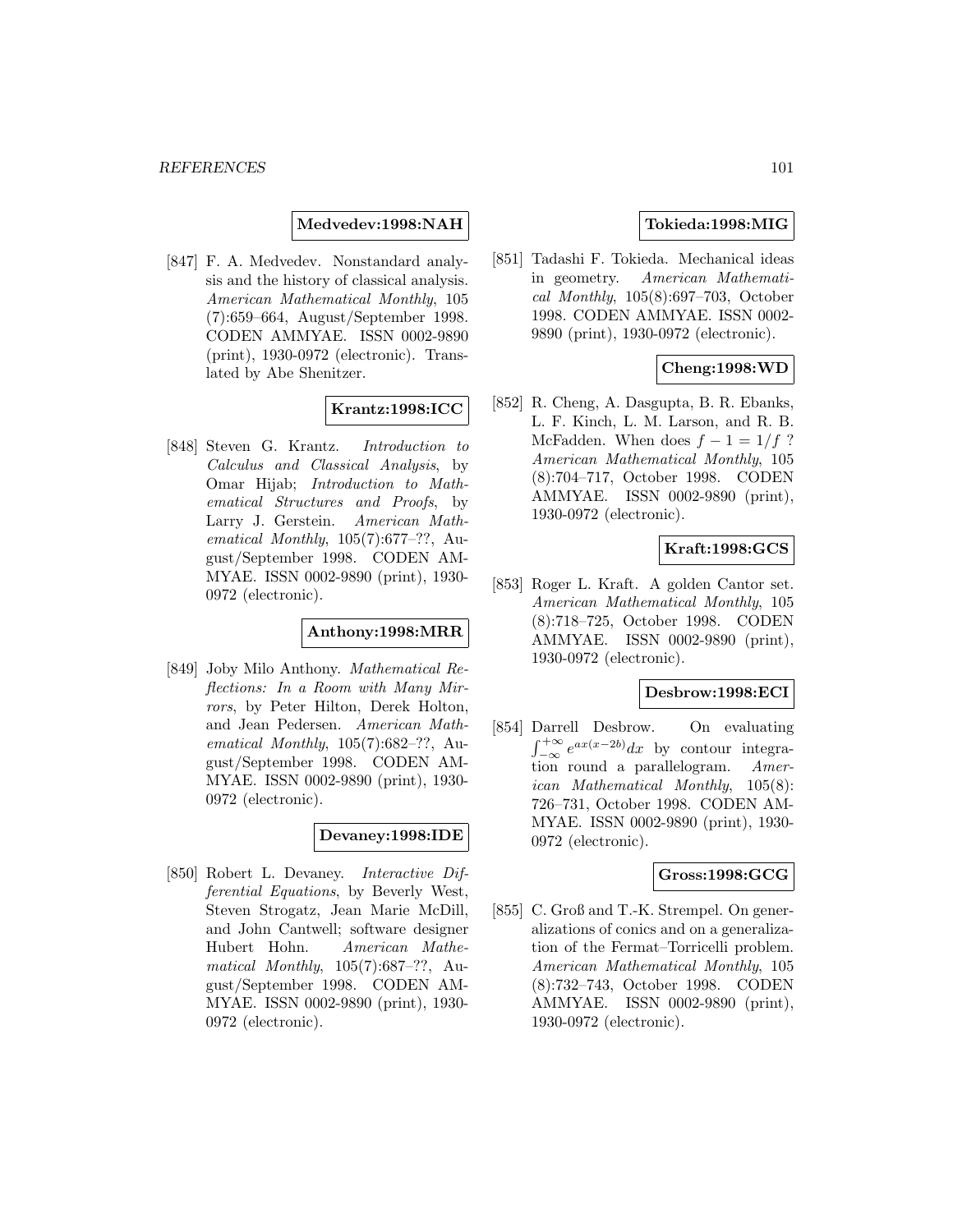**Medvedev:1998:NAH**

[847] F. A. Medvedev. Nonstandard analysis and the history of classical analysis. *American Mathematical Monthly*, 105 (7):659–664, August/September 1998. CODEN AMMYAE. ISSN 0002-9890 (print), 1930-0972 (electronic). Translated by Abe Shenitzer.

**Krantz:1998:ICC**

[848] Steven G. Krantz. *Introduction to Calculus and Classical Analysis*, by Omar Hijab; *Introduction to Mathematical Structures and Proofs*, by Larry J. Gerstein. *American Mathematical Monthly*, 105(7):677–??, August/September 1998. CODEN AMMYAE. ISSN 0002-9890 (print), 1930-0972 (electronic).

**Anthony:1998:MRR**

[849] Joby Milo Anthony. *Mathematical Reflections: In a Room with Many Mirrors*, by Peter Hilton, Derek Holton, and Jean Pedersen. *American Mathematical Monthly*, 105(7):682–??, August/September 1998. CODEN AMMYAE. ISSN 0002-9890 (print), 1930-0972 (electronic).

**Devaney:1998:IDE**

[850] Robert L. Devaney. *Interactive Differential Equations*, by Beverly West, Steven Strogatz, Jean Marie McDill, and John Cantwell; software designer Hubert Hohn. *American Mathematical Monthly*, 105(7):687–??, August/September 1998. CODEN AMMYAE. ISSN 0002-9890 (print), 1930-0972 (electronic).

**Tokieda:1998:MIG**

[851] Tadashi F. Tokieda. Mechanical ideas in geometry. *American Mathematical Monthly*, 105(8):697–703, October 1998. CODEN AMMYAE. ISSN 0002-9890 (print), 1930-0972 (electronic).

**Cheng:1998:WD**

[852] R. Cheng, A. Dasgupta, B. R. Ebanks, L. F. Kinch, L. M. Larson, and R. B. McFadden. When does $f - 1 = 1/f$ ? *American Mathematical Monthly*, 105 (8):704–717, October 1998. CODEN AMMYAE. ISSN 0002-9890 (print), 1930-0972 (electronic).

**Kraft:1998:GCS**

[853] Roger L. Kraft. A golden Cantor set. *American Mathematical Monthly*, 105 (8):718–725, October 1998. CODEN AMMYAE. ISSN 0002-9890 (print), 1930-0972 (electronic).

**Desbrow:1998:ECI**

[854] Darrell Desbrow. On evaluating $\int_{-\infty}^{+\infty} e^{ax(x-2b)}dx$ by contour integration round a parallelogram. *American Mathematical Monthly*, 105(8): 726–731, October 1998. CODEN AMMYAE. ISSN 0002-9890 (print), 1930-0972 (electronic).

**Gross:1998:GCG**

[855] C. Groß and T.-K. Strempel. On generalizations of conics and on a generalization of the Fermat–Torricelli problem. *American Mathematical Monthly*, 105 (8):732–743, October 1998. CODEN AMMYAE. ISSN 0002-9890 (print), 1930-0972 (electronic).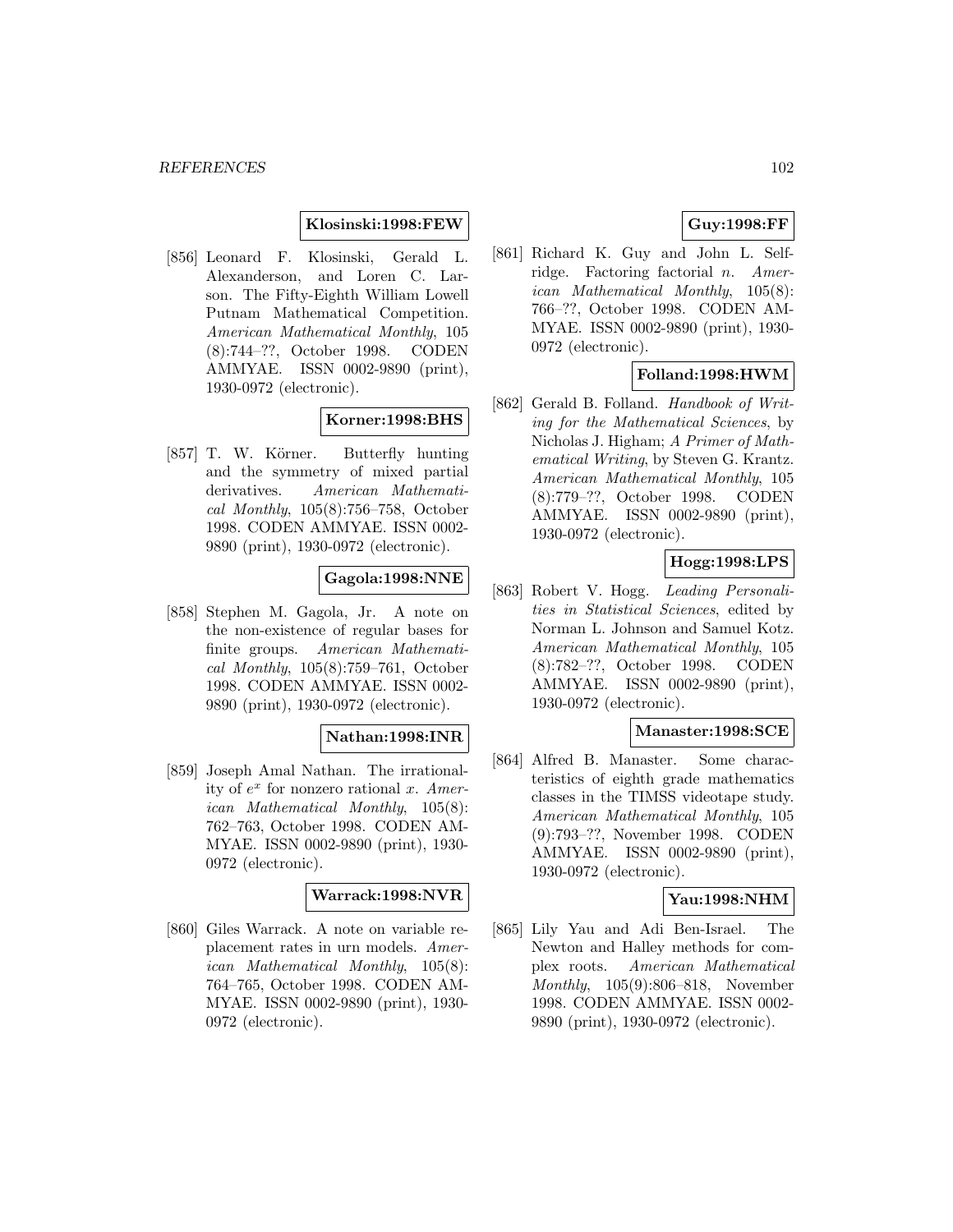**Klosinski:1998:FEW**

[856] Leonard F. Klosinski, Gerald L. Alexanderson, and Loren C. Larson. The Fifty-Eighth William Lowell Putnam Mathematical Competition. *American Mathematical Monthly*, 105 (8):744–??, October 1998. CODEN AMMYAE. ISSN 0002-9890 (print), 1930-0972 (electronic).

**Korner:1998:BHS**

[857] T. W. Körner. Butterfly hunting and the symmetry of mixed partial derivatives. *American Mathematical Monthly*, 105(8):756–758, October 1998. CODEN AMMYAE. ISSN 0002-9890 (print), 1930-0972 (electronic).

**Gagola:1998:NNE**

[858] Stephen M. Gagola, Jr. A note on the non-existence of regular bases for finite groups. *American Mathematical Monthly*, 105(8):759–761, October 1998. CODEN AMMYAE. ISSN 0002-9890 (print), 1930-0972 (electronic).

**Nathan:1998:INR**

[859] Joseph Amal Nathan. The irrationality of $e^x$ for nonzero rational $x$. *American Mathematical Monthly*, 105(8): 762–763, October 1998. CODEN AMMYAE. ISSN 0002-9890 (print), 1930-0972 (electronic).

**Warrack:1998:NVR**

[860] Giles Warrack. A note on variable replacement rates in urn models. *American Mathematical Monthly*, 105(8): 764–765, October 1998. CODEN AMMYAE. ISSN 0002-9890 (print), 1930-0972 (electronic).

**Guy:1998:FF**

[861] Richard K. Guy and John L. Selfridge. Factoring factorial $n$. *American Mathematical Monthly*, 105(8): 766–??, October 1998. CODEN AMMYAE. ISSN 0002-9890 (print), 1930-0972 (electronic).

**Folland:1998:HWM**

[862] Gerald B. Folland. *Handbook of Writing for the Mathematical Sciences*, by Nicholas J. Higham; *A Primer of Mathematical Writing*, by Steven G. Krantz. *American Mathematical Monthly*, 105 (8):779–??, October 1998. CODEN AMMYAE. ISSN 0002-9890 (print), 1930-0972 (electronic).

**Hogg:1998:LPS**

[863] Robert V. Hogg. *Leading Personalities in Statistical Sciences*, edited by Norman L. Johnson and Samuel Kotz. *American Mathematical Monthly*, 105 (8):782–??, October 1998. CODEN AMMYAE. ISSN 0002-9890 (print), 1930-0972 (electronic).

**Manaster:1998:SCE**

[864] Alfred B. Manaster. Some characteristics of eighth grade mathematics classes in the TIMSS videotape study. *American Mathematical Monthly*, 105 (9):793–??, November 1998. CODEN AMMYAE. ISSN 0002-9890 (print), 1930-0972 (electronic).

**Yau:1998:NHM**

[865] Lily Yau and Adi Ben-Israel. The Newton and Halley methods for complex roots. *American Mathematical Monthly*, 105(9):806–818, November 1998. CODEN AMMYAE. ISSN 0002-9890 (print), 1930-0972 (electronic).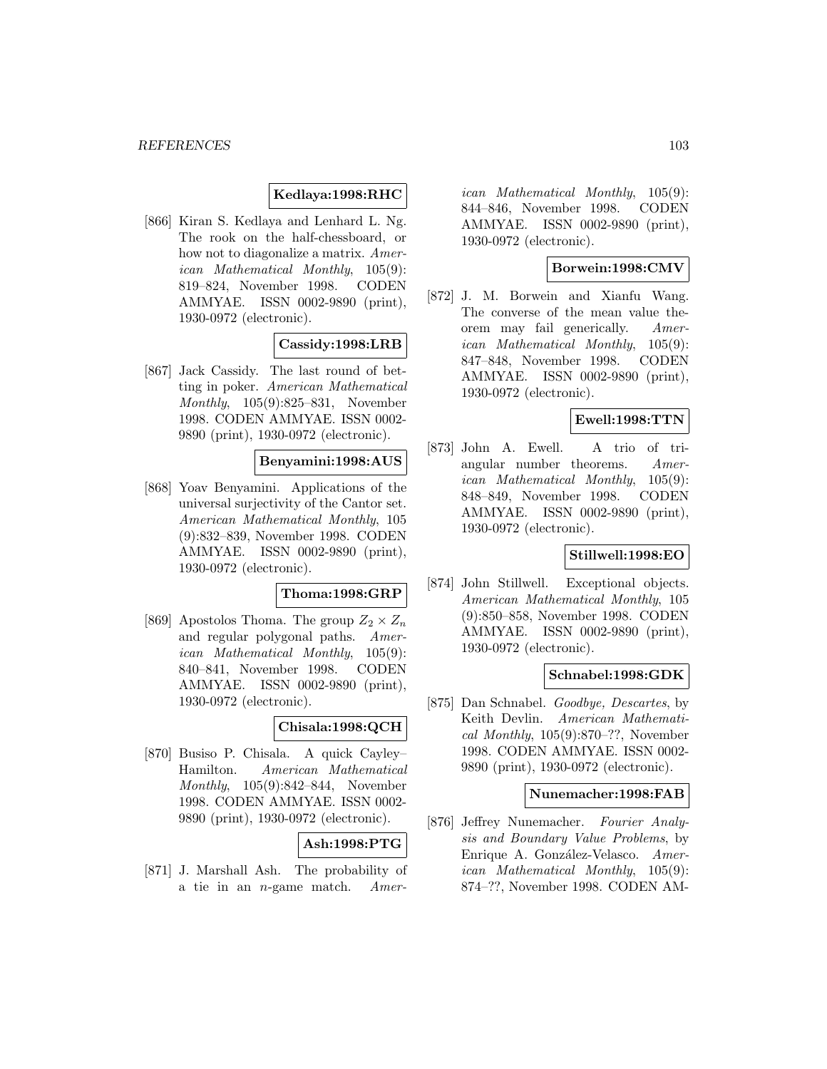**Kedlaya:1998:RHC**

[866] Kiran S. Kedlaya and Lenhard L. Ng. The rook on the half-chessboard, or how not to diagonalize a matrix. *American Mathematical Monthly*, 105(9): 819–824, November 1998. CODEN AMMYAE. ISSN 0002-9890 (print), 1930-0972 (electronic).

**Cassidy:1998:LRB**

[867] Jack Cassidy. The last round of betting in poker. *American Mathematical Monthly*, 105(9):825–831, November 1998. CODEN AMMYAE. ISSN 0002-9890 (print), 1930-0972 (electronic).

**Benyamini:1998:AUS**

[868] Yoav Benyamini. Applications of the universal surjectivity of the Cantor set. *American Mathematical Monthly*, 105 (9):832–839, November 1998. CODEN AMMYAE. ISSN 0002-9890 (print), 1930-0972 (electronic).

**Thoma:1998:GRP**

[869] Apostolos Thoma. The group $Z_2 \times Z_n$ and regular polygonal paths. *American Mathematical Monthly*, 105(9): 840–841, November 1998. CODEN AMMYAE. ISSN 0002-9890 (print), 1930-0972 (electronic).

**Chisala:1998:QCH**

[870] Busiso P. Chisala. A quick Cayley–Hamilton. *American Mathematical Monthly*, 105(9):842–844, November 1998. CODEN AMMYAE. ISSN 0002-9890 (print), 1930-0972 (electronic).

**Ash:1998:PTG**

[871] J. Marshall Ash. The probability of a tie in an $n$-game match. *American Mathematical Monthly*, 105(9): 844–846, November 1998. CODEN AMMYAE. ISSN 0002-9890 (print), 1930-0972 (electronic).

**Borwein:1998:CMV**

[872] J. M. Borwein and Xianfu Wang. The converse of the mean value theorem may fail generically. *American Mathematical Monthly*, 105(9): 847–848, November 1998. CODEN AMMYAE. ISSN 0002-9890 (print), 1930-0972 (electronic).

**Ewell:1998:TTN**

[873] John A. Ewell. A trio of triangular number theorems. *American Mathematical Monthly*, 105(9): 848–849, November 1998. CODEN AMMYAE. ISSN 0002-9890 (print), 1930-0972 (electronic).

**Stillwell:1998:EO**

[874] John Stillwell. Exceptional objects. *American Mathematical Monthly*, 105 (9):850–858, November 1998. CODEN AMMYAE. ISSN 0002-9890 (print), 1930-0972 (electronic).

**Schnabel:1998:GDK**

[875] Dan Schnabel. *Goodbye, Descartes*, by Keith Devlin. *American Mathematical Monthly*, 105(9):870–??, November 1998. CODEN AMMYAE. ISSN 0002-9890 (print), 1930-0972 (electronic).

**Nunemacher:1998:FAB**

[876] Jeffrey Nunemacher. *Fourier Analysis and Boundary Value Problems*, by Enrique A. González-Velasco. *American Mathematical Monthly*, 105(9): 874–??, November 1998. CODEN AM-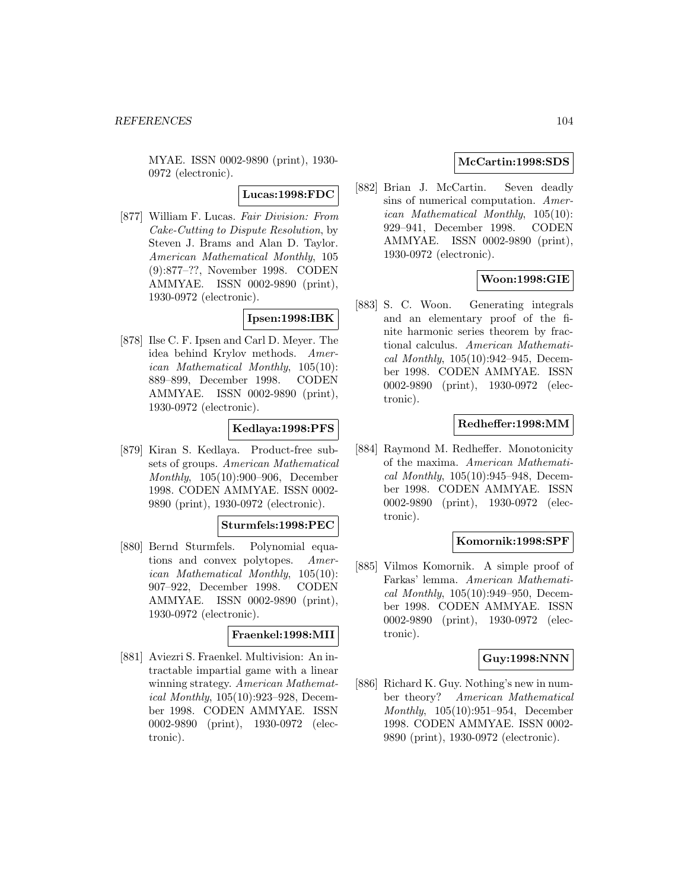MYAE. ISSN 0002-9890 (print), 1930-0972 (electronic).

**Lucas:1998:FDC**

[877] William F. Lucas. *Fair Division: From Cake-Cutting to Dispute Resolution*, by Steven J. Brams and Alan D. Taylor. *American Mathematical Monthly*, 105 (9):877–??, November 1998. CODEN AMMYAE. ISSN 0002-9890 (print), 1930-0972 (electronic).

**Ipsen:1998:IBK**

[878] Ilse C. F. Ipsen and Carl D. Meyer. The idea behind Krylov methods. *American Mathematical Monthly*, 105(10): 889–899, December 1998. CODEN AMMYAE. ISSN 0002-9890 (print), 1930-0972 (electronic).

**Kedlaya:1998:PFS**

[879] Kiran S. Kedlaya. Product-free subsets of groups. *American Mathematical Monthly*, 105(10):900–906, December 1998. CODEN AMMYAE. ISSN 0002-9890 (print), 1930-0972 (electronic).

**Sturmfels:1998:PEC**

[880] Bernd Sturmfels. Polynomial equations and convex polytopes. *American Mathematical Monthly*, 105(10): 907–922, December 1998. CODEN AMMYAE. ISSN 0002-9890 (print), 1930-0972 (electronic).

**Fraenkel:1998:MII**

[881] Aviezri S. Fraenkel. Multivision: An intractable impartial game with a linear winning strategy. *American Mathematical Monthly*, 105(10):923–928, December 1998. CODEN AMMYAE. ISSN 0002-9890 (print), 1930-0972 (electronic).

**McCartin:1998:SDS**

[882] Brian J. McCartin. Seven deadly sins of numerical computation. *American Mathematical Monthly*, 105(10): 929–941, December 1998. CODEN AMMYAE. ISSN 0002-9890 (print), 1930-0972 (electronic).

**Woon:1998:GIE**

[883] S. C. Woon. Generating integrals and an elementary proof of the finite harmonic series theorem by fractional calculus. *American Mathematical Monthly*, 105(10):942–945, December 1998. CODEN AMMYAE. ISSN 0002-9890 (print), 1930-0972 (electronic).

**Redheffer:1998:MM**

[884] Raymond M. Redheffer. Monotonicity of the maxima. *American Mathematical Monthly*, 105(10):945–948, December 1998. CODEN AMMYAE. ISSN 0002-9890 (print), 1930-0972 (electronic).

**Komornik:1998:SPF**

[885] Vilmos Komornik. A simple proof of Farkas' lemma. *American Mathematical Monthly*, 105(10):949–950, December 1998. CODEN AMMYAE. ISSN 0002-9890 (print), 1930-0972 (electronic).

**Guy:1998:NNN**

[886] Richard K. Guy. Nothing's new in number theory? *American Mathematical Monthly*, 105(10):951–954, December 1998. CODEN AMMYAE. ISSN 0002-9890 (print), 1930-0972 (electronic).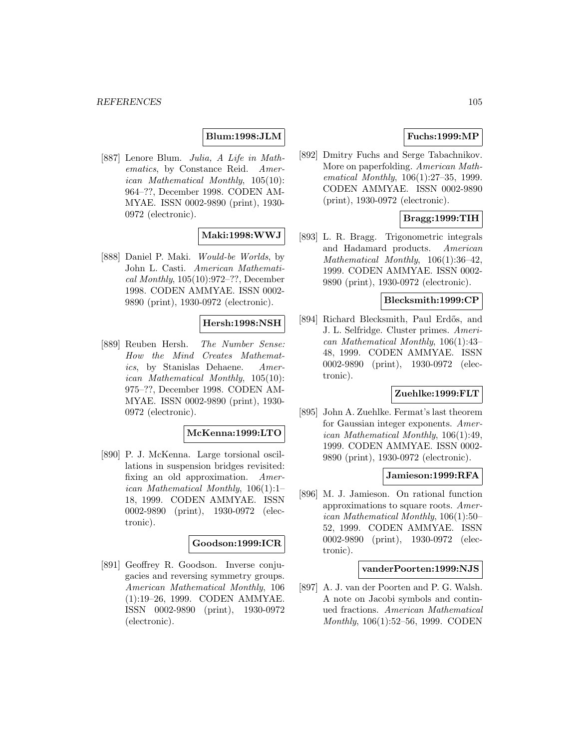**Blum:1998:JLM**

[887] Lenore Blum. *Julia, A Life in Mathematics*, by Constance Reid. *American Mathematical Monthly*, 105(10): 964–??, December 1998. CODEN AMMYAE. ISSN 0002-9890 (print), 1930-0972 (electronic).

**Maki:1998:WWJ**

[888] Daniel P. Maki. *Would-be Worlds*, by John L. Casti. *American Mathematical Monthly*, 105(10):972–??, December 1998. CODEN AMMYAE. ISSN 0002-9890 (print), 1930-0972 (electronic).

**Hersh:1998:NSH**

[889] Reuben Hersh. *The Number Sense: How the Mind Creates Mathematics*, by Stanislas Dehaene. *American Mathematical Monthly*, 105(10): 975–??, December 1998. CODEN AMMYAE. ISSN 0002-9890 (print), 1930-0972 (electronic).

**McKenna:1999:LTO**

[890] P. J. McKenna. Large torsional oscillations in suspension bridges revisited: fixing an old approximation. *American Mathematical Monthly*, 106(1):1–18, 1999. CODEN AMMYAE. ISSN 0002-9890 (print), 1930-0972 (electronic).

**Goodson:1999:ICR**

[891] Geoffrey R. Goodson. Inverse conjugacies and reversing symmetry groups. *American Mathematical Monthly*, 106 (1):19–26, 1999. CODEN AMMYAE. ISSN 0002-9890 (print), 1930-0972 (electronic).

**Fuchs:1999:MP**

[892] Dmitry Fuchs and Serge Tabachnikov. More on paperfolding. *American Mathematical Monthly*, 106(1):27–35, 1999. CODEN AMMYAE. ISSN 0002-9890 (print), 1930-0972 (electronic).

**Bragg:1999:TIH**

[893] L. R. Bragg. Trigonometric integrals and Hadamard products. *American Mathematical Monthly*, 106(1):36–42, 1999. CODEN AMMYAE. ISSN 0002-9890 (print), 1930-0972 (electronic).

**Blecksmith:1999:CP**

[894] Richard Blecksmith, Paul Erdős, and J. L. Selfridge. Cluster primes. *American Mathematical Monthly*, 106(1):43–48, 1999. CODEN AMMYAE. ISSN 0002-9890 (print), 1930-0972 (electronic).

**Zuehlke:1999:FLT**

[895] John A. Zuehlke. Fermat's last theorem for Gaussian integer exponents. *American Mathematical Monthly*, 106(1):49, 1999. CODEN AMMYAE. ISSN 0002-9890 (print), 1930-0972 (electronic).

**Jamieson:1999:RFA**

[896] M. J. Jamieson. On rational function approximations to square roots. *American Mathematical Monthly*, 106(1):50–52, 1999. CODEN AMMYAE. ISSN 0002-9890 (print), 1930-0972 (electronic).

**vanderPoorten:1999:NJS**

[897] A. J. van der Poorten and P. G. Walsh. A note on Jacobi symbols and continued fractions. *American Mathematical Monthly*, 106(1):52–56, 1999. CODEN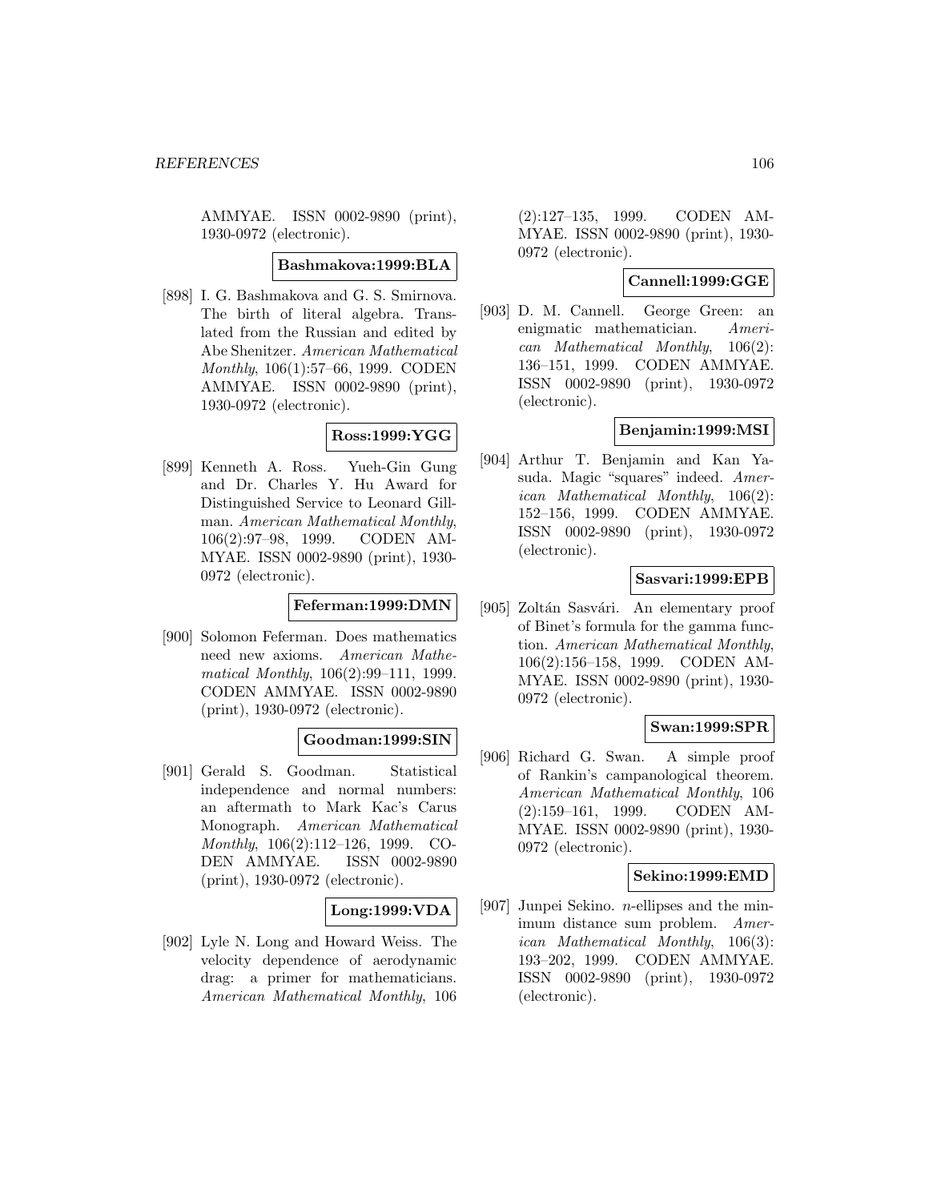AMMYAE. ISSN 0002-9890 (print), 1930-0972 (electronic).

**Bashmakova:1999:BLA**

[898] I. G. Bashmakova and G. S. Smirnova. The birth of literal algebra. Translated from the Russian and edited by Abe Shenitzer. *American Mathematical Monthly*, 106(1):57–66, 1999. CODEN AMMYAE. ISSN 0002-9890 (print), 1930-0972 (electronic).

**Ross:1999:YGG**

[899] Kenneth A. Ross. Yueh-Gin Gung and Dr. Charles Y. Hu Award for Distinguished Service to Leonard Gillman. *American Mathematical Monthly*, 106(2):97–98, 1999. CODEN AMMYAE. ISSN 0002-9890 (print), 1930-0972 (electronic).

**Feferman:1999:DMN**

[900] Solomon Feferman. Does mathematics need new axioms. *American Mathematical Monthly*, 106(2):99–111, 1999. CODEN AMMYAE. ISSN 0002-9890 (print), 1930-0972 (electronic).

**Goodman:1999:SIN**

[901] Gerald S. Goodman. Statistical independence and normal numbers: an aftermath to Mark Kac's Carus Monograph. *American Mathematical Monthly*, 106(2):112–126, 1999. CODEN AMMYAE. ISSN 0002-9890 (print), 1930-0972 (electronic).

**Long:1999:VDA**

[902] Lyle N. Long and Howard Weiss. The velocity dependence of aerodynamic drag: a primer for mathematicians. *American Mathematical Monthly*, 106 (2):127–135, 1999. CODEN AMMYAE. ISSN 0002-9890 (print), 1930-0972 (electronic).

**Cannell:1999:GGE**

[903] D. M. Cannell. George Green: an enigmatic mathematician. *American Mathematical Monthly*, 106(2): 136–151, 1999. CODEN AMMYAE. ISSN 0002-9890 (print), 1930-0972 (electronic).

**Benjamin:1999:MSI**

[904] Arthur T. Benjamin and Kan Yasuda. Magic "squares" indeed. *American Mathematical Monthly*, 106(2): 152–156, 1999. CODEN AMMYAE. ISSN 0002-9890 (print), 1930-0972 (electronic).

**Sasvari:1999:EPB**

[905] Zoltán Sasvári. An elementary proof of Binet's formula for the gamma function. *American Mathematical Monthly*, 106(2):156–158, 1999. CODEN AMMYAE. ISSN 0002-9890 (print), 1930-0972 (electronic).

**Swan:1999:SPR**

[906] Richard G. Swan. A simple proof of Rankin's campanological theorem. *American Mathematical Monthly*, 106 (2):159–161, 1999. CODEN AMMYAE. ISSN 0002-9890 (print), 1930-0972 (electronic).

**Sekino:1999:EMD**

[907] Junpei Sekino. $n$-ellipses and the minimum distance sum problem. *American Mathematical Monthly*, 106(3): 193–202, 1999. CODEN AMMYAE. ISSN 0002-9890 (print), 1930-0972 (electronic).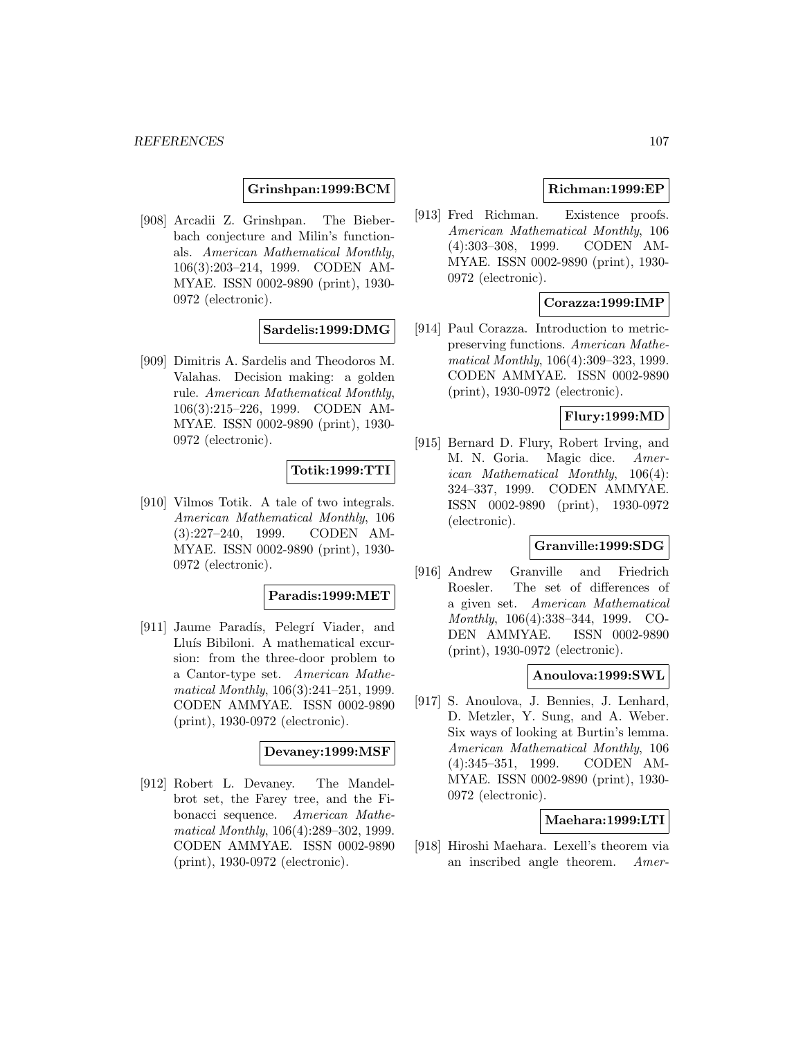**Grinshpan:1999:BCM**

[908] Arcadii Z. Grinshpan. The Bieberbach conjecture and Milin's functionals. *American Mathematical Monthly*, 106(3):203–214, 1999. CODEN AMMYAE. ISSN 0002-9890 (print), 1930-0972 (electronic).

**Sardelis:1999:DMG**

[909] Dimitris A. Sardelis and Theodoros M. Valahas. Decision making: a golden rule. *American Mathematical Monthly*, 106(3):215–226, 1999. CODEN AMMYAE. ISSN 0002-9890 (print), 1930-0972 (electronic).

**Totik:1999:TTI**

[910] Vilmos Totik. A tale of two integrals. *American Mathematical Monthly*, 106 (3):227–240, 1999. CODEN AMMYAE. ISSN 0002-9890 (print), 1930-0972 (electronic).

**Paradis:1999:MET**

[911] Jaume Paradís, Pelegrí Viader, and Lluís Bibiloni. A mathematical excursion: from the three-door problem to a Cantor-type set. *American Mathematical Monthly*, 106(3):241–251, 1999. CODEN AMMYAE. ISSN 0002-9890 (print), 1930-0972 (electronic).

**Devaney:1999:MSF**

[912] Robert L. Devaney. The Mandelbrot set, the Farey tree, and the Fibonacci sequence. *American Mathematical Monthly*, 106(4):289–302, 1999. CODEN AMMYAE. ISSN 0002-9890 (print), 1930-0972 (electronic).

**Richman:1999:EP**

[913] Fred Richman. Existence proofs. *American Mathematical Monthly*, 106 (4):303–308, 1999. CODEN AMMYAE. ISSN 0002-9890 (print), 1930-0972 (electronic).

**Corazza:1999:IMP**

[914] Paul Corazza. Introduction to metric-preserving functions. *American Mathematical Monthly*, 106(4):309–323, 1999. CODEN AMMYAE. ISSN 0002-9890 (print), 1930-0972 (electronic).

**Flury:1999:MD**

[915] Bernard D. Flury, Robert Irving, and M. N. Goria. Magic dice. *American Mathematical Monthly*, 106(4): 324–337, 1999. CODEN AMMYAE. ISSN 0002-9890 (print), 1930-0972 (electronic).

**Granville:1999:SDG**

[916] Andrew Granville and Friedrich Roesler. The set of differences of a given set. *American Mathematical Monthly*, 106(4):338–344, 1999. CODEN AMMYAE. ISSN 0002-9890 (print), 1930-0972 (electronic).

**Anoulova:1999:SWL**

[917] S. Anoulova, J. Bennies, J. Lenhard, D. Metzler, Y. Sung, and A. Weber. Six ways of looking at Burtin's lemma. *American Mathematical Monthly*, 106 (4):345–351, 1999. CODEN AMMYAE. ISSN 0002-9890 (print), 1930-0972 (electronic).

**Maehara:1999:LTI**

[918] Hiroshi Maehara. Lexell's theorem via an inscribed angle theorem. *Amer-*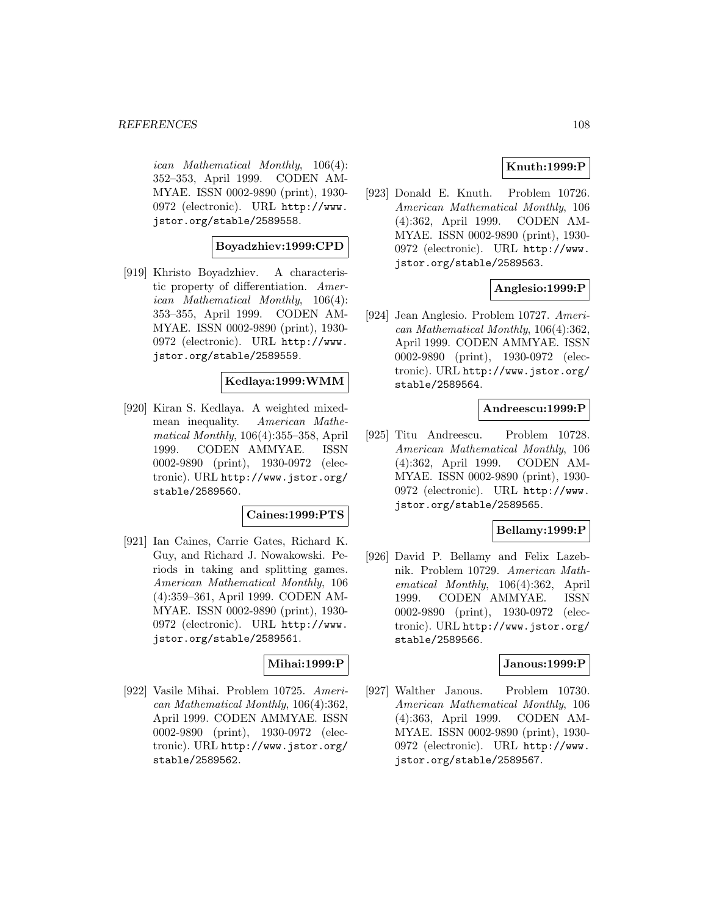ican Mathematical Monthly, 106(4): 352–353, April 1999. CODEN AMMYAE. ISSN 0002-9890 (print), 1930-0972 (electronic). URL http://www.jstor.org/stable/2589558.

**Boyadzhiev:1999:CPD**

[919] Khristo Boyadzhiev. A characteristic property of differentiation. *American Mathematical Monthly*, 106(4): 353–355, April 1999. CODEN AMMYAE. ISSN 0002-9890 (print), 1930-0972 (electronic). URL http://www.jstor.org/stable/2589559.

**Kedlaya:1999:WMM**

[920] Kiran S. Kedlaya. A weighted mixed-mean inequality. *American Mathematical Monthly*, 106(4):355–358, April 1999. CODEN AMMYAE. ISSN 0002-9890 (print), 1930-0972 (electronic). URL http://www.jstor.org/stable/2589560.

**Caines:1999:PTS**

[921] Ian Caines, Carrie Gates, Richard K. Guy, and Richard J. Nowakowski. Periods in taking and splitting games. *American Mathematical Monthly*, 106 (4):359–361, April 1999. CODEN AMMYAE. ISSN 0002-9890 (print), 1930-0972 (electronic). URL http://www.jstor.org/stable/2589561.

**Mihai:1999:P**

[922] Vasile Mihai. Problem 10725. *American Mathematical Monthly*, 106(4):362, April 1999. CODEN AMMYAE. ISSN 0002-9890 (print), 1930-0972 (electronic). URL http://www.jstor.org/stable/2589562.

**Knuth:1999:P**

[923] Donald E. Knuth. Problem 10726. *American Mathematical Monthly*, 106 (4):362, April 1999. CODEN AMMYAE. ISSN 0002-9890 (print), 1930-0972 (electronic). URL http://www.jstor.org/stable/2589563.

**Anglesio:1999:P**

[924] Jean Anglesio. Problem 10727. *American Mathematical Monthly*, 106(4):362, April 1999. CODEN AMMYAE. ISSN 0002-9890 (print), 1930-0972 (electronic). URL http://www.jstor.org/stable/2589564.

**Andreescu:1999:P**

[925] Titu Andreescu. Problem 10728. *American Mathematical Monthly*, 106 (4):362, April 1999. CODEN AMMYAE. ISSN 0002-9890 (print), 1930-0972 (electronic). URL http://www.jstor.org/stable/2589565.

**Bellamy:1999:P**

[926] David P. Bellamy and Felix Lazebnik. Problem 10729. *American Mathematical Monthly*, 106(4):362, April 1999. CODEN AMMYAE. ISSN 0002-9890 (print), 1930-0972 (electronic). URL http://www.jstor.org/stable/2589566.

**Janous:1999:P**

[927] Walther Janous. Problem 10730. *American Mathematical Monthly*, 106 (4):363, April 1999. CODEN AMMYAE. ISSN 0002-9890 (print), 1930-0972 (electronic). URL http://www.jstor.org/stable/2589567.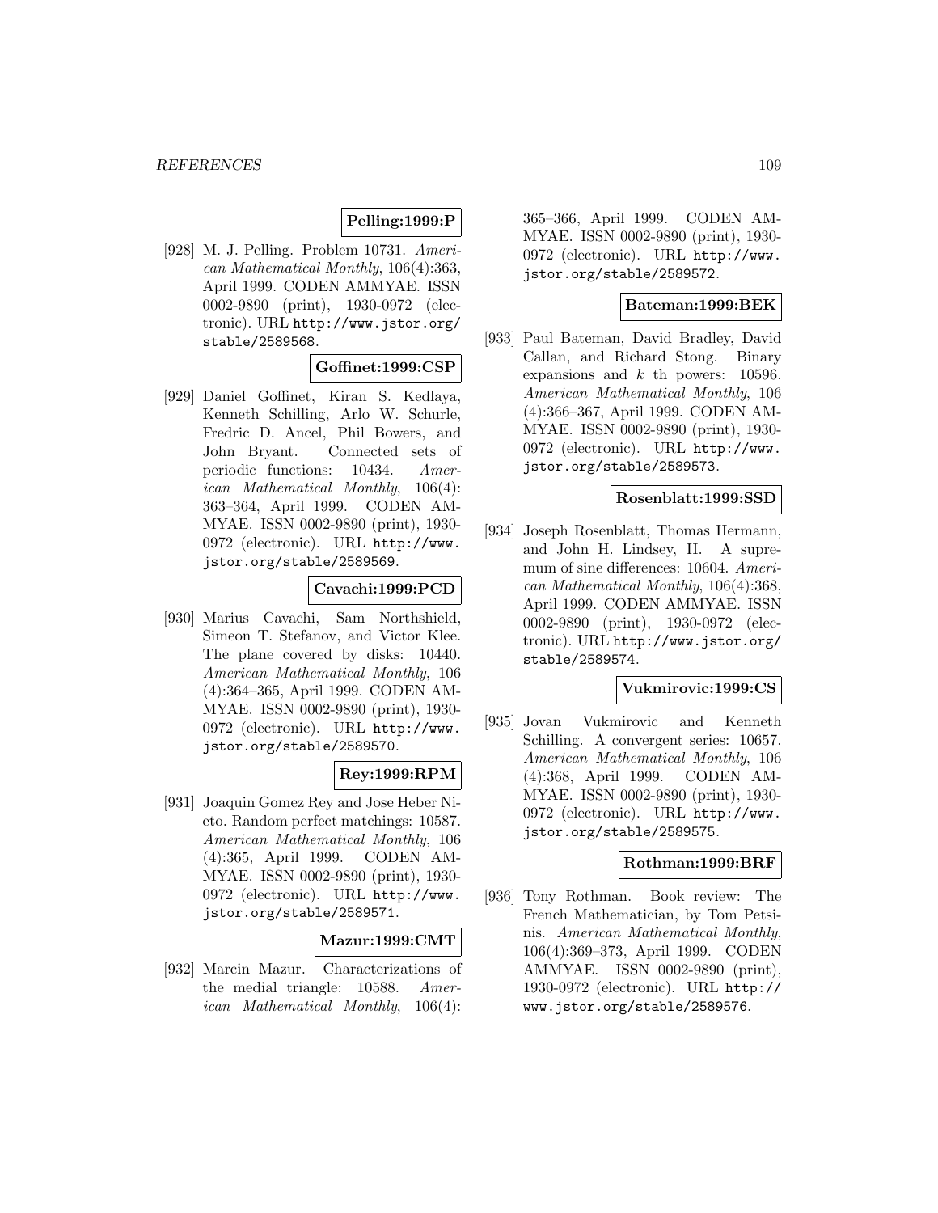**Pelling:1999:P**

[928] M. J. Pelling. Problem 10731. *American Mathematical Monthly*, 106(4):363, April 1999. CODEN AMMYAE. ISSN 0002-9890 (print), 1930-0972 (electronic). URL http://www.jstor.org/stable/2589568.

**Goffinet:1999:CSP**

[929] Daniel Goffinet, Kiran S. Kedlaya, Kenneth Schilling, Arlo W. Schurle, Fredric D. Ancel, Phil Bowers, and John Bryant. Connected sets of periodic functions: 10434. *American Mathematical Monthly*, 106(4): 363–364, April 1999. CODEN AMMYAE. ISSN 0002-9890 (print), 1930-0972 (electronic). URL http://www.jstor.org/stable/2589569.

**Cavachi:1999:PCD**

[930] Marius Cavachi, Sam Northshield, Simeon T. Stefanov, and Victor Klee. The plane covered by disks: 10440. *American Mathematical Monthly*, 106 (4):364–365, April 1999. CODEN AMMYAE. ISSN 0002-9890 (print), 1930-0972 (electronic). URL http://www.jstor.org/stable/2589570.

**Rey:1999:RPM**

[931] Joaquin Gomez Rey and Jose Heber Nieto. Random perfect matchings: 10587. *American Mathematical Monthly*, 106 (4):365, April 1999. CODEN AMMYAE. ISSN 0002-9890 (print), 1930-0972 (electronic). URL http://www.jstor.org/stable/2589571.

**Mazur:1999:CMT**

[932] Marcin Mazur. Characterizations of the medial triangle: 10588. *American Mathematical Monthly*, 106(4): 365–366, April 1999. CODEN AMMYAE. ISSN 0002-9890 (print), 1930-0972 (electronic). URL http://www.jstor.org/stable/2589572.

**Bateman:1999:BEK**

[933] Paul Bateman, David Bradley, David Callan, and Richard Stong. Binary expansions and $k$ th powers: 10596. *American Mathematical Monthly*, 106 (4):366–367, April 1999. CODEN AMMYAE. ISSN 0002-9890 (print), 1930-0972 (electronic). URL http://www.jstor.org/stable/2589573.

**Rosenblatt:1999:SSD**

[934] Joseph Rosenblatt, Thomas Hermann, and John H. Lindsey, II. A supremum of sine differences: 10604. *American Mathematical Monthly*, 106(4):368, April 1999. CODEN AMMYAE. ISSN 0002-9890 (print), 1930-0972 (electronic). URL http://www.jstor.org/stable/2589574.

**Vukmirovic:1999:CS**

[935] Jovan Vukmirovic and Kenneth Schilling. A convergent series: 10657. *American Mathematical Monthly*, 106 (4):368, April 1999. CODEN AMMYAE. ISSN 0002-9890 (print), 1930-0972 (electronic). URL http://www.jstor.org/stable/2589575.

**Rothman:1999:BRF**

[936] Tony Rothman. Book review: The French Mathematician, by Tom Petsinis. *American Mathematical Monthly*, 106(4):369–373, April 1999. CODEN AMMYAE. ISSN 0002-9890 (print), 1930-0972 (electronic). URL http://www.jstor.org/stable/2589576.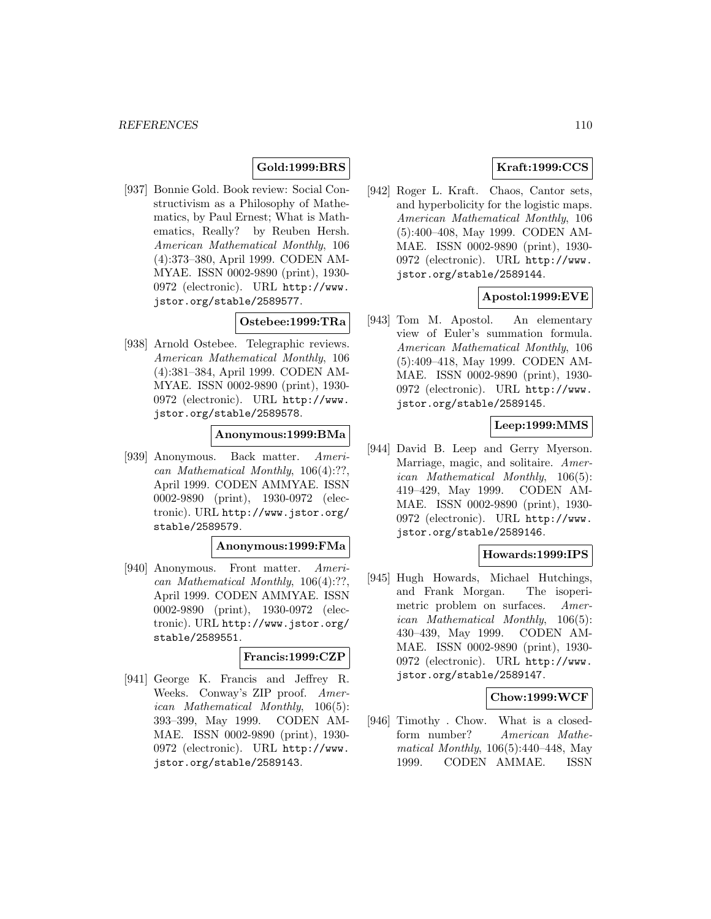**Gold:1999:BRS**

[937] Bonnie Gold. Book review: Social Constructivism as a Philosophy of Mathematics, by Paul Ernest; What is Mathematics, Really? by Reuben Hersh. *American Mathematical Monthly*, 106 (4):373–380, April 1999. CODEN AMMYAE. ISSN 0002-9890 (print), 1930-0972 (electronic). URL http://www.jstor.org/stable/2589577.

**Ostebee:1999:TRa**

[938] Arnold Ostebee. Telegraphic reviews. *American Mathematical Monthly*, 106 (4):381–384, April 1999. CODEN AMMYAE. ISSN 0002-9890 (print), 1930-0972 (electronic). URL http://www.jstor.org/stable/2589578.

**Anonymous:1999:BMa**

[939] Anonymous. Back matter. *American Mathematical Monthly*, 106(4):??, April 1999. CODEN AMMYAE. ISSN 0002-9890 (print), 1930-0972 (electronic). URL http://www.jstor.org/stable/2589579.

**Anonymous:1999:FMa**

[940] Anonymous. Front matter. *American Mathematical Monthly*, 106(4):??, April 1999. CODEN AMMYAE. ISSN 0002-9890 (print), 1930-0972 (electronic). URL http://www.jstor.org/stable/2589551.

**Francis:1999:CZP**

[941] George K. Francis and Jeffrey R. Weeks. Conway's ZIP proof. *American Mathematical Monthly*, 106(5): 393–399, May 1999. CODEN AMMAE. ISSN 0002-9890 (print), 1930-0972 (electronic). URL http://www.jstor.org/stable/2589143.

**Kraft:1999:CCS**

[942] Roger L. Kraft. Chaos, Cantor sets, and hyperbolicity for the logistic maps. *American Mathematical Monthly*, 106 (5):400–408, May 1999. CODEN AMMAE. ISSN 0002-9890 (print), 1930-0972 (electronic). URL http://www.jstor.org/stable/2589144.

**Apostol:1999:EVE**

[943] Tom M. Apostol. An elementary view of Euler's summation formula. *American Mathematical Monthly*, 106 (5):409–418, May 1999. CODEN AMMAE. ISSN 0002-9890 (print), 1930-0972 (electronic). URL http://www.jstor.org/stable/2589145.

**Leep:1999:MMS**

[944] David B. Leep and Gerry Myerson. Marriage, magic, and solitaire. *American Mathematical Monthly*, 106(5): 419–429, May 1999. CODEN AMMAE. ISSN 0002-9890 (print), 1930-0972 (electronic). URL http://www.jstor.org/stable/2589146.

**Howards:1999:IPS**

[945] Hugh Howards, Michael Hutchings, and Frank Morgan. The isoperimetric problem on surfaces. *American Mathematical Monthly*, 106(5): 430–439, May 1999. CODEN AMMAE. ISSN 0002-9890 (print), 1930-0972 (electronic). URL http://www.jstor.org/stable/2589147.

**Chow:1999:WCF**

[946] Timothy . Chow. What is a closed-form number? *American Mathematical Monthly*, 106(5):440–448, May 1999. CODEN AMMAE. ISSN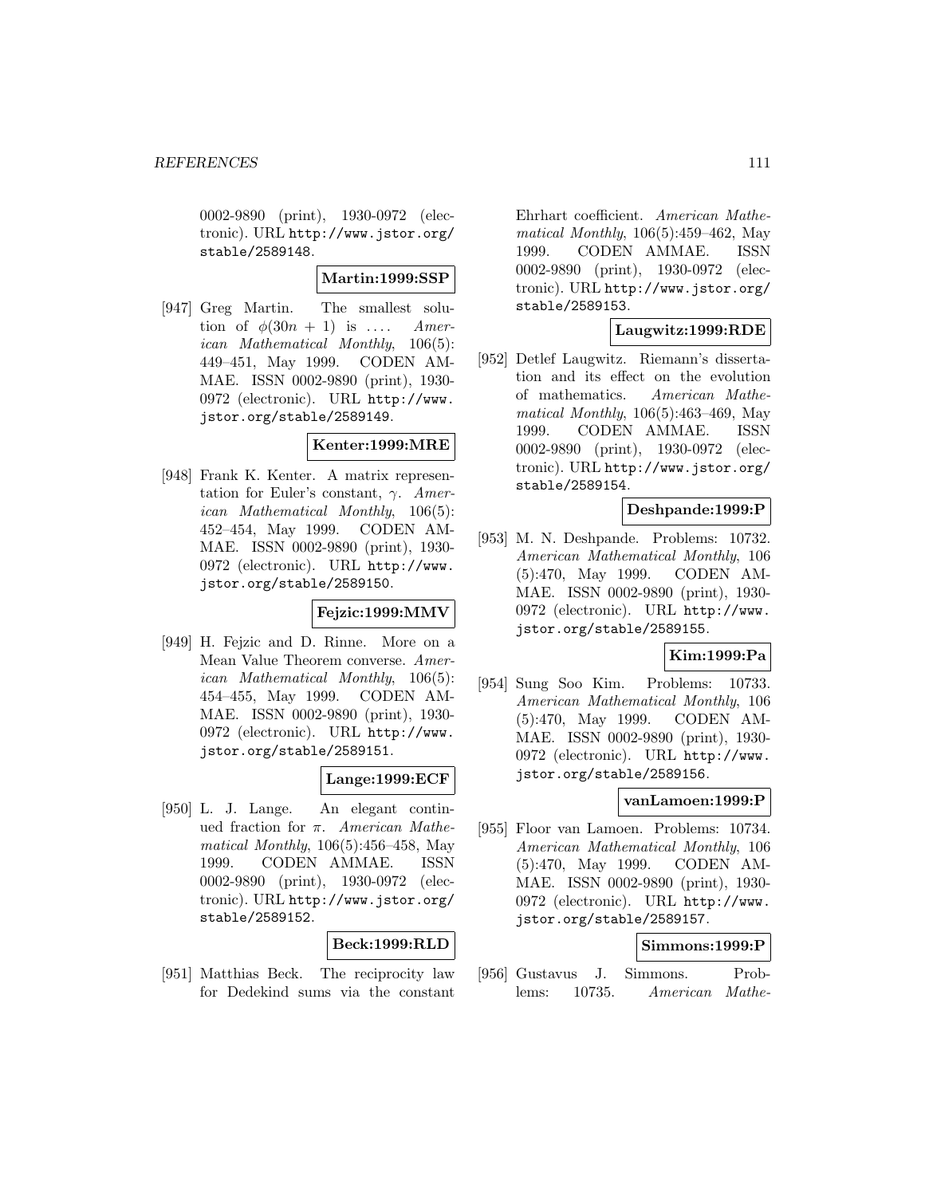0002-9890 (print), 1930-0972 (electronic). URL http://www.jstor.org/stable/2589148.

**Martin:1999:SSP**

[947] Greg Martin. The smallest solution of $\phi(30n + 1)$ is .... *American Mathematical Monthly*, 106(5): 449–451, May 1999. CODEN AMMAE. ISSN 0002-9890 (print), 1930-0972 (electronic). URL http://www.jstor.org/stable/2589149.

**Kenter:1999:MRE**

[948] Frank K. Kenter. A matrix representation for Euler's constant, $\gamma$. *American Mathematical Monthly*, 106(5): 452–454, May 1999. CODEN AMMAE. ISSN 0002-9890 (print), 1930-0972 (electronic). URL http://www.jstor.org/stable/2589150.

**Fejzic:1999:MMV**

[949] H. Fejzic and D. Rinne. More on a Mean Value Theorem converse. *American Mathematical Monthly*, 106(5): 454–455, May 1999. CODEN AMMAE. ISSN 0002-9890 (print), 1930-0972 (electronic). URL http://www.jstor.org/stable/2589151.

**Lange:1999:ECF**

[950] L. J. Lange. An elegant continued fraction for $\pi$. *American Mathematical Monthly*, 106(5):456–458, May 1999. CODEN AMMAE. ISSN 0002-9890 (print), 1930-0972 (electronic). URL http://www.jstor.org/stable/2589152.

**Beck:1999:RLD**

[951] Matthias Beck. The reciprocity law for Dedekind sums via the constant Ehrhart coefficient. *American Mathematical Monthly*, 106(5):459–462, May 1999. CODEN AMMAE. ISSN 0002-9890 (print), 1930-0972 (electronic). URL http://www.jstor.org/stable/2589153.

**Laugwitz:1999:RDE**

[952] Detlef Laugwitz. Riemann's dissertation and its effect on the evolution of mathematics. *American Mathematical Monthly*, 106(5):463–469, May 1999. CODEN AMMAE. ISSN 0002-9890 (print), 1930-0972 (electronic). URL http://www.jstor.org/stable/2589154.

**Deshpande:1999:P**

[953] M. N. Deshpande. Problems: 10732. *American Mathematical Monthly*, 106 (5):470, May 1999. CODEN AMMAE. ISSN 0002-9890 (print), 1930-0972 (electronic). URL http://www.jstor.org/stable/2589155.

**Kim:1999:Pa**

[954] Sung Soo Kim. Problems: 10733. *American Mathematical Monthly*, 106 (5):470, May 1999. CODEN AMMAE. ISSN 0002-9890 (print), 1930-0972 (electronic). URL http://www.jstor.org/stable/2589156.

**vanLamoen:1999:P**

[955] Floor van Lamoen. Problems: 10734. *American Mathematical Monthly*, 106 (5):470, May 1999. CODEN AMMAE. ISSN 0002-9890 (print), 1930-0972 (electronic). URL http://www.jstor.org/stable/2589157.

**Simmons:1999:P**

[956] Gustavus J. Simmons. Problems: 10735. *American Mathe-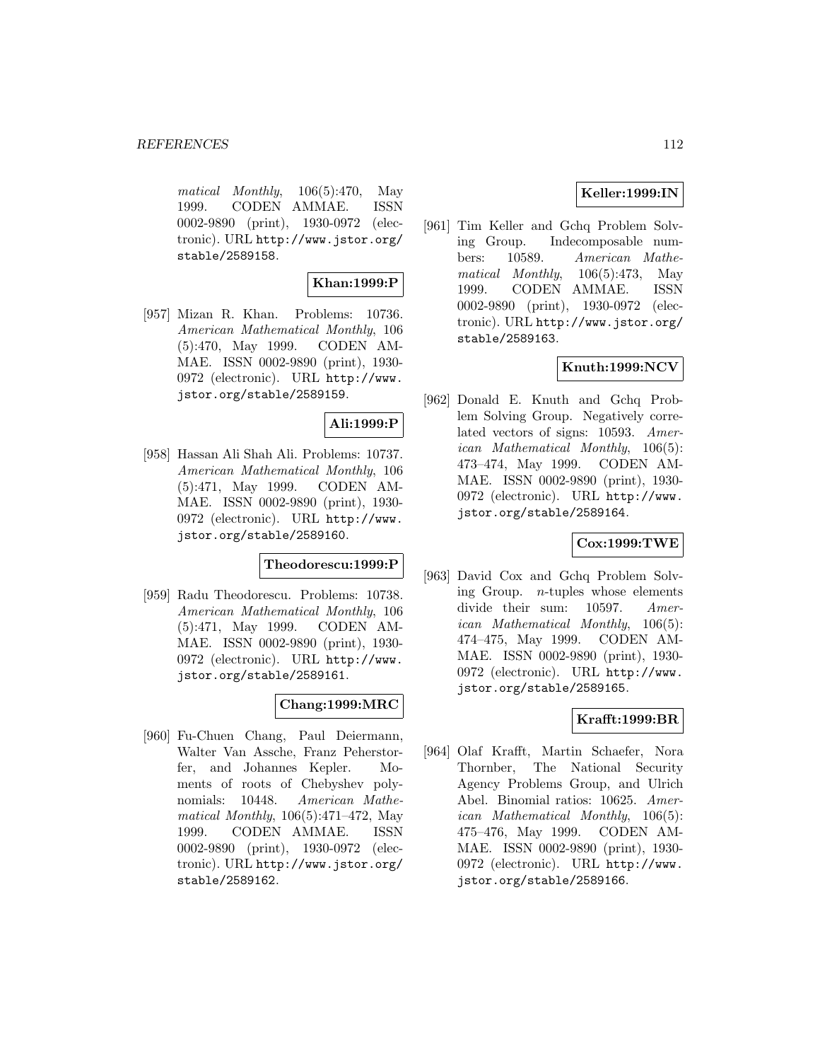*matical Monthly*, 106(5):470, May 1999. CODEN AMMAE. ISSN 0002-9890 (print), 1930-0972 (electronic). URL http://www.jstor.org/stable/2589158.

**Khan:1999:P**

[957] Mizan R. Khan. Problems: 10736. *American Mathematical Monthly*, 106 (5):470, May 1999. CODEN AMMAE. ISSN 0002-9890 (print), 1930-0972 (electronic). URL http://www.jstor.org/stable/2589159.

**Ali:1999:P**

[958] Hassan Ali Shah Ali. Problems: 10737. *American Mathematical Monthly*, 106 (5):471, May 1999. CODEN AMMAE. ISSN 0002-9890 (print), 1930-0972 (electronic). URL http://www.jstor.org/stable/2589160.

**Theodorescu:1999:P**

[959] Radu Theodorescu. Problems: 10738. *American Mathematical Monthly*, 106 (5):471, May 1999. CODEN AMMAE. ISSN 0002-9890 (print), 1930-0972 (electronic). URL http://www.jstor.org/stable/2589161.

**Chang:1999:MRC**

[960] Fu-Chuen Chang, Paul Deiermann, Walter Van Assche, Franz Peherstorfer, and Johannes Kepler. Moments of roots of Chebyshev polynomials: 10448. *American Mathematical Monthly*, 106(5):471–472, May 1999. CODEN AMMAE. ISSN 0002-9890 (print), 1930-0972 (electronic). URL http://www.jstor.org/stable/2589162.

**Keller:1999:IN**

[961] Tim Keller and Gchq Problem Solving Group. Indecomposable numbers: 10589. *American Mathematical Monthly*, 106(5):473, May 1999. CODEN AMMAE. ISSN 0002-9890 (print), 1930-0972 (electronic). URL http://www.jstor.org/stable/2589163.

**Knuth:1999:NCV**

[962] Donald E. Knuth and Gchq Problem Solving Group. Negatively correlated vectors of signs: 10593. *American Mathematical Monthly*, 106(5): 473–474, May 1999. CODEN AMMAE. ISSN 0002-9890 (print), 1930-0972 (electronic). URL http://www.jstor.org/stable/2589164.

**Cox:1999:TWE**

[963] David Cox and Gchq Problem Solving Group. $n$-tuples whose elements divide their sum: 10597. *American Mathematical Monthly*, 106(5): 474–475, May 1999. CODEN AMMAE. ISSN 0002-9890 (print), 1930-0972 (electronic). URL http://www.jstor.org/stable/2589165.

**Krafft:1999:BR**

[964] Olaf Krafft, Martin Schaefer, Nora Thornber, The National Security Agency Problems Group, and Ulrich Abel. Binomial ratios: 10625. *American Mathematical Monthly*, 106(5): 475–476, May 1999. CODEN AMMAE. ISSN 0002-9890 (print), 1930-0972 (electronic). URL http://www.jstor.org/stable/2589166.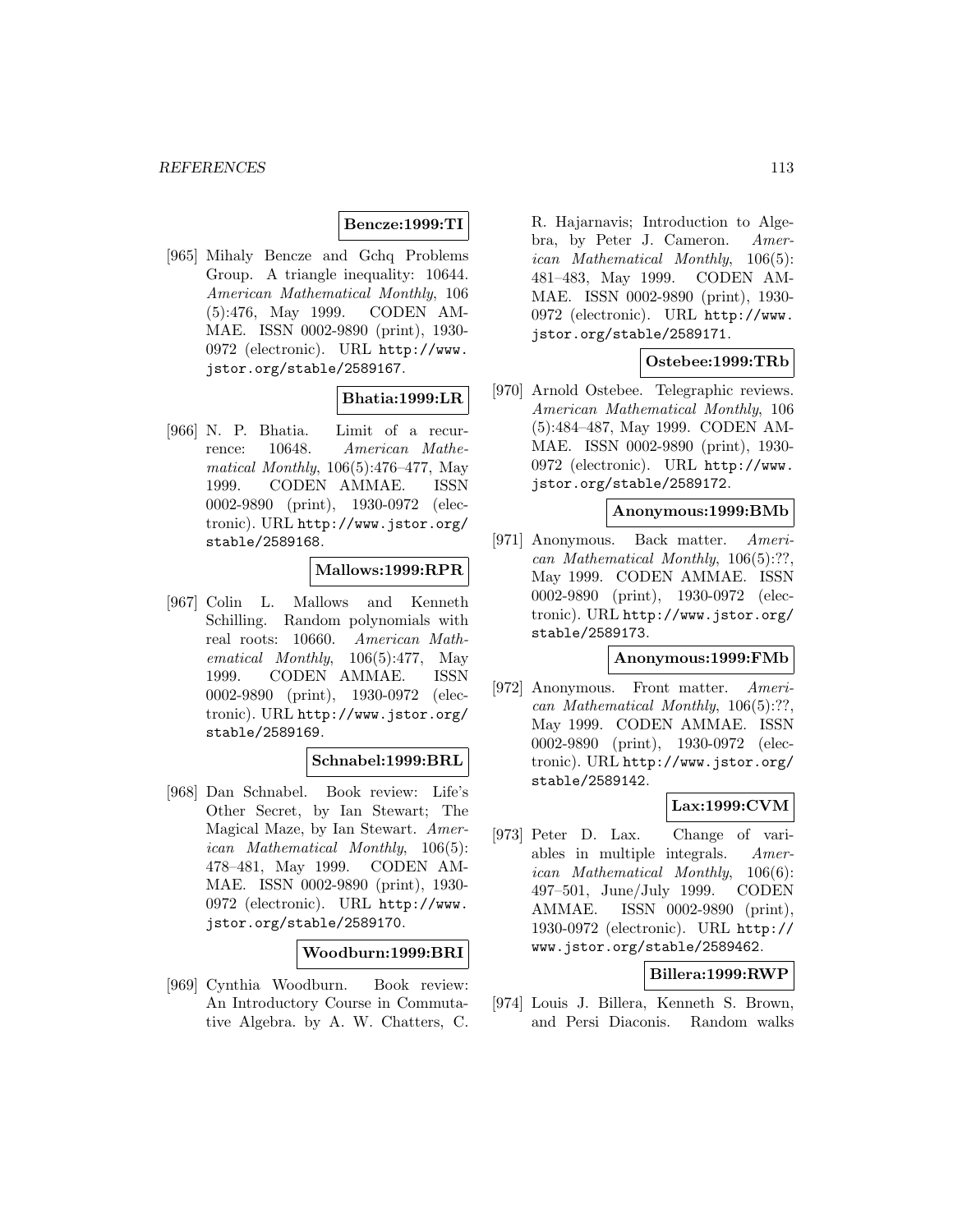**Bencze:1999:TI**

[965] Mihaly Bencze and Gchq Problems Group. A triangle inequality: 10644. *American Mathematical Monthly*, 106 (5):476, May 1999. CODEN AMMAE. ISSN 0002-9890 (print), 1930-0972 (electronic). URL http://www.jstor.org/stable/2589167.

**Bhatia:1999:LR**

[966] N. P. Bhatia. Limit of a recurrence: 10648. *American Mathematical Monthly*, 106(5):476–477, May 1999. CODEN AMMAE. ISSN 0002-9890 (print), 1930-0972 (electronic). URL http://www.jstor.org/stable/2589168.

**Mallows:1999:RPR**

[967] Colin L. Mallows and Kenneth Schilling. Random polynomials with real roots: 10660. *American Mathematical Monthly*, 106(5):477, May 1999. CODEN AMMAE. ISSN 0002-9890 (print), 1930-0972 (electronic). URL http://www.jstor.org/stable/2589169.

**Schnabel:1999:BRL**

[968] Dan Schnabel. Book review: Life's Other Secret, by Ian Stewart; The Magical Maze, by Ian Stewart. *American Mathematical Monthly*, 106(5): 478–481, May 1999. CODEN AMMAE. ISSN 0002-9890 (print), 1930-0972 (electronic). URL http://www.jstor.org/stable/2589170.

**Woodburn:1999:BRI**

[969] Cynthia Woodburn. Book review: An Introductory Course in Commutative Algebra. by A. W. Chatters, C. R. Hajarnavis; Introduction to Algebra, by Peter J. Cameron. *American Mathematical Monthly*, 106(5): 481–483, May 1999. CODEN AMMAE. ISSN 0002-9890 (print), 1930-0972 (electronic). URL http://www.jstor.org/stable/2589171.

**Ostebee:1999:TRb**

[970] Arnold Ostebee. Telegraphic reviews. *American Mathematical Monthly*, 106 (5):484–487, May 1999. CODEN AMMAE. ISSN 0002-9890 (print), 1930-0972 (electronic). URL http://www.jstor.org/stable/2589172.

**Anonymous:1999:BMb**

[971] Anonymous. Back matter. *American Mathematical Monthly*, 106(5):??, May 1999. CODEN AMMAE. ISSN 0002-9890 (print), 1930-0972 (electronic). URL http://www.jstor.org/stable/2589173.

**Anonymous:1999:FMb**

[972] Anonymous. Front matter. *American Mathematical Monthly*, 106(5):??, May 1999. CODEN AMMAE. ISSN 0002-9890 (print), 1930-0972 (electronic). URL http://www.jstor.org/stable/2589142.

**Lax:1999:CVM**

[973] Peter D. Lax. Change of variables in multiple integrals. *American Mathematical Monthly*, 106(6): 497–501, June/July 1999. CODEN AMMAE. ISSN 0002-9890 (print), 1930-0972 (electronic). URL http://www.jstor.org/stable/2589462.

**Billera:1999:RWP**

[974] Louis J. Billera, Kenneth S. Brown, and Persi Diaconis. Random walks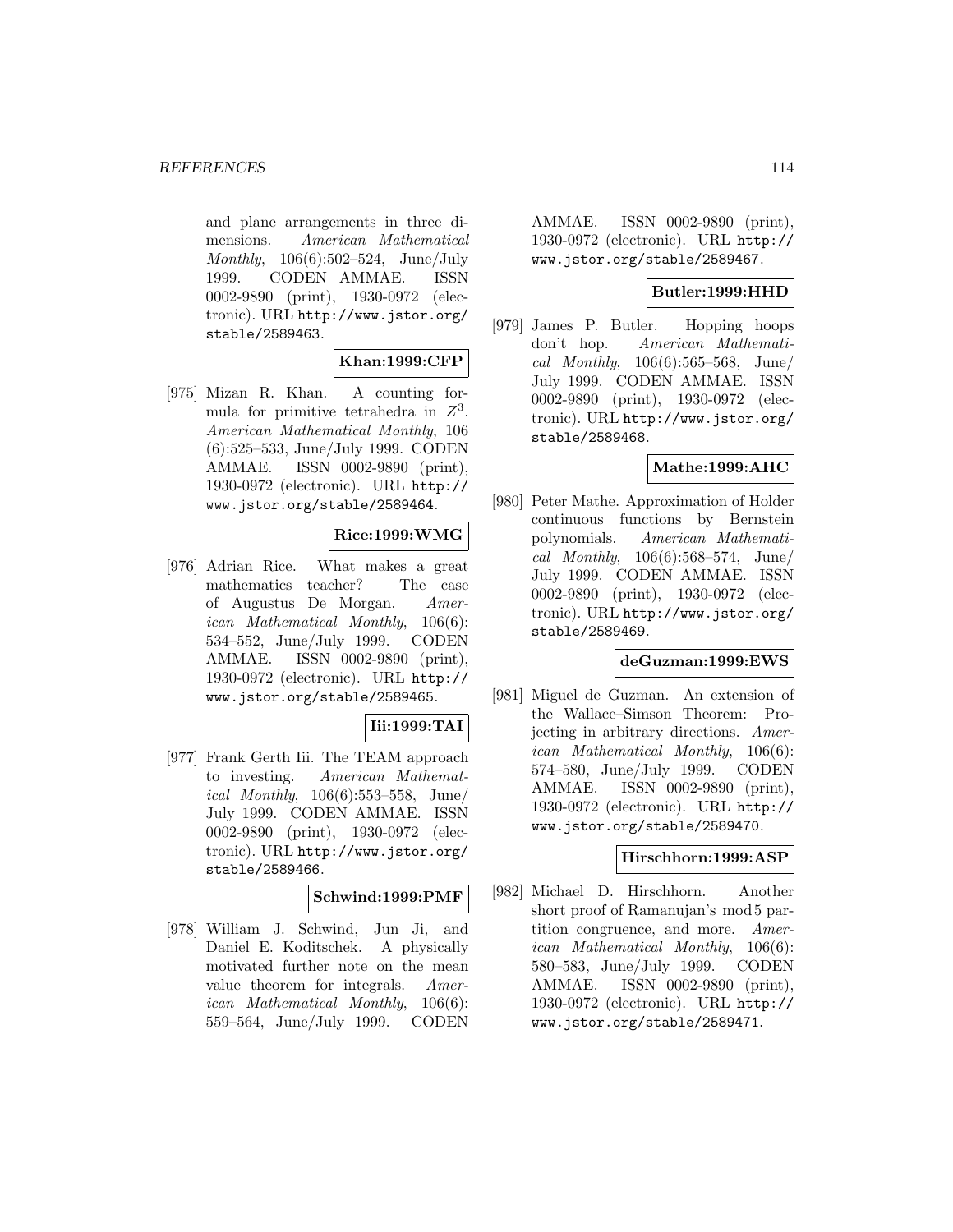and plane arrangements in three dimensions. *American Mathematical Monthly*, 106(6):502–524, June/July 1999. CODEN AMMAE. ISSN 0002-9890 (print), 1930-0972 (electronic). URL http://www.jstor.org/stable/2589463.

**Khan:1999:CFP**

[975] Mizan R. Khan. A counting formula for primitive tetrahedra in $Z^3$. *American Mathematical Monthly*, 106 (6):525–533, June/July 1999. CODEN AMMAE. ISSN 0002-9890 (print), 1930-0972 (electronic). URL http://www.jstor.org/stable/2589464.

**Rice:1999:WMG**

[976] Adrian Rice. What makes a great mathematics teacher? The case of Augustus De Morgan. *American Mathematical Monthly*, 106(6): 534–552, June/July 1999. CODEN AMMAE. ISSN 0002-9890 (print), 1930-0972 (electronic). URL http://www.jstor.org/stable/2589465.

**Iii:1999:TAI**

[977] Frank Gerth Iii. The TEAM approach to investing. *American Mathematical Monthly*, 106(6):553–558, June/July 1999. CODEN AMMAE. ISSN 0002-9890 (print), 1930-0972 (electronic). URL http://www.jstor.org/stable/2589466.

**Schwind:1999:PMF**

[978] William J. Schwind, Jun Ji, and Daniel E. Koditschek. A physically motivated further note on the mean value theorem for integrals. *American Mathematical Monthly*, 106(6): 559–564, June/July 1999. CODEN AMMAE. ISSN 0002-9890 (print), 1930-0972 (electronic). URL http://www.jstor.org/stable/2589467.

**Butler:1999:HHD**

[979] James P. Butler. Hopping hoops don't hop. *American Mathematical Monthly*, 106(6):565–568, June/July 1999. CODEN AMMAE. ISSN 0002-9890 (print), 1930-0972 (electronic). URL http://www.jstor.org/stable/2589468.

**Mathe:1999:AHC**

[980] Peter Mathe. Approximation of Holder continuous functions by Bernstein polynomials. *American Mathematical Monthly*, 106(6):568–574, June/July 1999. CODEN AMMAE. ISSN 0002-9890 (print), 1930-0972 (electronic). URL http://www.jstor.org/stable/2589469.

**deGuzman:1999:EWS**

[981] Miguel de Guzman. An extension of the Wallace–Simson Theorem: Projecting in arbitrary directions. *American Mathematical Monthly*, 106(6): 574–580, June/July 1999. CODEN AMMAE. ISSN 0002-9890 (print), 1930-0972 (electronic). URL http://www.jstor.org/stable/2589470.

**Hirschhorn:1999:ASP**

[982] Michael D. Hirschhorn. Another short proof of Ramanujan's mod 5 partition congruence, and more. *American Mathematical Monthly*, 106(6): 580–583, June/July 1999. CODEN AMMAE. ISSN 0002-9890 (print), 1930-0972 (electronic). URL http://www.jstor.org/stable/2589471.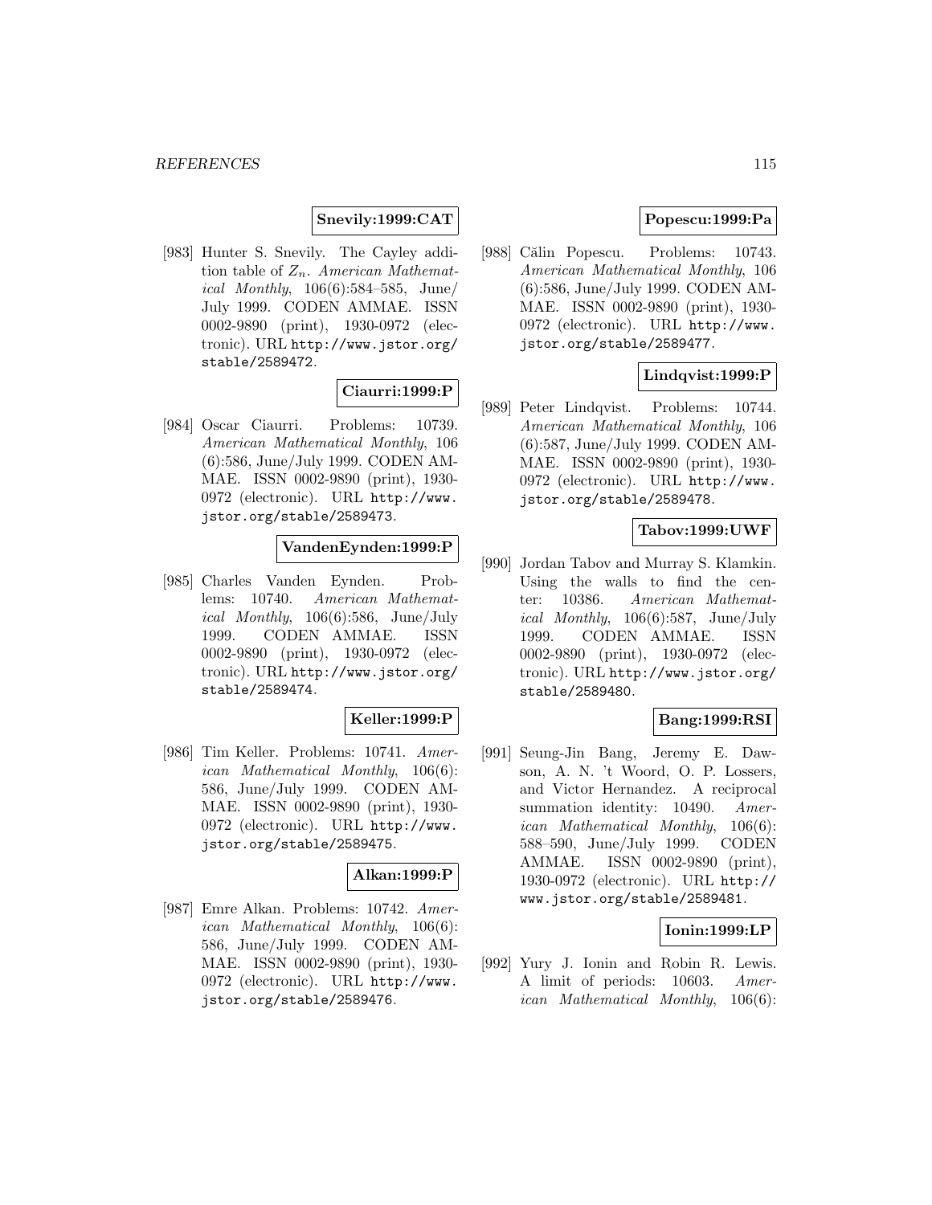**Snevily:1999:CAT**

[983] Hunter S. Snevily. The Cayley addition table of $Z_n$. *American Mathematical Monthly*, 106(6):584–585, June/July 1999. CODEN AMMAE. ISSN 0002-9890 (print), 1930-0972 (electronic). URL http://www.jstor.org/stable/2589472.

**Ciaurri:1999:P**

[984] Oscar Ciaurri. Problems: 10739. *American Mathematical Monthly*, 106 (6):586, June/July 1999. CODEN AMMAE. ISSN 0002-9890 (print), 1930-0972 (electronic). URL http://www.jstor.org/stable/2589473.

**VandenEynden:1999:P**

[985] Charles Vanden Eynden. Problems: 10740. *American Mathematical Monthly*, 106(6):586, June/July 1999. CODEN AMMAE. ISSN 0002-9890 (print), 1930-0972 (electronic). URL http://www.jstor.org/stable/2589474.

**Keller:1999:P**

[986] Tim Keller. Problems: 10741. *American Mathematical Monthly*, 106(6): 586, June/July 1999. CODEN AMMAE. ISSN 0002-9890 (print), 1930-0972 (electronic). URL http://www.jstor.org/stable/2589475.

**Alkan:1999:P**

[987] Emre Alkan. Problems: 10742. *American Mathematical Monthly*, 106(6): 586, June/July 1999. CODEN AMMAE. ISSN 0002-9890 (print), 1930-0972 (electronic). URL http://www.jstor.org/stable/2589476.

**Popescu:1999:Pa**

[988] Călin Popescu. Problems: 10743. *American Mathematical Monthly*, 106 (6):586, June/July 1999. CODEN AMMAE. ISSN 0002-9890 (print), 1930-0972 (electronic). URL http://www.jstor.org/stable/2589477.

**Lindqvist:1999:P**

[989] Peter Lindqvist. Problems: 10744. *American Mathematical Monthly*, 106 (6):587, June/July 1999. CODEN AMMAE. ISSN 0002-9890 (print), 1930-0972 (electronic). URL http://www.jstor.org/stable/2589478.

**Tabov:1999:UWF**

[990] Jordan Tabov and Murray S. Klamkin. Using the walls to find the center: 10386. *American Mathematical Monthly*, 106(6):587, June/July 1999. CODEN AMMAE. ISSN 0002-9890 (print), 1930-0972 (electronic). URL http://www.jstor.org/stable/2589480.

**Bang:1999:RSI**

[991] Seung-Jin Bang, Jeremy E. Dawson, A. N. 't Woord, O. P. Lossers, and Victor Hernandez. A reciprocal summation identity: 10490. *American Mathematical Monthly*, 106(6): 588–590, June/July 1999. CODEN AMMAE. ISSN 0002-9890 (print), 1930-0972 (electronic). URL http://www.jstor.org/stable/2589481.

**Ionin:1999:LP**

[992] Yury J. Ionin and Robin R. Lewis. A limit of periods: 10603. *American Mathematical Monthly*, 106(6):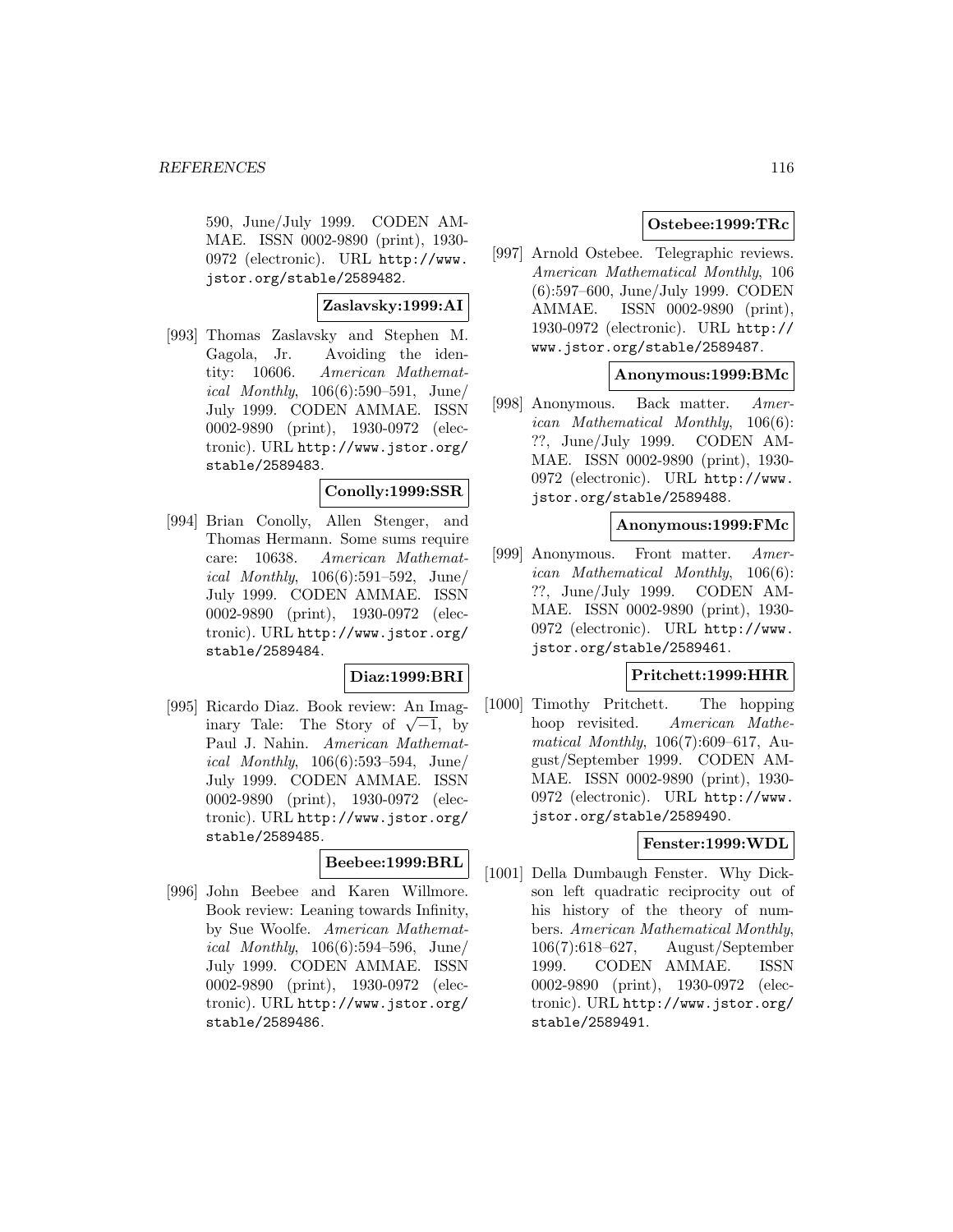590, June/July 1999. CODEN AMMAE. ISSN 0002-9890 (print), 1930-0972 (electronic). URL http://www.jstor.org/stable/2589482.

**Zaslavsky:1999:AI**

[993] Thomas Zaslavsky and Stephen M. Gagola, Jr. Avoiding the identity: 10606. *American Mathematical Monthly*, 106(6):590–591, June/July 1999. CODEN AMMAE. ISSN 0002-9890 (print), 1930-0972 (electronic). URL http://www.jstor.org/stable/2589483.

**Conolly:1999:SSR**

[994] Brian Conolly, Allen Stenger, and Thomas Hermann. Some sums require care: 10638. *American Mathematical Monthly*, 106(6):591–592, June/July 1999. CODEN AMMAE. ISSN 0002-9890 (print), 1930-0972 (electronic). URL http://www.jstor.org/stable/2589484.

**Diaz:1999:BRI**

[995] Ricardo Diaz. Book review: An Imaginary Tale: The Story of $\sqrt{-1}$, by Paul J. Nahin. *American Mathematical Monthly*, 106(6):593–594, June/July 1999. CODEN AMMAE. ISSN 0002-9890 (print), 1930-0972 (electronic). URL http://www.jstor.org/stable/2589485.

**Beebee:1999:BRL**

[996] John Beebee and Karen Willmore. Book review: Leaning towards Infinity, by Sue Woolfe. *American Mathematical Monthly*, 106(6):594–596, June/July 1999. CODEN AMMAE. ISSN 0002-9890 (print), 1930-0972 (electronic). URL http://www.jstor.org/stable/2589486.

**Ostebee:1999:TRc**

[997] Arnold Ostebee. Telegraphic reviews. *American Mathematical Monthly*, 106(6):597–600, June/July 1999. CODEN AMMAE. ISSN 0002-9890 (print), 1930-0972 (electronic). URL http://www.jstor.org/stable/2589487.

**Anonymous:1999:BMc**

[998] Anonymous. Back matter. *American Mathematical Monthly*, 106(6): ??, June/July 1999. CODEN AMMAE. ISSN 0002-9890 (print), 1930-0972 (electronic). URL http://www.jstor.org/stable/2589488.

**Anonymous:1999:FMc**

[999] Anonymous. Front matter. *American Mathematical Monthly*, 106(6): ??, June/July 1999. CODEN AMMAE. ISSN 0002-9890 (print), 1930-0972 (electronic). URL http://www.jstor.org/stable/2589461.

**Pritchett:1999:HHR**

[1000] Timothy Pritchett. The hopping hoop revisited. *American Mathematical Monthly*, 106(7):609–617, August/September 1999. CODEN AMMAE. ISSN 0002-9890 (print), 1930-0972 (electronic). URL http://www.jstor.org/stable/2589490.

**Fenster:1999:WDL**

[1001] Della Dumbaugh Fenster. Why Dickson left quadratic reciprocity out of his history of the theory of numbers. *American Mathematical Monthly*, 106(7):618–627, August/September 1999. CODEN AMMAE. ISSN 0002-9890 (print), 1930-0972 (electronic). URL http://www.jstor.org/stable/2589491.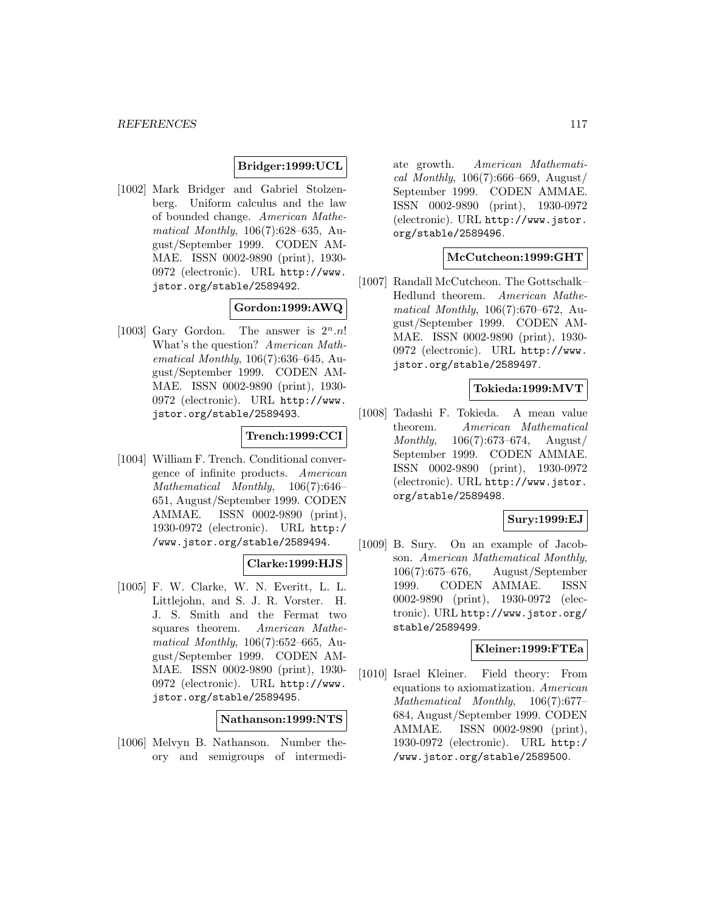**Bridger:1999:UCL**

[1002] Mark Bridger and Gabriel Stolzenberg. Uniform calculus and the law of bounded change. *American Mathematical Monthly*, 106(7):628–635, August/September 1999. CODEN AMMAE. ISSN 0002-9890 (print), 1930-0972 (electronic). URL http://www.jstor.org/stable/2589492.

**Gordon:1999:AWQ**

[1003] Gary Gordon. The answer is $2^n.n!$ What's the question? *American Mathematical Monthly*, 106(7):636–645, August/September 1999. CODEN AMMAE. ISSN 0002-9890 (print), 1930-0972 (electronic). URL http://www.jstor.org/stable/2589493.

**Trench:1999:CCI**

[1004] William F. Trench. Conditional convergence of infinite products. *American Mathematical Monthly*, 106(7):646–651, August/September 1999. CODEN AMMAE. ISSN 0002-9890 (print), 1930-0972 (electronic). URL http://www.jstor.org/stable/2589494.

**Clarke:1999:HJS**

[1005] F. W. Clarke, W. N. Everitt, L. L. Littlejohn, and S. J. R. Vorster. H. J. S. Smith and the Fermat two squares theorem. *American Mathematical Monthly*, 106(7):652–665, August/September 1999. CODEN AMMAE. ISSN 0002-9890 (print), 1930-0972 (electronic). URL http://www.jstor.org/stable/2589495.

**Nathanson:1999:NTS**

[1006] Melvyn B. Nathanson. Number theory and semigroups of intermediate growth. *American Mathematical Monthly*, 106(7):666–669, August/September 1999. CODEN AMMAE. ISSN 0002-9890 (print), 1930-0972 (electronic). URL http://www.jstor.org/stable/2589496.

**McCutcheon:1999:GHT**

[1007] Randall McCutcheon. The Gottschalk–Hedlund theorem. *American Mathematical Monthly*, 106(7):670–672, August/September 1999. CODEN AMMAE. ISSN 0002-9890 (print), 1930-0972 (electronic). URL http://www.jstor.org/stable/2589497.

**Tokieda:1999:MVT**

[1008] Tadashi F. Tokieda. A mean value theorem. *American Mathematical Monthly*, 106(7):673–674, August/September 1999. CODEN AMMAE. ISSN 0002-9890 (print), 1930-0972 (electronic). URL http://www.jstor.org/stable/2589498.

**Sury:1999:EJ**

[1009] B. Sury. On an example of Jacobson. *American Mathematical Monthly*, 106(7):675–676, August/September 1999. CODEN AMMAE. ISSN 0002-9890 (print), 1930-0972 (electronic). URL http://www.jstor.org/stable/2589499.

**Kleiner:1999:FTEa**

[1010] Israel Kleiner. Field theory: From equations to axiomatization. *American Mathematical Monthly*, 106(7):677–684, August/September 1999. CODEN AMMAE. ISSN 0002-9890 (print), 1930-0972 (electronic). URL http://www.jstor.org/stable/2589500.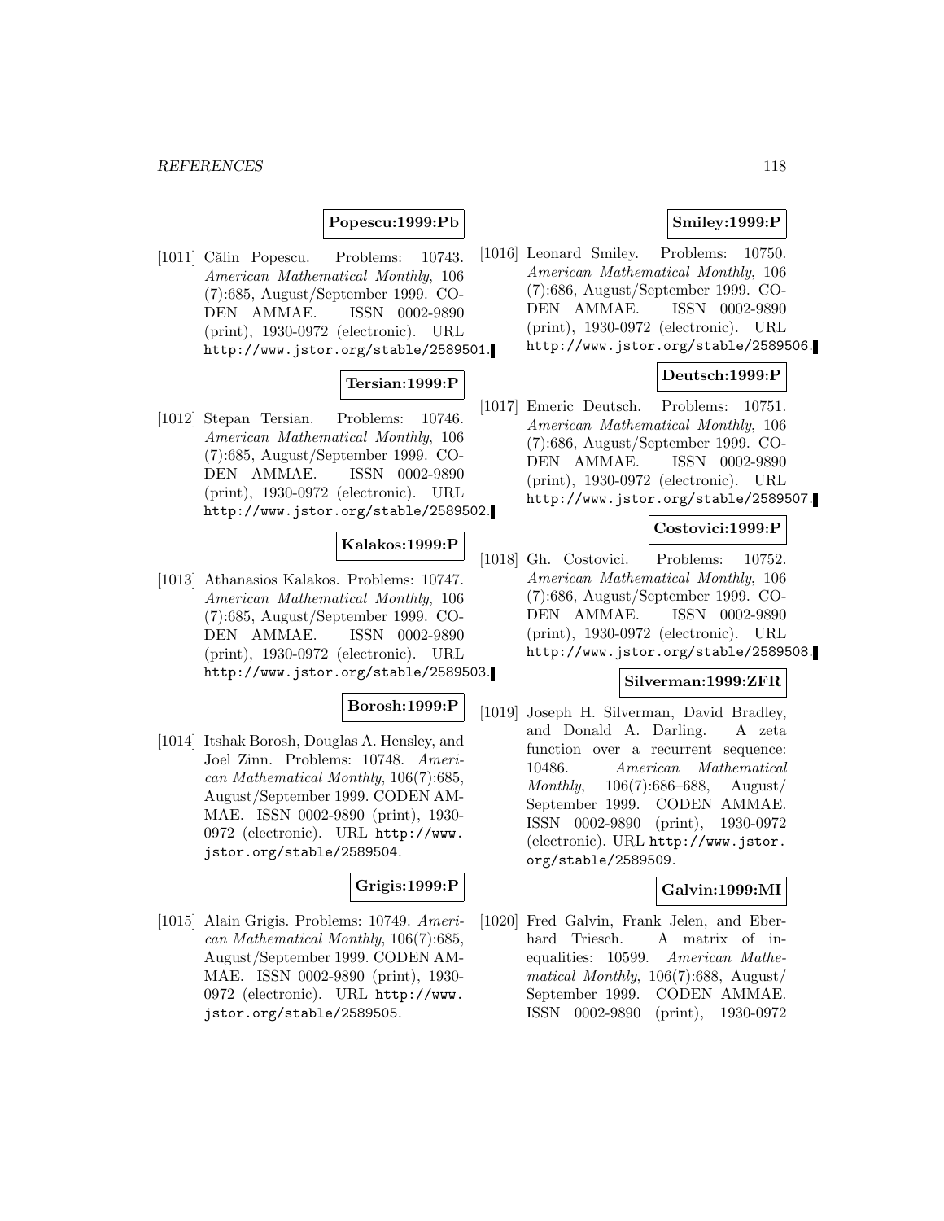**Popescu:1999:Pb**

[1011] Călin Popescu. Problems: 10743. *American Mathematical Monthly*, 106 (7):685, August/September 1999. CODEN AMMAE. ISSN 0002-9890 (print), 1930-0972 (electronic). URL http://www.jstor.org/stable/2589501.

**Tersian:1999:P**

[1012] Stepan Tersian. Problems: 10746. *American Mathematical Monthly*, 106 (7):685, August/September 1999. CODEN AMMAE. ISSN 0002-9890 (print), 1930-0972 (electronic). URL http://www.jstor.org/stable/2589502.

**Kalakos:1999:P**

[1013] Athanasios Kalakos. Problems: 10747. *American Mathematical Monthly*, 106 (7):685, August/September 1999. CODEN AMMAE. ISSN 0002-9890 (print), 1930-0972 (electronic). URL http://www.jstor.org/stable/2589503.

**Borosh:1999:P**

[1014] Itshak Borosh, Douglas A. Hensley, and Joel Zinn. Problems: 10748. *American Mathematical Monthly*, 106(7):685, August/September 1999. CODEN AMMAE. ISSN 0002-9890 (print), 1930-0972 (electronic). URL http://www.jstor.org/stable/2589504.

**Grigis:1999:P**

[1015] Alain Grigis. Problems: 10749. *American Mathematical Monthly*, 106(7):685, August/September 1999. CODEN AMMAE. ISSN 0002-9890 (print), 1930-0972 (electronic). URL http://www.jstor.org/stable/2589505.

**Smiley:1999:P**

[1016] Leonard Smiley. Problems: 10750. *American Mathematical Monthly*, 106 (7):686, August/September 1999. CODEN AMMAE. ISSN 0002-9890 (print), 1930-0972 (electronic). URL http://www.jstor.org/stable/2589506.

**Deutsch:1999:P**

[1017] Emeric Deutsch. Problems: 10751. *American Mathematical Monthly*, 106 (7):686, August/September 1999. CODEN AMMAE. ISSN 0002-9890 (print), 1930-0972 (electronic). URL http://www.jstor.org/stable/2589507.

**Costovici:1999:P**

[1018] Gh. Costovici. Problems: 10752. *American Mathematical Monthly*, 106 (7):686, August/September 1999. CODEN AMMAE. ISSN 0002-9890 (print), 1930-0972 (electronic). URL http://www.jstor.org/stable/2589508.

**Silverman:1999:ZFR**

[1019] Joseph H. Silverman, David Bradley, and Donald A. Darling. A zeta function over a recurrent sequence: 10486. *American Mathematical Monthly*, 106(7):686–688, August/September 1999. CODEN AMMAE. ISSN 0002-9890 (print), 1930-0972 (electronic). URL http://www.jstor.org/stable/2589509.

**Galvin:1999:MI**

[1020] Fred Galvin, Frank Jelen, and Eberhard Triesch. A matrix of inequalities: 10599. *American Mathematical Monthly*, 106(7):688, August/September 1999. CODEN AMMAE. ISSN 0002-9890 (print), 1930-0972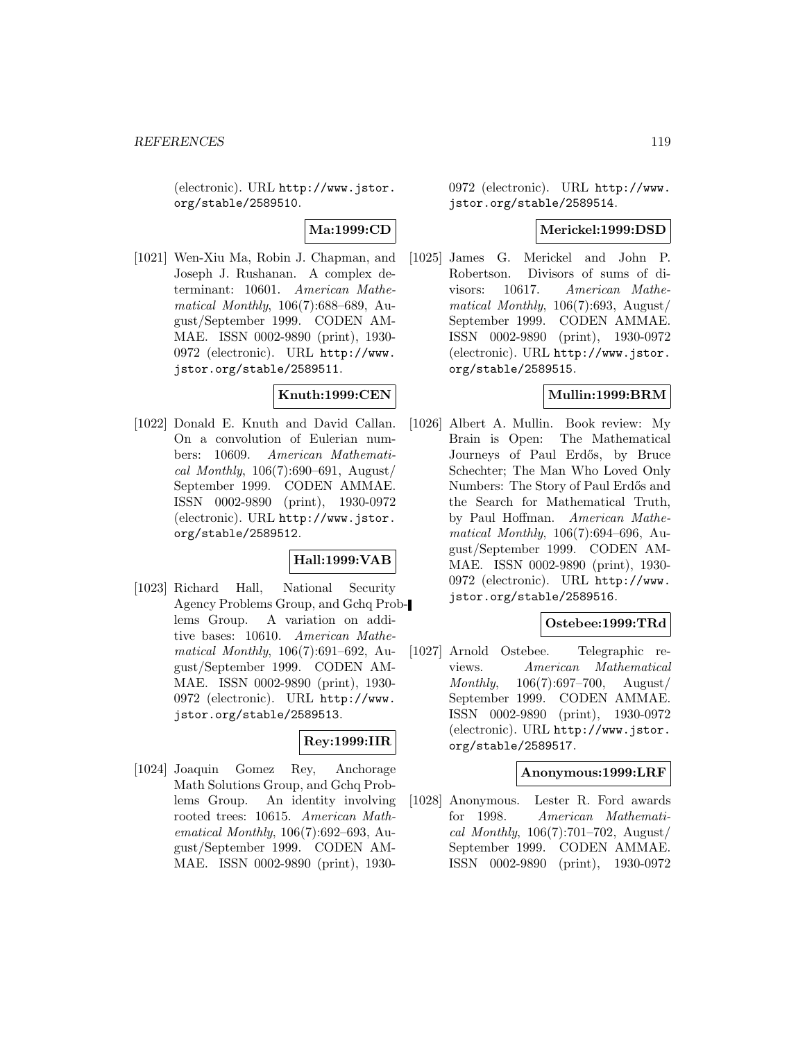(electronic). URL http://www.jstor.org/stable/2589510.

**Ma:1999:CD**

[1021] Wen-Xiu Ma, Robin J. Chapman, and Joseph J. Rushanan. A complex determinant: 10601. *American Mathematical Monthly*, 106(7):688–689, August/September 1999. CODEN AMMAE. ISSN 0002-9890 (print), 1930-0972 (electronic). URL http://www.jstor.org/stable/2589511.

**Knuth:1999:CEN**

[1022] Donald E. Knuth and David Callan. On a convolution of Eulerian numbers: 10609. *American Mathematical Monthly*, 106(7):690–691, August/September 1999. CODEN AMMAE. ISSN 0002-9890 (print), 1930-0972 (electronic). URL http://www.jstor.org/stable/2589512.

**Hall:1999:VAB**

[1023] Richard Hall, National Security Agency Problems Group, and Gchq Problems Group. A variation on additive bases: 10610. *American Mathematical Monthly*, 106(7):691–692, August/September 1999. CODEN AMMAE. ISSN 0002-9890 (print), 1930-0972 (electronic). URL http://www.jstor.org/stable/2589513.

**Rey:1999:IIR**

[1024] Joaquin Gomez Rey, Anchorage Math Solutions Group, and Gchq Problems Group. An identity involving rooted trees: 10615. *American Mathematical Monthly*, 106(7):692–693, August/September 1999. CODEN AMMAE. ISSN 0002-9890 (print), 1930-0972 (electronic). URL http://www.jstor.org/stable/2589514.

**Merickel:1999:DSD**

[1025] James G. Merickel and John P. Robertson. Divisors of sums of divisors: 10617. *American Mathematical Monthly*, 106(7):693, August/September 1999. CODEN AMMAE. ISSN 0002-9890 (print), 1930-0972 (electronic). URL http://www.jstor.org/stable/2589515.

**Mullin:1999:BRM**

[1026] Albert A. Mullin. Book review: My Brain is Open: The Mathematical Journeys of Paul Erdős, by Bruce Schechter; The Man Who Loved Only Numbers: The Story of Paul Erdős and the Search for Mathematical Truth, by Paul Hoffman. *American Mathematical Monthly*, 106(7):694–696, August/September 1999. CODEN AMMAE. ISSN 0002-9890 (print), 1930-0972 (electronic). URL http://www.jstor.org/stable/2589516.

**Ostebee:1999:TRd**

[1027] Arnold Ostebee. Telegraphic reviews. *American Mathematical Monthly*, 106(7):697–700, August/September 1999. CODEN AMMAE. ISSN 0002-9890 (print), 1930-0972 (electronic). URL http://www.jstor.org/stable/2589517.

**Anonymous:1999:LRF**

[1028] Anonymous. Lester R. Ford awards for 1998. *American Mathematical Monthly*, 106(7):701–702, August/September 1999. CODEN AMMAE. ISSN 0002-9890 (print), 1930-0972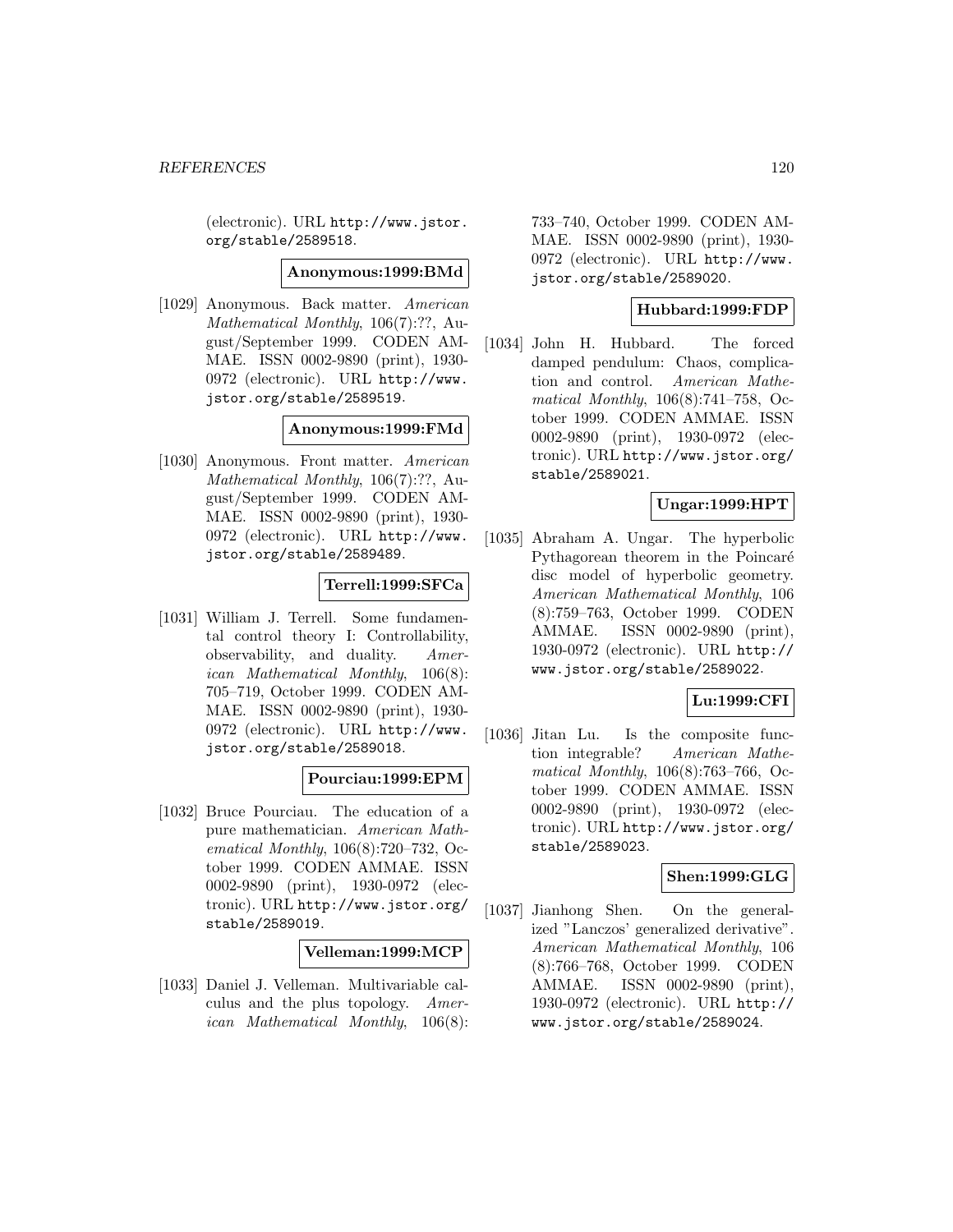(electronic). URL http://www.jstor.org/stable/2589518.

**Anonymous:1999:BMd**

[1029] Anonymous. Back matter. *American Mathematical Monthly*, 106(7):??, August/September 1999. CODEN AMMAE. ISSN 0002-9890 (print), 1930-0972 (electronic). URL http://www.jstor.org/stable/2589519.

**Anonymous:1999:FMd**

[1030] Anonymous. Front matter. *American Mathematical Monthly*, 106(7):??, August/September 1999. CODEN AMMAE. ISSN 0002-9890 (print), 1930-0972 (electronic). URL http://www.jstor.org/stable/2589489.

**Terrell:1999:SFCa**

[1031] William J. Terrell. Some fundamental control theory I: Controllability, observability, and duality. *American Mathematical Monthly*, 106(8): 705–719, October 1999. CODEN AMMAE. ISSN 0002-9890 (print), 1930-0972 (electronic). URL http://www.jstor.org/stable/2589018.

**Pourciau:1999:EPM**

[1032] Bruce Pourciau. The education of a pure mathematician. *American Mathematical Monthly*, 106(8):720–732, October 1999. CODEN AMMAE. ISSN 0002-9890 (print), 1930-0972 (electronic). URL http://www.jstor.org/stable/2589019.

**Velleman:1999:MCP**

[1033] Daniel J. Velleman. Multivariable calculus and the plus topology. *American Mathematical Monthly*, 106(8): 733–740, October 1999. CODEN AMMAE. ISSN 0002-9890 (print), 1930-0972 (electronic). URL http://www.jstor.org/stable/2589020.

**Hubbard:1999:FDP**

[1034] John H. Hubbard. The forced damped pendulum: Chaos, complication and control. *American Mathematical Monthly*, 106(8):741–758, October 1999. CODEN AMMAE. ISSN 0002-9890 (print), 1930-0972 (electronic). URL http://www.jstor.org/stable/2589021.

**Ungar:1999:HPT**

[1035] Abraham A. Ungar. The hyperbolic Pythagorean theorem in the Poincaré disc model of hyperbolic geometry. *American Mathematical Monthly*, 106 (8):759–763, October 1999. CODEN AMMAE. ISSN 0002-9890 (print), 1930-0972 (electronic). URL http://www.jstor.org/stable/2589022.

**Lu:1999:CFI**

[1036] Jitan Lu. Is the composite function integrable? *American Mathematical Monthly*, 106(8):763–766, October 1999. CODEN AMMAE. ISSN 0002-9890 (print), 1930-0972 (electronic). URL http://www.jstor.org/stable/2589023.

**Shen:1999:GLG**

[1037] Jianhong Shen. On the generalized "Lanczos' generalized derivative". *American Mathematical Monthly*, 106 (8):766–768, October 1999. CODEN AMMAE. ISSN 0002-9890 (print), 1930-0972 (electronic). URL http://www.jstor.org/stable/2589024.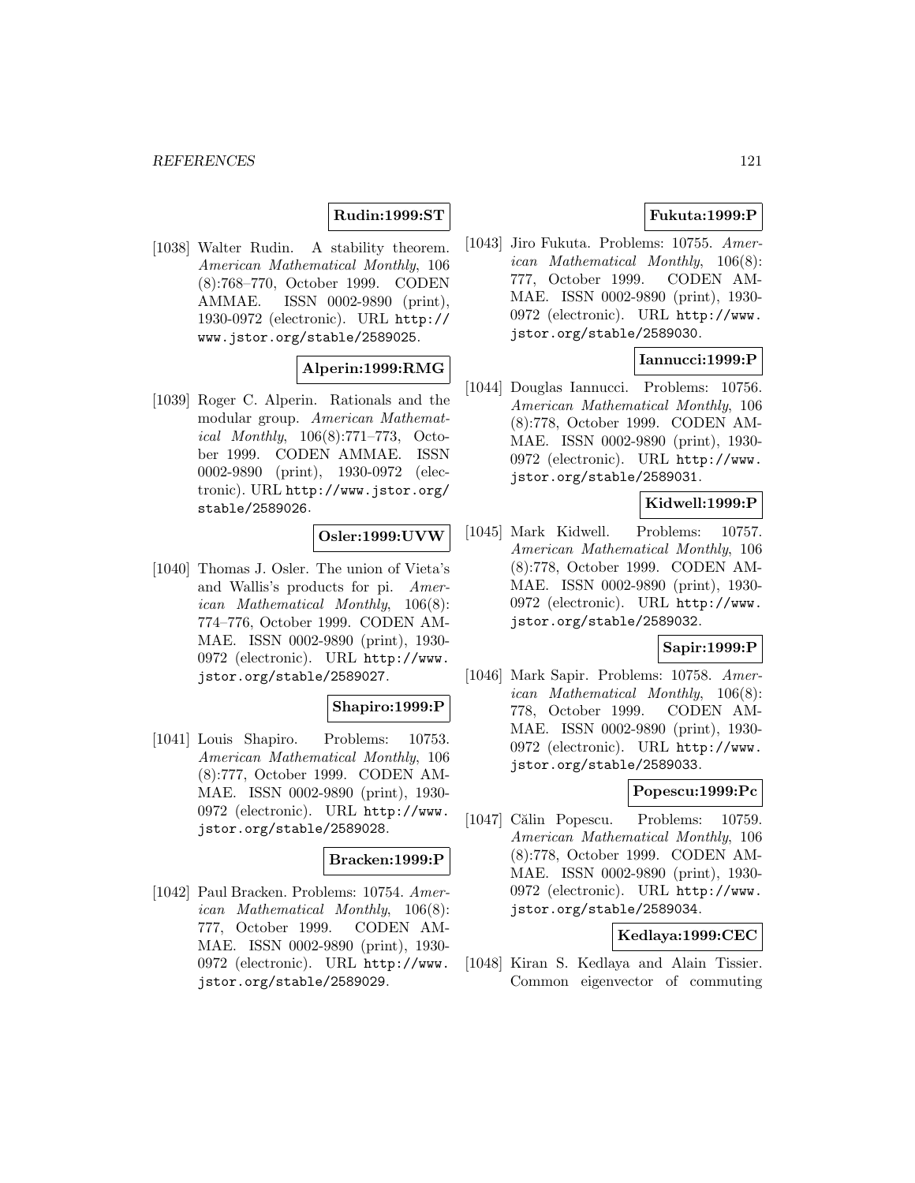**Rudin:1999:ST**

[1038] Walter Rudin. A stability theorem. *American Mathematical Monthly*, 106 (8):768–770, October 1999. CODEN AMMAE. ISSN 0002-9890 (print), 1930-0972 (electronic). URL http://www.jstor.org/stable/2589025.

**Alperin:1999:RMG**

[1039] Roger C. Alperin. Rationals and the modular group. *American Mathematical Monthly*, 106(8):771–773, October 1999. CODEN AMMAE. ISSN 0002-9890 (print), 1930-0972 (electronic). URL http://www.jstor.org/stable/2589026.

**Osler:1999:UVW**

[1040] Thomas J. Osler. The union of Vieta's and Wallis's products for pi. *American Mathematical Monthly*, 106(8): 774–776, October 1999. CODEN AMMAE. ISSN 0002-9890 (print), 1930-0972 (electronic). URL http://www.jstor.org/stable/2589027.

**Shapiro:1999:P**

[1041] Louis Shapiro. Problems: 10753. *American Mathematical Monthly*, 106 (8):777, October 1999. CODEN AMMAE. ISSN 0002-9890 (print), 1930-0972 (electronic). URL http://www.jstor.org/stable/2589028.

**Bracken:1999:P**

[1042] Paul Bracken. Problems: 10754. *American Mathematical Monthly*, 106(8): 777, October 1999. CODEN AMMAE. ISSN 0002-9890 (print), 1930-0972 (electronic). URL http://www.jstor.org/stable/2589029.

**Fukuta:1999:P**

[1043] Jiro Fukuta. Problems: 10755. *American Mathematical Monthly*, 106(8): 777, October 1999. CODEN AMMAE. ISSN 0002-9890 (print), 1930-0972 (electronic). URL http://www.jstor.org/stable/2589030.

**Iannucci:1999:P**

[1044] Douglas Iannucci. Problems: 10756. *American Mathematical Monthly*, 106 (8):778, October 1999. CODEN AMMAE. ISSN 0002-9890 (print), 1930-0972 (electronic). URL http://www.jstor.org/stable/2589031.

**Kidwell:1999:P**

[1045] Mark Kidwell. Problems: 10757. *American Mathematical Monthly*, 106 (8):778, October 1999. CODEN AMMAE. ISSN 0002-9890 (print), 1930-0972 (electronic). URL http://www.jstor.org/stable/2589032.

**Sapir:1999:P**

[1046] Mark Sapir. Problems: 10758. *American Mathematical Monthly*, 106(8): 778, October 1999. CODEN AMMAE. ISSN 0002-9890 (print), 1930-0972 (electronic). URL http://www.jstor.org/stable/2589033.

**Popescu:1999:Pc**

[1047] Călin Popescu. Problems: 10759. *American Mathematical Monthly*, 106 (8):778, October 1999. CODEN AMMAE. ISSN 0002-9890 (print), 1930-0972 (electronic). URL http://www.jstor.org/stable/2589034.

**Kedlaya:1999:CEC**

[1048] Kiran S. Kedlaya and Alain Tissier. Common eigenvector of commuting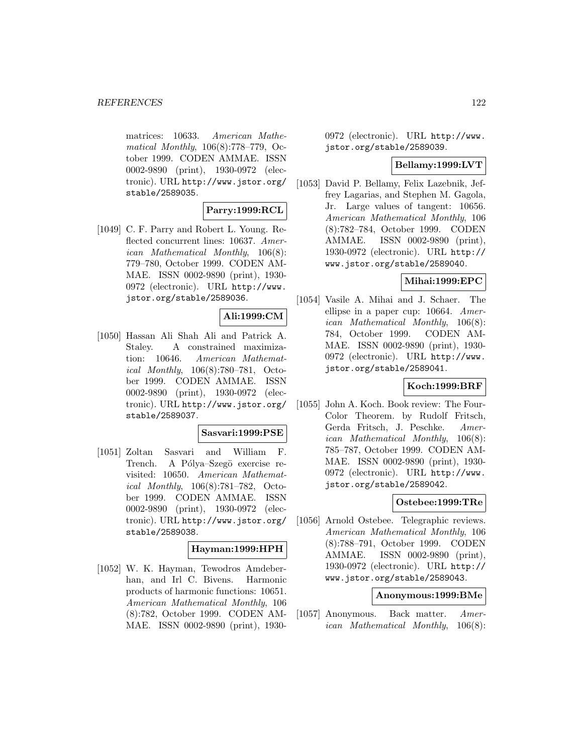matrices: 10633. *American Mathematical Monthly*, 106(8):778–779, October 1999. CODEN AMMAE. ISSN 0002-9890 (print), 1930-0972 (electronic). URL http://www.jstor.org/stable/2589035.

**Parry:1999:RCL**

[1049] C. F. Parry and Robert L. Young. Reflected concurrent lines: 10637. *American Mathematical Monthly*, 106(8):779–780, October 1999. CODEN AMMAE. ISSN 0002-9890 (print), 1930-0972 (electronic). URL http://www.jstor.org/stable/2589036.

**Ali:1999:CM**

[1050] Hassan Ali Shah Ali and Patrick A. Staley. A constrained maximization: 10646. *American Mathematical Monthly*, 106(8):780–781, October 1999. CODEN AMMAE. ISSN 0002-9890 (print), 1930-0972 (electronic). URL http://www.jstor.org/stable/2589037.

**Sasvari:1999:PSE**

[1051] Zoltan Sasvari and William F. Trench. A Pólya–Szegö exercise revisited: 10650. *American Mathematical Monthly*, 106(8):781–782, October 1999. CODEN AMMAE. ISSN 0002-9890 (print), 1930-0972 (electronic). URL http://www.jstor.org/stable/2589038.

**Hayman:1999:HPH**

[1052] W. K. Hayman, Tewodros Amdeberhan, and Irl C. Bivens. Harmonic products of harmonic functions: 10651. *American Mathematical Monthly*, 106(8):782, October 1999. CODEN AMMAE. ISSN 0002-9890 (print), 1930-0972 (electronic). URL http://www.jstor.org/stable/2589039.

**Bellamy:1999:LVT**

[1053] David P. Bellamy, Felix Lazebnik, Jeffrey Lagarias, and Stephen M. Gagola, Jr. Large values of tangent: 10656. *American Mathematical Monthly*, 106(8):782–784, October 1999. CODEN AMMAE. ISSN 0002-9890 (print), 1930-0972 (electronic). URL http://www.jstor.org/stable/2589040.

**Mihai:1999:EPC**

[1054] Vasile A. Mihai and J. Schaer. The ellipse in a paper cup: 10664. *American Mathematical Monthly*, 106(8):784, October 1999. CODEN AMMAE. ISSN 0002-9890 (print), 1930-0972 (electronic). URL http://www.jstor.org/stable/2589041.

**Koch:1999:BRF**

[1055] John A. Koch. Book review: The Four-Color Theorem. by Rudolf Fritsch, Gerda Fritsch, J. Peschke. *American Mathematical Monthly*, 106(8):785–787, October 1999. CODEN AMMAE. ISSN 0002-9890 (print), 1930-0972 (electronic). URL http://www.jstor.org/stable/2589042.

**Ostebee:1999:TRe**

[1056] Arnold Ostebee. Telegraphic reviews. *American Mathematical Monthly*, 106(8):788–791, October 1999. CODEN AMMAE. ISSN 0002-9890 (print), 1930-0972 (electronic). URL http://www.jstor.org/stable/2589043.

**Anonymous:1999:BMe**

[1057] Anonymous. Back matter. *American Mathematical Monthly*, 106(8):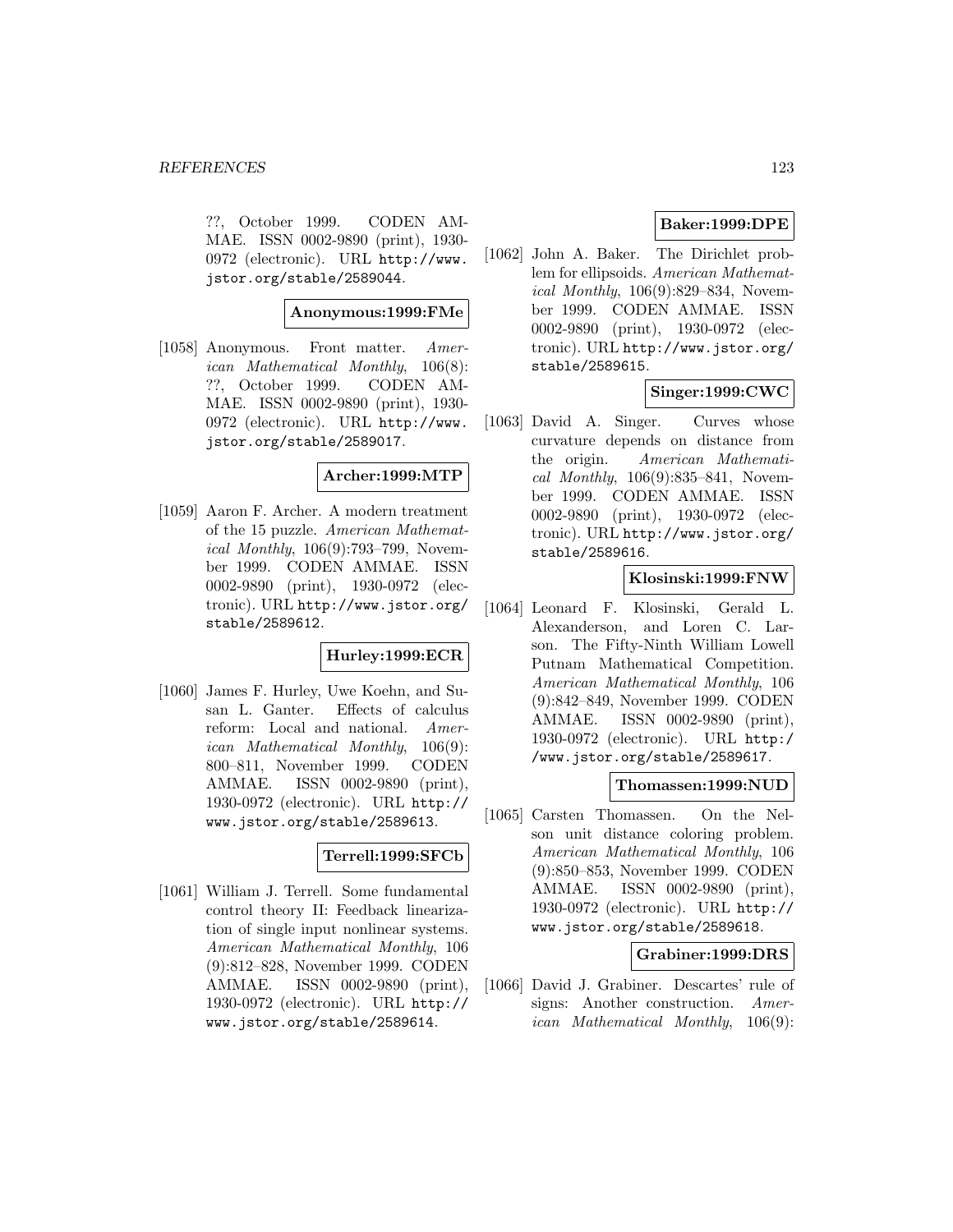??, October 1999. CODEN AMMAE. ISSN 0002-9890 (print), 1930-0972 (electronic). URL http://www.jstor.org/stable/2589044.

**Anonymous:1999:FMe**

[1058] Anonymous. Front matter. *American Mathematical Monthly*, 106(8): ??, October 1999. CODEN AMMAE. ISSN 0002-9890 (print), 1930-0972 (electronic). URL http://www.jstor.org/stable/2589017.

**Archer:1999:MTP**

[1059] Aaron F. Archer. A modern treatment of the 15 puzzle. *American Mathematical Monthly*, 106(9):793–799, November 1999. CODEN AMMAE. ISSN 0002-9890 (print), 1930-0972 (electronic). URL http://www.jstor.org/stable/2589612.

**Hurley:1999:ECR**

[1060] James F. Hurley, Uwe Koehn, and Susan L. Ganter. Effects of calculus reform: Local and national. *American Mathematical Monthly*, 106(9): 800–811, November 1999. CODEN AMMAE. ISSN 0002-9890 (print), 1930-0972 (electronic). URL http://www.jstor.org/stable/2589613.

**Terrell:1999:SFCb**

[1061] William J. Terrell. Some fundamental control theory II: Feedback linearization of single input nonlinear systems. *American Mathematical Monthly*, 106 (9):812–828, November 1999. CODEN AMMAE. ISSN 0002-9890 (print), 1930-0972 (electronic). URL http://www.jstor.org/stable/2589614.

**Baker:1999:DPE**

[1062] John A. Baker. The Dirichlet problem for ellipsoids. *American Mathematical Monthly*, 106(9):829–834, November 1999. CODEN AMMAE. ISSN 0002-9890 (print), 1930-0972 (electronic). URL http://www.jstor.org/stable/2589615.

**Singer:1999:CWC**

[1063] David A. Singer. Curves whose curvature depends on distance from the origin. *American Mathematical Monthly*, 106(9):835–841, November 1999. CODEN AMMAE. ISSN 0002-9890 (print), 1930-0972 (electronic). URL http://www.jstor.org/stable/2589616.

**Klosinski:1999:FNW**

[1064] Leonard F. Klosinski, Gerald L. Alexanderson, and Loren C. Larson. The Fifty-Ninth William Lowell Putnam Mathematical Competition. *American Mathematical Monthly*, 106 (9):842–849, November 1999. CODEN AMMAE. ISSN 0002-9890 (print), 1930-0972 (electronic). URL http://www.jstor.org/stable/2589617.

**Thomassen:1999:NUD**

[1065] Carsten Thomassen. On the Nelson unit distance coloring problem. *American Mathematical Monthly*, 106 (9):850–853, November 1999. CODEN AMMAE. ISSN 0002-9890 (print), 1930-0972 (electronic). URL http://www.jstor.org/stable/2589618.

**Grabiner:1999:DRS**

[1066] David J. Grabiner. Descartes' rule of signs: Another construction. *American Mathematical Monthly*, 106(9):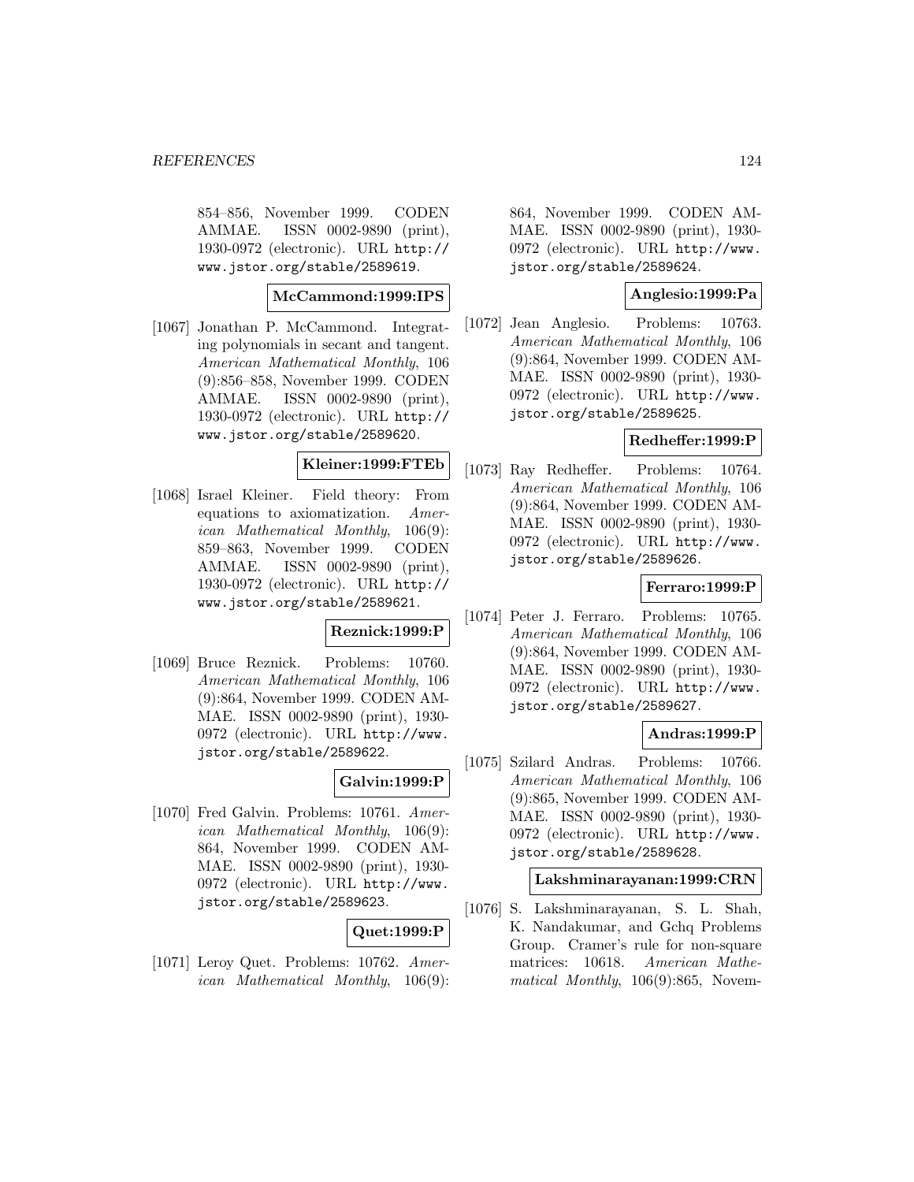854–856, November 1999. CODEN AMMAE. ISSN 0002-9890 (print), 1930-0972 (electronic). URL http://www.jstor.org/stable/2589619.

**McCammond:1999:IPS**

[1067] Jonathan P. McCammond. Integrating polynomials in secant and tangent. *American Mathematical Monthly*, 106 (9):856–858, November 1999. CODEN AMMAE. ISSN 0002-9890 (print), 1930-0972 (electronic). URL http://www.jstor.org/stable/2589620.

**Kleiner:1999:FTEb**

[1068] Israel Kleiner. Field theory: From equations to axiomatization. *American Mathematical Monthly*, 106(9): 859–863, November 1999. CODEN AMMAE. ISSN 0002-9890 (print), 1930-0972 (electronic). URL http://www.jstor.org/stable/2589621.

**Reznick:1999:P**

[1069] Bruce Reznick. Problems: 10760. *American Mathematical Monthly*, 106 (9):864, November 1999. CODEN AMMAE. ISSN 0002-9890 (print), 1930-0972 (electronic). URL http://www.jstor.org/stable/2589622.

**Galvin:1999:P**

[1070] Fred Galvin. Problems: 10761. *American Mathematical Monthly*, 106(9): 864, November 1999. CODEN AMMAE. ISSN 0002-9890 (print), 1930-0972 (electronic). URL http://www.jstor.org/stable/2589623.

**Quet:1999:P**

[1071] Leroy Quet. Problems: 10762. *American Mathematical Monthly*, 106(9): 864, November 1999. CODEN AMMAE. ISSN 0002-9890 (print), 1930-0972 (electronic). URL http://www.jstor.org/stable/2589624.

**Anglesio:1999:Pa**

[1072] Jean Anglesio. Problems: 10763. *American Mathematical Monthly*, 106 (9):864, November 1999. CODEN AMMAE. ISSN 0002-9890 (print), 1930-0972 (electronic). URL http://www.jstor.org/stable/2589625.

**Redheffer:1999:P**

[1073] Ray Redheffer. Problems: 10764. *American Mathematical Monthly*, 106 (9):864, November 1999. CODEN AMMAE. ISSN 0002-9890 (print), 1930-0972 (electronic). URL http://www.jstor.org/stable/2589626.

**Ferraro:1999:P**

[1074] Peter J. Ferraro. Problems: 10765. *American Mathematical Monthly*, 106 (9):864, November 1999. CODEN AMMAE. ISSN 0002-9890 (print), 1930-0972 (electronic). URL http://www.jstor.org/stable/2589627.

**Andras:1999:P**

[1075] Szilard Andras. Problems: 10766. *American Mathematical Monthly*, 106 (9):865, November 1999. CODEN AMMAE. ISSN 0002-9890 (print), 1930-0972 (electronic). URL http://www.jstor.org/stable/2589628.

**Lakshminarayanan:1999:CRN**

[1076] S. Lakshminarayanan, S. L. Shah, K. Nandakumar, and Gchq Problems Group. Cramer's rule for non-square matrices: 10618. *American Mathematical Monthly*, 106(9):865, Novem-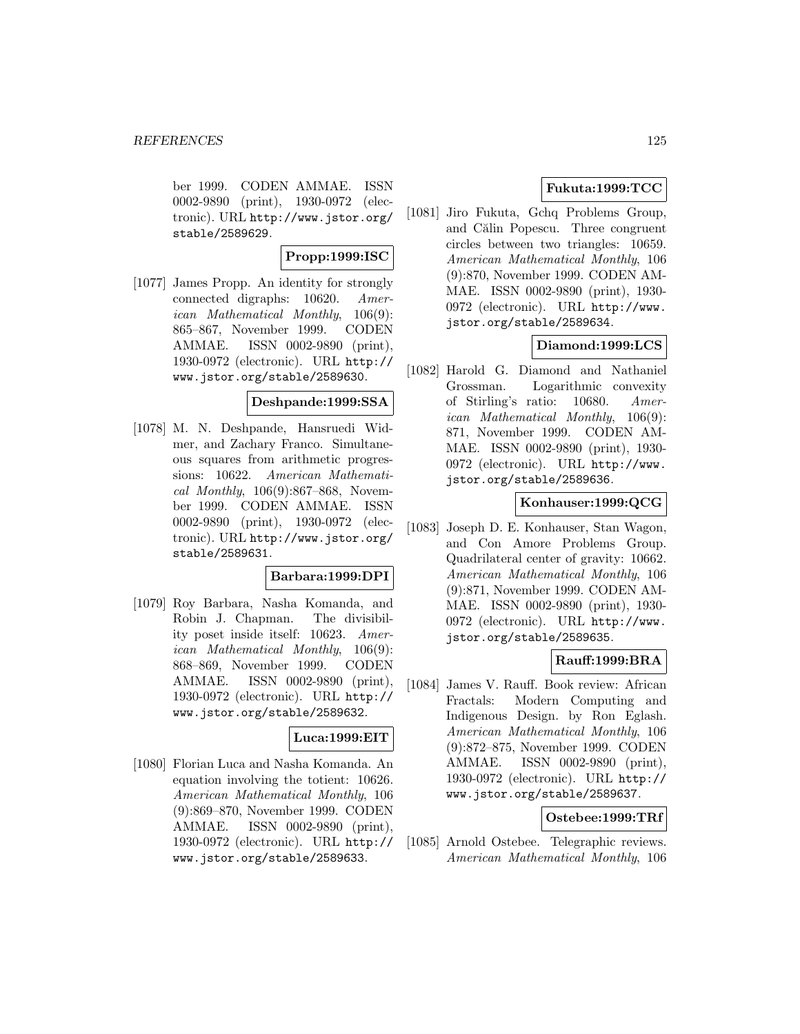ber 1999. CODEN AMMAE. ISSN 0002-9890 (print), 1930-0972 (electronic). URL http://www.jstor.org/stable/2589629.

**Propp:1999:ISC**

[1077] James Propp. An identity for strongly connected digraphs: 10620. *American Mathematical Monthly*, 106(9): 865–867, November 1999. CODEN AMMAE. ISSN 0002-9890 (print), 1930-0972 (electronic). URL http://www.jstor.org/stable/2589630.

**Deshpande:1999:SSA**

[1078] M. N. Deshpande, Hansruedi Widmer, and Zachary Franco. Simultaneous squares from arithmetic progressions: 10622. *American Mathematical Monthly*, 106(9):867–868, November 1999. CODEN AMMAE. ISSN 0002-9890 (print), 1930-0972 (electronic). URL http://www.jstor.org/stable/2589631.

**Barbara:1999:DPI**

[1079] Roy Barbara, Nasha Komanda, and Robin J. Chapman. The divisibility poset inside itself: 10623. *American Mathematical Monthly*, 106(9): 868–869, November 1999. CODEN AMMAE. ISSN 0002-9890 (print), 1930-0972 (electronic). URL http://www.jstor.org/stable/2589632.

**Luca:1999:EIT**

[1080] Florian Luca and Nasha Komanda. An equation involving the totient: 10626. *American Mathematical Monthly*, 106 (9):869–870, November 1999. CODEN AMMAE. ISSN 0002-9890 (print), 1930-0972 (electronic). URL http://www.jstor.org/stable/2589633.

**Fukuta:1999:TCC**

[1081] Jiro Fukuta, Gchq Problems Group, and Călin Popescu. Three congruent circles between two triangles: 10659. *American Mathematical Monthly*, 106 (9):870, November 1999. CODEN AMMAE. ISSN 0002-9890 (print), 1930-0972 (electronic). URL http://www.jstor.org/stable/2589634.

**Diamond:1999:LCS**

[1082] Harold G. Diamond and Nathaniel Grossman. Logarithmic convexity of Stirling's ratio: 10680. *American Mathematical Monthly*, 106(9): 871, November 1999. CODEN AMMAE. ISSN 0002-9890 (print), 1930-0972 (electronic). URL http://www.jstor.org/stable/2589636.

**Konhauser:1999:QCG**

[1083] Joseph D. E. Konhauser, Stan Wagon, and Con Amore Problems Group. Quadrilateral center of gravity: 10662. *American Mathematical Monthly*, 106 (9):871, November 1999. CODEN AMMAE. ISSN 0002-9890 (print), 1930-0972 (electronic). URL http://www.jstor.org/stable/2589635.

**Rauff:1999:BRA**

[1084] James V. Rauff. Book review: African Fractals: Modern Computing and Indigenous Design. by Ron Eglash. *American Mathematical Monthly*, 106 (9):872–875, November 1999. CODEN AMMAE. ISSN 0002-9890 (print), 1930-0972 (electronic). URL http://www.jstor.org/stable/2589637.

**Ostebee:1999:TRf**

[1085] Arnold Ostebee. Telegraphic reviews. *American Mathematical Monthly*, 106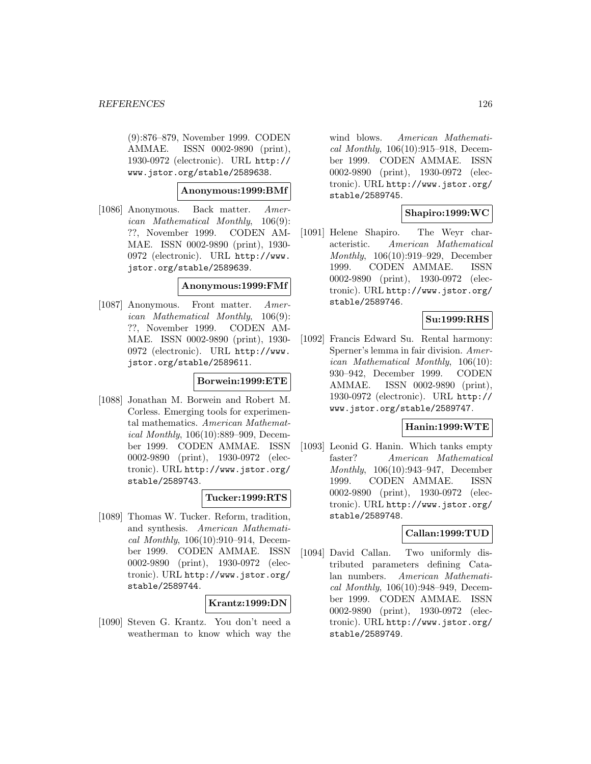(9):876–879, November 1999. CODEN AMMAE. ISSN 0002-9890 (print), 1930-0972 (electronic). URL http://www.jstor.org/stable/2589638.

**Anonymous:1999:BMf**

[1086] Anonymous. Back matter. *American Mathematical Monthly*, 106(9): ??, November 1999. CODEN AMMAE. ISSN 0002-9890 (print), 1930-0972 (electronic). URL http://www.jstor.org/stable/2589639.

**Anonymous:1999:FMf**

[1087] Anonymous. Front matter. *American Mathematical Monthly*, 106(9): ??, November 1999. CODEN AMMAE. ISSN 0002-9890 (print), 1930-0972 (electronic). URL http://www.jstor.org/stable/2589611.

**Borwein:1999:ETE**

[1088] Jonathan M. Borwein and Robert M. Corless. Emerging tools for experimental mathematics. *American Mathematical Monthly*, 106(10):889–909, December 1999. CODEN AMMAE. ISSN 0002-9890 (print), 1930-0972 (electronic). URL http://www.jstor.org/stable/2589743.

**Tucker:1999:RTS**

[1089] Thomas W. Tucker. Reform, tradition, and synthesis. *American Mathematical Monthly*, 106(10):910–914, December 1999. CODEN AMMAE. ISSN 0002-9890 (print), 1930-0972 (electronic). URL http://www.jstor.org/stable/2589744.

**Krantz:1999:DN**

[1090] Steven G. Krantz. You don't need a weatherman to know which way the wind blows. *American Mathematical Monthly*, 106(10):915–918, December 1999. CODEN AMMAE. ISSN 0002-9890 (print), 1930-0972 (electronic). URL http://www.jstor.org/stable/2589745.

**Shapiro:1999:WC**

[1091] Helene Shapiro. The Weyr characteristic. *American Mathematical Monthly*, 106(10):919–929, December 1999. CODEN AMMAE. ISSN 0002-9890 (print), 1930-0972 (electronic). URL http://www.jstor.org/stable/2589746.

**Su:1999:RHS**

[1092] Francis Edward Su. Rental harmony: Sperner's lemma in fair division. *American Mathematical Monthly*, 106(10): 930–942, December 1999. CODEN AMMAE. ISSN 0002-9890 (print), 1930-0972 (electronic). URL http://www.jstor.org/stable/2589747.

**Hanin:1999:WTE**

[1093] Leonid G. Hanin. Which tanks empty faster? *American Mathematical Monthly*, 106(10):943–947, December 1999. CODEN AMMAE. ISSN 0002-9890 (print), 1930-0972 (electronic). URL http://www.jstor.org/stable/2589748.

**Callan:1999:TUD**

[1094] David Callan. Two uniformly distributed parameters defining Catalan numbers. *American Mathematical Monthly*, 106(10):948–949, December 1999. CODEN AMMAE. ISSN 0002-9890 (print), 1930-0972 (electronic). URL http://www.jstor.org/stable/2589749.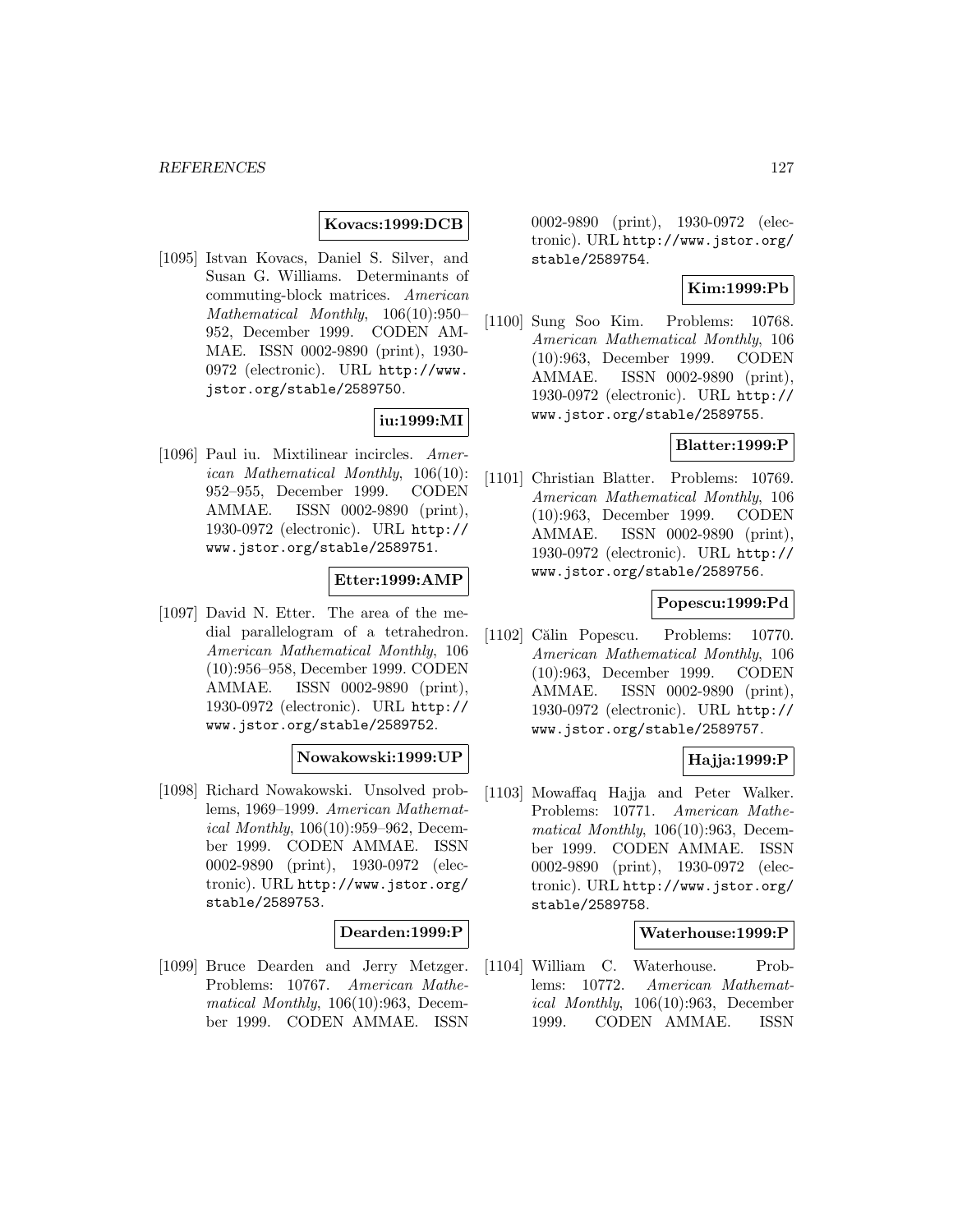**Kovacs:1999:DCB**

[1095] Istvan Kovacs, Daniel S. Silver, and Susan G. Williams. Determinants of commuting-block matrices. *American Mathematical Monthly*, 106(10):950–952, December 1999. CODEN AMMAE. ISSN 0002-9890 (print), 1930-0972 (electronic). URL http://www.jstor.org/stable/2589750.

**iu:1999:MI**

[1096] Paul iu. Mixtilinear incircles. *American Mathematical Monthly*, 106(10):952–955, December 1999. CODEN AMMAE. ISSN 0002-9890 (print), 1930-0972 (electronic). URL http://www.jstor.org/stable/2589751.

**Etter:1999:AMP**

[1097] David N. Etter. The area of the medial parallelogram of a tetrahedron. *American Mathematical Monthly*, 106(10):956–958, December 1999. CODEN AMMAE. ISSN 0002-9890 (print), 1930-0972 (electronic). URL http://www.jstor.org/stable/2589752.

**Nowakowski:1999:UP**

[1098] Richard Nowakowski. Unsolved problems, 1969–1999. *American Mathematical Monthly*, 106(10):959–962, December 1999. CODEN AMMAE. ISSN 0002-9890 (print), 1930-0972 (electronic). URL http://www.jstor.org/stable/2589753.

**Dearden:1999:P**

[1099] Bruce Dearden and Jerry Metzger. Problems: 10767. *American Mathematical Monthly*, 106(10):963, December 1999. CODEN AMMAE. ISSN 0002-9890 (print), 1930-0972 (electronic). URL http://www.jstor.org/stable/2589754.

**Kim:1999:Pb**

[1100] Sung Soo Kim. Problems: 10768. *American Mathematical Monthly*, 106(10):963, December 1999. CODEN AMMAE. ISSN 0002-9890 (print), 1930-0972 (electronic). URL http://www.jstor.org/stable/2589755.

**Blatter:1999:P**

[1101] Christian Blatter. Problems: 10769. *American Mathematical Monthly*, 106(10):963, December 1999. CODEN AMMAE. ISSN 0002-9890 (print), 1930-0972 (electronic). URL http://www.jstor.org/stable/2589756.

**Popescu:1999:Pd**

[1102] Călin Popescu. Problems: 10770. *American Mathematical Monthly*, 106(10):963, December 1999. CODEN AMMAE. ISSN 0002-9890 (print), 1930-0972 (electronic). URL http://www.jstor.org/stable/2589757.

**Hajja:1999:P**

[1103] Mowaffaq Hajja and Peter Walker. Problems: 10771. *American Mathematical Monthly*, 106(10):963, December 1999. CODEN AMMAE. ISSN 0002-9890 (print), 1930-0972 (electronic). URL http://www.jstor.org/stable/2589758.

**Waterhouse:1999:P**

[1104] William C. Waterhouse. Problems: 10772. *American Mathematical Monthly*, 106(10):963, December 1999. CODEN AMMAE. ISSN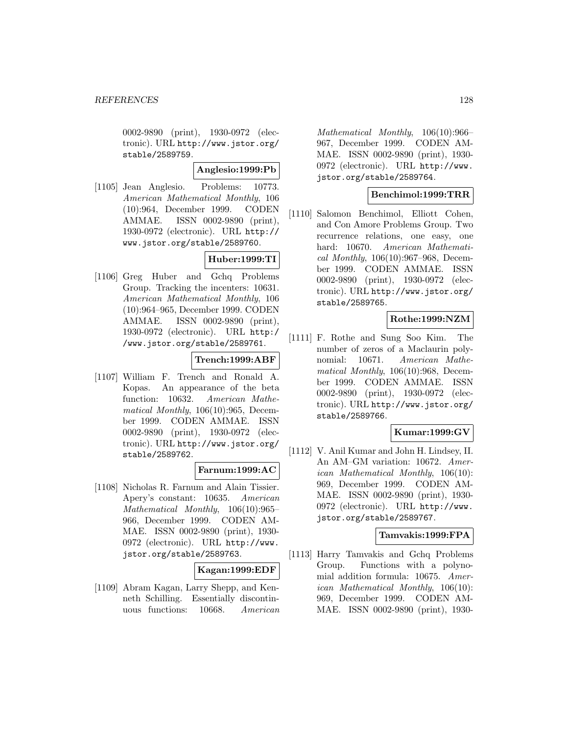0002-9890 (print), 1930-0972 (electronic). URL http://www.jstor.org/stable/2589759.

**Anglesio:1999:Pb**

[1105] Jean Anglesio. Problems: 10773. *American Mathematical Monthly*, 106 (10):964, December 1999. CODEN AMMAE. ISSN 0002-9890 (print), 1930-0972 (electronic). URL http://www.jstor.org/stable/2589760.

**Huber:1999:TI**

[1106] Greg Huber and Gchq Problems Group. Tracking the incenters: 10631. *American Mathematical Monthly*, 106 (10):964–965, December 1999. CODEN AMMAE. ISSN 0002-9890 (print), 1930-0972 (electronic). URL http://www.jstor.org/stable/2589761.

**Trench:1999:ABF**

[1107] William F. Trench and Ronald A. Kopas. An appearance of the beta function: 10632. *American Mathematical Monthly*, 106(10):965, December 1999. CODEN AMMAE. ISSN 0002-9890 (print), 1930-0972 (electronic). URL http://www.jstor.org/stable/2589762.

**Farnum:1999:AC**

[1108] Nicholas R. Farnum and Alain Tissier. Apery's constant: 10635. *American Mathematical Monthly*, 106(10):965–966, December 1999. CODEN AMMAE. ISSN 0002-9890 (print), 1930-0972 (electronic). URL http://www.jstor.org/stable/2589763.

**Kagan:1999:EDF**

[1109] Abram Kagan, Larry Shepp, and Kenneth Schilling. Essentially discontinuous functions: 10668. *American Mathematical Monthly*, 106(10):966–967, December 1999. CODEN AMMAE. ISSN 0002-9890 (print), 1930-0972 (electronic). URL http://www.jstor.org/stable/2589764.

**Benchimol:1999:TRR**

[1110] Salomon Benchimol, Elliott Cohen, and Con Amore Problems Group. Two recurrence relations, one easy, one hard: 10670. *American Mathematical Monthly*, 106(10):967–968, December 1999. CODEN AMMAE. ISSN 0002-9890 (print), 1930-0972 (electronic). URL http://www.jstor.org/stable/2589765.

**Rothe:1999:NZM**

[1111] F. Rothe and Sung Soo Kim. The number of zeros of a Maclaurin polynomial: 10671. *American Mathematical Monthly*, 106(10):968, December 1999. CODEN AMMAE. ISSN 0002-9890 (print), 1930-0972 (electronic). URL http://www.jstor.org/stable/2589766.

**Kumar:1999:GV**

[1112] V. Anil Kumar and John H. Lindsey, II. An AM–GM variation: 10672. *American Mathematical Monthly*, 106(10): 969, December 1999. CODEN AMMAE. ISSN 0002-9890 (print), 1930-0972 (electronic). URL http://www.jstor.org/stable/2589767.

**Tamvakis:1999:FPA**

[1113] Harry Tamvakis and Gchq Problems Group. Functions with a polynomial addition formula: 10675. *American Mathematical Monthly*, 106(10): 969, December 1999. CODEN AMMAE. ISSN 0002-9890 (print), 1930-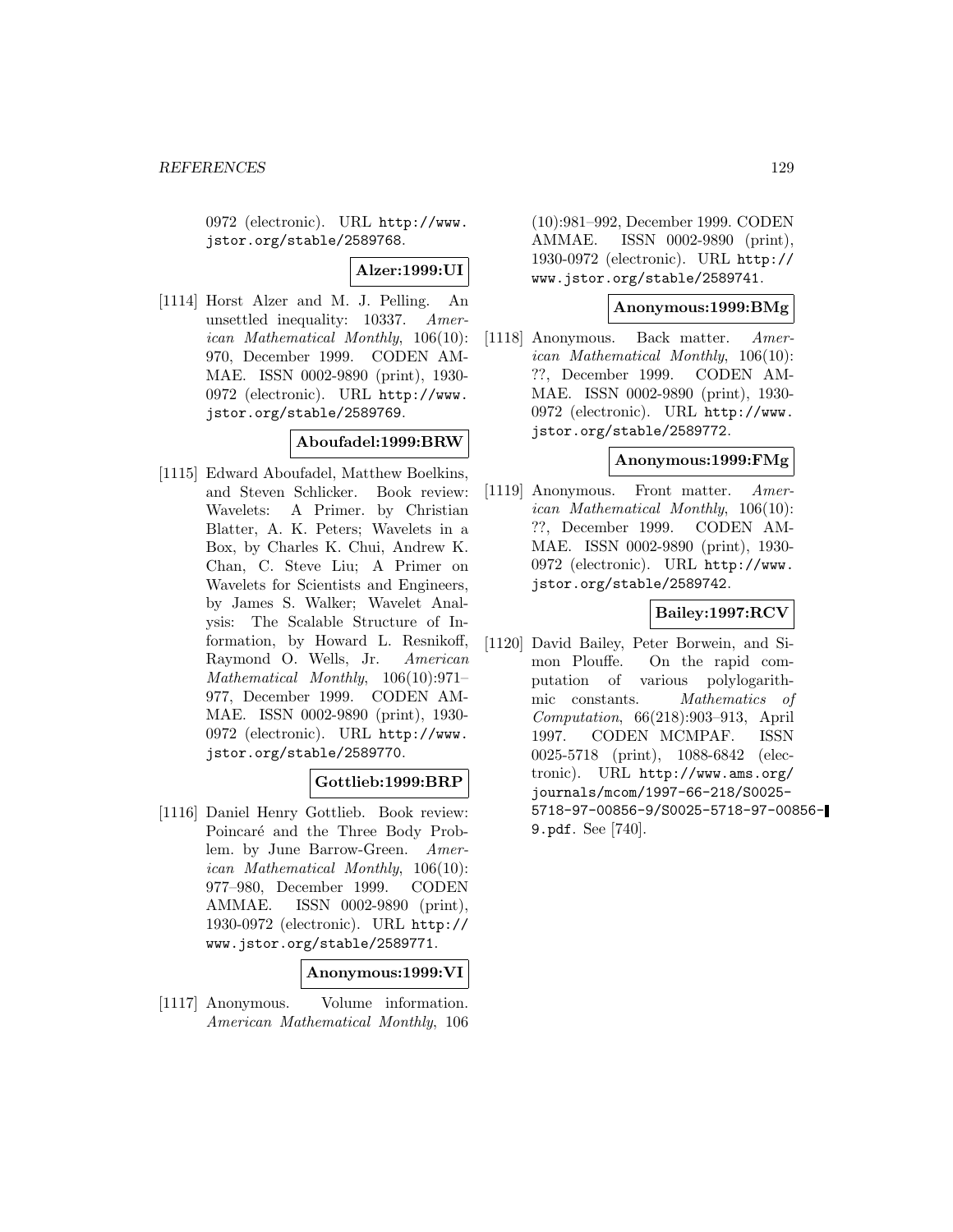0972 (electronic). URL http://www.jstor.org/stable/2589768.

**Alzer:1999:UI**

[1114] Horst Alzer and M. J. Pelling. An unsettled inequality: 10337. *American Mathematical Monthly*, 106(10): 970, December 1999. CODEN AMMAE. ISSN 0002-9890 (print), 1930-0972 (electronic). URL http://www.jstor.org/stable/2589769.

**Aboufadel:1999:BRW**

[1115] Edward Aboufadel, Matthew Boelkins, and Steven Schlicker. Book review: Wavelets: A Primer. by Christian Blatter, A. K. Peters; Wavelets in a Box, by Charles K. Chui, Andrew K. Chan, C. Steve Liu; A Primer on Wavelets for Scientists and Engineers, by James S. Walker; Wavelet Analysis: The Scalable Structure of Information, by Howard L. Resnikoff, Raymond O. Wells, Jr. *American Mathematical Monthly*, 106(10):971–977, December 1999. CODEN AMMAE. ISSN 0002-9890 (print), 1930-0972 (electronic). URL http://www.jstor.org/stable/2589770.

**Gottlieb:1999:BRP**

[1116] Daniel Henry Gottlieb. Book review: Poincaré and the Three Body Problem. by June Barrow-Green. *American Mathematical Monthly*, 106(10): 977–980, December 1999. CODEN AMMAE. ISSN 0002-9890 (print), 1930-0972 (electronic). URL http://www.jstor.org/stable/2589771.

**Anonymous:1999:VI**

[1117] Anonymous. Volume information. *American Mathematical Monthly*, 106 (10):981–992, December 1999. CODEN AMMAE. ISSN 0002-9890 (print), 1930-0972 (electronic). URL http://www.jstor.org/stable/2589741.

**Anonymous:1999:BMg**

[1118] Anonymous. Back matter. *American Mathematical Monthly*, 106(10): ??, December 1999. CODEN AMMAE. ISSN 0002-9890 (print), 1930-0972 (electronic). URL http://www.jstor.org/stable/2589772.

**Anonymous:1999:FMg**

[1119] Anonymous. Front matter. *American Mathematical Monthly*, 106(10): ??, December 1999. CODEN AMMAE. ISSN 0002-9890 (print), 1930-0972 (electronic). URL http://www.jstor.org/stable/2589742.

**Bailey:1997:RCV**

[1120] David Bailey, Peter Borwein, and Simon Plouffe. On the rapid computation of various polylogarithmic constants. *Mathematics of Computation*, 66(218):903–913, April 1997. CODEN MCMPAF. ISSN 0025-5718 (print), 1088-6842 (electronic). URL http://www.ams.org/journals/mcom/1997-66-218/S0025-5718-97-00856-9/S0025-5718-97-00856-9.pdf. See [740].